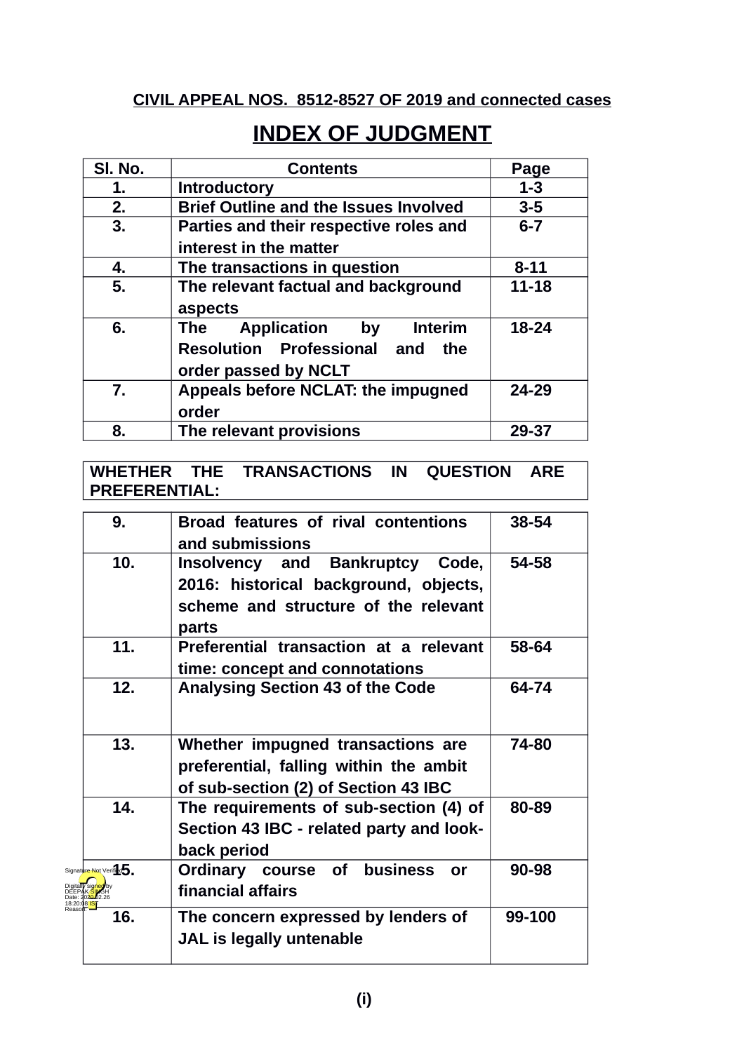**CIVIL APPEAL NOS. 8512-8527 OF 2019 and connected cases**

# INDEX OF JUDGMENT

| Sl. No. | Contents | Page |
|---|---|---|
| 1. | **Introductory** | 1-3 |
| 2. | **Brief Outline and the Issues Involved** | 3-5 |
| 3. | **Parties and their respective roles and interest in the matter** | 6-7 |
| 4. | **The transactions in question** | 8-11 |
| 5. | **The relevant factual and background aspects** | 11-18 |
| 6. | **The Application by Interim Resolution Professional and the order passed by NCLT** | 18-24 |
| 7. | **Appeals before NCLAT: the impugned order** | 24-29 |
| 8. | **The relevant provisions** | 29-37 |

**WHETHER THE TRANSACTIONS IN QUESTION ARE PREFERENTIAL:**

| Sl. No. | Contents | Page |
|---|---|---|
| 9. | **Broad features of rival contentions and submissions** | 38-54 |
| 10. | **Insolvency and Bankruptcy Code, 2016: historical background, objects, scheme and structure of the relevant parts** | 54-58 |
| 11. | **Preferential transaction at a relevant time: concept and connotations** | 58-64 |
| 12. | **Analysing Section 43 of the Code** | 64-74 |
| 13. | **Whether impugned transactions are preferential, falling within the ambit of sub-section (2) of Section 43 IBC** | 74-80 |
| 14. | **The requirements of sub-section (4) of Section 43 IBC - related party and look-back period** | 80-89 |
| 15. | **Ordinary course of business or financial affairs** | 90-98 |
| 16. | **The concern expressed by lenders of JAL is legally untenable** | 99-100 |

Signature Not Verified
Digitally signed by DEEPAK SINGH
Date: 2020.02.26 18:20:08 IST
Reason:

**(i)**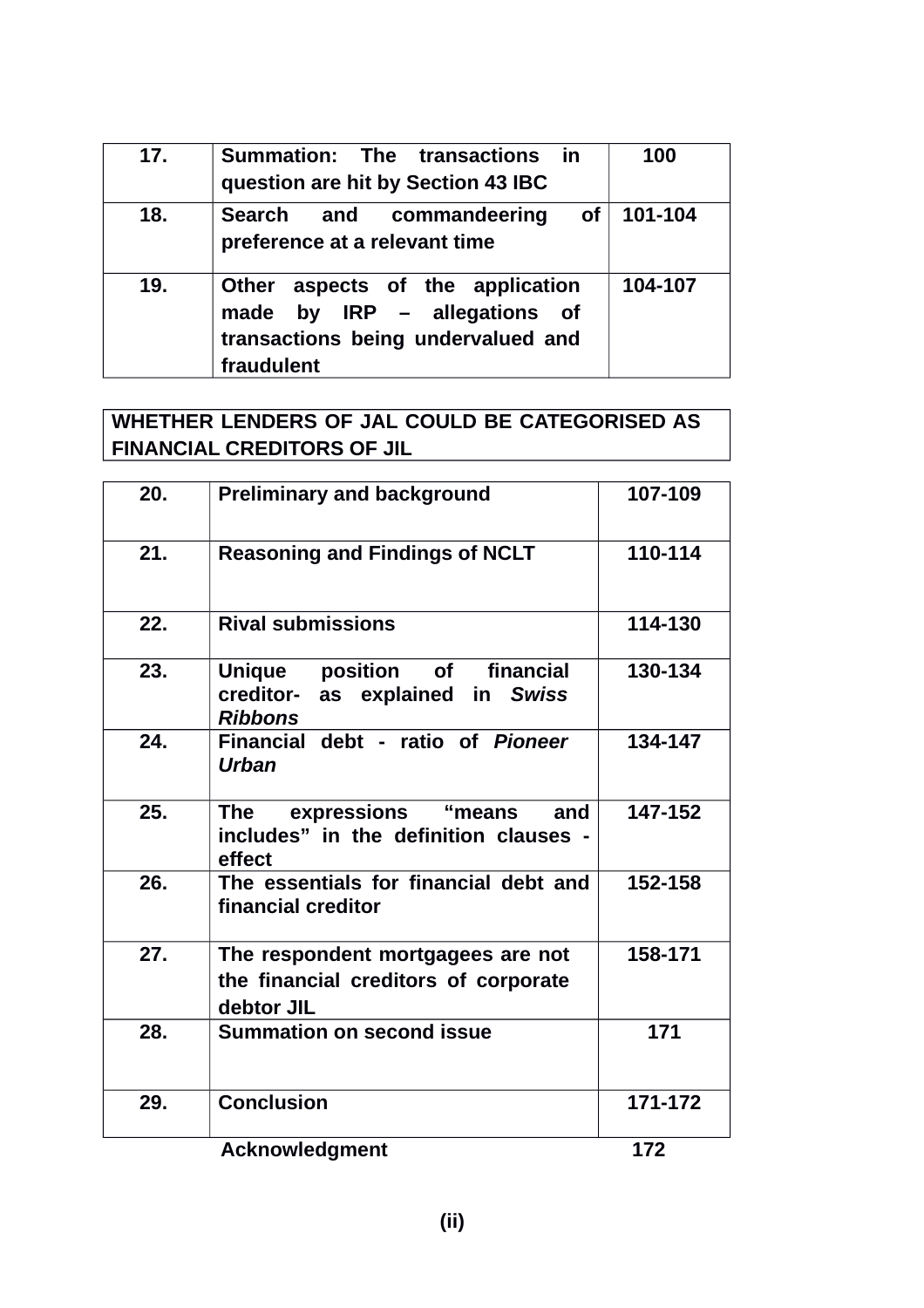| | | |
|---|---|---|
| **17.** | **Summation: The transactions in question are hit by Section 43 IBC** | **100** |
| **18.** | **Search and commandeering of preference at a relevant time** | **101-104** |
| **19.** | **Other aspects of the application made by IRP – allegations of transactions being undervalued and fraudulent** | **104-107** |

**WHETHER LENDERS OF JAL COULD BE CATEGORISED AS FINANCIAL CREDITORS OF JIL**

| | | |
|---|---|---|
| **20.** | **Preliminary and background** | **107-109** |
| **21.** | **Reasoning and Findings of NCLT** | **110-114** |
| **22.** | **Rival submissions** | **114-130** |
| **23.** | **Unique position of financial creditor- as explained in *Swiss Ribbons*** | **130-134** |
| **24.** | **Financial debt - ratio of *Pioneer Urban*** | **134-147** |
| **25.** | **The expressions "means and includes" in the definition clauses - effect** | **147-152** |
| **26.** | **The essentials for financial debt and financial creditor** | **152-158** |
| **27.** | **The respondent mortgagees are not the financial creditors of corporate debtor JIL** | **158-171** |
| **28.** | **Summation on second issue** | **171** |
| **29.** | **Conclusion** | **171-172** |
| | **Acknowledgment** | **172** |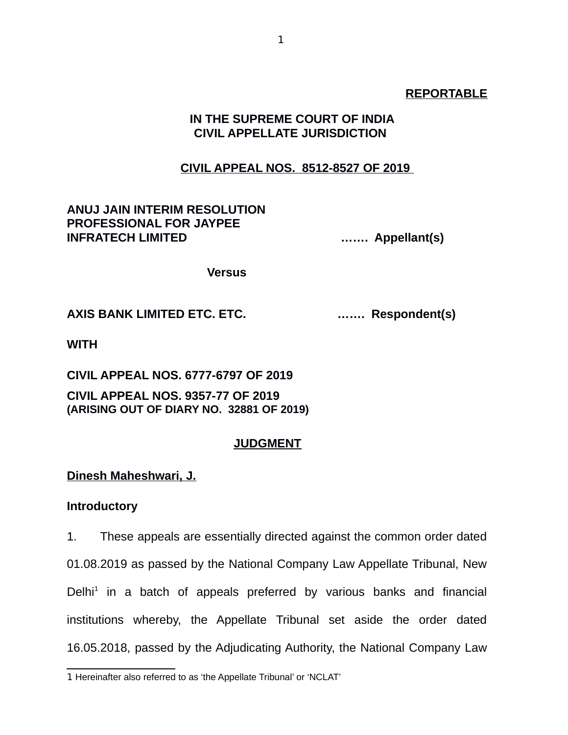**REPORTABLE**

**IN THE SUPREME COURT OF INDIA**
**CIVIL APPELLATE JURISDICTION**

**CIVIL APPEAL NOS. 8512-8527 OF 2019**

**ANUJ JAIN INTERIM RESOLUTION PROFESSIONAL FOR JAYPEE INFRATECH LIMITED** ……. **Appellant(s)**

**Versus**

**AXIS BANK LIMITED ETC. ETC.** ……. **Respondent(s)**

**WITH**

**CIVIL APPEAL NOS. 6777-6797 OF 2019**

**CIVIL APPEAL NOS. 9357-77 OF 2019**
**(ARISING OUT OF DIARY NO. 32881 OF 2019)**

**JUDGMENT**

**Dinesh Maheshwari, J.**

**Introductory**

1. These appeals are essentially directed against the common order dated 01.08.2019 as passed by the National Company Law Appellate Tribunal, New Delhi[1] in a batch of appeals preferred by various banks and financial institutions whereby, the Appellate Tribunal set aside the order dated 16.05.2018, passed by the Adjudicating Authority, the National Company Law

---

[1] Hereinafter also referred to as 'the Appellate Tribunal' or 'NCLAT'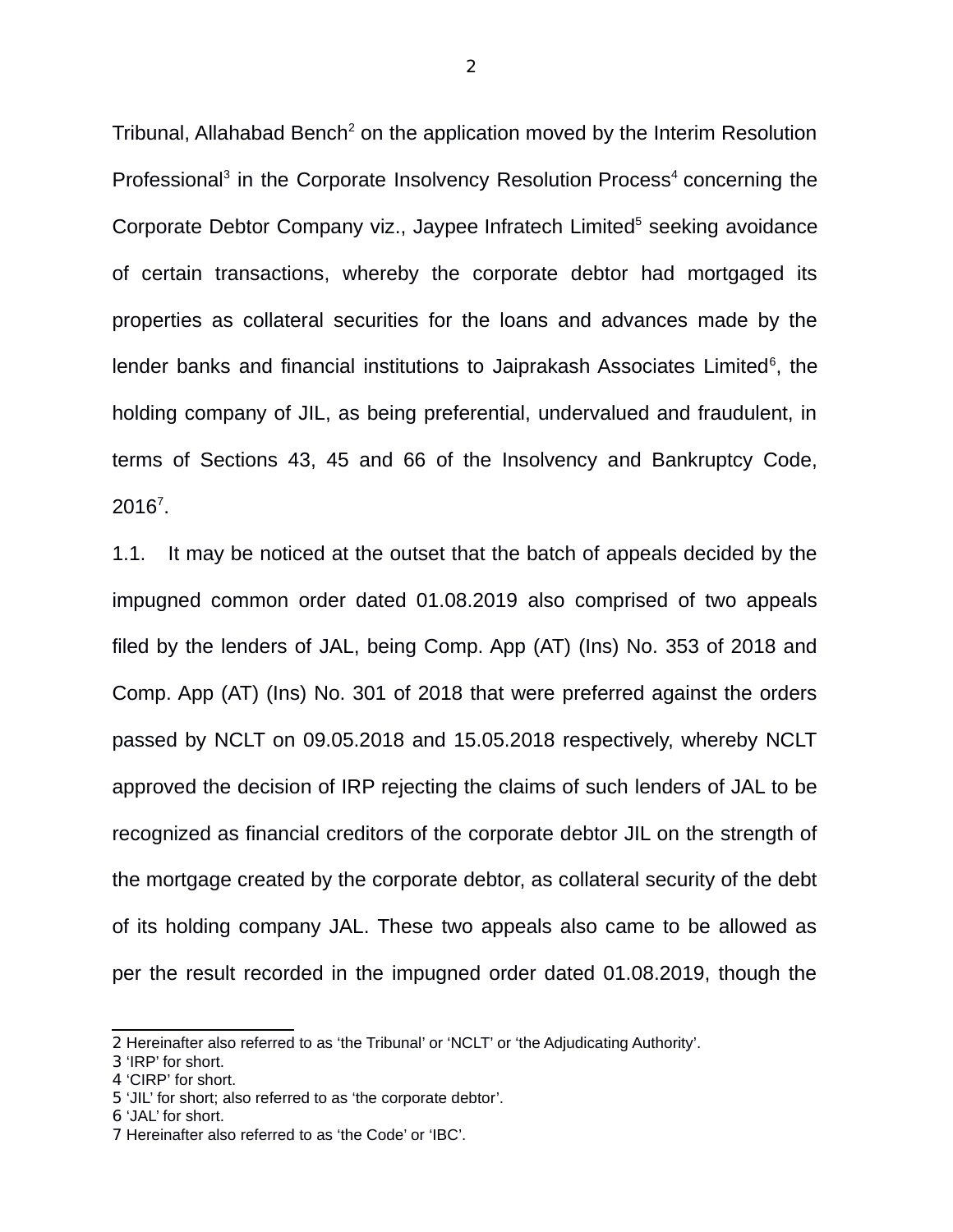Tribunal, Allahabad Bench[2] on the application moved by the Interim Resolution Professional[3] in the Corporate Insolvency Resolution Process[4] concerning the Corporate Debtor Company viz., Jaypee Infratech Limited[5] seeking avoidance of certain transactions, whereby the corporate debtor had mortgaged its properties as collateral securities for the loans and advances made by the lender banks and financial institutions to Jaiprakash Associates Limited[6], the holding company of JIL, as being preferential, undervalued and fraudulent, in terms of Sections 43, 45 and 66 of the Insolvency and Bankruptcy Code, 2016[7].

1.1. It may be noticed at the outset that the batch of appeals decided by the impugned common order dated 01.08.2019 also comprised of two appeals filed by the lenders of JAL, being Comp. App (AT) (Ins) No. 353 of 2018 and Comp. App (AT) (Ins) No. 301 of 2018 that were preferred against the orders passed by NCLT on 09.05.2018 and 15.05.2018 respectively, whereby NCLT approved the decision of IRP rejecting the claims of such lenders of JAL to be recognized as financial creditors of the corporate debtor JIL on the strength of the mortgage created by the corporate debtor, as collateral security of the debt of its holding company JAL. These two appeals also came to be allowed as per the result recorded in the impugned order dated 01.08.2019, though the

---

2 Hereinafter also referred to as 'the Tribunal' or 'NCLT' or 'the Adjudicating Authority'.

3 'IRP' for short.

4 'CIRP' for short.

5 'JIL' for short; also referred to as 'the corporate debtor'.

6 'JAL' for short.

7 Hereinafter also referred to as 'the Code' or 'IBC'.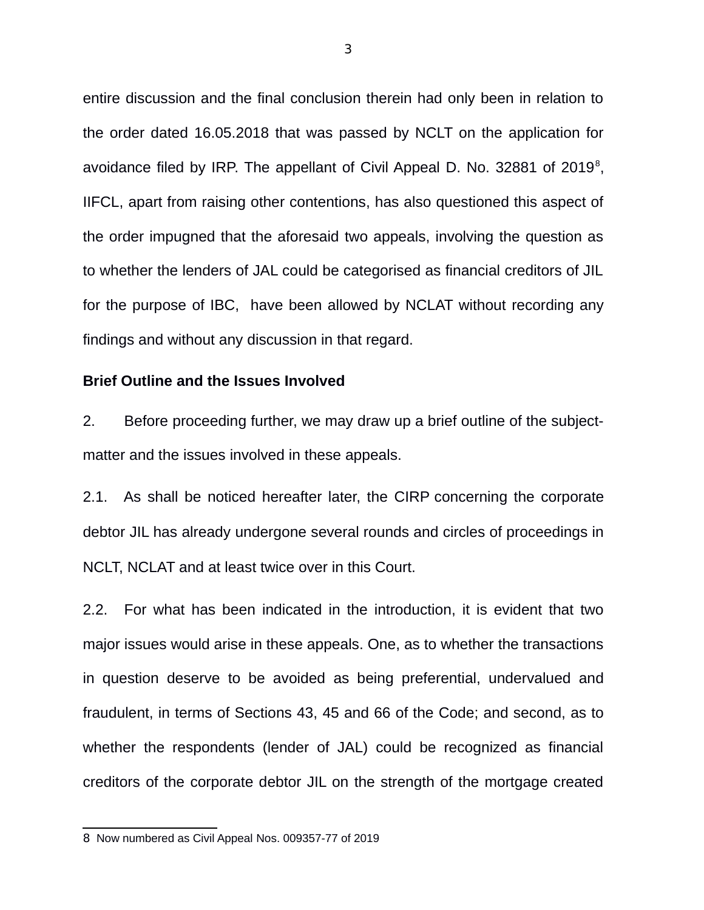entire discussion and the final conclusion therein had only been in relation to the order dated 16.05.2018 that was passed by NCLT on the application for avoidance filed by IRP. The appellant of Civil Appeal D. No. 32881 of 2019[8], IIFCL, apart from raising other contentions, has also questioned this aspect of the order impugned that the aforesaid two appeals, involving the question as to whether the lenders of JAL could be categorised as financial creditors of JIL for the purpose of IBC, have been allowed by NCLAT without recording any findings and without any discussion in that regard.

**Brief Outline and the Issues Involved**

2. Before proceeding further, we may draw up a brief outline of the subject-matter and the issues involved in these appeals.

2.1. As shall be noticed hereafter later, the CIRP concerning the corporate debtor JIL has already undergone several rounds and circles of proceedings in NCLT, NCLAT and at least twice over in this Court.

2.2. For what has been indicated in the introduction, it is evident that two major issues would arise in these appeals. One, as to whether the transactions in question deserve to be avoided as being preferential, undervalued and fraudulent, in terms of Sections 43, 45 and 66 of the Code; and second, as to whether the respondents (lender of JAL) could be recognized as financial creditors of the corporate debtor JIL on the strength of the mortgage created

---

8 Now numbered as Civil Appeal Nos. 009357-77 of 2019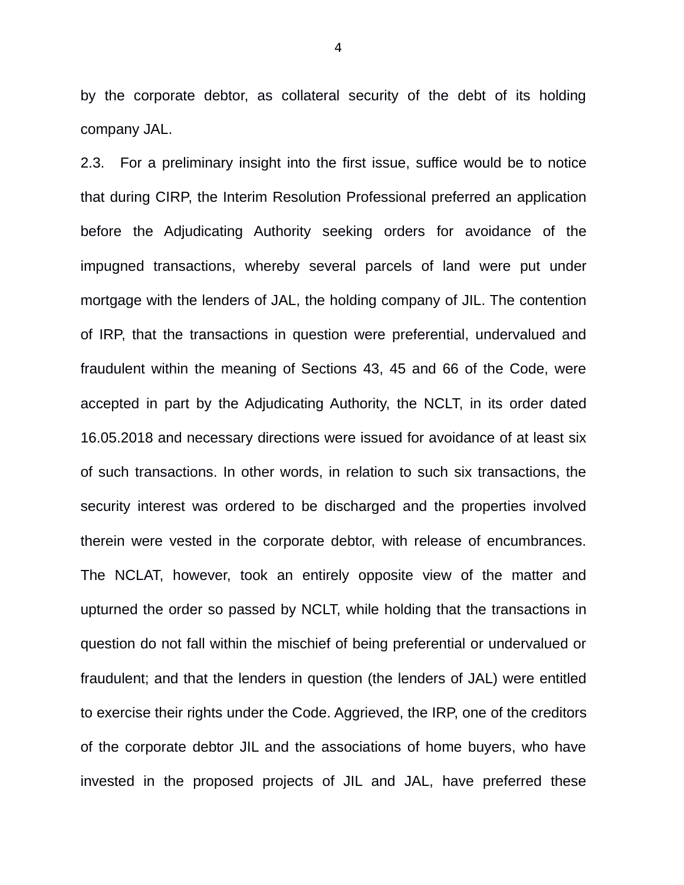by the corporate debtor, as collateral security of the debt of its holding company JAL.

2.3. For a preliminary insight into the first issue, suffice would be to notice that during CIRP, the Interim Resolution Professional preferred an application before the Adjudicating Authority seeking orders for avoidance of the impugned transactions, whereby several parcels of land were put under mortgage with the lenders of JAL, the holding company of JIL. The contention of IRP, that the transactions in question were preferential, undervalued and fraudulent within the meaning of Sections 43, 45 and 66 of the Code, were accepted in part by the Adjudicating Authority, the NCLT, in its order dated 16.05.2018 and necessary directions were issued for avoidance of at least six of such transactions. In other words, in relation to such six transactions, the security interest was ordered to be discharged and the properties involved therein were vested in the corporate debtor, with release of encumbrances. The NCLAT, however, took an entirely opposite view of the matter and upturned the order so passed by NCLT, while holding that the transactions in question do not fall within the mischief of being preferential or undervalued or fraudulent; and that the lenders in question (the lenders of JAL) were entitled to exercise their rights under the Code. Aggrieved, the IRP, one of the creditors of the corporate debtor JIL and the associations of home buyers, who have invested in the proposed projects of JIL and JAL, have preferred these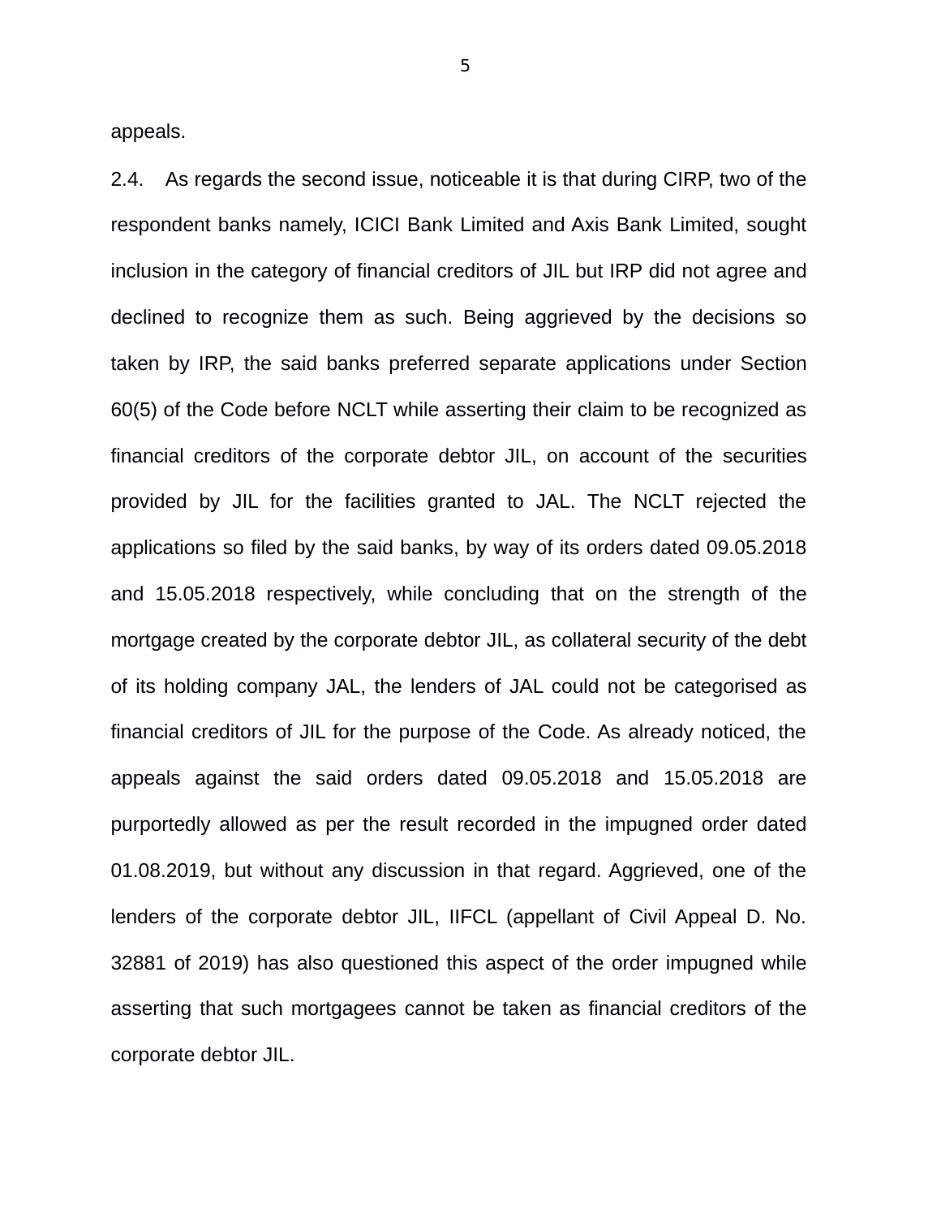appeals.

2.4. As regards the second issue, noticeable it is that during CIRP, two of the respondent banks namely, ICICI Bank Limited and Axis Bank Limited, sought inclusion in the category of financial creditors of JIL but IRP did not agree and declined to recognize them as such. Being aggrieved by the decisions so taken by IRP, the said banks preferred separate applications under Section 60(5) of the Code before NCLT while asserting their claim to be recognized as financial creditors of the corporate debtor JIL, on account of the securities provided by JIL for the facilities granted to JAL. The NCLT rejected the applications so filed by the said banks, by way of its orders dated 09.05.2018 and 15.05.2018 respectively, while concluding that on the strength of the mortgage created by the corporate debtor JIL, as collateral security of the debt of its holding company JAL, the lenders of JAL could not be categorised as financial creditors of JIL for the purpose of the Code. As already noticed, the appeals against the said orders dated 09.05.2018 and 15.05.2018 are purportedly allowed as per the result recorded in the impugned order dated 01.08.2019, but without any discussion in that regard. Aggrieved, one of the lenders of the corporate debtor JIL, IIFCL (appellant of Civil Appeal D. No. 32881 of 2019) has also questioned this aspect of the order impugned while asserting that such mortgagees cannot be taken as financial creditors of the corporate debtor JIL.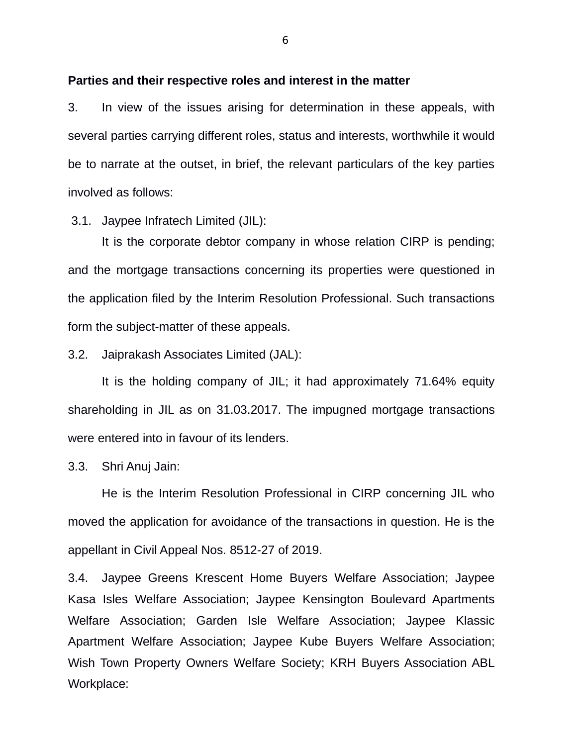**Parties and their respective roles and interest in the matter**

3. In view of the issues arising for determination in these appeals, with several parties carrying different roles, status and interests, worthwhile it would be to narrate at the outset, in brief, the relevant particulars of the key parties involved as follows:

3.1. Jaypee Infratech Limited (JIL):

It is the corporate debtor company in whose relation CIRP is pending; and the mortgage transactions concerning its properties were questioned in the application filed by the Interim Resolution Professional. Such transactions form the subject-matter of these appeals.

3.2. Jaiprakash Associates Limited (JAL):

It is the holding company of JIL; it had approximately 71.64% equity shareholding in JIL as on 31.03.2017. The impugned mortgage transactions were entered into in favour of its lenders.

3.3. Shri Anuj Jain:

He is the Interim Resolution Professional in CIRP concerning JIL who moved the application for avoidance of the transactions in question. He is the appellant in Civil Appeal Nos. 8512-27 of 2019.

3.4. Jaypee Greens Krescent Home Buyers Welfare Association; Jaypee Kasa Isles Welfare Association; Jaypee Kensington Boulevard Apartments Welfare Association; Garden Isle Welfare Association; Jaypee Klassic Apartment Welfare Association; Jaypee Kube Buyers Welfare Association; Wish Town Property Owners Welfare Society; KRH Buyers Association ABL Workplace: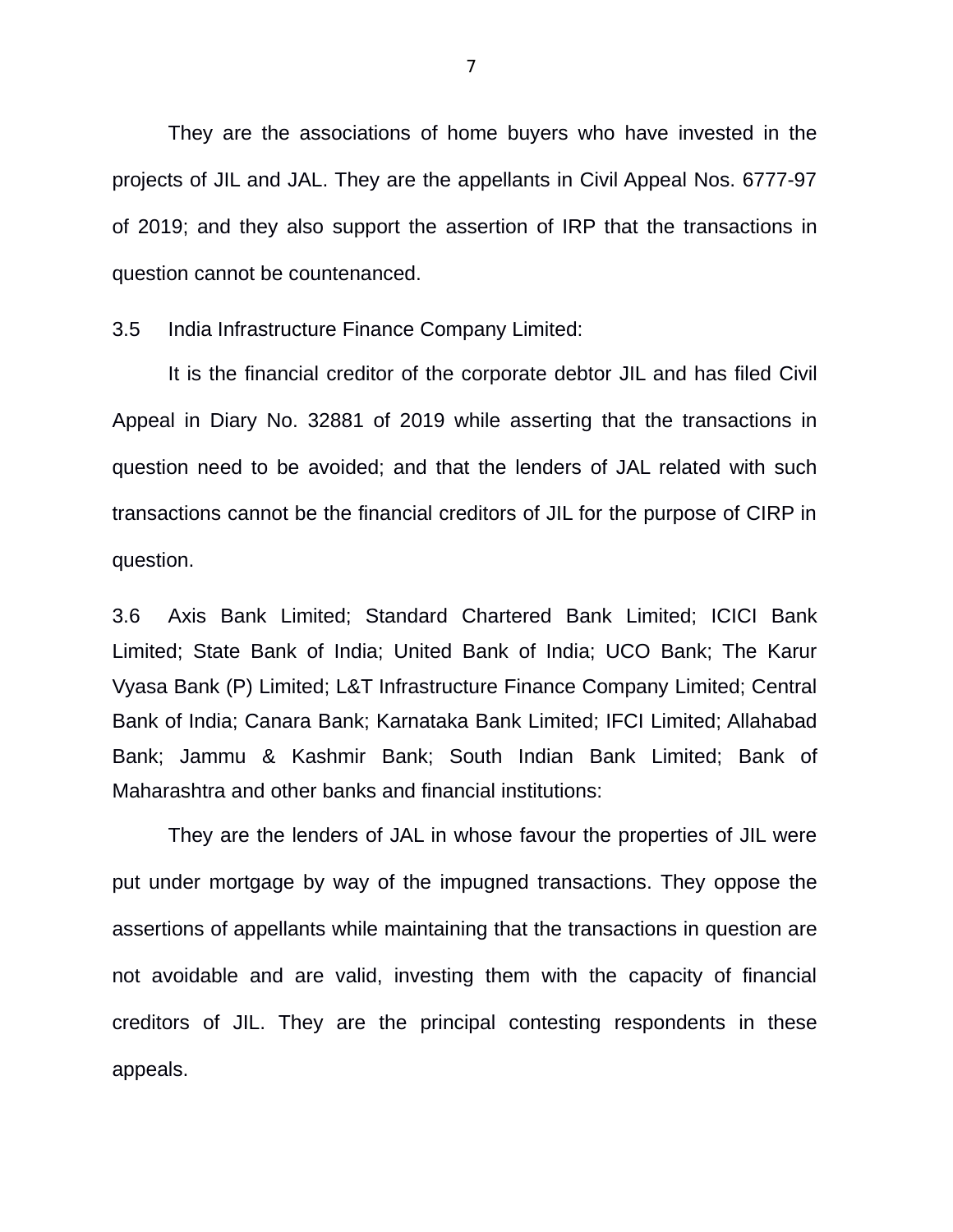They are the associations of home buyers who have invested in the projects of JIL and JAL. They are the appellants in Civil Appeal Nos. 6777-97 of 2019; and they also support the assertion of IRP that the transactions in question cannot be countenanced.

3.5 India Infrastructure Finance Company Limited:

It is the financial creditor of the corporate debtor JIL and has filed Civil Appeal in Diary No. 32881 of 2019 while asserting that the transactions in question need to be avoided; and that the lenders of JAL related with such transactions cannot be the financial creditors of JIL for the purpose of CIRP in question.

3.6 Axis Bank Limited; Standard Chartered Bank Limited; ICICI Bank Limited; State Bank of India; United Bank of India; UCO Bank; The Karur Vyasa Bank (P) Limited; L&T Infrastructure Finance Company Limited; Central Bank of India; Canara Bank; Karnataka Bank Limited; IFCI Limited; Allahabad Bank; Jammu & Kashmir Bank; South Indian Bank Limited; Bank of Maharashtra and other banks and financial institutions:

They are the lenders of JAL in whose favour the properties of JIL were put under mortgage by way of the impugned transactions. They oppose the assertions of appellants while maintaining that the transactions in question are not avoidable and are valid, investing them with the capacity of financial creditors of JIL. They are the principal contesting respondents in these appeals.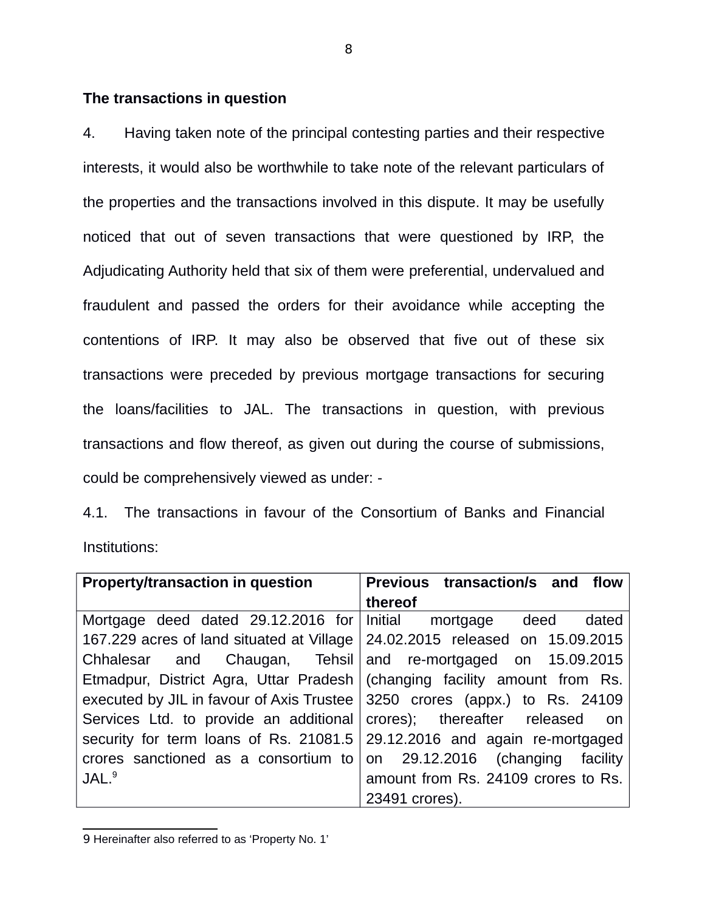**The transactions in question**

4. Having taken note of the principal contesting parties and their respective interests, it would also be worthwhile to take note of the relevant particulars of the properties and the transactions involved in this dispute. It may be usefully noticed that out of seven transactions that were questioned by IRP, the Adjudicating Authority held that six of them were preferential, undervalued and fraudulent and passed the orders for their avoidance while accepting the contentions of IRP. It may also be observed that five out of these six transactions were preceded by previous mortgage transactions for securing the loans/facilities to JAL. The transactions in question, with previous transactions and flow thereof, as given out during the course of submissions, could be comprehensively viewed as under: -

4.1. The transactions in favour of the Consortium of Banks and Financial Institutions:

| **Property/transaction in question** | **Previous transaction/s and flow thereof** |
|---|---|
| Mortgage deed dated 29.12.2016 for 167.229 acres of land situated at Village Chhalesar and Chaugan, Tehsil Etmadpur, District Agra, Uttar Pradesh executed by JIL in favour of Axis Trustee Services Ltd. to provide an additional security for term loans of Rs. 21081.5 crores sanctioned as a consortium to JAL.[9] | Initial mortgage deed dated 24.02.2015 released on 15.09.2015 and re-mortgaged on 15.09.2015 (changing facility amount from Rs. 3250 crores (appx.) to Rs. 24109 crores); thereafter released on 29.12.2016 and again re-mortgaged on 29.12.2016 (changing facility amount from Rs. 24109 crores to Rs. 23491 crores). |

9 Hereinafter also referred to as 'Property No. 1'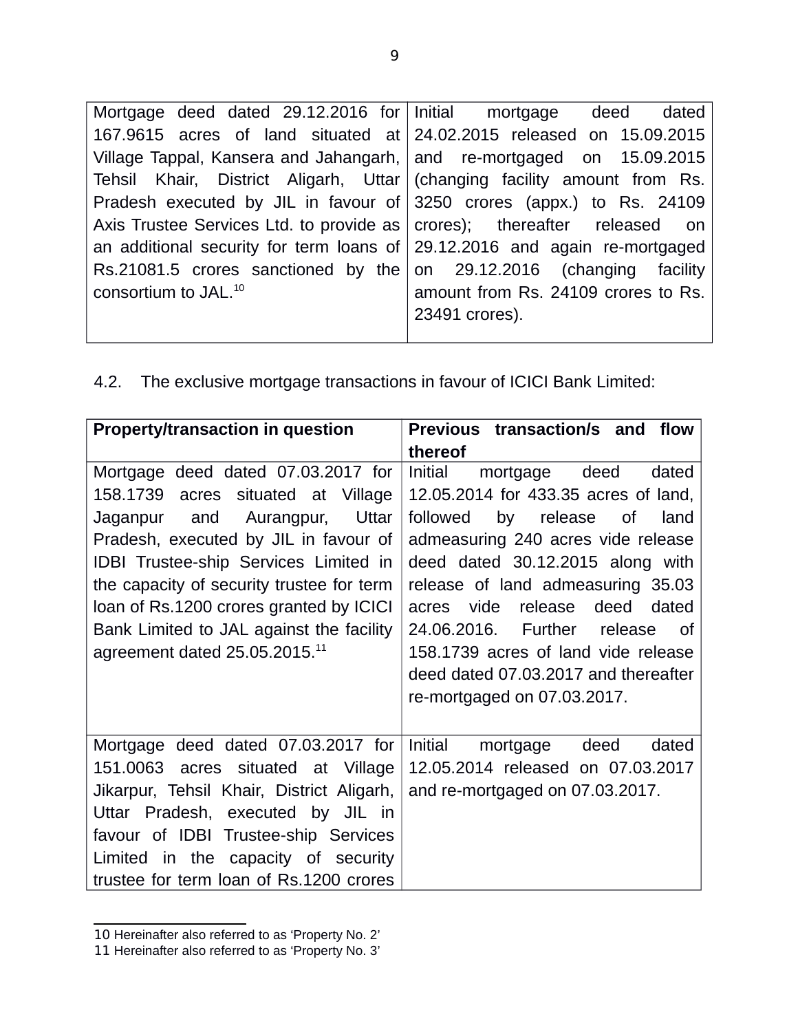| | |
|---|---|
| Mortgage deed dated 29.12.2016 for 167.9615 acres of land situated at Village Tappal, Kansera and Jahangarh, Tehsil Khair, District Aligarh, Uttar Pradesh executed by JIL in favour of Axis Trustee Services Ltd. to provide as an additional security for term loans of Rs.21081.5 crores sanctioned by the consortium to JAL.[10] | Initial mortgage deed dated 24.02.2015 released on 15.09.2015 and re-mortgaged on 15.09.2015 (changing facility amount from Rs. 3250 crores (appx.) to Rs. 24109 crores); thereafter released on 29.12.2016 and again re-mortgaged on 29.12.2016 (changing facility amount from Rs. 24109 crores to Rs. 23491 crores). |

4.2. The exclusive mortgage transactions in favour of ICICI Bank Limited:

| **Property/transaction in question** | **Previous transaction/s and flow thereof** |
|---|---|
| Mortgage deed dated 07.03.2017 for 158.1739 acres situated at Village Jaganpur and Aurangpur, Uttar Pradesh, executed by JIL in favour of IDBI Trustee-ship Services Limited in the capacity of security trustee for term loan of Rs.1200 crores granted by ICICI Bank Limited to JAL against the facility agreement dated 25.05.2015.[11] | Initial mortgage deed dated 12.05.2014 for 433.35 acres of land, followed by release of land admeasuring 240 acres vide release deed dated 30.12.2015 along with release of land admeasuring 35.03 acres vide release deed dated 24.06.2016. Further release of 158.1739 acres of land vide release deed dated 07.03.2017 and thereafter re-mortgaged on 07.03.2017. |
| Mortgage deed dated 07.03.2017 for 151.0063 acres situated at Village Jikarpur, Tehsil Khair, District Aligarh, Uttar Pradesh, executed by JIL in favour of IDBI Trustee-ship Services Limited in the capacity of security trustee for term loan of Rs.1200 crores | Initial mortgage deed dated 12.05.2014 released on 07.03.2017 and re-mortgaged on 07.03.2017. |

10 Hereinafter also referred to as 'Property No. 2'

11 Hereinafter also referred to as 'Property No. 3'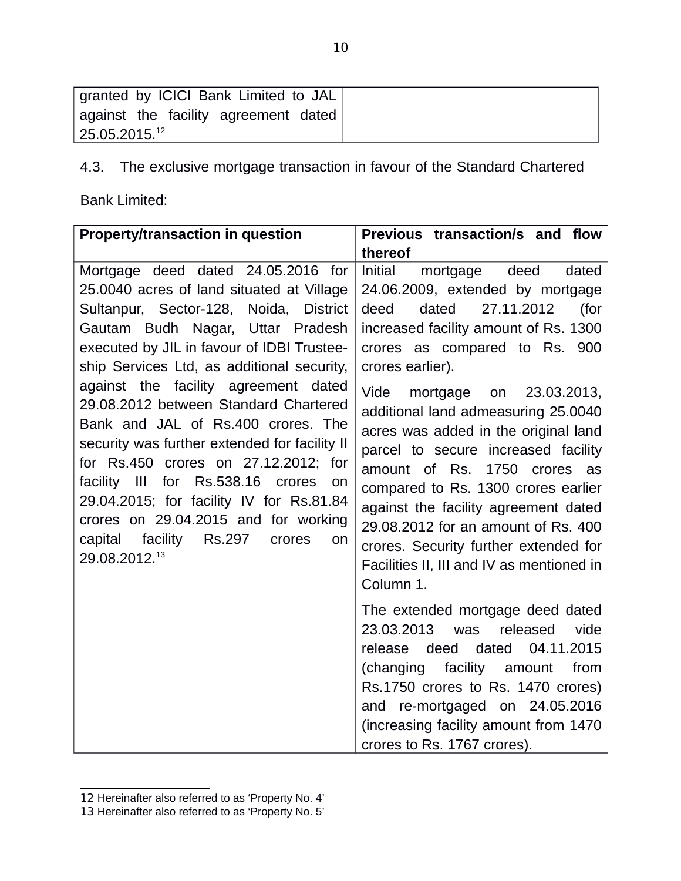| granted by ICICI Bank Limited to JAL against the facility agreement dated 25.05.2015.[12] | |
|---|---|

4.3. The exclusive mortgage transaction in favour of the Standard Chartered Bank Limited:

| Property/transaction in question | Previous transaction/s and flow thereof |
|---|---|
| Mortgage deed dated 24.05.2016 for 25.0040 acres of land situated at Village Sultanpur, Sector-128, Noida, District Gautam Budh Nagar, Uttar Pradesh executed by JIL in favour of IDBI Trusteeship Services Ltd, as additional security, against the facility agreement dated 29.08.2012 between Standard Chartered Bank and JAL of Rs.400 crores. The security was further extended for facility II for Rs.450 crores on 27.12.2012; for facility III for Rs.538.16 crores on 29.04.2015; for facility IV for Rs.81.84 crores on 29.04.2015 and for working capital facility Rs.297 crores on 29.08.2012.[13] | Initial mortgage deed dated 24.06.2009, extended by mortgage deed dated 27.11.2012 (for increased facility amount of Rs. 1300 crores as compared to Rs. 900 crores earlier).<br><br>Vide mortgage on 23.03.2013, additional land admeasuring 25.0040 acres was added in the original land parcel to secure increased facility amount of Rs. 1750 crores as compared to Rs. 1300 crores earlier against the facility agreement dated 29.08.2012 for an amount of Rs. 400 crores. Security further extended for Facilities II, III and IV as mentioned in Column 1.<br><br>The extended mortgage deed dated 23.03.2013 was released vide release deed dated 04.11.2015 (changing facility amount from Rs.1750 crores to Rs. 1470 crores) and re-mortgaged on 24.05.2016 (increasing facility amount from 1470 crores to Rs. 1767 crores). |

12 Hereinafter also referred to as 'Property No. 4'

13 Hereinafter also referred to as 'Property No. 5'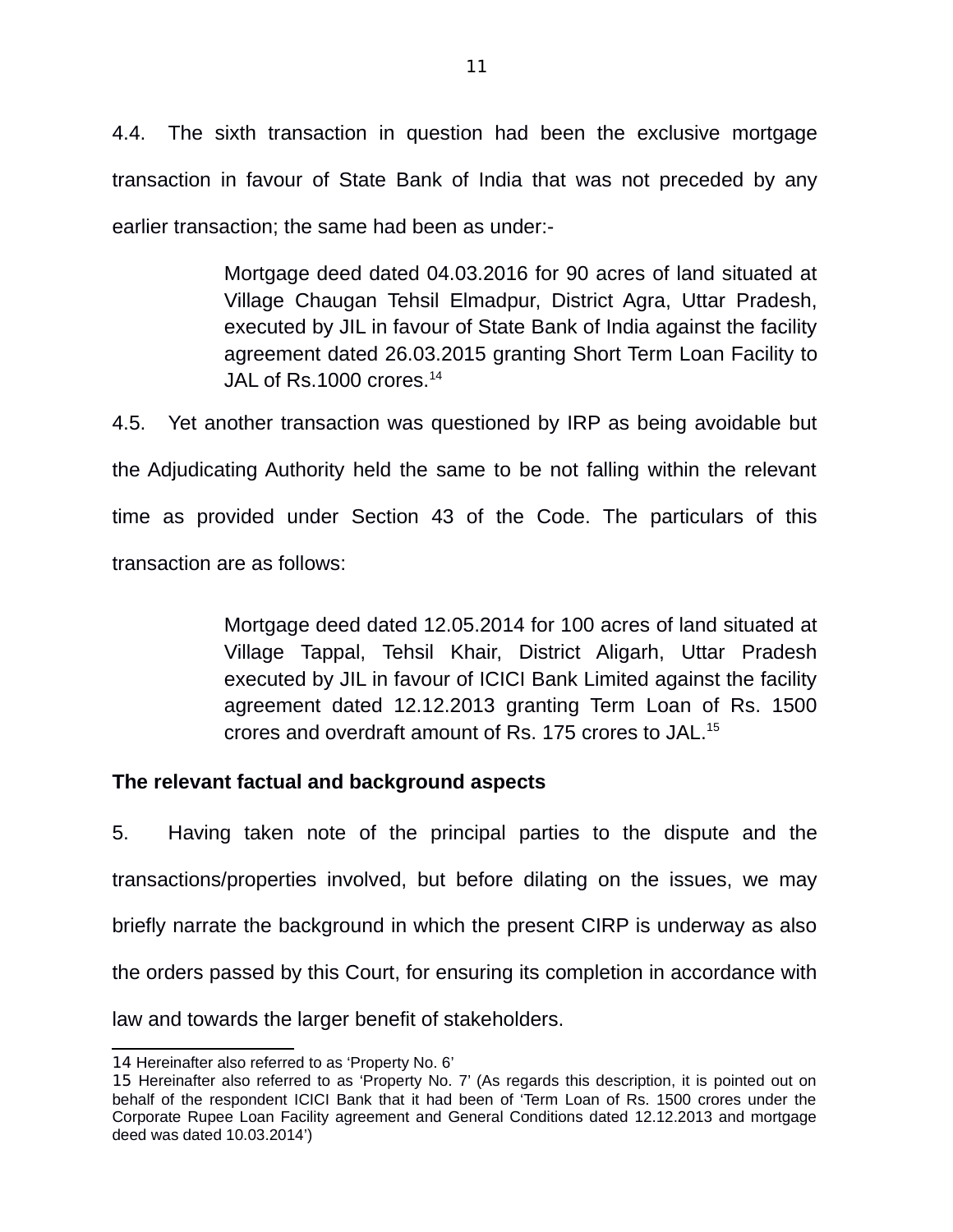4.4. The sixth transaction in question had been the exclusive mortgage transaction in favour of State Bank of India that was not preceded by any earlier transaction; the same had been as under:-

> Mortgage deed dated 04.03.2016 for 90 acres of land situated at Village Chaugan Tehsil Elmadpur, District Agra, Uttar Pradesh, executed by JIL in favour of State Bank of India against the facility agreement dated 26.03.2015 granting Short Term Loan Facility to JAL of Rs.1000 crores.[14]

4.5. Yet another transaction was questioned by IRP as being avoidable but the Adjudicating Authority held the same to be not falling within the relevant time as provided under Section 43 of the Code. The particulars of this transaction are as follows:

> Mortgage deed dated 12.05.2014 for 100 acres of land situated at Village Tappal, Tehsil Khair, District Aligarh, Uttar Pradesh executed by JIL in favour of ICICI Bank Limited against the facility agreement dated 12.12.2013 granting Term Loan of Rs. 1500 crores and overdraft amount of Rs. 175 crores to JAL.[15]

**The relevant factual and background aspects**

5. Having taken note of the principal parties to the dispute and the transactions/properties involved, but before dilating on the issues, we may briefly narrate the background in which the present CIRP is underway as also the orders passed by this Court, for ensuring its completion in accordance with law and towards the larger benefit of stakeholders.

---

14 Hereinafter also referred to as 'Property No. 6'

15 Hereinafter also referred to as 'Property No. 7' (As regards this description, it is pointed out on behalf of the respondent ICICI Bank that it had been of 'Term Loan of Rs. 1500 crores under the Corporate Rupee Loan Facility agreement and General Conditions dated 12.12.2013 and mortgage deed was dated 10.03.2014')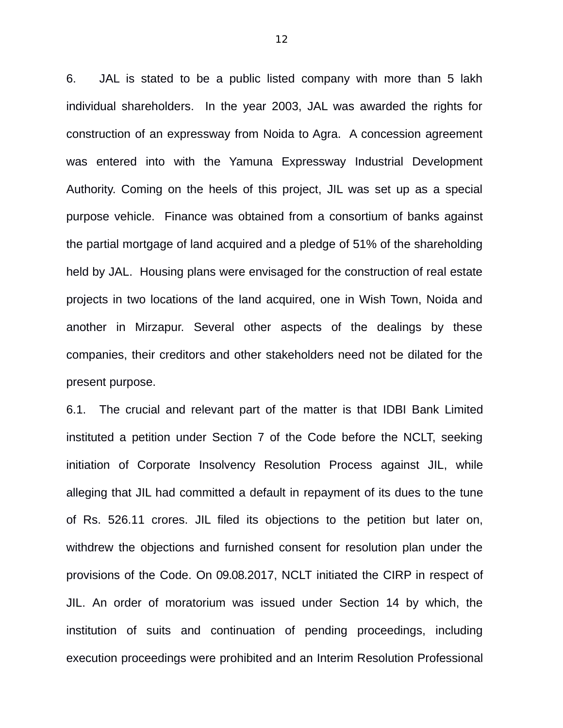6. JAL is stated to be a public listed company with more than 5 lakh individual shareholders. In the year 2003, JAL was awarded the rights for construction of an expressway from Noida to Agra. A concession agreement was entered into with the Yamuna Expressway Industrial Development Authority. Coming on the heels of this project, JIL was set up as a special purpose vehicle. Finance was obtained from a consortium of banks against the partial mortgage of land acquired and a pledge of 51% of the shareholding held by JAL. Housing plans were envisaged for the construction of real estate projects in two locations of the land acquired, one in Wish Town, Noida and another in Mirzapur. Several other aspects of the dealings by these companies, their creditors and other stakeholders need not be dilated for the present purpose.

6.1. The crucial and relevant part of the matter is that IDBI Bank Limited instituted a petition under Section 7 of the Code before the NCLT, seeking initiation of Corporate Insolvency Resolution Process against JIL, while alleging that JIL had committed a default in repayment of its dues to the tune of Rs. 526.11 crores. JIL filed its objections to the petition but later on, withdrew the objections and furnished consent for resolution plan under the provisions of the Code. On 09.08.2017, NCLT initiated the CIRP in respect of JIL. An order of moratorium was issued under Section 14 by which, the institution of suits and continuation of pending proceedings, including execution proceedings were prohibited and an Interim Resolution Professional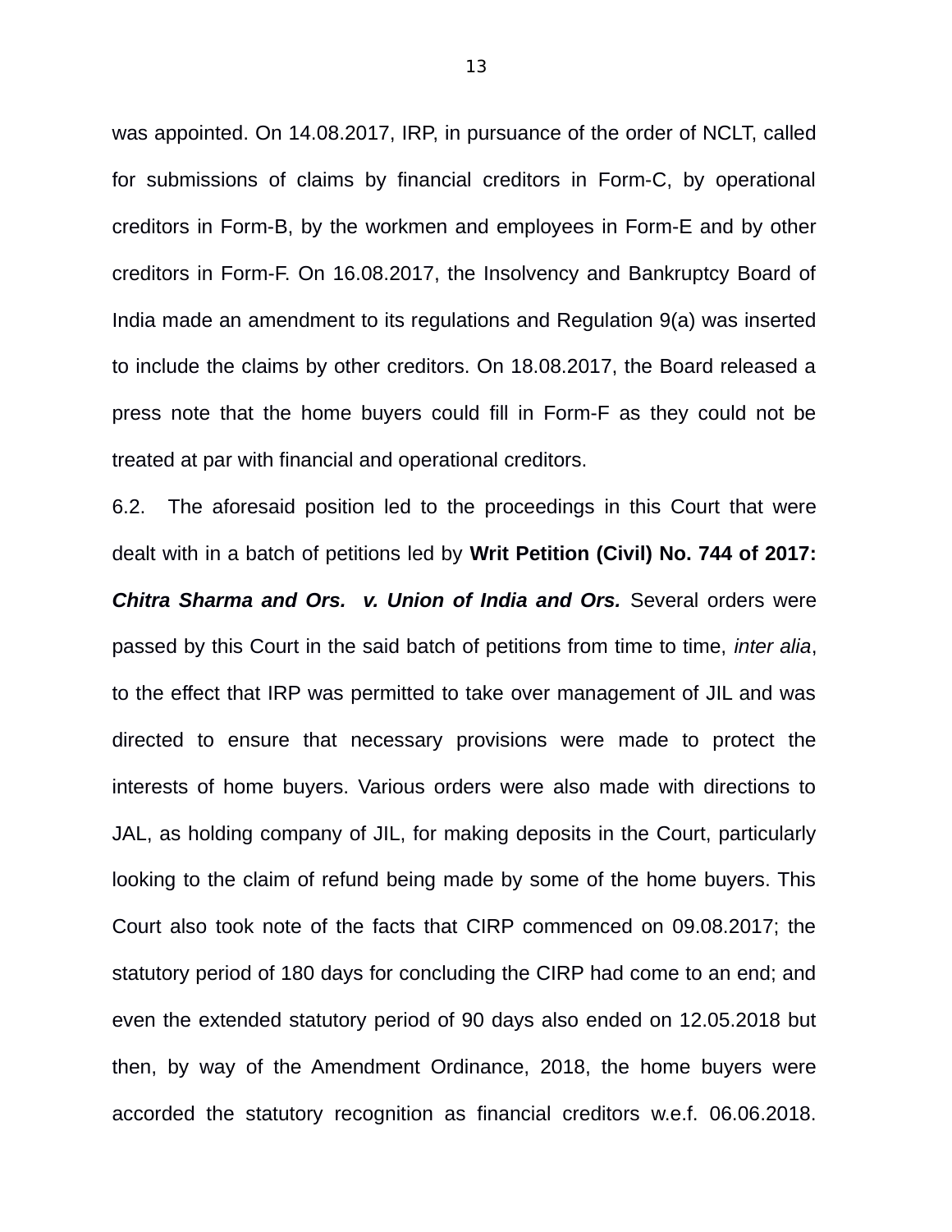was appointed. On 14.08.2017, IRP, in pursuance of the order of NCLT, called for submissions of claims by financial creditors in Form-C, by operational creditors in Form-B, by the workmen and employees in Form-E and by other creditors in Form-F. On 16.08.2017, the Insolvency and Bankruptcy Board of India made an amendment to its regulations and Regulation 9(a) was inserted to include the claims by other creditors. On 18.08.2017, the Board released a press note that the home buyers could fill in Form-F as they could not be treated at par with financial and operational creditors.

6.2. The aforesaid position led to the proceedings in this Court that were dealt with in a batch of petitions led by **Writ Petition (Civil) No. 744 of 2017: *Chitra Sharma and Ors. v. Union of India and Ors.*** Several orders were passed by this Court in the said batch of petitions from time to time, *inter alia*, to the effect that IRP was permitted to take over management of JIL and was directed to ensure that necessary provisions were made to protect the interests of home buyers. Various orders were also made with directions to JAL, as holding company of JIL, for making deposits in the Court, particularly looking to the claim of refund being made by some of the home buyers. This Court also took note of the facts that CIRP commenced on 09.08.2017; the statutory period of 180 days for concluding the CIRP had come to an end; and even the extended statutory period of 90 days also ended on 12.05.2018 but then, by way of the Amendment Ordinance, 2018, the home buyers were accorded the statutory recognition as financial creditors w.e.f. 06.06.2018.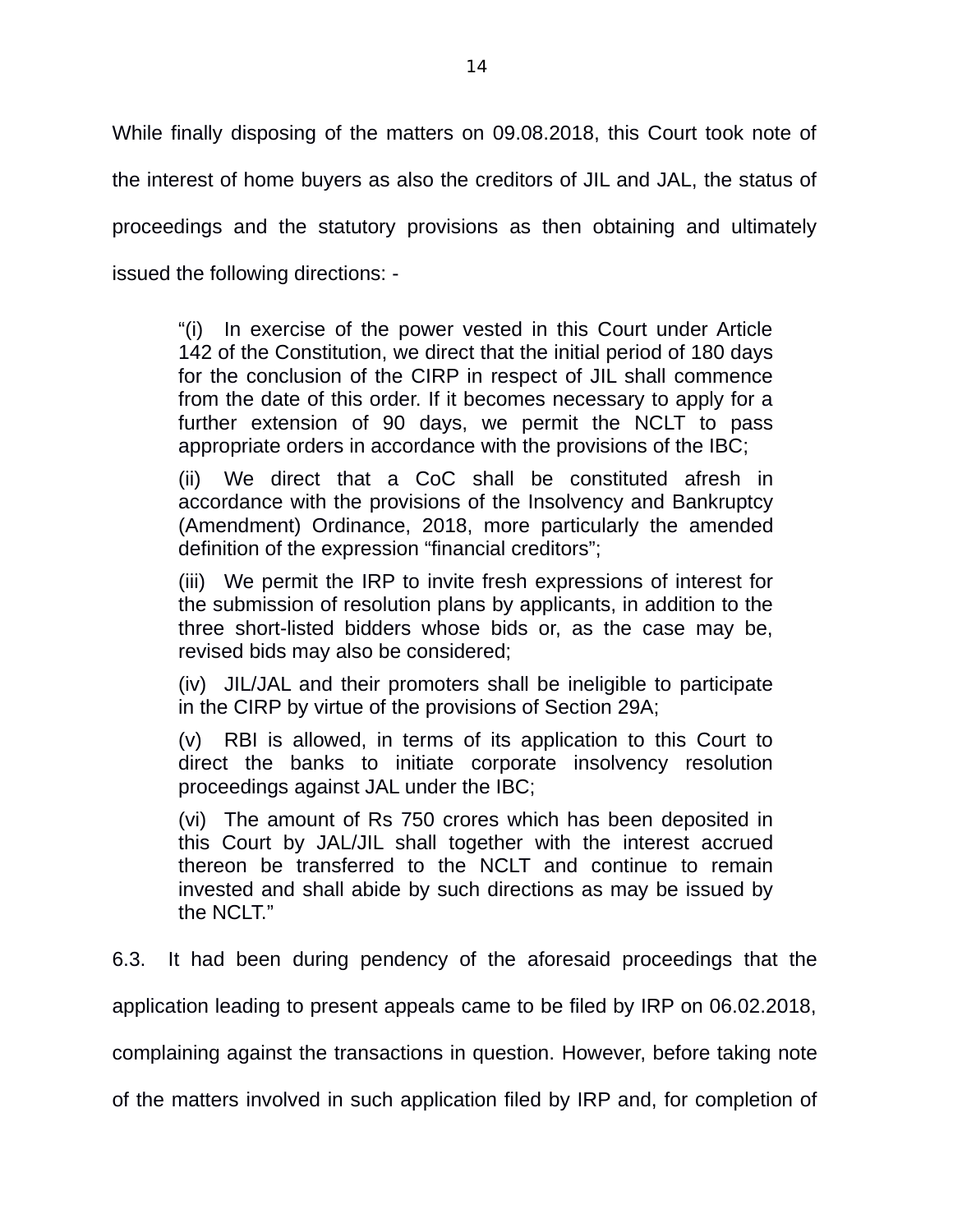While finally disposing of the matters on 09.08.2018, this Court took note of the interest of home buyers as also the creditors of JIL and JAL, the status of proceedings and the statutory provisions as then obtaining and ultimately issued the following directions: -

> "(i) In exercise of the power vested in this Court under Article 142 of the Constitution, we direct that the initial period of 180 days for the conclusion of the CIRP in respect of JIL shall commence from the date of this order. If it becomes necessary to apply for a further extension of 90 days, we permit the NCLT to pass appropriate orders in accordance with the provisions of the IBC;
>
> (ii) We direct that a CoC shall be constituted afresh in accordance with the provisions of the Insolvency and Bankruptcy (Amendment) Ordinance, 2018, more particularly the amended definition of the expression "financial creditors";
>
> (iii) We permit the IRP to invite fresh expressions of interest for the submission of resolution plans by applicants, in addition to the three short-listed bidders whose bids or, as the case may be, revised bids may also be considered;
>
> (iv) JIL/JAL and their promoters shall be ineligible to participate in the CIRP by virtue of the provisions of Section 29A;
>
> (v) RBI is allowed, in terms of its application to this Court to direct the banks to initiate corporate insolvency resolution proceedings against JAL under the IBC;
>
> (vi) The amount of Rs 750 crores which has been deposited in this Court by JAL/JIL shall together with the interest accrued thereon be transferred to the NCLT and continue to remain invested and shall abide by such directions as may be issued by the NCLT."

6.3. It had been during pendency of the aforesaid proceedings that the application leading to present appeals came to be filed by IRP on 06.02.2018, complaining against the transactions in question. However, before taking note of the matters involved in such application filed by IRP and, for completion of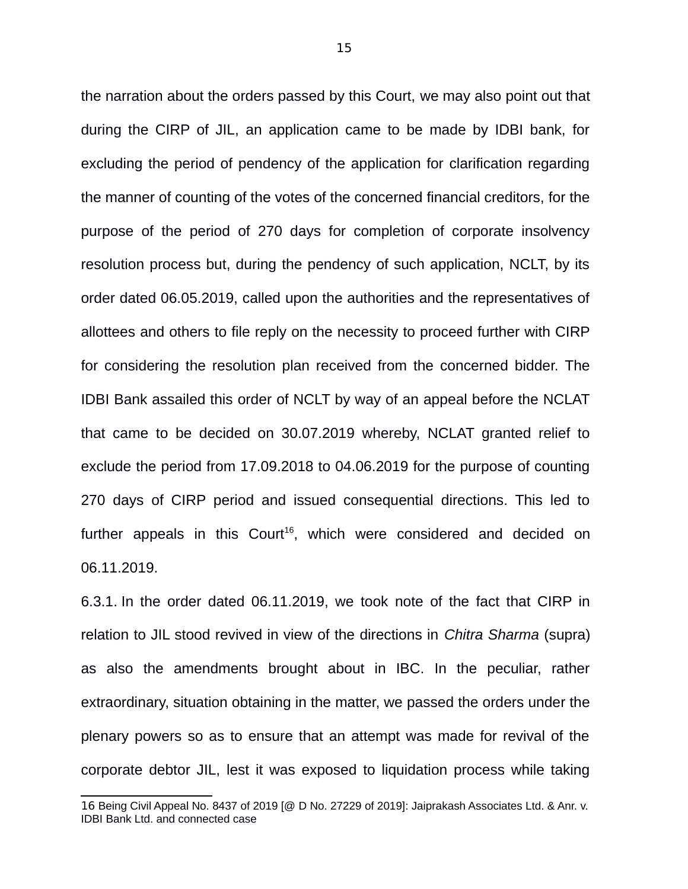the narration about the orders passed by this Court, we may also point out that during the CIRP of JIL, an application came to be made by IDBI bank, for excluding the period of pendency of the application for clarification regarding the manner of counting of the votes of the concerned financial creditors, for the purpose of the period of 270 days for completion of corporate insolvency resolution process but, during the pendency of such application, NCLT, by its order dated 06.05.2019, called upon the authorities and the representatives of allottees and others to file reply on the necessity to proceed further with CIRP for considering the resolution plan received from the concerned bidder. The IDBI Bank assailed this order of NCLT by way of an appeal before the NCLAT that came to be decided on 30.07.2019 whereby, NCLAT granted relief to exclude the period from 17.09.2018 to 04.06.2019 for the purpose of counting 270 days of CIRP period and issued consequential directions. This led to further appeals in this Court[16], which were considered and decided on 06.11.2019.

6.3.1. In the order dated 06.11.2019, we took note of the fact that CIRP in relation to JIL stood revived in view of the directions in *Chitra Sharma* (supra) as also the amendments brought about in IBC. In the peculiar, rather extraordinary, situation obtaining in the matter, we passed the orders under the plenary powers so as to ensure that an attempt was made for revival of the corporate debtor JIL, lest it was exposed to liquidation process while taking

---

16 Being Civil Appeal No. 8437 of 2019 [@ D No. 27229 of 2019]: Jaiprakash Associates Ltd. & Anr. v. IDBI Bank Ltd. and connected case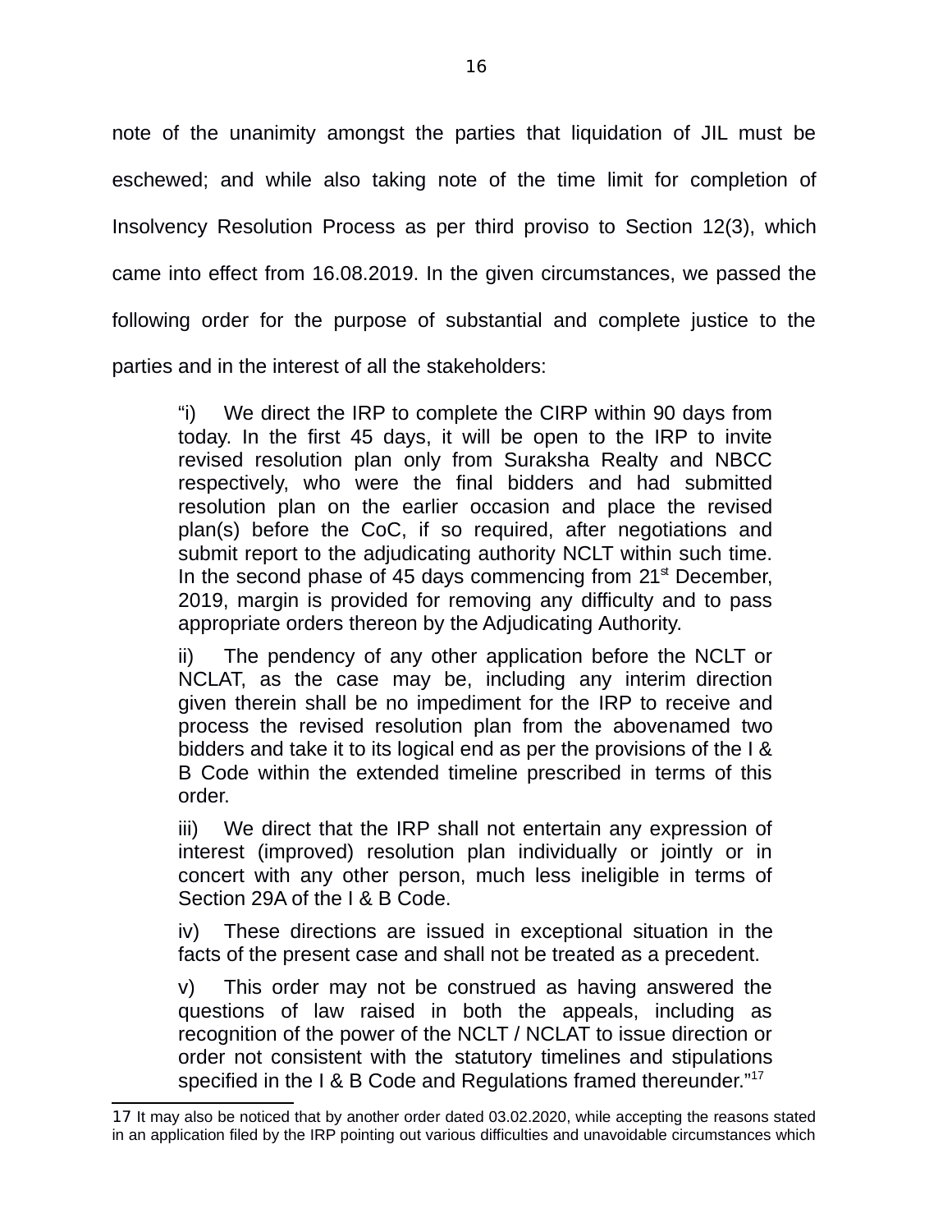note of the unanimity amongst the parties that liquidation of JIL must be eschewed; and while also taking note of the time limit for completion of Insolvency Resolution Process as per third proviso to Section 12(3), which came into effect from 16.08.2019. In the given circumstances, we passed the following order for the purpose of substantial and complete justice to the parties and in the interest of all the stakeholders:

> "i) We direct the IRP to complete the CIRP within 90 days from today. In the first 45 days, it will be open to the IRP to invite revised resolution plan only from Suraksha Realty and NBCC respectively, who were the final bidders and had submitted resolution plan on the earlier occasion and place the revised plan(s) before the CoC, if so required, after negotiations and submit report to the adjudicating authority NCLT within such time. In the second phase of 45 days commencing from 21st December, 2019, margin is provided for removing any difficulty and to pass appropriate orders thereon by the Adjudicating Authority.
>
> ii) The pendency of any other application before the NCLT or NCLAT, as the case may be, including any interim direction given therein shall be no impediment for the IRP to receive and process the revised resolution plan from the abovenamed two bidders and take it to its logical end as per the provisions of the I & B Code within the extended timeline prescribed in terms of this order.
>
> iii) We direct that the IRP shall not entertain any expression of interest (improved) resolution plan individually or jointly or in concert with any other person, much less ineligible in terms of Section 29A of the I & B Code.
>
> iv) These directions are issued in exceptional situation in the facts of the present case and shall not be treated as a precedent.
>
> v) This order may not be construed as having answered the questions of law raised in both the appeals, including as recognition of the power of the NCLT / NCLAT to issue direction or order not consistent with the statutory timelines and stipulations specified in the I & B Code and Regulations framed thereunder."[17]

---

[17] It may also be noticed that by another order dated 03.02.2020, while accepting the reasons stated in an application filed by the IRP pointing out various difficulties and unavoidable circumstances which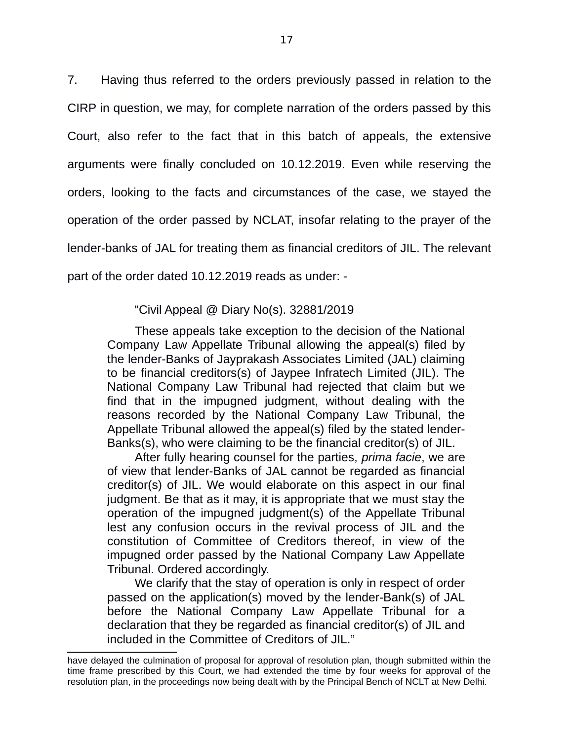7. Having thus referred to the orders previously passed in relation to the CIRP in question, we may, for complete narration of the orders passed by this Court, also refer to the fact that in this batch of appeals, the extensive arguments were finally concluded on 10.12.2019. Even while reserving the orders, looking to the facts and circumstances of the case, we stayed the operation of the order passed by NCLAT, insofar relating to the prayer of the lender-banks of JAL for treating them as financial creditors of JIL. The relevant part of the order dated 10.12.2019 reads as under: -

> "Civil Appeal @ Diary No(s). 32881/2019
>
> These appeals take exception to the decision of the National Company Law Appellate Tribunal allowing the appeal(s) filed by the lender-Banks of Jayprakash Associates Limited (JAL) claiming to be financial creditors(s) of Jaypee Infratech Limited (JIL). The National Company Law Tribunal had rejected that claim but we find that in the impugned judgment, without dealing with the reasons recorded by the National Company Law Tribunal, the Appellate Tribunal allowed the appeal(s) filed by the stated lender-Banks(s), who were claiming to be the financial creditor(s) of JIL.
>
> After fully hearing counsel for the parties, *prima facie*, we are of view that lender-Banks of JAL cannot be regarded as financial creditor(s) of JIL. We would elaborate on this aspect in our final judgment. Be that as it may, it is appropriate that we must stay the operation of the impugned judgment(s) of the Appellate Tribunal lest any confusion occurs in the revival process of JIL and the constitution of Committee of Creditors thereof, in view of the impugned order passed by the National Company Law Appellate Tribunal. Ordered accordingly.
>
> We clarify that the stay of operation is only in respect of order passed on the application(s) moved by the lender-Bank(s) of JAL before the National Company Law Appellate Tribunal for a declaration that they be regarded as financial creditor(s) of JIL and included in the Committee of Creditors of JIL."

---

have delayed the culmination of proposal for approval of resolution plan, though submitted within the time frame prescribed by this Court, we had extended the time by four weeks for approval of the resolution plan, in the proceedings now being dealt with by the Principal Bench of NCLT at New Delhi.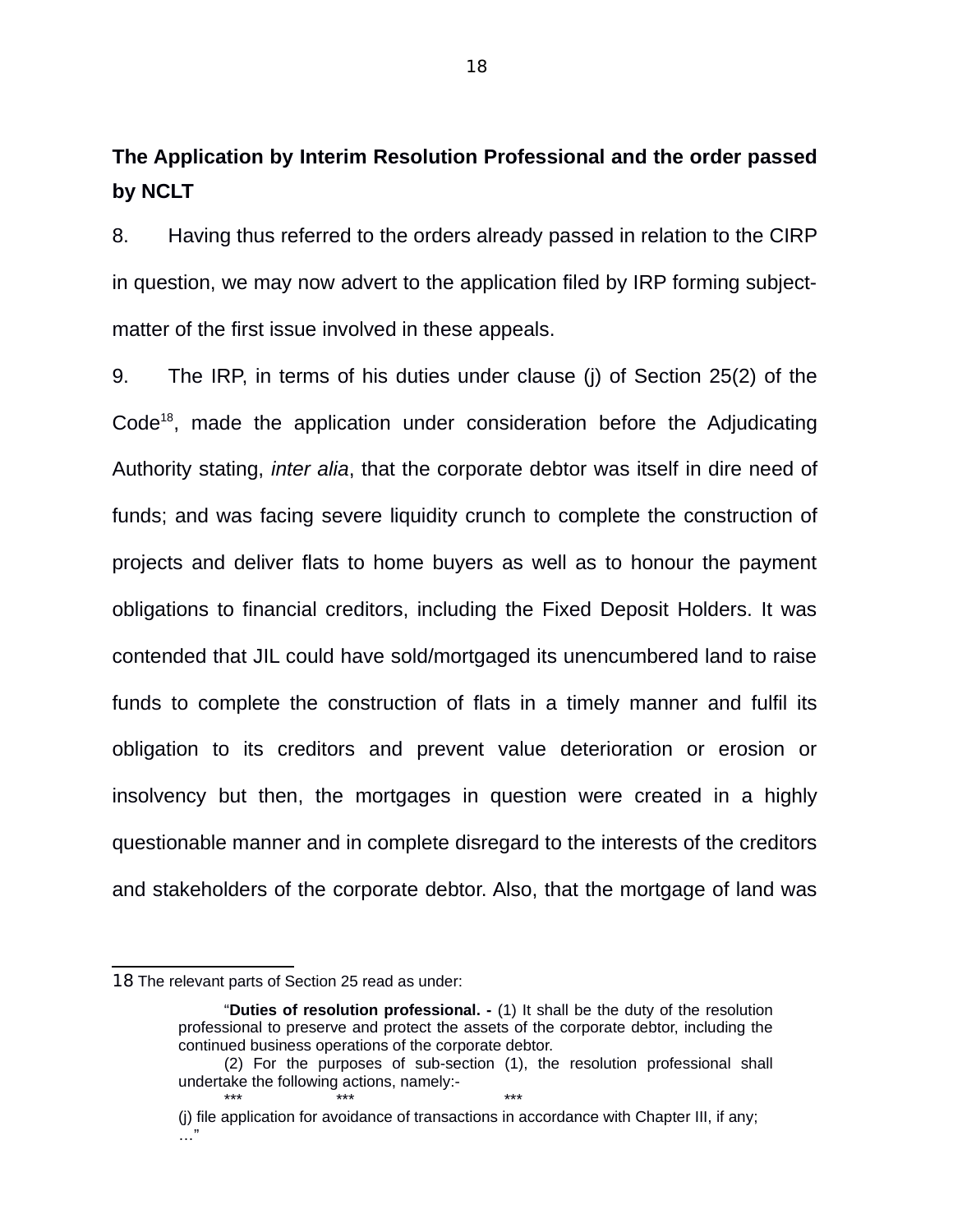**The Application by Interim Resolution Professional and the order passed by NCLT**

8. Having thus referred to the orders already passed in relation to the CIRP in question, we may now advert to the application filed by IRP forming subject-matter of the first issue involved in these appeals.

9. The IRP, in terms of his duties under clause (j) of Section 25(2) of the Code[18], made the application under consideration before the Adjudicating Authority stating, *inter alia*, that the corporate debtor was itself in dire need of funds; and was facing severe liquidity crunch to complete the construction of projects and deliver flats to home buyers as well as to honour the payment obligations to financial creditors, including the Fixed Deposit Holders. It was contended that JIL could have sold/mortgaged its unencumbered land to raise funds to complete the construction of flats in a timely manner and fulfil its obligation to its creditors and prevent value deterioration or erosion or insolvency but then, the mortgages in question were created in a highly questionable manner and in complete disregard to the interests of the creditors and stakeholders of the corporate debtor. Also, that the mortgage of land was

---

18 The relevant parts of Section 25 read as under:

> "**Duties of resolution professional. -** (1) It shall be the duty of the resolution professional to preserve and protect the assets of the corporate debtor, including the continued business operations of the corporate debtor.
>
> (2) For the purposes of sub-section (1), the resolution professional shall undertake the following actions, namely:-
>
> *** *** ***
>
> (j) file application for avoidance of transactions in accordance with Chapter III, if any;
>
> …"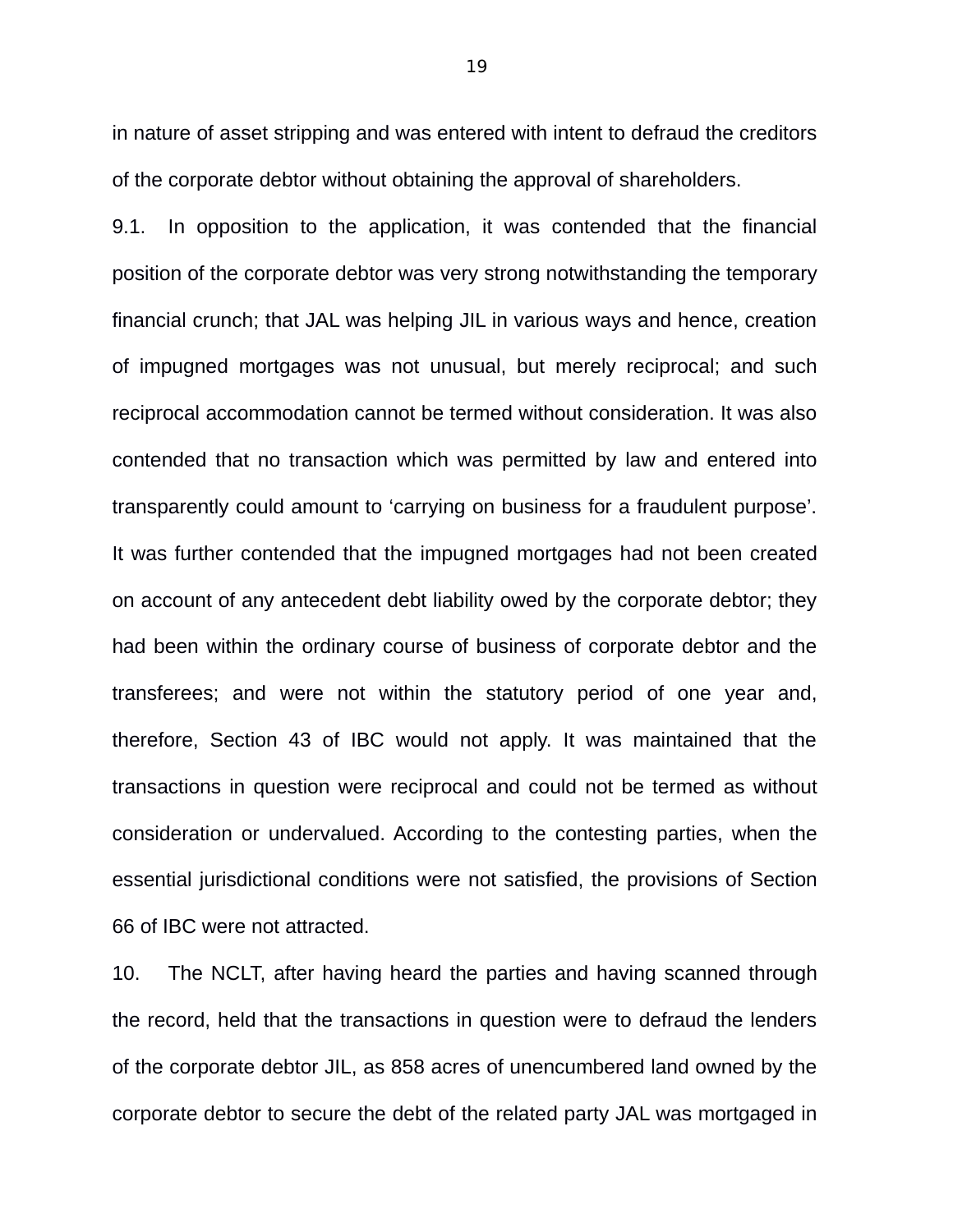in nature of asset stripping and was entered with intent to defraud the creditors of the corporate debtor without obtaining the approval of shareholders.

9.1. In opposition to the application, it was contended that the financial position of the corporate debtor was very strong notwithstanding the temporary financial crunch; that JAL was helping JIL in various ways and hence, creation of impugned mortgages was not unusual, but merely reciprocal; and such reciprocal accommodation cannot be termed without consideration. It was also contended that no transaction which was permitted by law and entered into transparently could amount to 'carrying on business for a fraudulent purpose'. It was further contended that the impugned mortgages had not been created on account of any antecedent debt liability owed by the corporate debtor; they had been within the ordinary course of business of corporate debtor and the transferees; and were not within the statutory period of one year and, therefore, Section 43 of IBC would not apply. It was maintained that the transactions in question were reciprocal and could not be termed as without consideration or undervalued. According to the contesting parties, when the essential jurisdictional conditions were not satisfied, the provisions of Section 66 of IBC were not attracted.

10. The NCLT, after having heard the parties and having scanned through the record, held that the transactions in question were to defraud the lenders of the corporate debtor JIL, as 858 acres of unencumbered land owned by the corporate debtor to secure the debt of the related party JAL was mortgaged in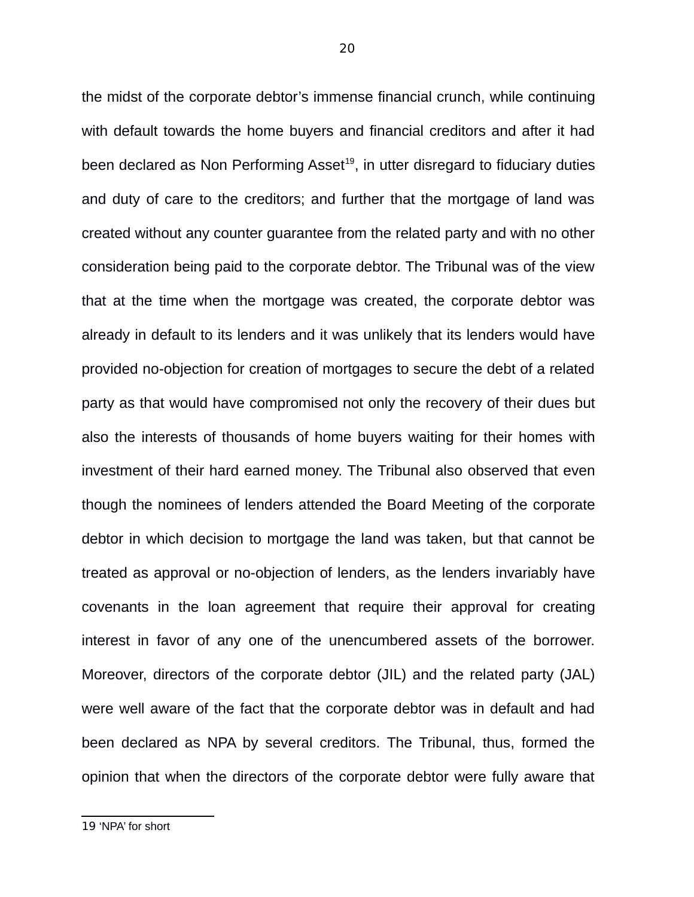the midst of the corporate debtor’s immense financial crunch, while continuing with default towards the home buyers and financial creditors and after it had been declared as Non Performing Asset[19], in utter disregard to fiduciary duties and duty of care to the creditors; and further that the mortgage of land was created without any counter guarantee from the related party and with no other consideration being paid to the corporate debtor. The Tribunal was of the view that at the time when the mortgage was created, the corporate debtor was already in default to its lenders and it was unlikely that its lenders would have provided no-objection for creation of mortgages to secure the debt of a related party as that would have compromised not only the recovery of their dues but also the interests of thousands of home buyers waiting for their homes with investment of their hard earned money. The Tribunal also observed that even though the nominees of lenders attended the Board Meeting of the corporate debtor in which decision to mortgage the land was taken, but that cannot be treated as approval or no-objection of lenders, as the lenders invariably have covenants in the loan agreement that require their approval for creating interest in favor of any one of the unencumbered assets of the borrower. Moreover, directors of the corporate debtor (JIL) and the related party (JAL) were well aware of the fact that the corporate debtor was in default and had been declared as NPA by several creditors. The Tribunal, thus, formed the opinion that when the directors of the corporate debtor were fully aware that

---

19 ‘NPA’ for short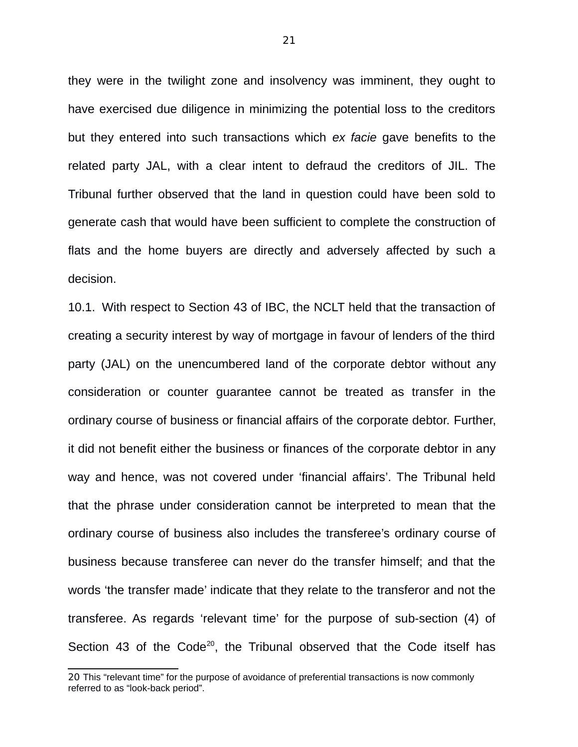they were in the twilight zone and insolvency was imminent, they ought to have exercised due diligence in minimizing the potential loss to the creditors but they entered into such transactions which *ex facie* gave benefits to the related party JAL, with a clear intent to defraud the creditors of JIL. The Tribunal further observed that the land in question could have been sold to generate cash that would have been sufficient to complete the construction of flats and the home buyers are directly and adversely affected by such a decision.

10.1. With respect to Section 43 of IBC, the NCLT held that the transaction of creating a security interest by way of mortgage in favour of lenders of the third party (JAL) on the unencumbered land of the corporate debtor without any consideration or counter guarantee cannot be treated as transfer in the ordinary course of business or financial affairs of the corporate debtor. Further, it did not benefit either the business or finances of the corporate debtor in any way and hence, was not covered under 'financial affairs'. The Tribunal held that the phrase under consideration cannot be interpreted to mean that the ordinary course of business also includes the transferee's ordinary course of business because transferee can never do the transfer himself; and that the words 'the transfer made' indicate that they relate to the transferor and not the transferee. As regards 'relevant time' for the purpose of sub-section (4) of Section 43 of the Code[20], the Tribunal observed that the Code itself has

[20] This "relevant time" for the purpose of avoidance of preferential transactions is now commonly referred to as "look-back period".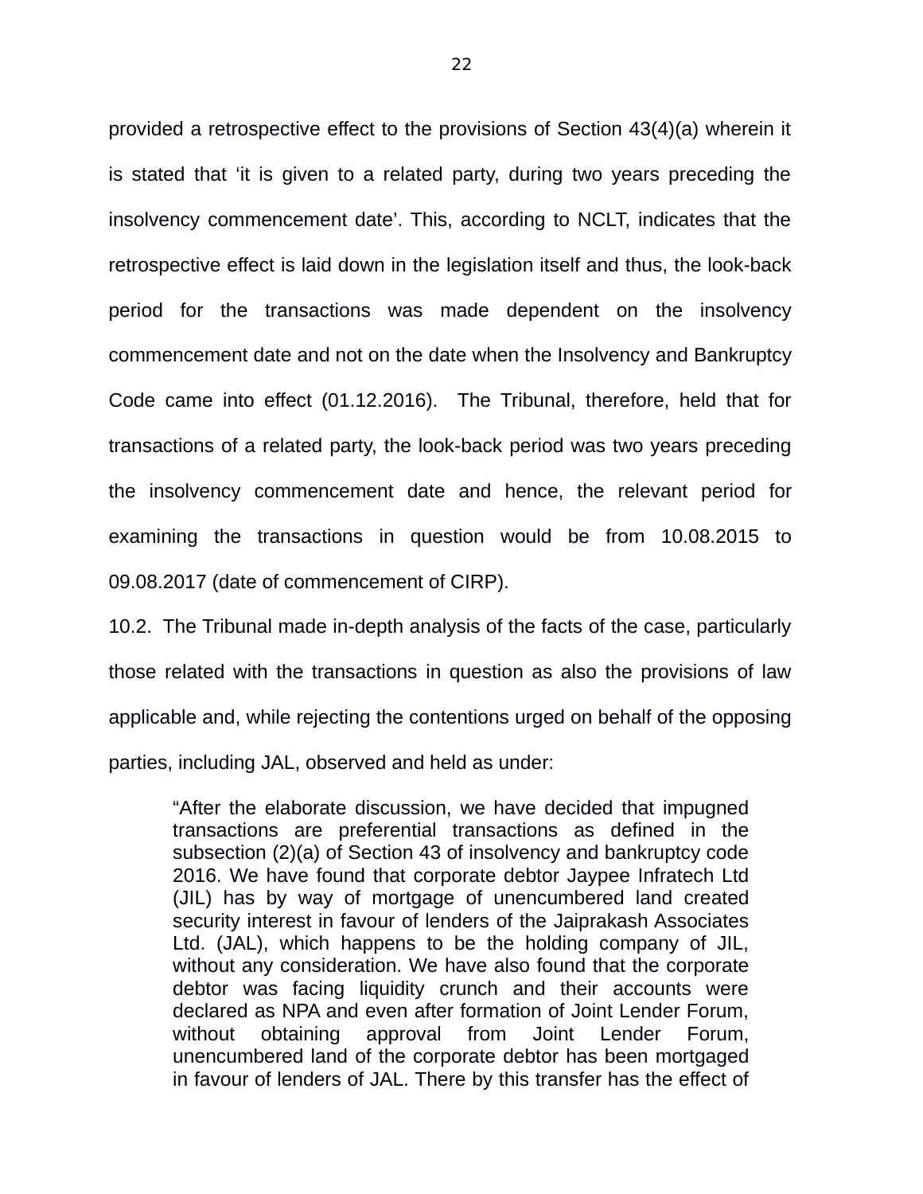provided a retrospective effect to the provisions of Section 43(4)(a) wherein it is stated that 'it is given to a related party, during two years preceding the insolvency commencement date'. This, according to NCLT, indicates that the retrospective effect is laid down in the legislation itself and thus, the look-back period for the transactions was made dependent on the insolvency commencement date and not on the date when the Insolvency and Bankruptcy Code came into effect (01.12.2016). The Tribunal, therefore, held that for transactions of a related party, the look-back period was two years preceding the insolvency commencement date and hence, the relevant period for examining the transactions in question would be from 10.08.2015 to 09.08.2017 (date of commencement of CIRP).

10.2. The Tribunal made in-depth analysis of the facts of the case, particularly those related with the transactions in question as also the provisions of law applicable and, while rejecting the contentions urged on behalf of the opposing parties, including JAL, observed and held as under:

> "After the elaborate discussion, we have decided that impugned transactions are preferential transactions as defined in the subsection (2)(a) of Section 43 of insolvency and bankruptcy code 2016. We have found that corporate debtor Jaypee Infratech Ltd (JIL) has by way of mortgage of unencumbered land created security interest in favour of lenders of the Jaiprakash Associates Ltd. (JAL), which happens to be the holding company of JIL, without any consideration. We have also found that the corporate debtor was facing liquidity crunch and their accounts were declared as NPA and even after formation of Joint Lender Forum, without obtaining approval from Joint Lender Forum, unencumbered land of the corporate debtor has been mortgaged in favour of lenders of JAL. There by this transfer has the effect of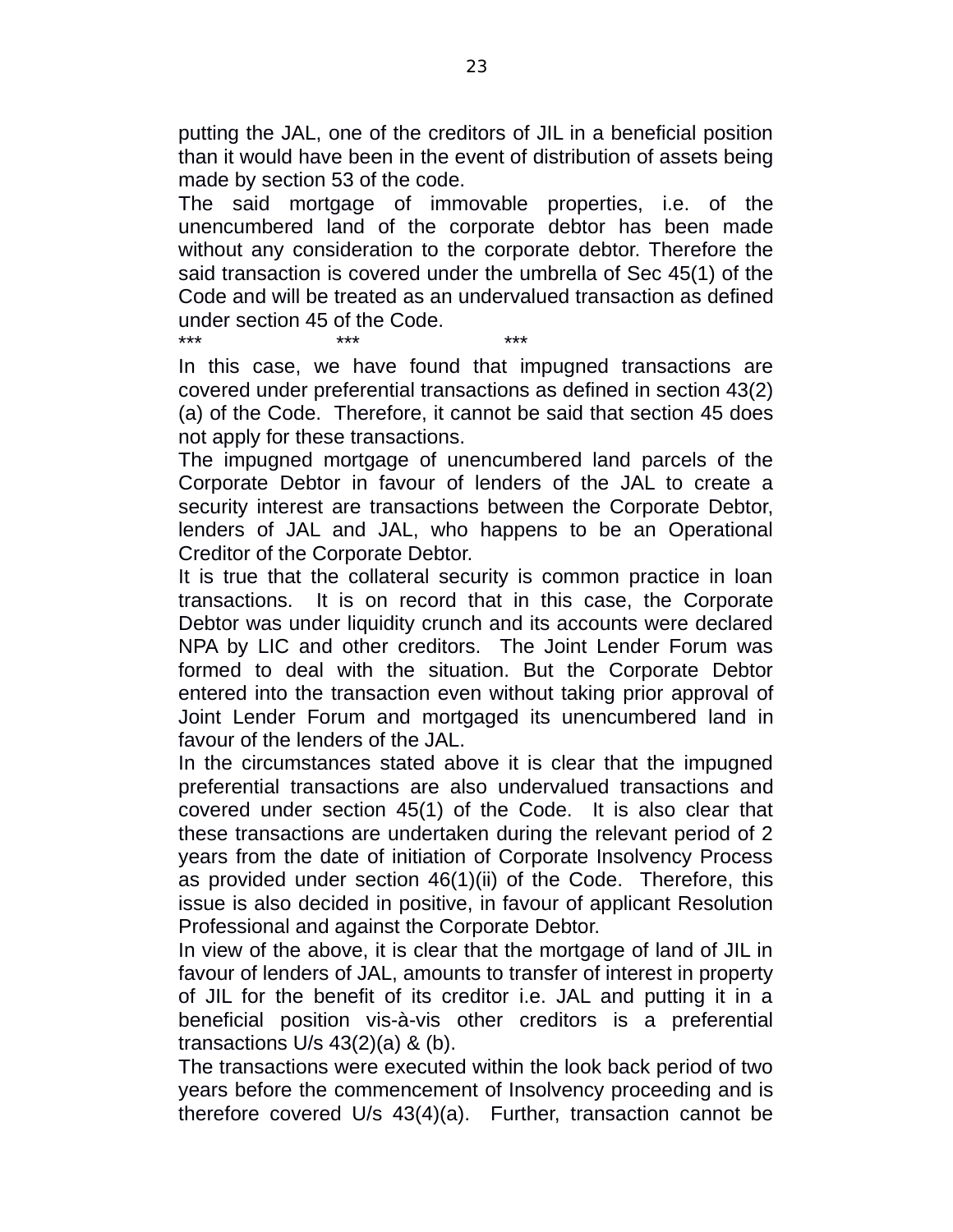putting the JAL, one of the creditors of JIL in a beneficial position than it would have been in the event of distribution of assets being made by section 53 of the code.

The said mortgage of immovable properties, i.e. of the unencumbered land of the corporate debtor has been made without any consideration to the corporate debtor. Therefore the said transaction is covered under the umbrella of Sec 45(1) of the Code and will be treated as an undervalued transaction as defined under section 45 of the Code.

*** *** ***

In this case, we have found that impugned transactions are covered under preferential transactions as defined in section 43(2)(a) of the Code. Therefore, it cannot be said that section 45 does not apply for these transactions.

The impugned mortgage of unencumbered land parcels of the Corporate Debtor in favour of lenders of the JAL to create a security interest are transactions between the Corporate Debtor, lenders of JAL and JAL, who happens to be an Operational Creditor of the Corporate Debtor.

It is true that the collateral security is common practice in loan transactions. It is on record that in this case, the Corporate Debtor was under liquidity crunch and its accounts were declared NPA by LIC and other creditors. The Joint Lender Forum was formed to deal with the situation. But the Corporate Debtor entered into the transaction even without taking prior approval of Joint Lender Forum and mortgaged its unencumbered land in favour of the lenders of the JAL.

In the circumstances stated above it is clear that the impugned preferential transactions are also undervalued transactions and covered under section 45(1) of the Code. It is also clear that these transactions are undertaken during the relevant period of 2 years from the date of initiation of Corporate Insolvency Process as provided under section 46(1)(ii) of the Code. Therefore, this issue is also decided in positive, in favour of applicant Resolution Professional and against the Corporate Debtor.

In view of the above, it is clear that the mortgage of land of JIL in favour of lenders of JAL, amounts to transfer of interest in property of JIL for the benefit of its creditor i.e. JAL and putting it in a beneficial position vis-à-vis other creditors is a preferential transactions U/s 43(2)(a) & (b).

The transactions were executed within the look back period of two years before the commencement of Insolvency proceeding and is therefore covered U/s 43(4)(a). Further, transaction cannot be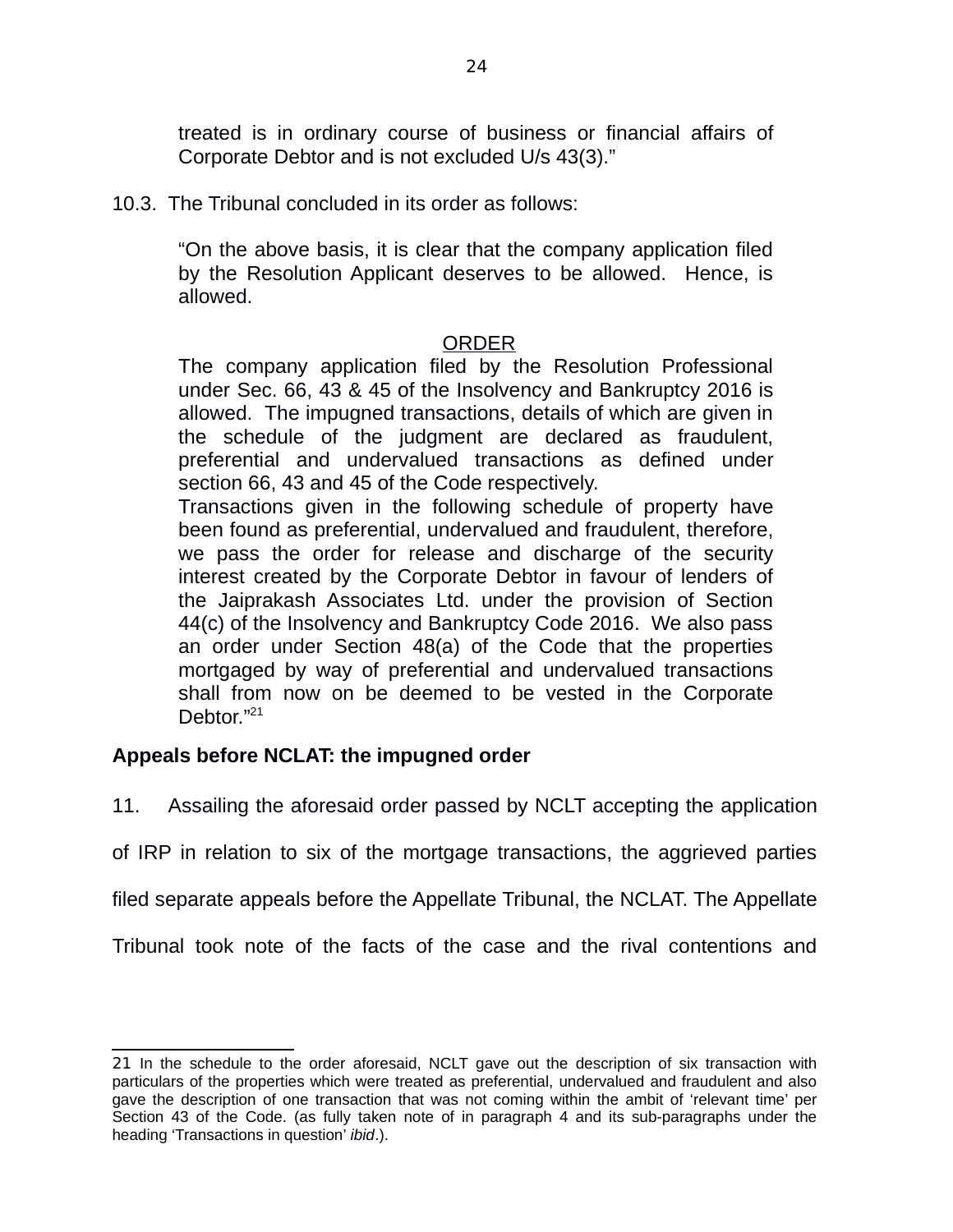treated is in ordinary course of business or financial affairs of Corporate Debtor and is not excluded U/s 43(3)."

10.3. The Tribunal concluded in its order as follows:

> "On the above basis, it is clear that the company application filed by the Resolution Applicant deserves to be allowed. Hence, is allowed.
>
> ORDER
>
> The company application filed by the Resolution Professional under Sec. 66, 43 & 45 of the Insolvency and Bankruptcy 2016 is allowed. The impugned transactions, details of which are given in the schedule of the judgment are declared as fraudulent, preferential and undervalued transactions as defined under section 66, 43 and 45 of the Code respectively.
>
> Transactions given in the following schedule of property have been found as preferential, undervalued and fraudulent, therefore, we pass the order for release and discharge of the security interest created by the Corporate Debtor in favour of lenders of the Jaiprakash Associates Ltd. under the provision of Section 44(c) of the Insolvency and Bankruptcy Code 2016. We also pass an order under Section 48(a) of the Code that the properties mortgaged by way of preferential and undervalued transactions shall from now on be deemed to be vested in the Corporate Debtor."[21]

**Appeals before NCLAT: the impugned order**

11. Assailing the aforesaid order passed by NCLT accepting the application of IRP in relation to six of the mortgage transactions, the aggrieved parties filed separate appeals before the Appellate Tribunal, the NCLAT. The Appellate Tribunal took note of the facts of the case and the rival contentions and

---

21 In the schedule to the order aforesaid, NCLT gave out the description of six transaction with particulars of the properties which were treated as preferential, undervalued and fraudulent and also gave the description of one transaction that was not coming within the ambit of 'relevant time' per Section 43 of the Code. (as fully taken note of in paragraph 4 and its sub-paragraphs under the heading 'Transactions in question' *ibid*.).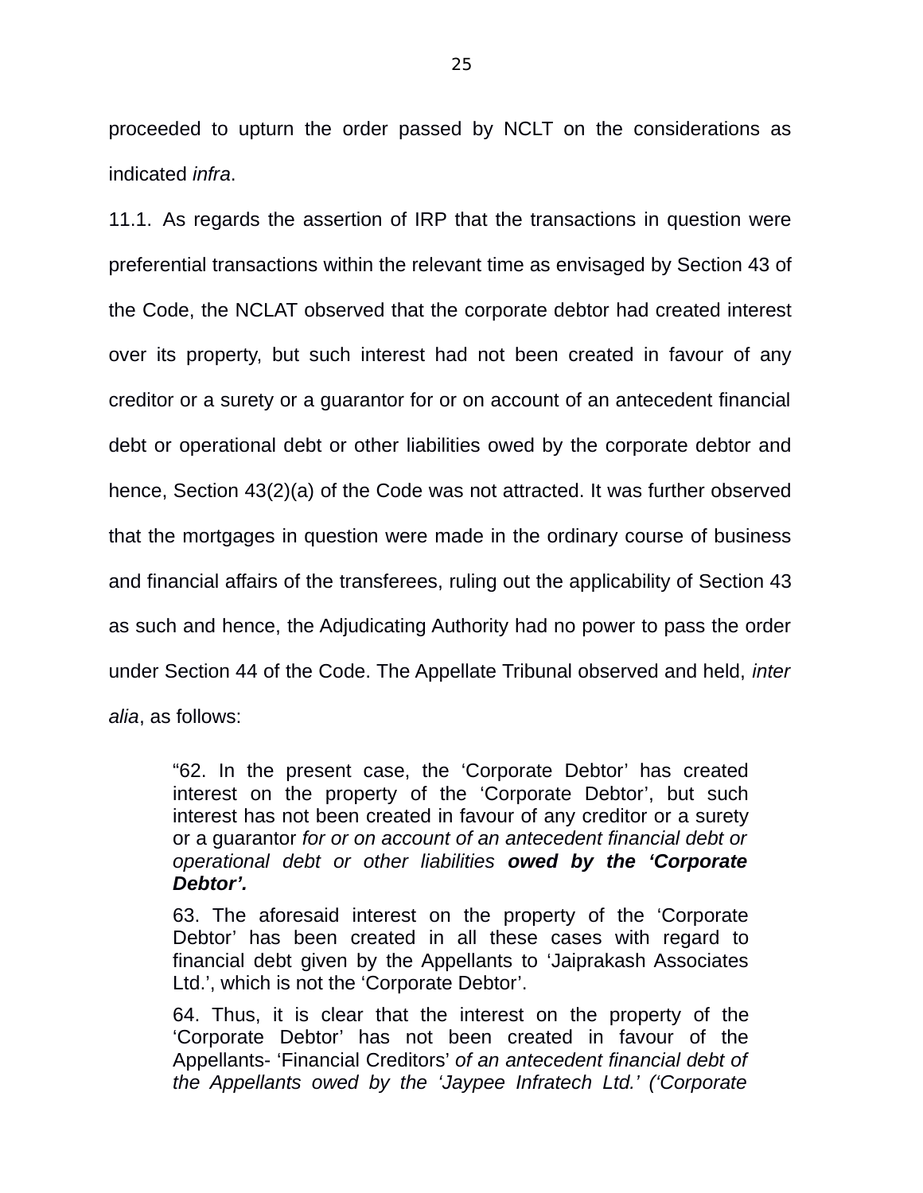proceeded to upturn the order passed by NCLT on the considerations as indicated *infra*.

11.1. As regards the assertion of IRP that the transactions in question were preferential transactions within the relevant time as envisaged by Section 43 of the Code, the NCLAT observed that the corporate debtor had created interest over its property, but such interest had not been created in favour of any creditor or a surety or a guarantor for or on account of an antecedent financial debt or operational debt or other liabilities owed by the corporate debtor and hence, Section 43(2)(a) of the Code was not attracted. It was further observed that the mortgages in question were made in the ordinary course of business and financial affairs of the transferees, ruling out the applicability of Section 43 as such and hence, the Adjudicating Authority had no power to pass the order under Section 44 of the Code. The Appellate Tribunal observed and held, *inter alia*, as follows:

> "62. In the present case, the 'Corporate Debtor' has created interest on the property of the 'Corporate Debtor', but such interest has not been created in favour of any creditor or a surety or a guarantor *for or on account of an antecedent financial debt or operational debt or other liabilities* ***owed by the 'Corporate Debtor'.***
>
> 63. The aforesaid interest on the property of the 'Corporate Debtor' has been created in all these cases with regard to financial debt given by the Appellants to 'Jaiprakash Associates Ltd.', which is not the 'Corporate Debtor'.
>
> 64. Thus, it is clear that the interest on the property of the 'Corporate Debtor' has not been created in favour of the Appellants- 'Financial Creditors' *of an antecedent financial debt of the Appellants owed by the 'Jaypee Infratech Ltd.' ('Corporate*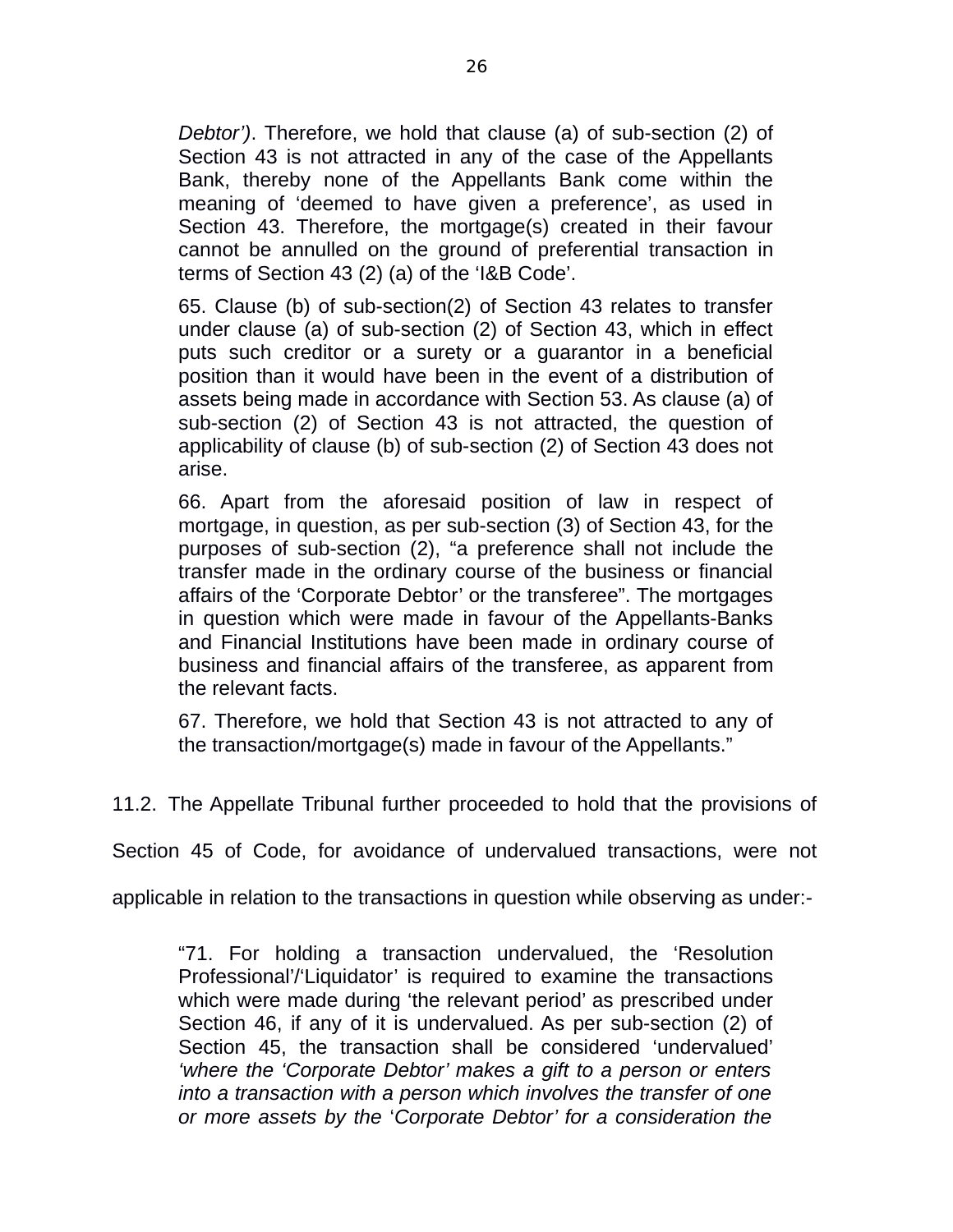*Debtor')*. Therefore, we hold that clause (a) of sub-section (2) of Section 43 is not attracted in any of the case of the Appellants Bank, thereby none of the Appellants Bank come within the meaning of 'deemed to have given a preference', as used in Section 43. Therefore, the mortgage(s) created in their favour cannot be annulled on the ground of preferential transaction in terms of Section 43 (2) (a) of the 'I&B Code'.

> 65. Clause (b) of sub-section(2) of Section 43 relates to transfer under clause (a) of sub-section (2) of Section 43, which in effect puts such creditor or a surety or a guarantor in a beneficial position than it would have been in the event of a distribution of assets being made in accordance with Section 53. As clause (a) of sub-section (2) of Section 43 is not attracted, the question of applicability of clause (b) of sub-section (2) of Section 43 does not arise.
>
> 66. Apart from the aforesaid position of law in respect of mortgage, in question, as per sub-section (3) of Section 43, for the purposes of sub-section (2), "a preference shall not include the transfer made in the ordinary course of the business or financial affairs of the 'Corporate Debtor' or the transferee". The mortgages in question which were made in favour of the Appellants-Banks and Financial Institutions have been made in ordinary course of business and financial affairs of the transferee, as apparent from the relevant facts.
>
> 67. Therefore, we hold that Section 43 is not attracted to any of the transaction/mortgage(s) made in favour of the Appellants."

11.2. The Appellate Tribunal further proceeded to hold that the provisions of Section 45 of Code, for avoidance of undervalued transactions, were not applicable in relation to the transactions in question while observing as under:-

> "71. For holding a transaction undervalued, the 'Resolution Professional'/'Liquidator' is required to examine the transactions which were made during 'the relevant period' as prescribed under Section 46, if any of it is undervalued. As per sub-section (2) of Section 45, the transaction shall be considered 'undervalued' *'where the 'Corporate Debtor' makes a gift to a person or enters into a transaction with a person which involves the transfer of one or more assets by the 'Corporate Debtor' for a consideration the*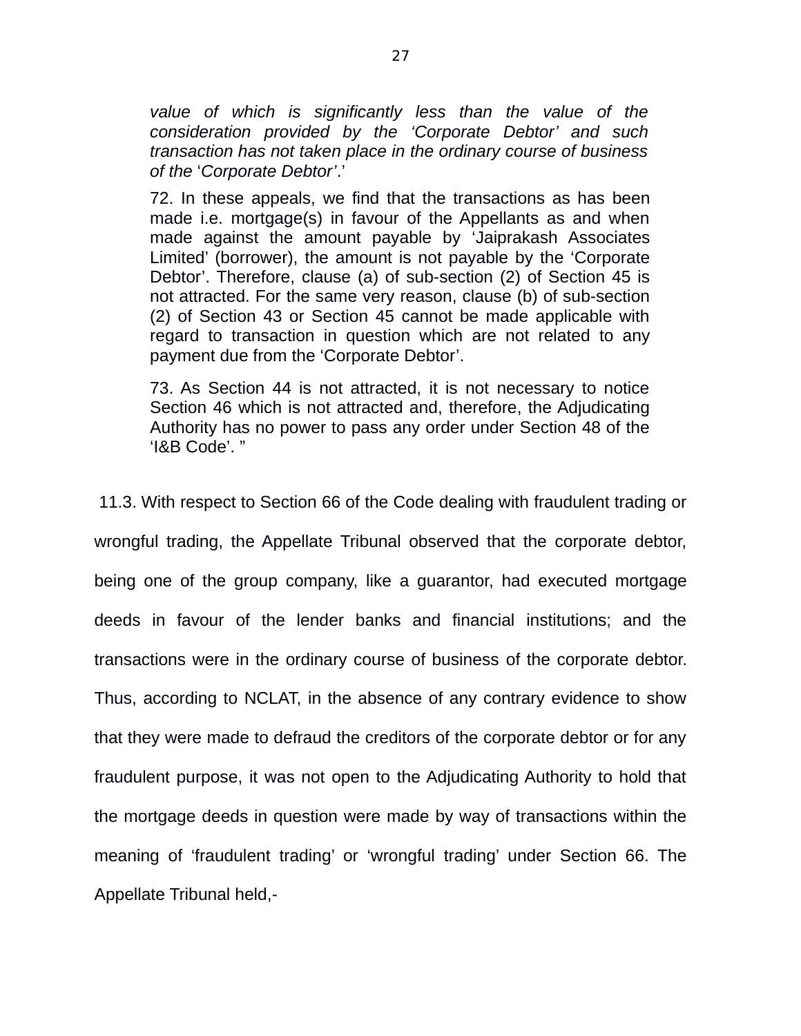> *value of which is significantly less than the value of the consideration provided by the 'Corporate Debtor' and such transaction has not taken place in the ordinary course of business of the* '*Corporate Debtor'*.'
>
> 72. In these appeals, we find that the transactions as has been made i.e. mortgage(s) in favour of the Appellants as and when made against the amount payable by 'Jaiprakash Associates Limited' (borrower), the amount is not payable by the 'Corporate Debtor'. Therefore, clause (a) of sub-section (2) of Section 45 is not attracted. For the same very reason, clause (b) of sub-section (2) of Section 43 or Section 45 cannot be made applicable with regard to transaction in question which are not related to any payment due from the 'Corporate Debtor'.
>
> 73. As Section 44 is not attracted, it is not necessary to notice Section 46 which is not attracted and, therefore, the Adjudicating Authority has no power to pass any order under Section 48 of the 'I&B Code'. "

11.3. With respect to Section 66 of the Code dealing with fraudulent trading or wrongful trading, the Appellate Tribunal observed that the corporate debtor, being one of the group company, like a guarantor, had executed mortgage deeds in favour of the lender banks and financial institutions; and the transactions were in the ordinary course of business of the corporate debtor. Thus, according to NCLAT, in the absence of any contrary evidence to show that they were made to defraud the creditors of the corporate debtor or for any fraudulent purpose, it was not open to the Adjudicating Authority to hold that the mortgage deeds in question were made by way of transactions within the meaning of 'fraudulent trading' or 'wrongful trading' under Section 66. The Appellate Tribunal held,-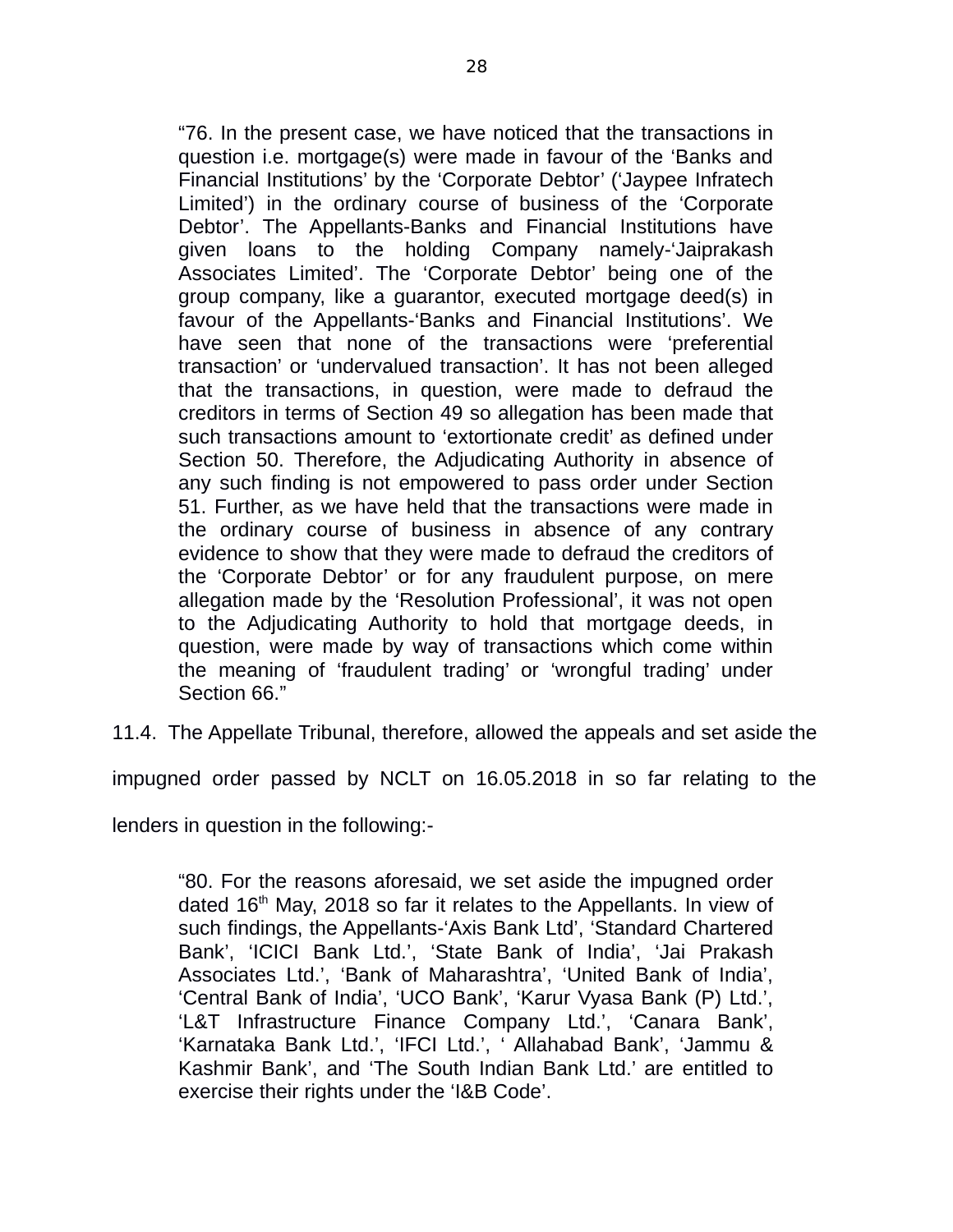> "76. In the present case, we have noticed that the transactions in question i.e. mortgage(s) were made in favour of the 'Banks and Financial Institutions' by the 'Corporate Debtor' ('Jaypee Infratech Limited') in the ordinary course of business of the 'Corporate Debtor'. The Appellants-Banks and Financial Institutions have given loans to the holding Company namely-'Jaiprakash Associates Limited'. The 'Corporate Debtor' being one of the group company, like a guarantor, executed mortgage deed(s) in favour of the Appellants-'Banks and Financial Institutions'. We have seen that none of the transactions were 'preferential transaction' or 'undervalued transaction'. It has not been alleged that the transactions, in question, were made to defraud the creditors in terms of Section 49 so allegation has been made that such transactions amount to 'extortionate credit' as defined under Section 50. Therefore, the Adjudicating Authority in absence of any such finding is not empowered to pass order under Section 51. Further, as we have held that the transactions were made in the ordinary course of business in absence of any contrary evidence to show that they were made to defraud the creditors of the 'Corporate Debtor' or for any fraudulent purpose, on mere allegation made by the 'Resolution Professional', it was not open to the Adjudicating Authority to hold that mortgage deeds, in question, were made by way of transactions which come within the meaning of 'fraudulent trading' or 'wrongful trading' under Section 66."

11.4. The Appellate Tribunal, therefore, allowed the appeals and set aside the impugned order passed by NCLT on 16.05.2018 in so far relating to the lenders in question in the following:-

> "80. For the reasons aforesaid, we set aside the impugned order dated 16th May, 2018 so far it relates to the Appellants. In view of such findings, the Appellants-'Axis Bank Ltd', 'Standard Chartered Bank', 'ICICI Bank Ltd.', 'State Bank of India', 'Jai Prakash Associates Ltd.', 'Bank of Maharashtra', 'United Bank of India', 'Central Bank of India', 'UCO Bank', 'Karur Vyasa Bank (P) Ltd.', 'L&T Infrastructure Finance Company Ltd.', 'Canara Bank', 'Karnataka Bank Ltd.', 'IFCI Ltd.', ' Allahabad Bank', 'Jammu & Kashmir Bank', and 'The South Indian Bank Ltd.' are entitled to exercise their rights under the 'I&B Code'.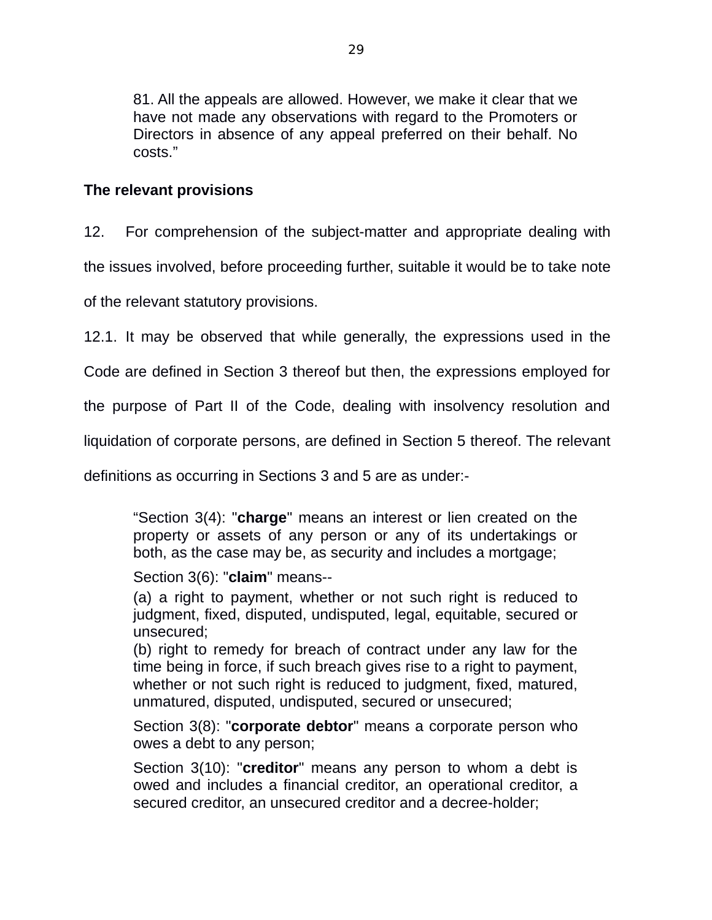> 81. All the appeals are allowed. However, we make it clear that we have not made any observations with regard to the Promoters or Directors in absence of any appeal preferred on their behalf. No costs."

**The relevant provisions**

12. For comprehension of the subject-matter and appropriate dealing with the issues involved, before proceeding further, suitable it would be to take note of the relevant statutory provisions.

12.1. It may be observed that while generally, the expressions used in the Code are defined in Section 3 thereof but then, the expressions employed for the purpose of Part II of the Code, dealing with insolvency resolution and liquidation of corporate persons, are defined in Section 5 thereof. The relevant definitions as occurring in Sections 3 and 5 are as under:-

> "Section 3(4): "**charge**" means an interest or lien created on the property or assets of any person or any of its undertakings or both, as the case may be, as security and includes a mortgage;
>
> Section 3(6): "**claim**" means--
>
> (a) a right to payment, whether or not such right is reduced to judgment, fixed, disputed, undisputed, legal, equitable, secured or unsecured;
>
> (b) right to remedy for breach of contract under any law for the time being in force, if such breach gives rise to a right to payment, whether or not such right is reduced to judgment, fixed, matured, unmatured, disputed, undisputed, secured or unsecured;
>
> Section 3(8): "**corporate debtor**" means a corporate person who owes a debt to any person;
>
> Section 3(10): "**creditor**" means any person to whom a debt is owed and includes a financial creditor, an operational creditor, a secured creditor, an unsecured creditor and a decree-holder;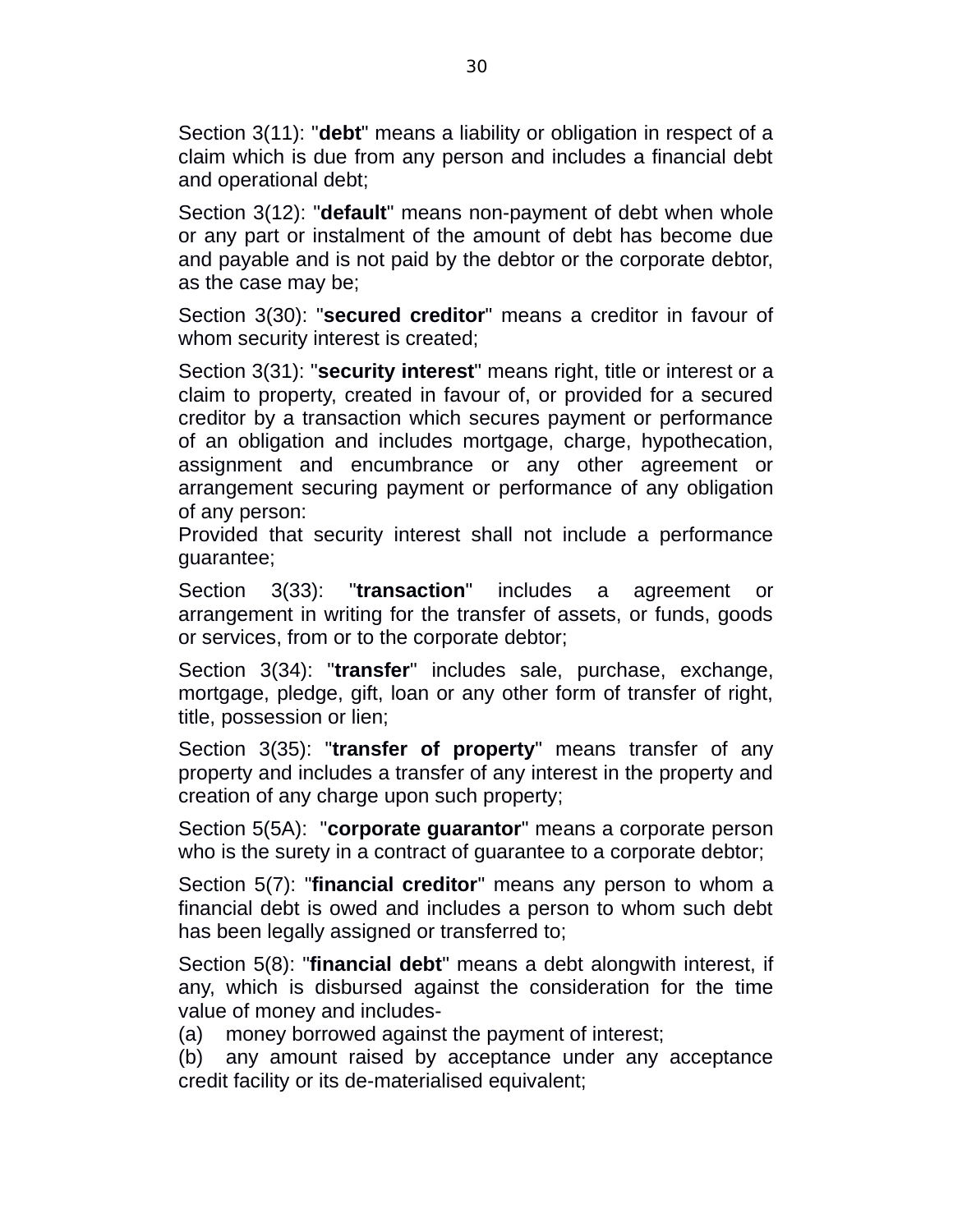Section 3(11): "**debt**" means a liability or obligation in respect of a claim which is due from any person and includes a financial debt and operational debt;

Section 3(12): "**default**" means non-payment of debt when whole or any part or instalment of the amount of debt has become due and payable and is not paid by the debtor or the corporate debtor, as the case may be;

Section 3(30): "**secured creditor**" means a creditor in favour of whom security interest is created;

Section 3(31): "**security interest**" means right, title or interest or a claim to property, created in favour of, or provided for a secured creditor by a transaction which secures payment or performance of an obligation and includes mortgage, charge, hypothecation, assignment and encumbrance or any other agreement or arrangement securing payment or performance of any obligation of any person:

Provided that security interest shall not include a performance guarantee;

Section 3(33): "**transaction**" includes a agreement or arrangement in writing for the transfer of assets, or funds, goods or services, from or to the corporate debtor;

Section 3(34): "**transfer**" includes sale, purchase, exchange, mortgage, pledge, gift, loan or any other form of transfer of right, title, possession or lien;

Section 3(35): "**transfer of property**" means transfer of any property and includes a transfer of any interest in the property and creation of any charge upon such property;

Section 5(5A): "**corporate guarantor**" means a corporate person who is the surety in a contract of guarantee to a corporate debtor;

Section 5(7): "**financial creditor**" means any person to whom a financial debt is owed and includes a person to whom such debt has been legally assigned or transferred to;

Section 5(8): "**financial debt**" means a debt alongwith interest, if any, which is disbursed against the consideration for the time value of money and includes-

(a) money borrowed against the payment of interest;

(b) any amount raised by acceptance under any acceptance credit facility or its de-materialised equivalent;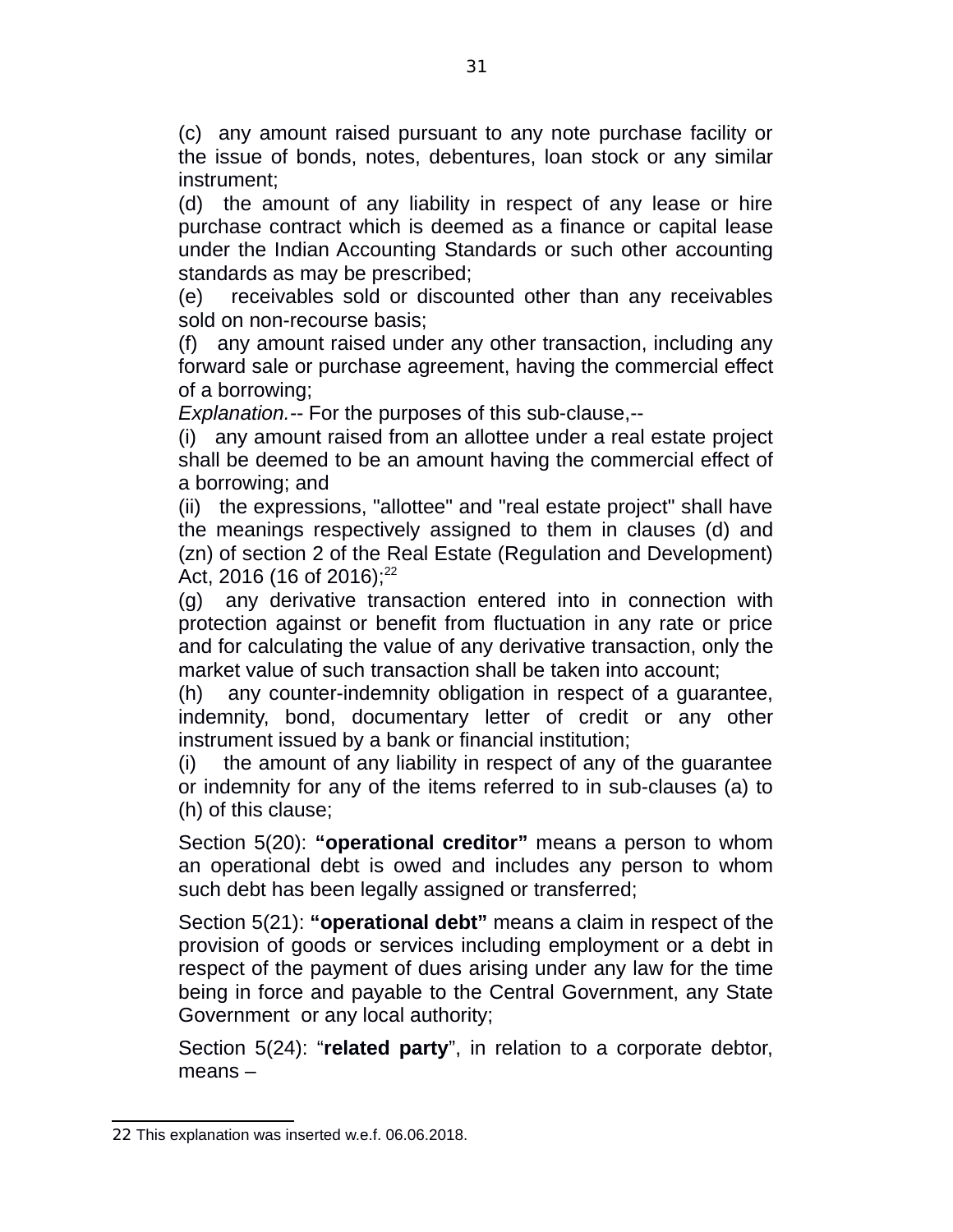(c) any amount raised pursuant to any note purchase facility or the issue of bonds, notes, debentures, loan stock or any similar instrument;

(d) the amount of any liability in respect of any lease or hire purchase contract which is deemed as a finance or capital lease under the Indian Accounting Standards or such other accounting standards as may be prescribed;

(e) receivables sold or discounted other than any receivables sold on non-recourse basis;

(f) any amount raised under any other transaction, including any forward sale or purchase agreement, having the commercial effect of a borrowing;

*Explanation.*-- For the purposes of this sub-clause,--

(i) any amount raised from an allottee under a real estate project shall be deemed to be an amount having the commercial effect of a borrowing; and

(ii) the expressions, "allottee" and "real estate project" shall have the meanings respectively assigned to them in clauses (d) and (zn) of section 2 of the Real Estate (Regulation and Development) Act, 2016 (16 of 2016);[22]

(g) any derivative transaction entered into in connection with protection against or benefit from fluctuation in any rate or price and for calculating the value of any derivative transaction, only the market value of such transaction shall be taken into account;

(h) any counter-indemnity obligation in respect of a guarantee, indemnity, bond, documentary letter of credit or any other instrument issued by a bank or financial institution;

(i) the amount of any liability in respect of any of the guarantee or indemnity for any of the items referred to in sub-clauses (a) to (h) of this clause;

Section 5(20): **"operational creditor"** means a person to whom an operational debt is owed and includes any person to whom such debt has been legally assigned or transferred;

Section 5(21): **"operational debt"** means a claim in respect of the provision of goods or services including employment or a debt in respect of the payment of dues arising under any law for the time being in force and payable to the Central Government, any State Government or any local authority;

Section 5(24): "**related party**", in relation to a corporate debtor, means –

---

22 This explanation was inserted w.e.f. 06.06.2018.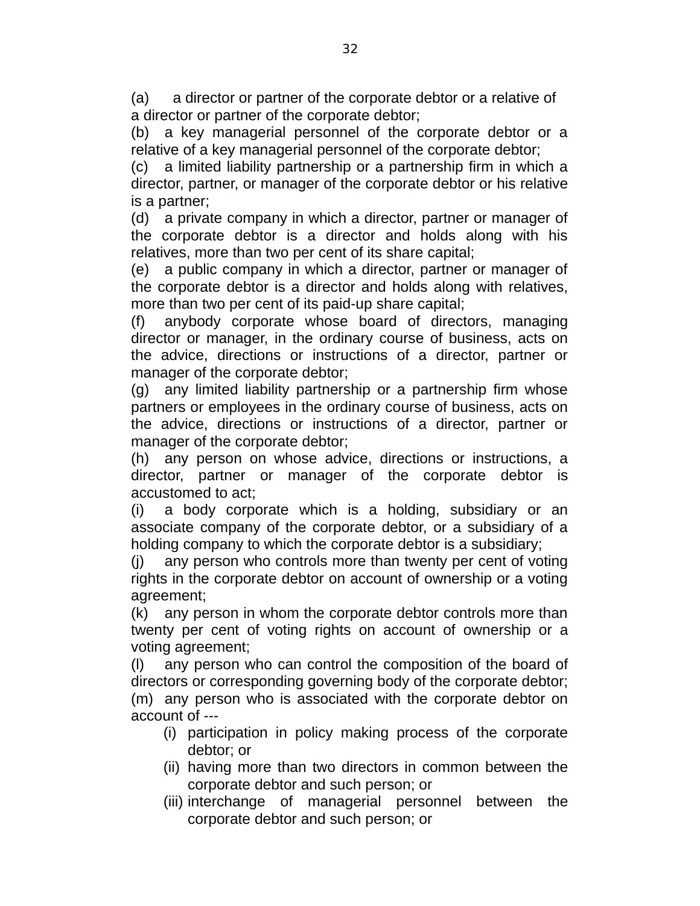(a) a director or partner of the corporate debtor or a relative of a director or partner of the corporate debtor;

(b) a key managerial personnel of the corporate debtor or a relative of a key managerial personnel of the corporate debtor;

(c) a limited liability partnership or a partnership firm in which a director, partner, or manager of the corporate debtor or his relative is a partner;

(d) a private company in which a director, partner or manager of the corporate debtor is a director and holds along with his relatives, more than two per cent of its share capital;

(e) a public company in which a director, partner or manager of the corporate debtor is a director and holds along with relatives, more than two per cent of its paid-up share capital;

(f) anybody corporate whose board of directors, managing director or manager, in the ordinary course of business, acts on the advice, directions or instructions of a director, partner or manager of the corporate debtor;

(g) any limited liability partnership or a partnership firm whose partners or employees in the ordinary course of business, acts on the advice, directions or instructions of a director, partner or manager of the corporate debtor;

(h) any person on whose advice, directions or instructions, a director, partner or manager of the corporate debtor is accustomed to act;

(i) a body corporate which is a holding, subsidiary or an associate company of the corporate debtor, or a subsidiary of a holding company to which the corporate debtor is a subsidiary;

(j) any person who controls more than twenty per cent of voting rights in the corporate debtor on account of ownership or a voting agreement;

(k) any person in whom the corporate debtor controls more than twenty per cent of voting rights on account of ownership or a voting agreement;

(l) any person who can control the composition of the board of directors or corresponding governing body of the corporate debtor;

(m) any person who is associated with the corporate debtor on account of ---

   (i) participation in policy making process of the corporate debtor; or
   
   (ii) having more than two directors in common between the corporate debtor and such person; or
   
   (iii) interchange of managerial personnel between the corporate debtor and such person; or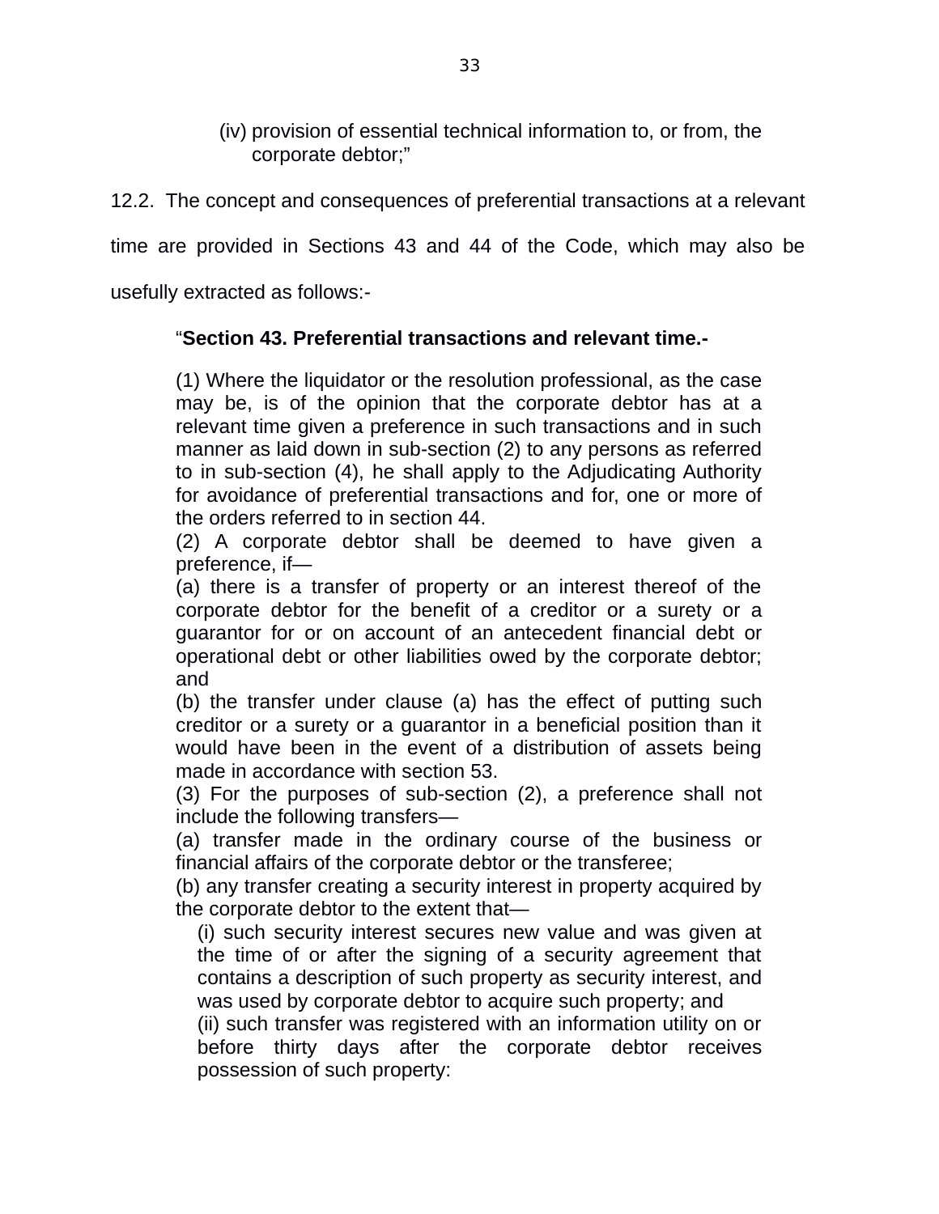(iv) provision of essential technical information to, or from, the corporate debtor;"

12.2. The concept and consequences of preferential transactions at a relevant time are provided in Sections 43 and 44 of the Code, which may also be usefully extracted as follows:-

> "**Section 43. Preferential transactions and relevant time.-**
>
> (1) Where the liquidator or the resolution professional, as the case may be, is of the opinion that the corporate debtor has at a relevant time given a preference in such transactions and in such manner as laid down in sub-section (2) to any persons as referred to in sub-section (4), he shall apply to the Adjudicating Authority for avoidance of preferential transactions and for, one or more of the orders referred to in section 44.
>
> (2) A corporate debtor shall be deemed to have given a preference, if—
>
> (a) there is a transfer of property or an interest thereof of the corporate debtor for the benefit of a creditor or a surety or a guarantor for or on account of an antecedent financial debt or operational debt or other liabilities owed by the corporate debtor; and
>
> (b) the transfer under clause (a) has the effect of putting such creditor or a surety or a guarantor in a beneficial position than it would have been in the event of a distribution of assets being made in accordance with section 53.
>
> (3) For the purposes of sub-section (2), a preference shall not include the following transfers—
>
> (a) transfer made in the ordinary course of the business or financial affairs of the corporate debtor or the transferee;
>
> (b) any transfer creating a security interest in property acquired by the corporate debtor to the extent that—
>
> (i) such security interest secures new value and was given at the time of or after the signing of a security agreement that contains a description of such property as security interest, and was used by corporate debtor to acquire such property; and
>
> (ii) such transfer was registered with an information utility on or before thirty days after the corporate debtor receives possession of such property: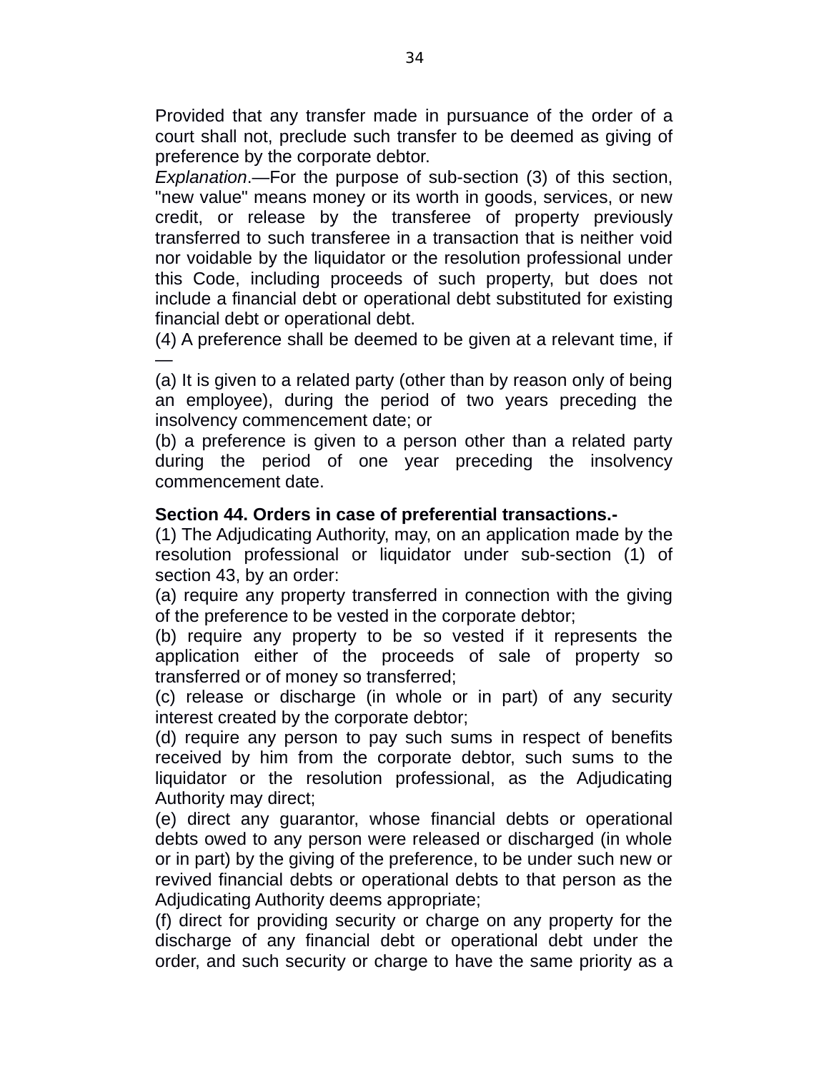Provided that any transfer made in pursuance of the order of a court shall not, preclude such transfer to be deemed as giving of preference by the corporate debtor.

*Explanation*.—For the purpose of sub-section (3) of this section, "new value" means money or its worth in goods, services, or new credit, or release by the transferee of property previously transferred to such transferee in a transaction that is neither void nor voidable by the liquidator or the resolution professional under this Code, including proceeds of such property, but does not include a financial debt or operational debt substituted for existing financial debt or operational debt.

(4) A preference shall be deemed to be given at a relevant time, if —

(a) It is given to a related party (other than by reason only of being an employee), during the period of two years preceding the insolvency commencement date; or

(b) a preference is given to a person other than a related party during the period of one year preceding the insolvency commencement date.

**Section 44. Orders in case of preferential transactions.-**

(1) The Adjudicating Authority, may, on an application made by the resolution professional or liquidator under sub-section (1) of section 43, by an order:

(a) require any property transferred in connection with the giving of the preference to be vested in the corporate debtor;

(b) require any property to be so vested if it represents the application either of the proceeds of sale of property so transferred or of money so transferred;

(c) release or discharge (in whole or in part) of any security interest created by the corporate debtor;

(d) require any person to pay such sums in respect of benefits received by him from the corporate debtor, such sums to the liquidator or the resolution professional, as the Adjudicating Authority may direct;

(e) direct any guarantor, whose financial debts or operational debts owed to any person were released or discharged (in whole or in part) by the giving of the preference, to be under such new or revived financial debts or operational debts to that person as the Adjudicating Authority deems appropriate;

(f) direct for providing security or charge on any property for the discharge of any financial debt or operational debt under the order, and such security or charge to have the same priority as a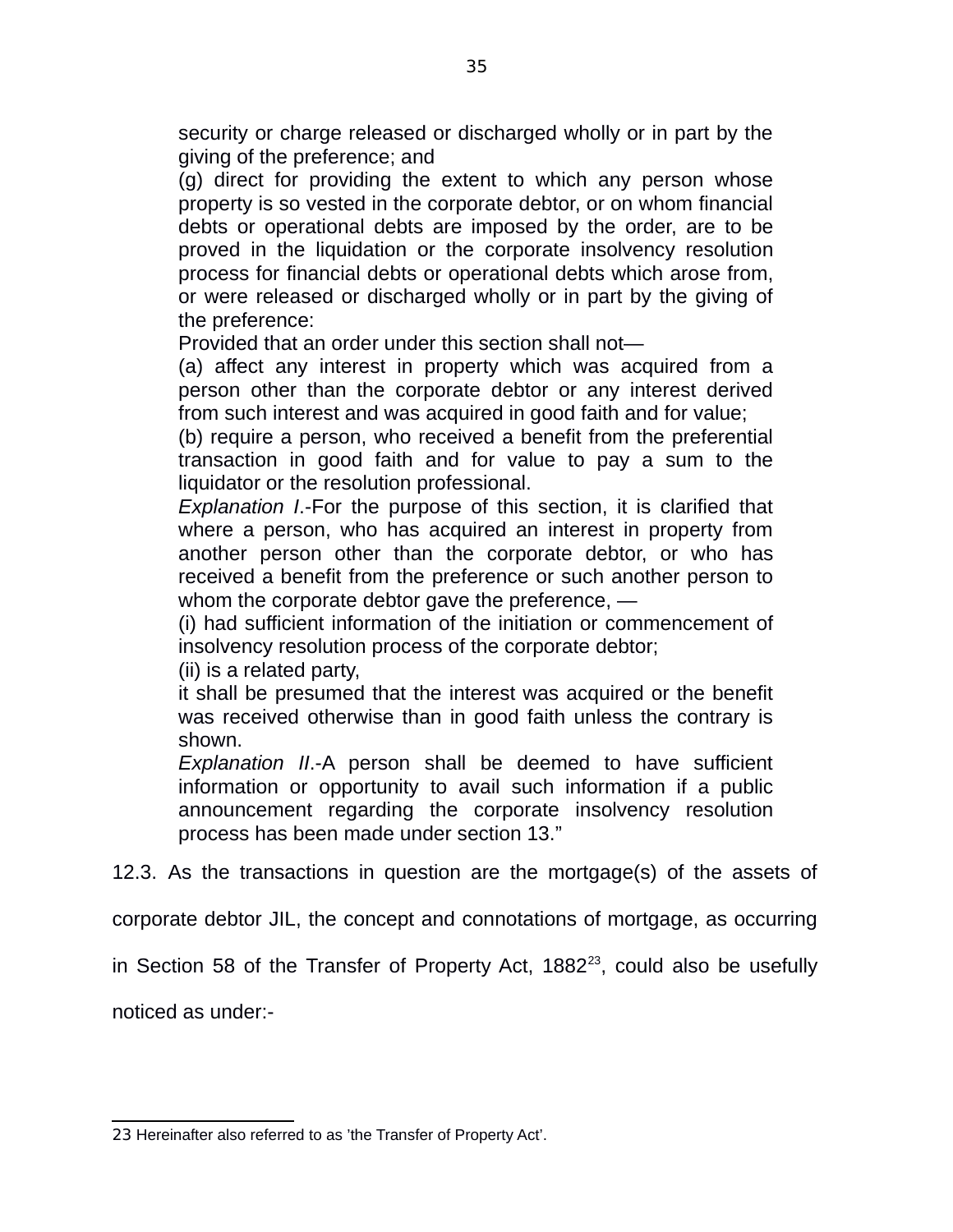security or charge released or discharged wholly or in part by the giving of the preference; and

(g) direct for providing the extent to which any person whose property is so vested in the corporate debtor, or on whom financial debts or operational debts are imposed by the order, are to be proved in the liquidation or the corporate insolvency resolution process for financial debts or operational debts which arose from, or were released or discharged wholly or in part by the giving of the preference:

Provided that an order under this section shall not—

(a) affect any interest in property which was acquired from a person other than the corporate debtor or any interest derived from such interest and was acquired in good faith and for value;

(b) require a person, who received a benefit from the preferential transaction in good faith and for value to pay a sum to the liquidator or the resolution professional.

*Explanation I*.-For the purpose of this section, it is clarified that where a person, who has acquired an interest in property from another person other than the corporate debtor, or who has received a benefit from the preference or such another person to whom the corporate debtor gave the preference, —

(i) had sufficient information of the initiation or commencement of insolvency resolution process of the corporate debtor;

(ii) is a related party,

it shall be presumed that the interest was acquired or the benefit was received otherwise than in good faith unless the contrary is shown.

*Explanation II*.-A person shall be deemed to have sufficient information or opportunity to avail such information if a public announcement regarding the corporate insolvency resolution process has been made under section 13."

12.3. As the transactions in question are the mortgage(s) of the assets of corporate debtor JIL, the concept and connotations of mortgage, as occurring in Section 58 of the Transfer of Property Act, 1882[23], could also be usefully noticed as under:-

---

23 Hereinafter also referred to as 'the Transfer of Property Act'.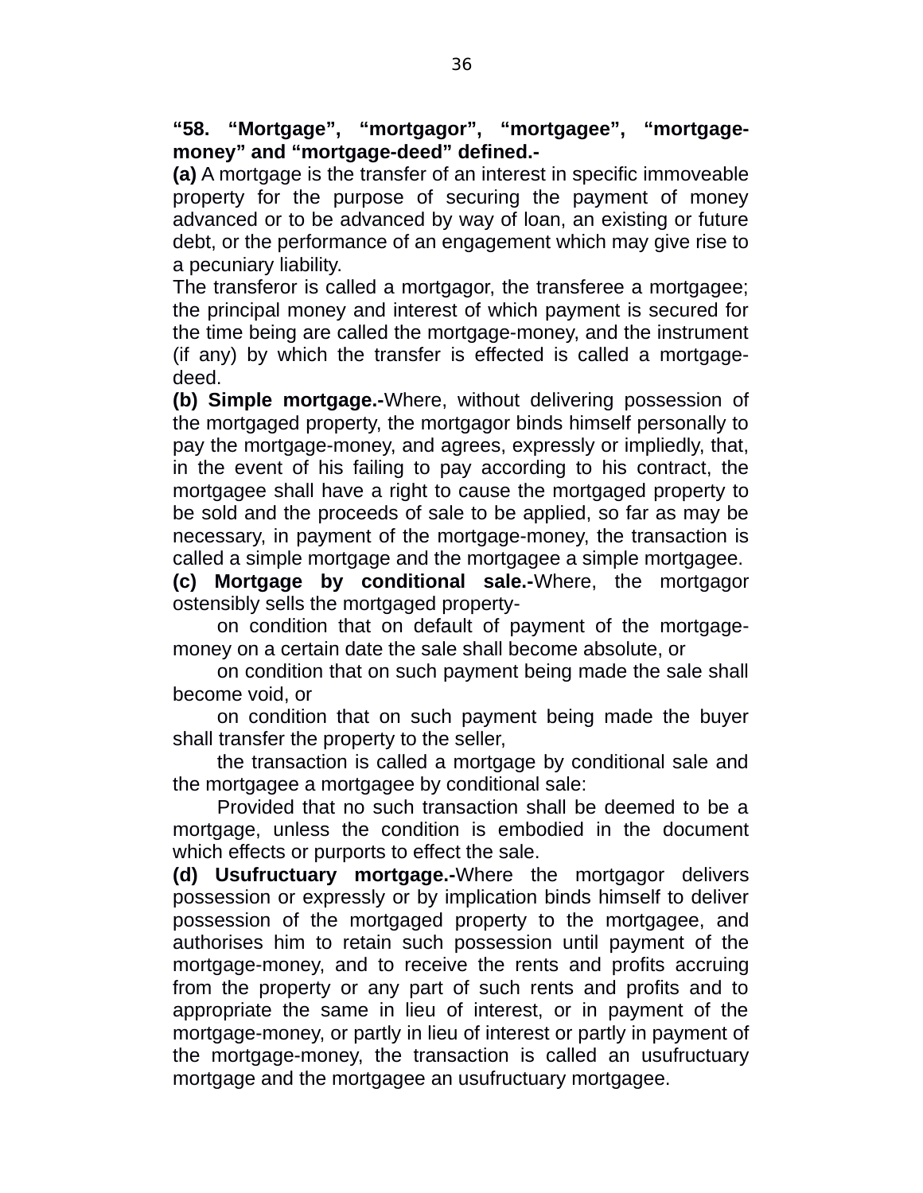**“58. “Mortgage”, “mortgagor”, “mortgagee”, “mortgage-money” and “mortgage-deed” defined.-**

**(a)** A mortgage is the transfer of an interest in specific immoveable property for the purpose of securing the payment of money advanced or to be advanced by way of loan, an existing or future debt, or the performance of an engagement which may give rise to a pecuniary liability.

The transferor is called a mortgagor, the transferee a mortgagee; the principal money and interest of which payment is secured for the time being are called the mortgage-money, and the instrument (if any) by which the transfer is effected is called a mortgage-deed.

**(b) Simple mortgage.-**Where, without delivering possession of the mortgaged property, the mortgagor binds himself personally to pay the mortgage-money, and agrees, expressly or impliedly, that, in the event of his failing to pay according to his contract, the mortgagee shall have a right to cause the mortgaged property to be sold and the proceeds of sale to be applied, so far as may be necessary, in payment of the mortgage-money, the transaction is called a simple mortgage and the mortgagee a simple mortgagee.

**(c) Mortgage by conditional sale.-**Where, the mortgagor ostensibly sells the mortgaged property-

on condition that on default of payment of the mortgage-money on a certain date the sale shall become absolute, or

on condition that on such payment being made the sale shall become void, or

on condition that on such payment being made the buyer shall transfer the property to the seller,

the transaction is called a mortgage by conditional sale and the mortgagee a mortgagee by conditional sale:

Provided that no such transaction shall be deemed to be a mortgage, unless the condition is embodied in the document which effects or purports to effect the sale.

**(d) Usufructuary mortgage.-**Where the mortgagor delivers possession or expressly or by implication binds himself to deliver possession of the mortgaged property to the mortgagee, and authorises him to retain such possession until payment of the mortgage-money, and to receive the rents and profits accruing from the property or any part of such rents and profits and to appropriate the same in lieu of interest, or in payment of the mortgage-money, or partly in lieu of interest or partly in payment of the mortgage-money, the transaction is called an usufructuary mortgage and the mortgagee an usufructuary mortgagee.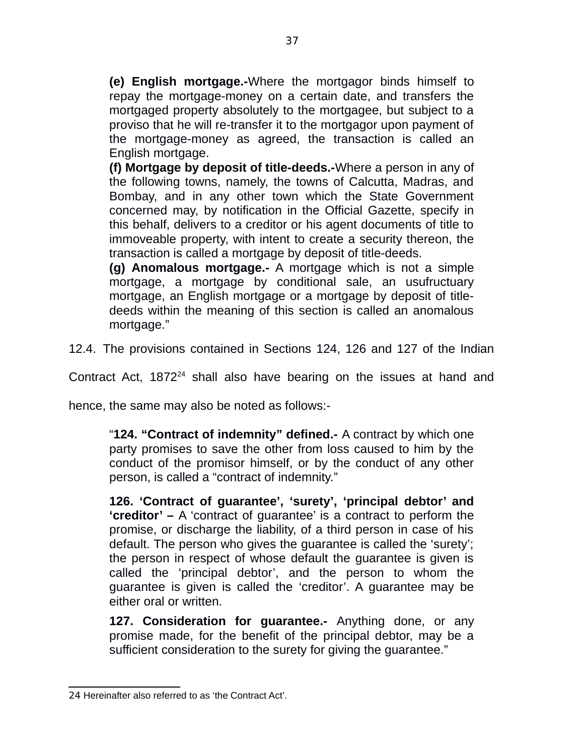**(e) English mortgage.-**Where the mortgagor binds himself to repay the mortgage-money on a certain date, and transfers the mortgaged property absolutely to the mortgagee, but subject to a proviso that he will re-transfer it to the mortgagor upon payment of the mortgage-money as agreed, the transaction is called an English mortgage.

**(f) Mortgage by deposit of title-deeds.-**Where a person in any of the following towns, namely, the towns of Calcutta, Madras, and Bombay, and in any other town which the State Government concerned may, by notification in the Official Gazette, specify in this behalf, delivers to a creditor or his agent documents of title to immoveable property, with intent to create a security thereon, the transaction is called a mortgage by deposit of title-deeds.

**(g) Anomalous mortgage.-** A mortgage which is not a simple mortgage, a mortgage by conditional sale, an usufructuary mortgage, an English mortgage or a mortgage by deposit of title-deeds within the meaning of this section is called an anomalous mortgage."

12.4. The provisions contained in Sections 124, 126 and 127 of the Indian Contract Act, 1872[24] shall also have bearing on the issues at hand and hence, the same may also be noted as follows:-

"**124. "Contract of indemnity" defined.-** A contract by which one party promises to save the other from loss caused to him by the conduct of the promisor himself, or by the conduct of any other person, is called a "contract of indemnity."

**126. 'Contract of guarantee', 'surety', 'principal debtor' and 'creditor' –** A 'contract of guarantee' is a contract to perform the promise, or discharge the liability, of a third person in case of his default. The person who gives the guarantee is called the 'surety'; the person in respect of whose default the guarantee is given is called the 'principal debtor', and the person to whom the guarantee is given is called the 'creditor'. A guarantee may be either oral or written.

**127. Consideration for guarantee.-** Anything done, or any promise made, for the benefit of the principal debtor, may be a sufficient consideration to the surety for giving the guarantee."

---

[24] Hereinafter also referred to as 'the Contract Act'.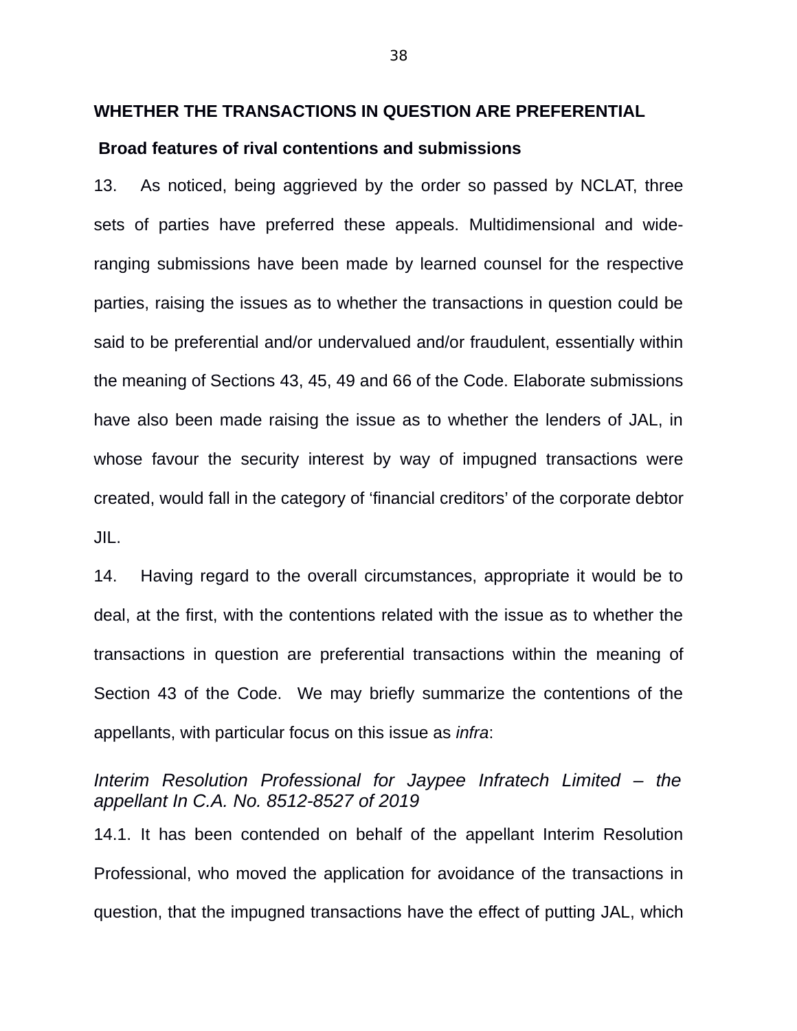**WHETHER THE TRANSACTIONS IN QUESTION ARE PREFERENTIAL**

**Broad features of rival contentions and submissions**

13. As noticed, being aggrieved by the order so passed by NCLAT, three sets of parties have preferred these appeals. Multidimensional and wide-ranging submissions have been made by learned counsel for the respective parties, raising the issues as to whether the transactions in question could be said to be preferential and/or undervalued and/or fraudulent, essentially within the meaning of Sections 43, 45, 49 and 66 of the Code. Elaborate submissions have also been made raising the issue as to whether the lenders of JAL, in whose favour the security interest by way of impugned transactions were created, would fall in the category of 'financial creditors' of the corporate debtor JIL.

14. Having regard to the overall circumstances, appropriate it would be to deal, at the first, with the contentions related with the issue as to whether the transactions in question are preferential transactions within the meaning of Section 43 of the Code. We may briefly summarize the contentions of the appellants, with particular focus on this issue as *infra*:

*Interim Resolution Professional for Jaypee Infratech Limited – the appellant In C.A. No. 8512-8527 of 2019*

14.1. It has been contended on behalf of the appellant Interim Resolution Professional, who moved the application for avoidance of the transactions in question, that the impugned transactions have the effect of putting JAL, which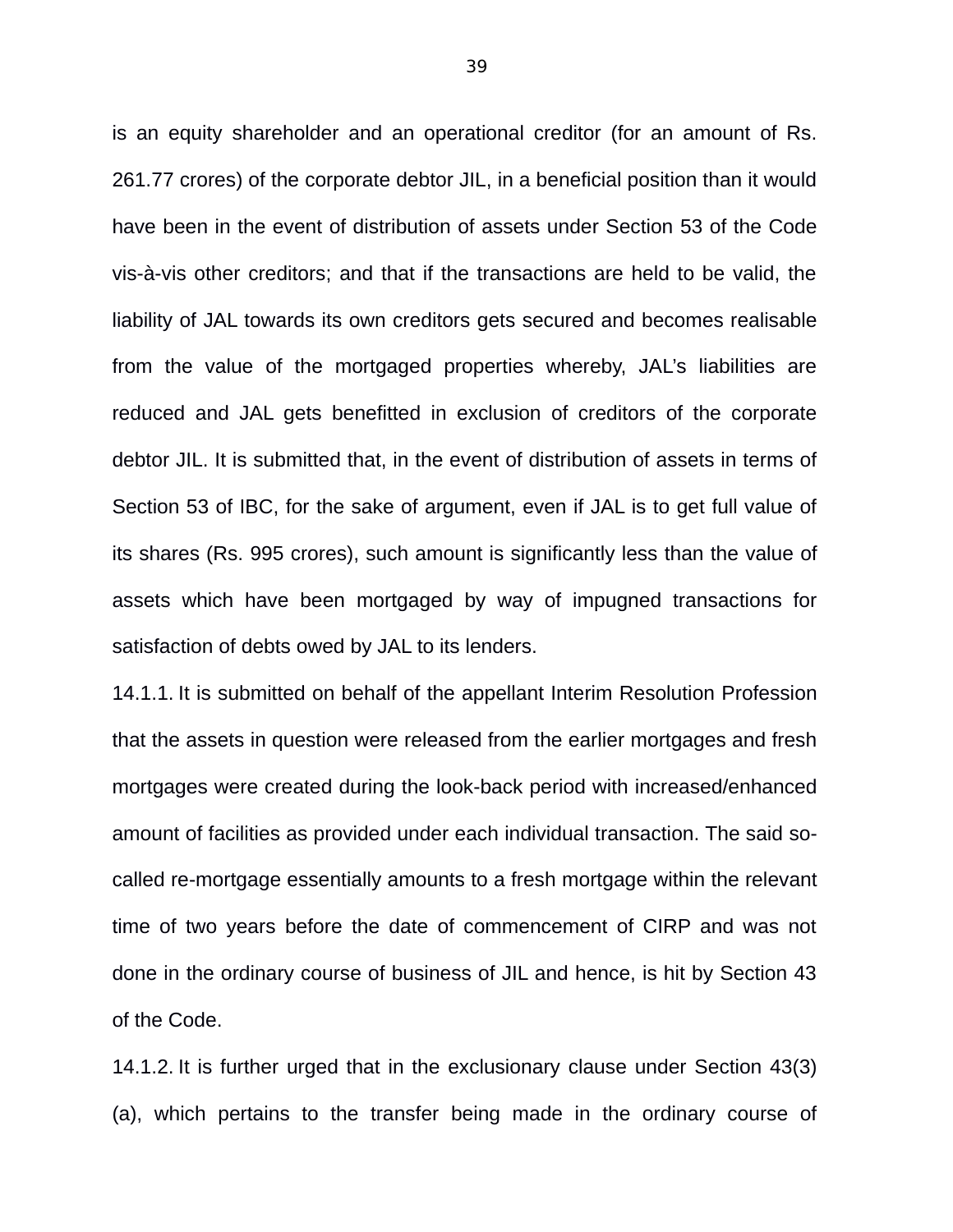is an equity shareholder and an operational creditor (for an amount of Rs. 261.77 crores) of the corporate debtor JIL, in a beneficial position than it would have been in the event of distribution of assets under Section 53 of the Code vis-à-vis other creditors; and that if the transactions are held to be valid, the liability of JAL towards its own creditors gets secured and becomes realisable from the value of the mortgaged properties whereby, JAL's liabilities are reduced and JAL gets benefitted in exclusion of creditors of the corporate debtor JIL. It is submitted that, in the event of distribution of assets in terms of Section 53 of IBC, for the sake of argument, even if JAL is to get full value of its shares (Rs. 995 crores), such amount is significantly less than the value of assets which have been mortgaged by way of impugned transactions for satisfaction of debts owed by JAL to its lenders.

14.1.1. It is submitted on behalf of the appellant Interim Resolution Profession that the assets in question were released from the earlier mortgages and fresh mortgages were created during the look-back period with increased/enhanced amount of facilities as provided under each individual transaction. The said so-called re-mortgage essentially amounts to a fresh mortgage within the relevant time of two years before the date of commencement of CIRP and was not done in the ordinary course of business of JIL and hence, is hit by Section 43 of the Code.

14.1.2. It is further urged that in the exclusionary clause under Section 43(3)(a), which pertains to the transfer being made in the ordinary course of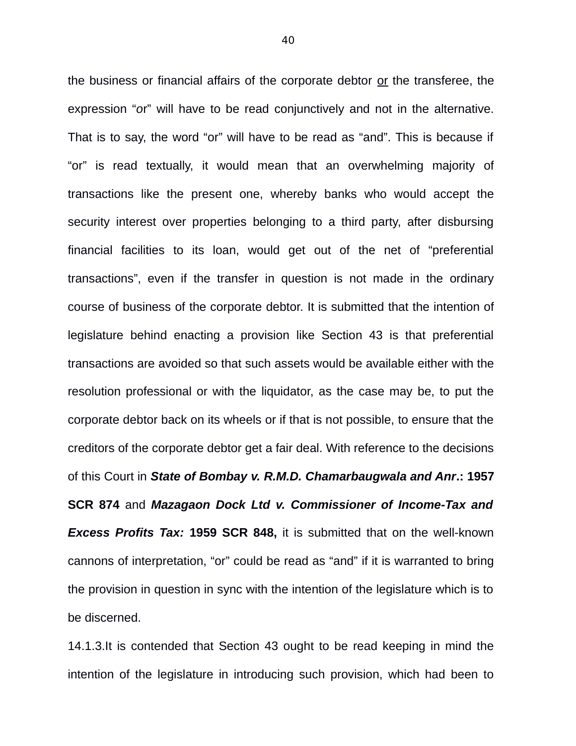the business or financial affairs of the corporate debtor or the transferee, the expression "or" will have to be read conjunctively and not in the alternative. That is to say, the word "or" will have to be read as "and". This is because if "or" is read textually, it would mean that an overwhelming majority of transactions like the present one, whereby banks who would accept the security interest over properties belonging to a third party, after disbursing financial facilities to its loan, would get out of the net of "preferential transactions", even if the transfer in question is not made in the ordinary course of business of the corporate debtor. It is submitted that the intention of legislature behind enacting a provision like Section 43 is that preferential transactions are avoided so that such assets would be available either with the resolution professional or with the liquidator, as the case may be, to put the corporate debtor back on its wheels or if that is not possible, to ensure that the creditors of the corporate debtor get a fair deal. With reference to the decisions of this Court in ***State of Bombay v. R.M.D. Chamarbaugwala and Anr*.: 1957 SCR 874** and ***Mazagaon Dock Ltd v. Commissioner of Income-Tax and Excess Profits Tax:* 1959 SCR 848,** it is submitted that on the well-known cannons of interpretation, "or" could be read as "and" if it is warranted to bring the provision in question in sync with the intention of the legislature which is to be discerned.

14.1.3.It is contended that Section 43 ought to be read keeping in mind the intention of the legislature in introducing such provision, which had been to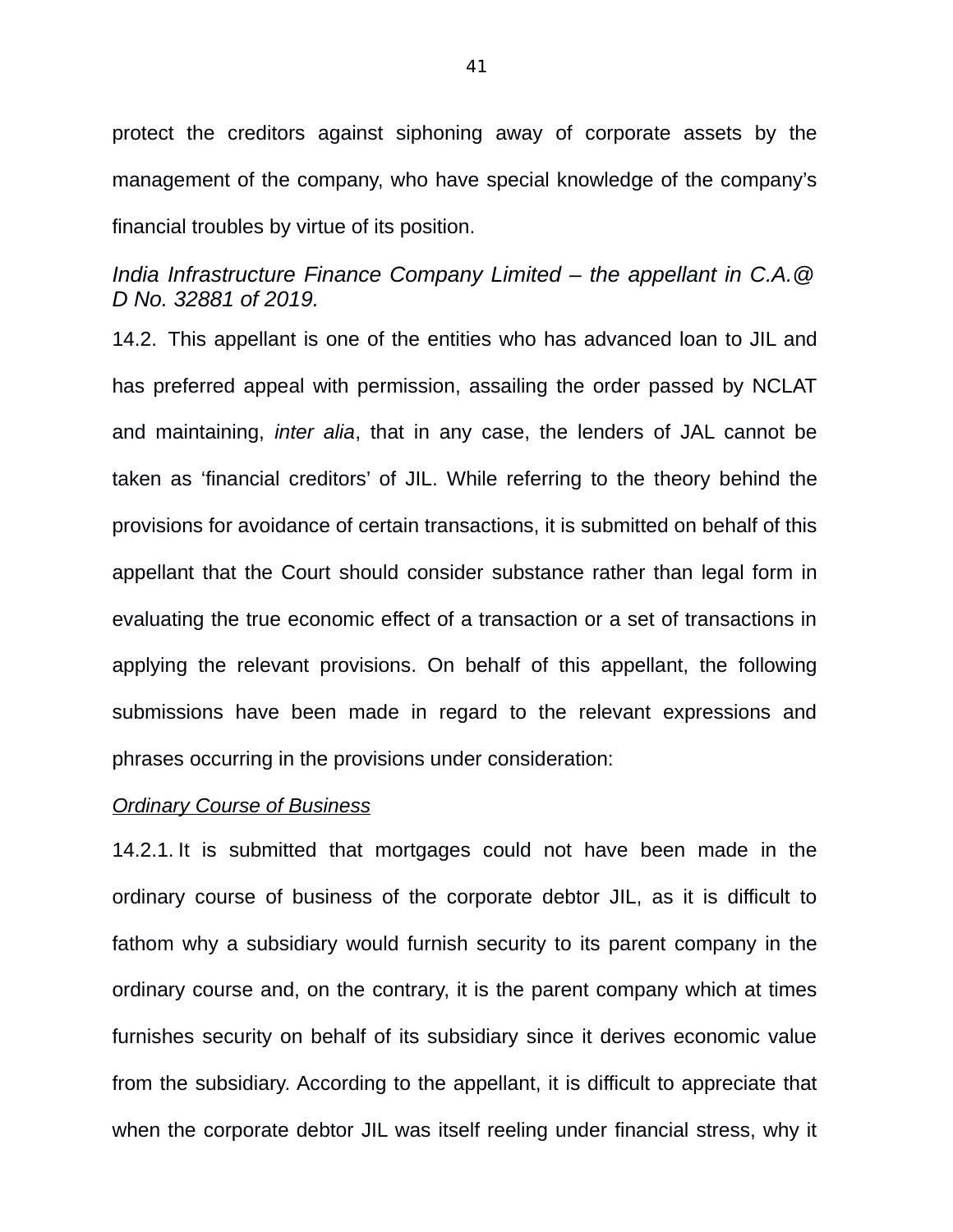protect the creditors against siphoning away of corporate assets by the management of the company, who have special knowledge of the company's financial troubles by virtue of its position.

*India Infrastructure Finance Company Limited – the appellant in C.A.@ D No. 32881 of 2019.*

14.2. This appellant is one of the entities who has advanced loan to JIL and has preferred appeal with permission, assailing the order passed by NCLAT and maintaining, *inter alia*, that in any case, the lenders of JAL cannot be taken as 'financial creditors' of JIL. While referring to the theory behind the provisions for avoidance of certain transactions, it is submitted on behalf of this appellant that the Court should consider substance rather than legal form in evaluating the true economic effect of a transaction or a set of transactions in applying the relevant provisions. On behalf of this appellant, the following submissions have been made in regard to the relevant expressions and phrases occurring in the provisions under consideration:

<u>Ordinary Course of Business</u>

14.2.1. It is submitted that mortgages could not have been made in the ordinary course of business of the corporate debtor JIL, as it is difficult to fathom why a subsidiary would furnish security to its parent company in the ordinary course and, on the contrary, it is the parent company which at times furnishes security on behalf of its subsidiary since it derives economic value from the subsidiary. According to the appellant, it is difficult to appreciate that when the corporate debtor JIL was itself reeling under financial stress, why it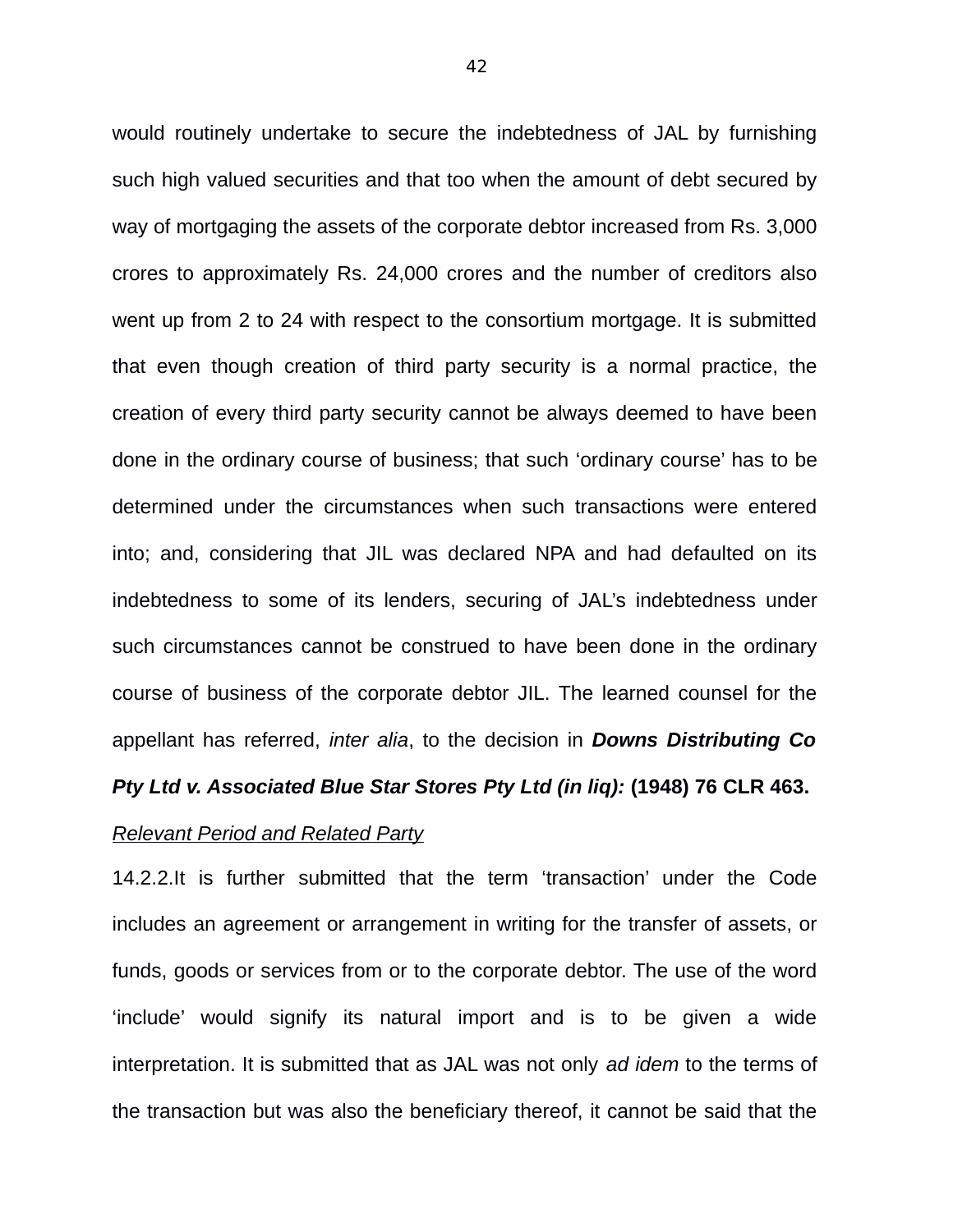would routinely undertake to secure the indebtedness of JAL by furnishing such high valued securities and that too when the amount of debt secured by way of mortgaging the assets of the corporate debtor increased from Rs. 3,000 crores to approximately Rs. 24,000 crores and the number of creditors also went up from 2 to 24 with respect to the consortium mortgage. It is submitted that even though creation of third party security is a normal practice, the creation of every third party security cannot be always deemed to have been done in the ordinary course of business; that such 'ordinary course' has to be determined under the circumstances when such transactions were entered into; and, considering that JIL was declared NPA and had defaulted on its indebtedness to some of its lenders, securing of JAL's indebtedness under such circumstances cannot be construed to have been done in the ordinary course of business of the corporate debtor JIL. The learned counsel for the appellant has referred, *inter alia*, to the decision in ***Downs Distributing Co Pty Ltd v. Associated Blue Star Stores Pty Ltd (in liq):*** **(1948) 76 CLR 463.**

<u>Relevant Period and Related Party</u>

14.2.2.It is further submitted that the term 'transaction' under the Code includes an agreement or arrangement in writing for the transfer of assets, or funds, goods or services from or to the corporate debtor. The use of the word 'include' would signify its natural import and is to be given a wide interpretation. It is submitted that as JAL was not only *ad idem* to the terms of the transaction but was also the beneficiary thereof, it cannot be said that the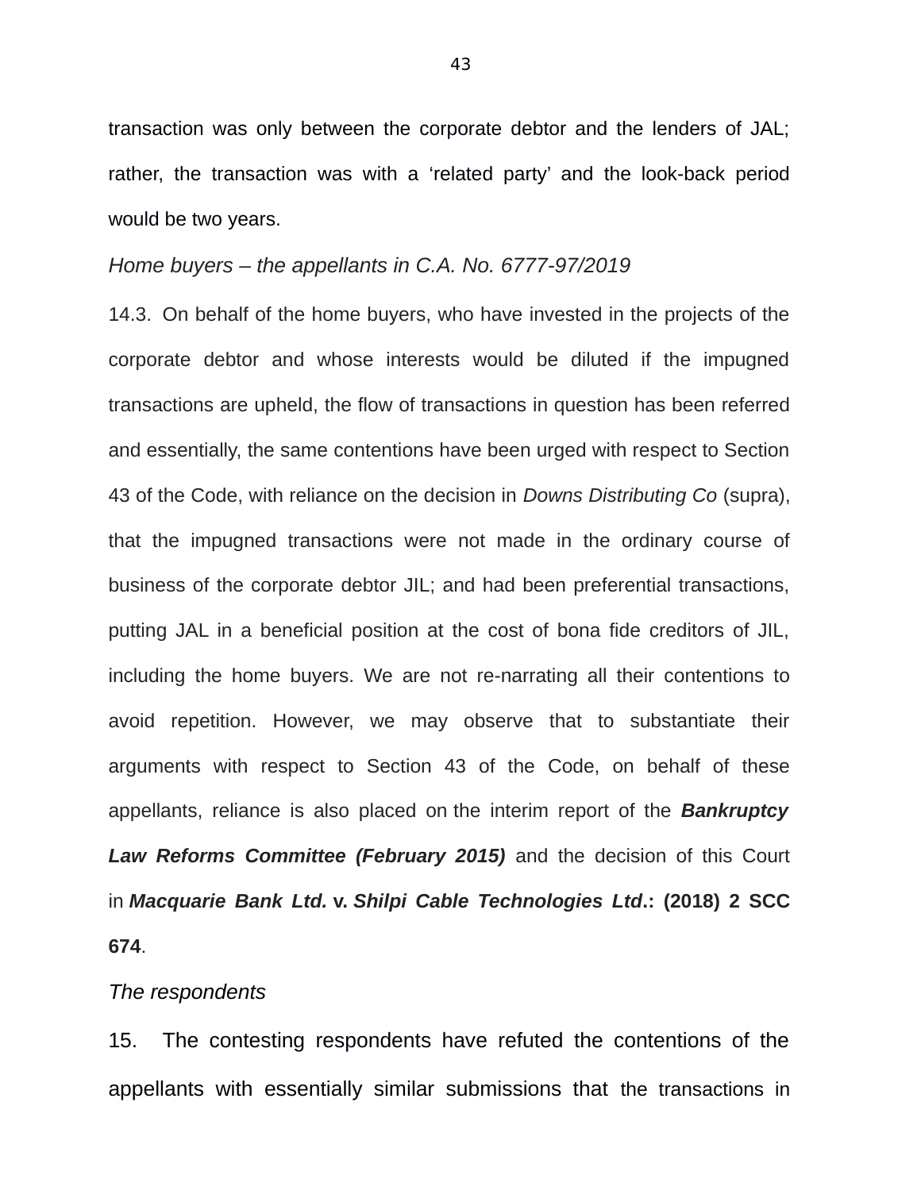transaction was only between the corporate debtor and the lenders of JAL; rather, the transaction was with a 'related party' and the look-back period would be two years.

*Home buyers – the appellants in C.A. No. 6777-97/2019*

14.3. On behalf of the home buyers, who have invested in the projects of the corporate debtor and whose interests would be diluted if the impugned transactions are upheld, the flow of transactions in question has been referred and essentially, the same contentions have been urged with respect to Section 43 of the Code, with reliance on the decision in *Downs Distributing Co* (supra), that the impugned transactions were not made in the ordinary course of business of the corporate debtor JIL; and had been preferential transactions, putting JAL in a beneficial position at the cost of bona fide creditors of JIL, including the home buyers. We are not re-narrating all their contentions to avoid repetition. However, we may observe that to substantiate their arguments with respect to Section 43 of the Code, on behalf of these appellants, reliance is also placed on the interim report of the ***Bankruptcy Law Reforms Committee (February 2015)*** and the decision of this Court in ***Macquarie Bank Ltd.* v. *Shilpi Cable Technologies Ltd*.: (2018) 2 SCC 674**.

*The respondents*

15. The contesting respondents have refuted the contentions of the appellants with essentially similar submissions that the transactions in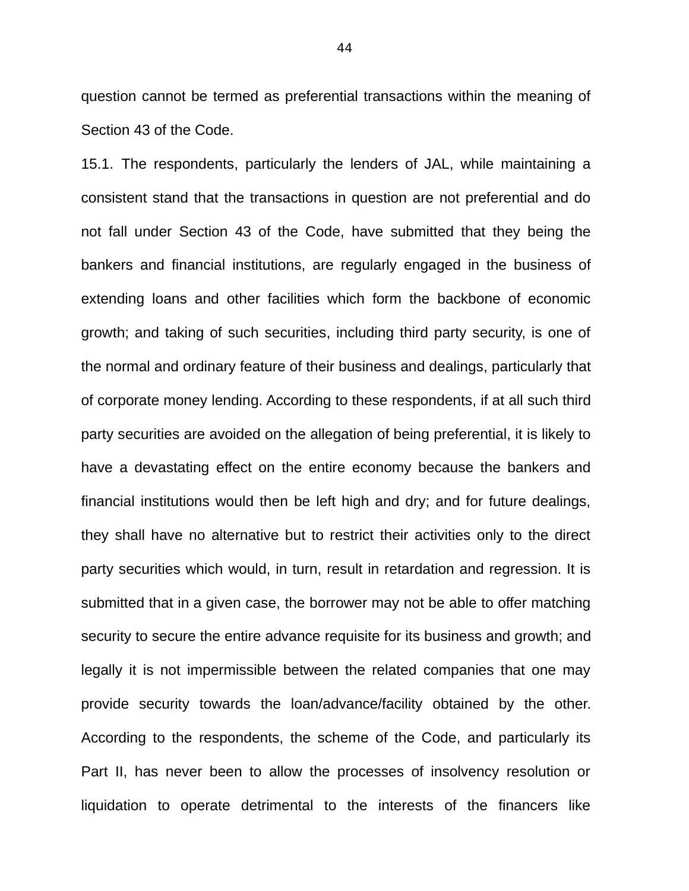question cannot be termed as preferential transactions within the meaning of Section 43 of the Code.

15.1. The respondents, particularly the lenders of JAL, while maintaining a consistent stand that the transactions in question are not preferential and do not fall under Section 43 of the Code, have submitted that they being the bankers and financial institutions, are regularly engaged in the business of extending loans and other facilities which form the backbone of economic growth; and taking of such securities, including third party security, is one of the normal and ordinary feature of their business and dealings, particularly that of corporate money lending. According to these respondents, if at all such third party securities are avoided on the allegation of being preferential, it is likely to have a devastating effect on the entire economy because the bankers and financial institutions would then be left high and dry; and for future dealings, they shall have no alternative but to restrict their activities only to the direct party securities which would, in turn, result in retardation and regression. It is submitted that in a given case, the borrower may not be able to offer matching security to secure the entire advance requisite for its business and growth; and legally it is not impermissible between the related companies that one may provide security towards the loan/advance/facility obtained by the other. According to the respondents, the scheme of the Code, and particularly its Part II, has never been to allow the processes of insolvency resolution or liquidation to operate detrimental to the interests of the financers like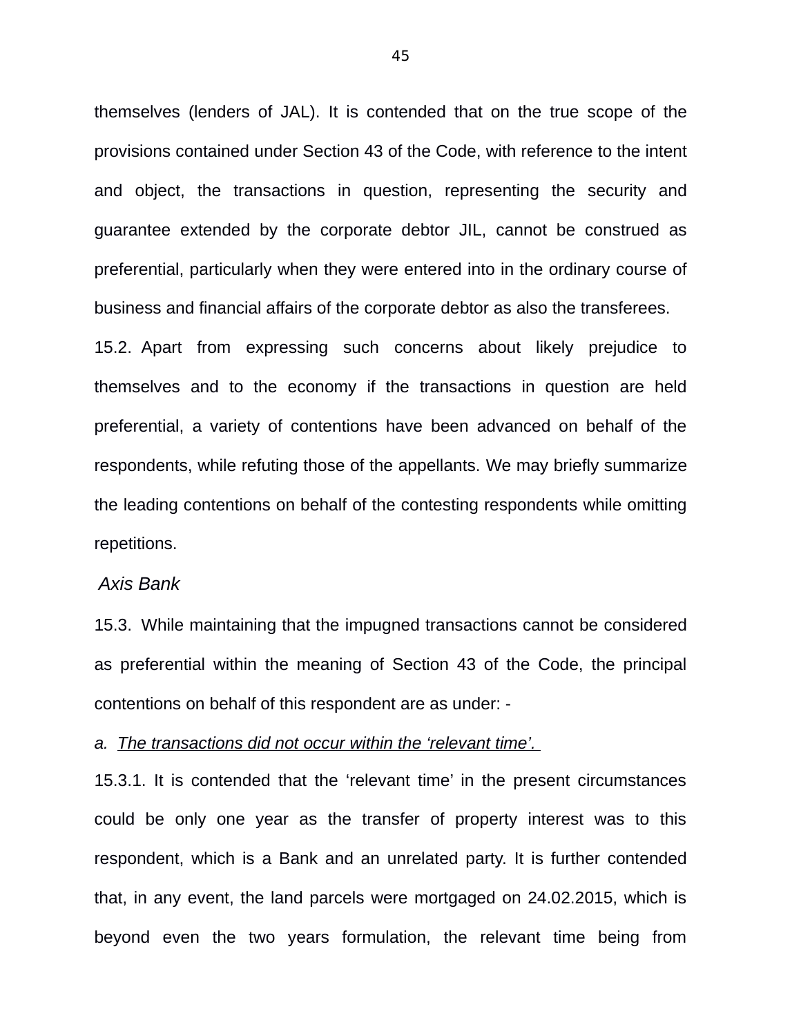themselves (lenders of JAL). It is contended that on the true scope of the provisions contained under Section 43 of the Code, with reference to the intent and object, the transactions in question, representing the security and guarantee extended by the corporate debtor JIL, cannot be construed as preferential, particularly when they were entered into in the ordinary course of business and financial affairs of the corporate debtor as also the transferees.

15.2. Apart from expressing such concerns about likely prejudice to themselves and to the economy if the transactions in question are held preferential, a variety of contentions have been advanced on behalf of the respondents, while refuting those of the appellants. We may briefly summarize the leading contentions on behalf of the contesting respondents while omitting repetitions.

*Axis Bank*

15.3. While maintaining that the impugned transactions cannot be considered as preferential within the meaning of Section 43 of the Code, the principal contentions on behalf of this respondent are as under: -

*a. The transactions did not occur within the 'relevant time'.*

15.3.1. It is contended that the 'relevant time' in the present circumstances could be only one year as the transfer of property interest was to this respondent, which is a Bank and an unrelated party. It is further contended that, in any event, the land parcels were mortgaged on 24.02.2015, which is beyond even the two years formulation, the relevant time being from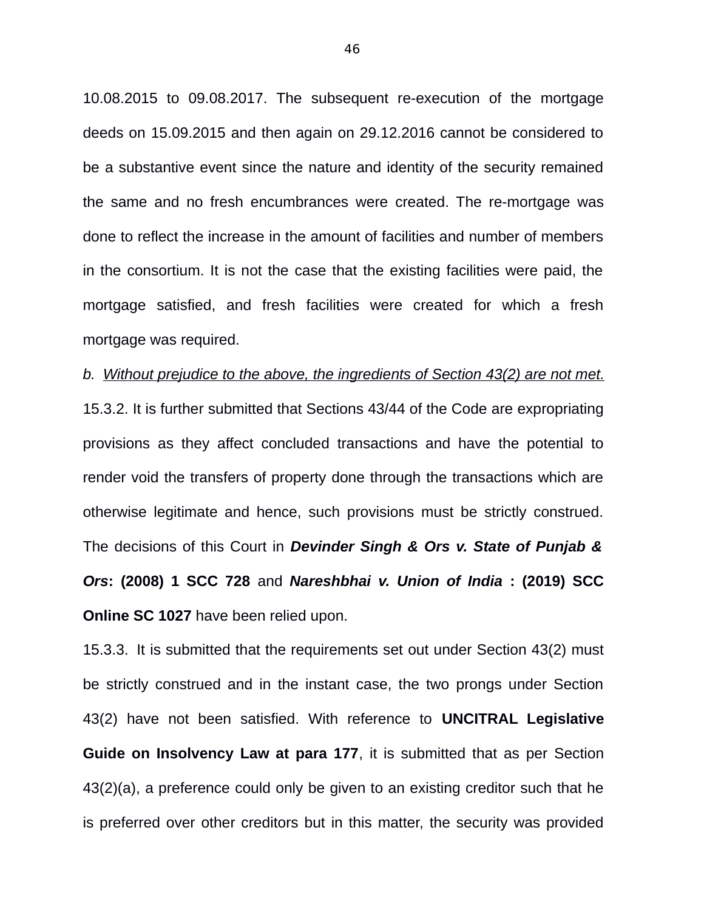10.08.2015 to 09.08.2017. The subsequent re-execution of the mortgage deeds on 15.09.2015 and then again on 29.12.2016 cannot be considered to be a substantive event since the nature and identity of the security remained the same and no fresh encumbrances were created. The re-mortgage was done to reflect the increase in the amount of facilities and number of members in the consortium. It is not the case that the existing facilities were paid, the mortgage satisfied, and fresh facilities were created for which a fresh mortgage was required.

*b. Without prejudice to the above, the ingredients of Section 43(2) are not met.*

15.3.2. It is further submitted that Sections 43/44 of the Code are expropriating provisions as they affect concluded transactions and have the potential to render void the transfers of property done through the transactions which are otherwise legitimate and hence, such provisions must be strictly construed. The decisions of this Court in ***Devinder Singh & Ors v. State of Punjab & Ors*: (2008) 1 SCC 728** and ***Nareshbhai v. Union of India* : (2019) SCC Online SC 1027** have been relied upon.

15.3.3. It is submitted that the requirements set out under Section 43(2) must be strictly construed and in the instant case, the two prongs under Section 43(2) have not been satisfied. With reference to **UNCITRAL Legislative Guide on Insolvency Law at para 177**, it is submitted that as per Section 43(2)(a), a preference could only be given to an existing creditor such that he is preferred over other creditors but in this matter, the security was provided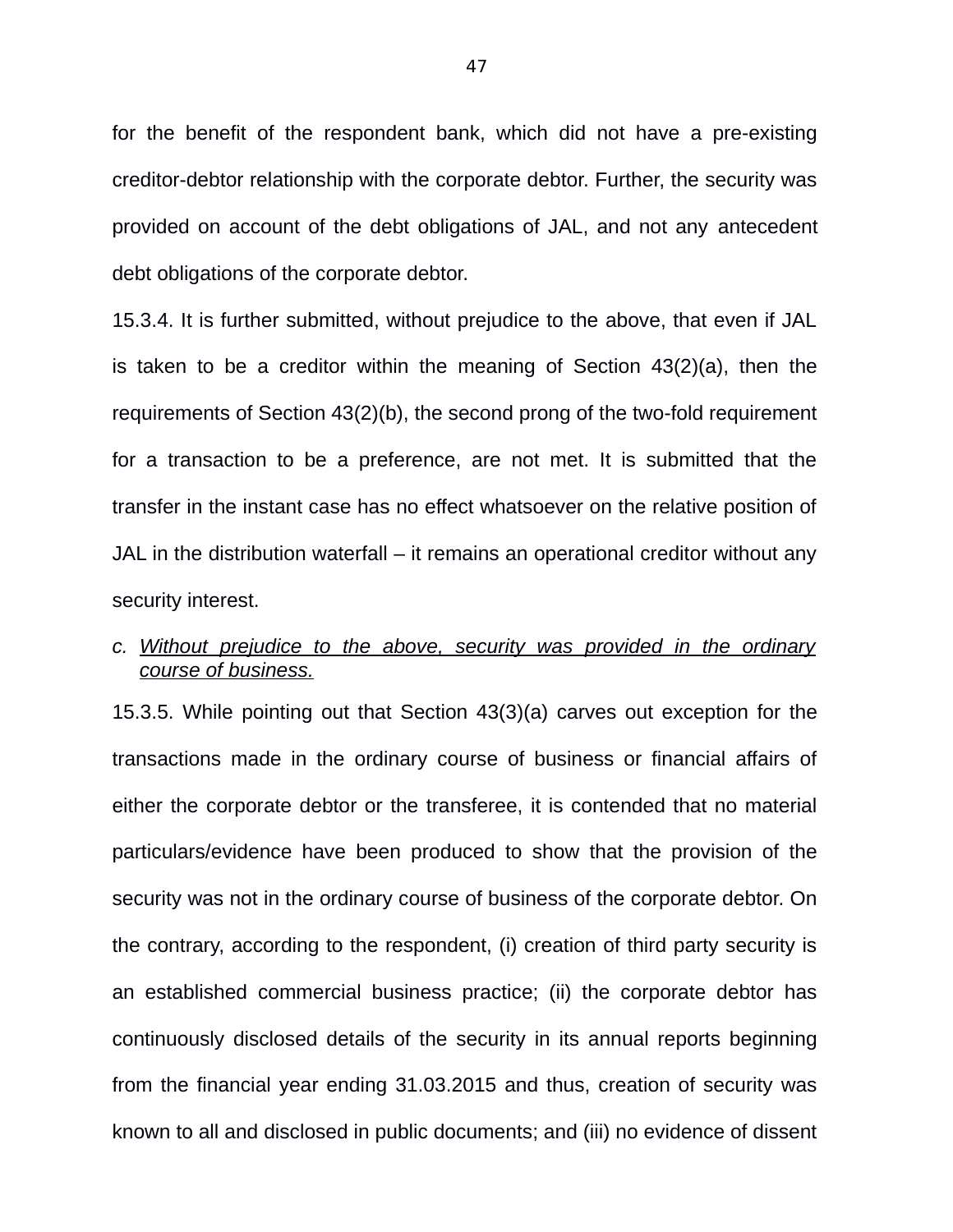for the benefit of the respondent bank, which did not have a pre-existing creditor-debtor relationship with the corporate debtor. Further, the security was provided on account of the debt obligations of JAL, and not any antecedent debt obligations of the corporate debtor.

15.3.4. It is further submitted, without prejudice to the above, that even if JAL is taken to be a creditor within the meaning of Section 43(2)(a), then the requirements of Section 43(2)(b), the second prong of the two-fold requirement for a transaction to be a preference, are not met. It is submitted that the transfer in the instant case has no effect whatsoever on the relative position of JAL in the distribution waterfall – it remains an operational creditor without any security interest.

c. <u>*Without prejudice to the above, security was provided in the ordinary course of business.*</u>

15.3.5. While pointing out that Section 43(3)(a) carves out exception for the transactions made in the ordinary course of business or financial affairs of either the corporate debtor or the transferee, it is contended that no material particulars/evidence have been produced to show that the provision of the security was not in the ordinary course of business of the corporate debtor. On the contrary, according to the respondent, (i) creation of third party security is an established commercial business practice; (ii) the corporate debtor has continuously disclosed details of the security in its annual reports beginning from the financial year ending 31.03.2015 and thus, creation of security was known to all and disclosed in public documents; and (iii) no evidence of dissent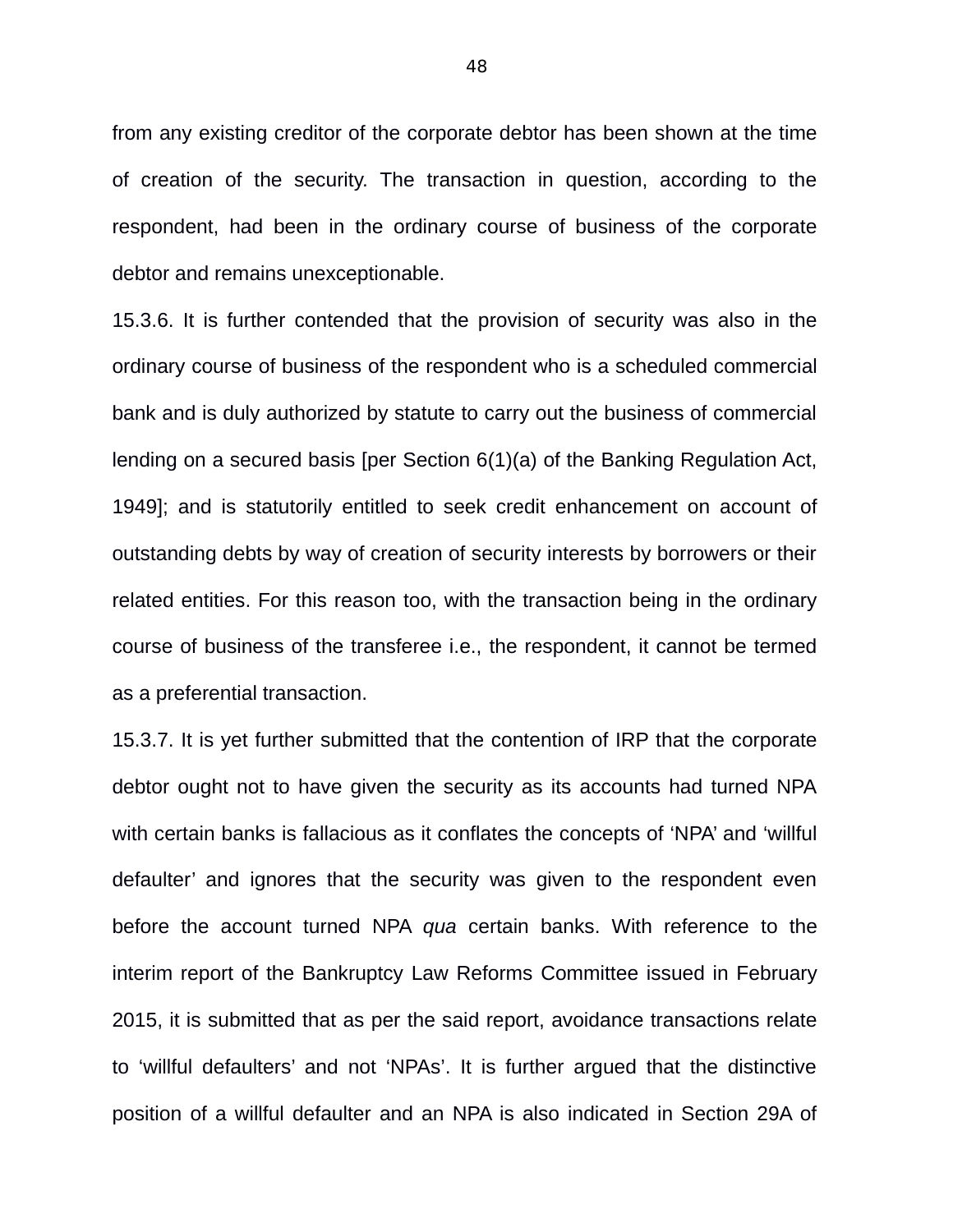from any existing creditor of the corporate debtor has been shown at the time of creation of the security. The transaction in question, according to the respondent, had been in the ordinary course of business of the corporate debtor and remains unexceptionable.

15.3.6. It is further contended that the provision of security was also in the ordinary course of business of the respondent who is a scheduled commercial bank and is duly authorized by statute to carry out the business of commercial lending on a secured basis [per Section 6(1)(a) of the Banking Regulation Act, 1949]; and is statutorily entitled to seek credit enhancement on account of outstanding debts by way of creation of security interests by borrowers or their related entities. For this reason too, with the transaction being in the ordinary course of business of the transferee i.e., the respondent, it cannot be termed as a preferential transaction.

15.3.7. It is yet further submitted that the contention of IRP that the corporate debtor ought not to have given the security as its accounts had turned NPA with certain banks is fallacious as it conflates the concepts of 'NPA' and 'willful defaulter' and ignores that the security was given to the respondent even before the account turned NPA *qua* certain banks. With reference to the interim report of the Bankruptcy Law Reforms Committee issued in February 2015, it is submitted that as per the said report, avoidance transactions relate to 'willful defaulters' and not 'NPAs'. It is further argued that the distinctive position of a willful defaulter and an NPA is also indicated in Section 29A of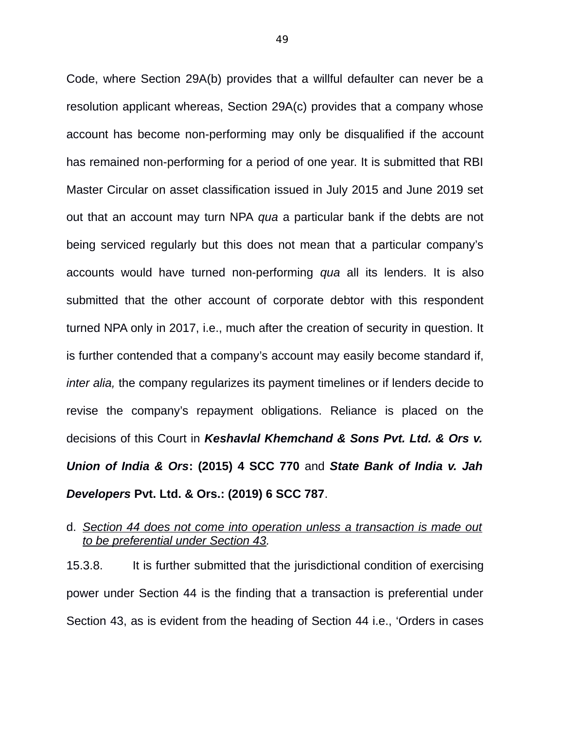Code, where Section 29A(b) provides that a willful defaulter can never be a resolution applicant whereas, Section 29A(c) provides that a company whose account has become non-performing may only be disqualified if the account has remained non-performing for a period of one year. It is submitted that RBI Master Circular on asset classification issued in July 2015 and June 2019 set out that an account may turn NPA *qua* a particular bank if the debts are not being serviced regularly but this does not mean that a particular company's accounts would have turned non-performing *qua* all its lenders. It is also submitted that the other account of corporate debtor with this respondent turned NPA only in 2017, i.e., much after the creation of security in question. It is further contended that a company's account may easily become standard if, *inter alia,* the company regularizes its payment timelines or if lenders decide to revise the company's repayment obligations. Reliance is placed on the decisions of this Court in ***Keshavlal Khemchand & Sons Pvt. Ltd. & Ors v. Union of India & Ors*: (2015) 4 SCC 770** and ***State Bank of India v. Jah Developers* Pvt. Ltd. & Ors.: (2019) 6 SCC 787**.

d. <u>*Section 44 does not come into operation unless a transaction is made out to be preferential under Section 43.*</u>

15.3.8. It is further submitted that the jurisdictional condition of exercising power under Section 44 is the finding that a transaction is preferential under Section 43, as is evident from the heading of Section 44 i.e., 'Orders in cases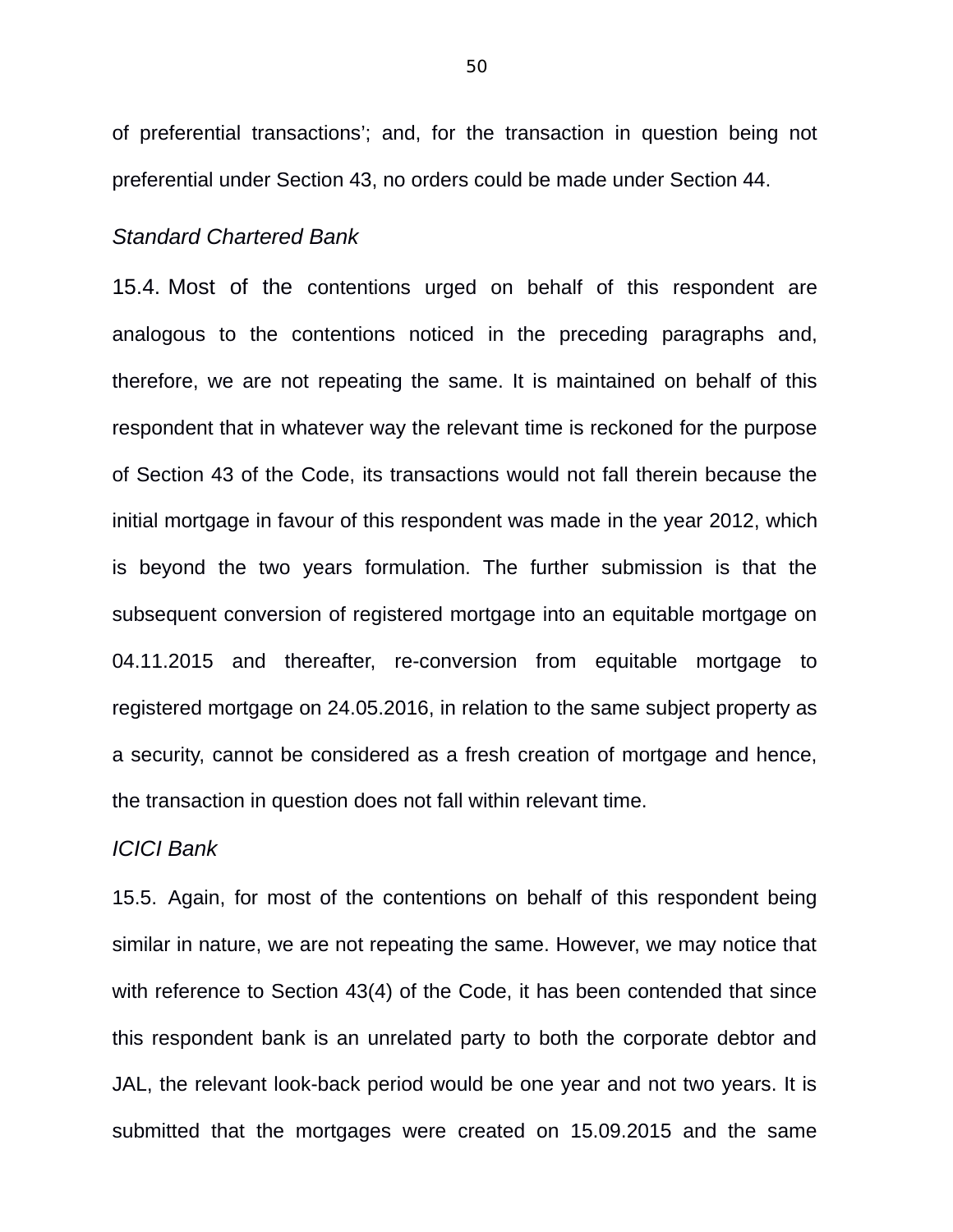of preferential transactions'; and, for the transaction in question being not preferential under Section 43, no orders could be made under Section 44.

*Standard Chartered Bank*

15.4. Most of the contentions urged on behalf of this respondent are analogous to the contentions noticed in the preceding paragraphs and, therefore, we are not repeating the same. It is maintained on behalf of this respondent that in whatever way the relevant time is reckoned for the purpose of Section 43 of the Code, its transactions would not fall therein because the initial mortgage in favour of this respondent was made in the year 2012, which is beyond the two years formulation. The further submission is that the subsequent conversion of registered mortgage into an equitable mortgage on 04.11.2015 and thereafter, re-conversion from equitable mortgage to registered mortgage on 24.05.2016, in relation to the same subject property as a security, cannot be considered as a fresh creation of mortgage and hence, the transaction in question does not fall within relevant time.

*ICICI Bank*

15.5. Again, for most of the contentions on behalf of this respondent being similar in nature, we are not repeating the same. However, we may notice that with reference to Section 43(4) of the Code, it has been contended that since this respondent bank is an unrelated party to both the corporate debtor and JAL, the relevant look-back period would be one year and not two years. It is submitted that the mortgages were created on 15.09.2015 and the same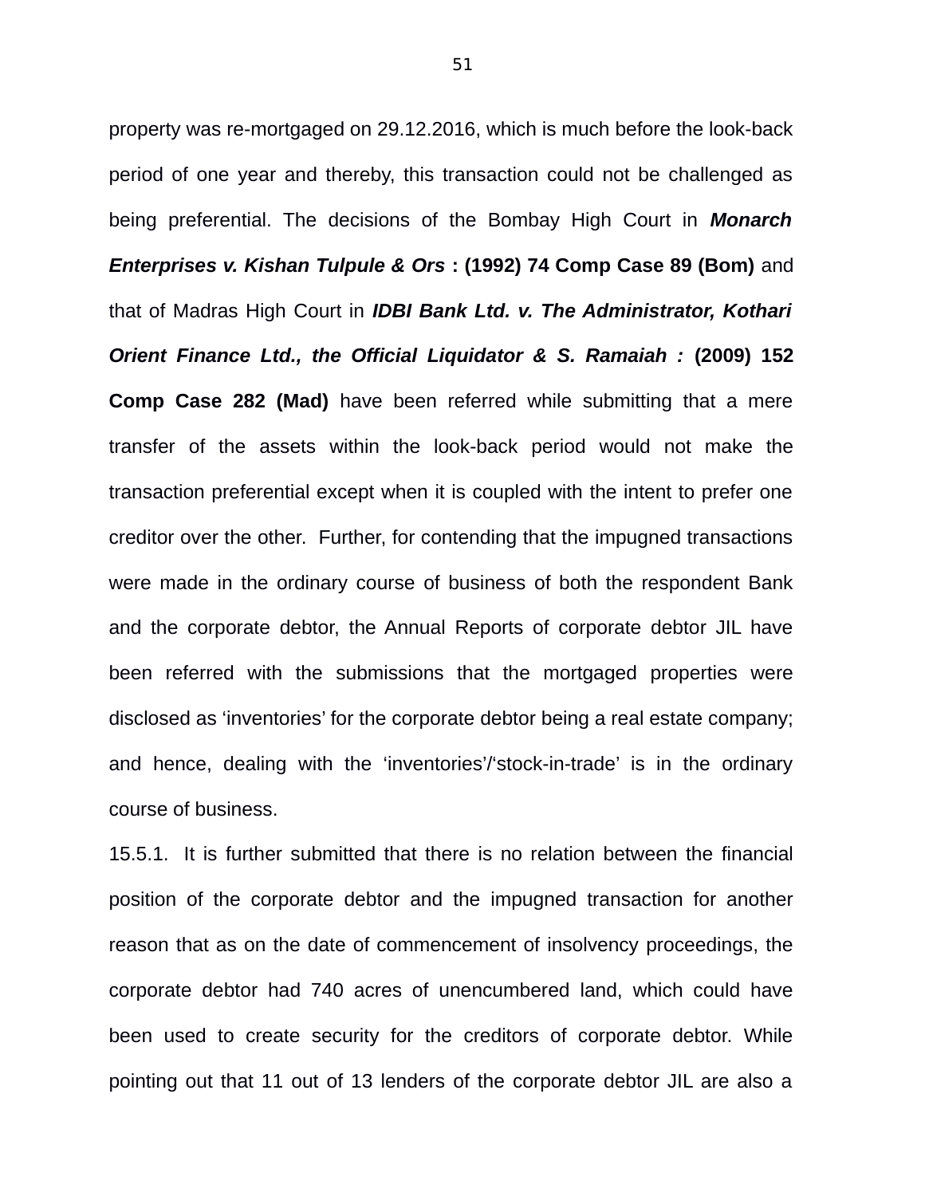property was re-mortgaged on 29.12.2016, which is much before the look-back period of one year and thereby, this transaction could not be challenged as being preferential. The decisions of the Bombay High Court in ***Monarch Enterprises v. Kishan Tulpule & Ors*** **: (1992) 74 Comp Case 89 (Bom)** and that of Madras High Court in ***IDBI Bank Ltd. v. The Administrator, Kothari Orient Finance Ltd., the Official Liquidator & S. Ramaiah :*** **(2009) 152 Comp Case 282 (Mad)** have been referred while submitting that a mere transfer of the assets within the look-back period would not make the transaction preferential except when it is coupled with the intent to prefer one creditor over the other. Further, for contending that the impugned transactions were made in the ordinary course of business of both the respondent Bank and the corporate debtor, the Annual Reports of corporate debtor JIL have been referred with the submissions that the mortgaged properties were disclosed as 'inventories' for the corporate debtor being a real estate company; and hence, dealing with the 'inventories'/'stock-in-trade' is in the ordinary course of business.

15.5.1. It is further submitted that there is no relation between the financial position of the corporate debtor and the impugned transaction for another reason that as on the date of commencement of insolvency proceedings, the corporate debtor had 740 acres of unencumbered land, which could have been used to create security for the creditors of corporate debtor. While pointing out that 11 out of 13 lenders of the corporate debtor JIL are also a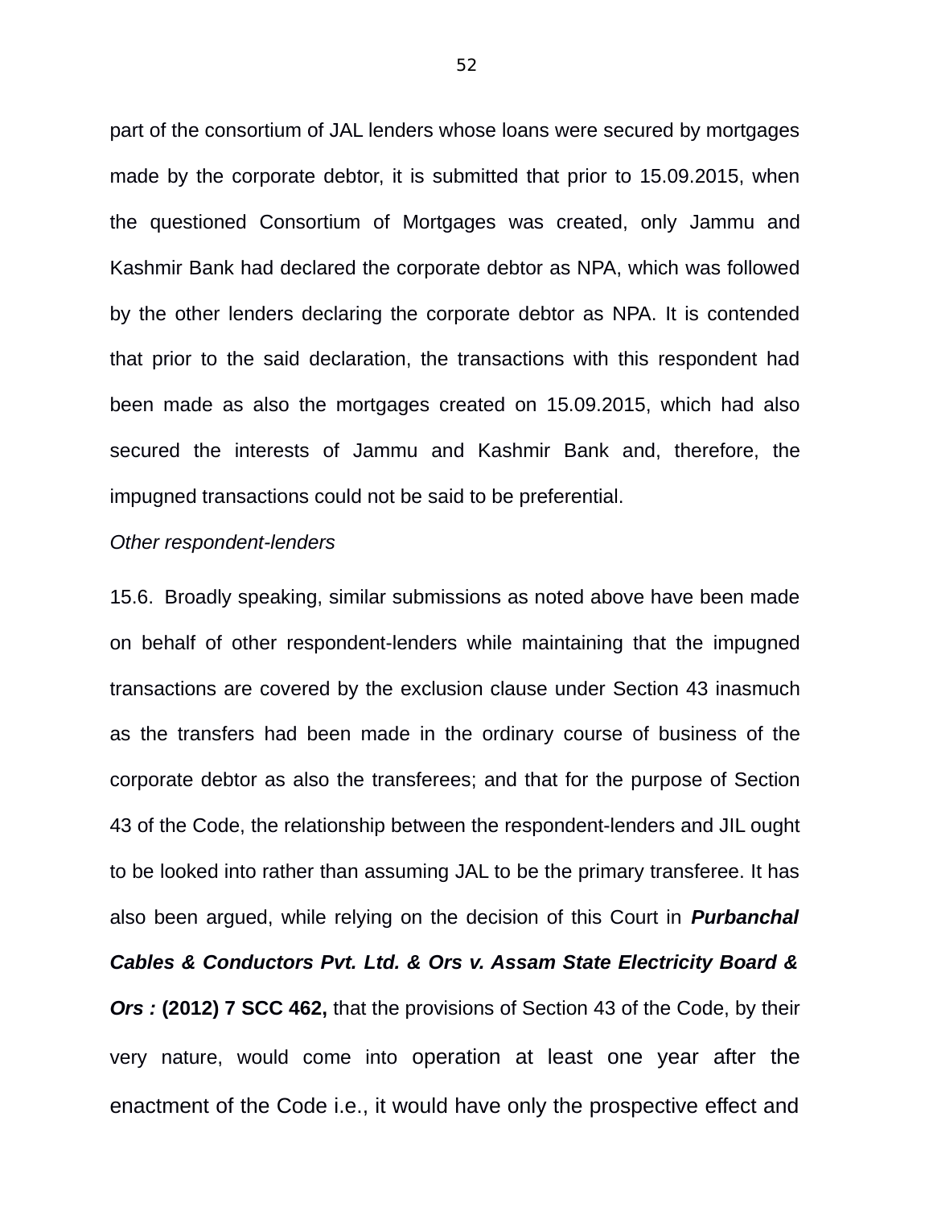part of the consortium of JAL lenders whose loans were secured by mortgages made by the corporate debtor, it is submitted that prior to 15.09.2015, when the questioned Consortium of Mortgages was created, only Jammu and Kashmir Bank had declared the corporate debtor as NPA, which was followed by the other lenders declaring the corporate debtor as NPA. It is contended that prior to the said declaration, the transactions with this respondent had been made as also the mortgages created on 15.09.2015, which had also secured the interests of Jammu and Kashmir Bank and, therefore, the impugned transactions could not be said to be preferential.

*Other respondent-lenders*

15.6. Broadly speaking, similar submissions as noted above have been made on behalf of other respondent-lenders while maintaining that the impugned transactions are covered by the exclusion clause under Section 43 inasmuch as the transfers had been made in the ordinary course of business of the corporate debtor as also the transferees; and that for the purpose of Section 43 of the Code, the relationship between the respondent-lenders and JIL ought to be looked into rather than assuming JAL to be the primary transferee. It has also been argued, while relying on the decision of this Court in ***Purbanchal Cables & Conductors Pvt. Ltd. & Ors v. Assam State Electricity Board & Ors :*** **(2012) 7 SCC 462,** that the provisions of Section 43 of the Code, by their very nature, would come into operation at least one year after the enactment of the Code i.e., it would have only the prospective effect and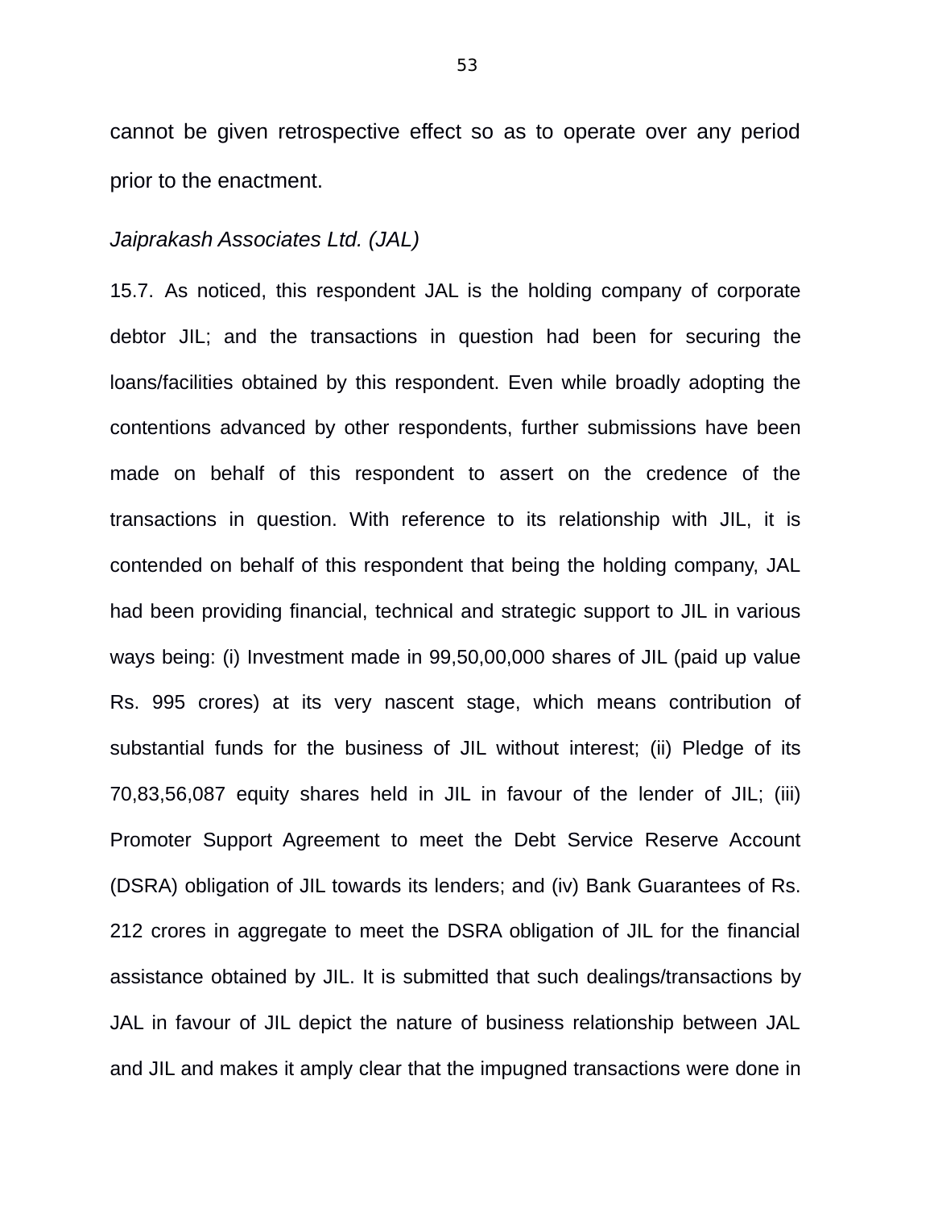cannot be given retrospective effect so as to operate over any period prior to the enactment.

*Jaiprakash Associates Ltd. (JAL)*

15.7. As noticed, this respondent JAL is the holding company of corporate debtor JIL; and the transactions in question had been for securing the loans/facilities obtained by this respondent. Even while broadly adopting the contentions advanced by other respondents, further submissions have been made on behalf of this respondent to assert on the credence of the transactions in question. With reference to its relationship with JIL, it is contended on behalf of this respondent that being the holding company, JAL had been providing financial, technical and strategic support to JIL in various ways being: (i) Investment made in 99,50,00,000 shares of JIL (paid up value Rs. 995 crores) at its very nascent stage, which means contribution of substantial funds for the business of JIL without interest; (ii) Pledge of its 70,83,56,087 equity shares held in JIL in favour of the lender of JIL; (iii) Promoter Support Agreement to meet the Debt Service Reserve Account (DSRA) obligation of JIL towards its lenders; and (iv) Bank Guarantees of Rs. 212 crores in aggregate to meet the DSRA obligation of JIL for the financial assistance obtained by JIL. It is submitted that such dealings/transactions by JAL in favour of JIL depict the nature of business relationship between JAL and JIL and makes it amply clear that the impugned transactions were done in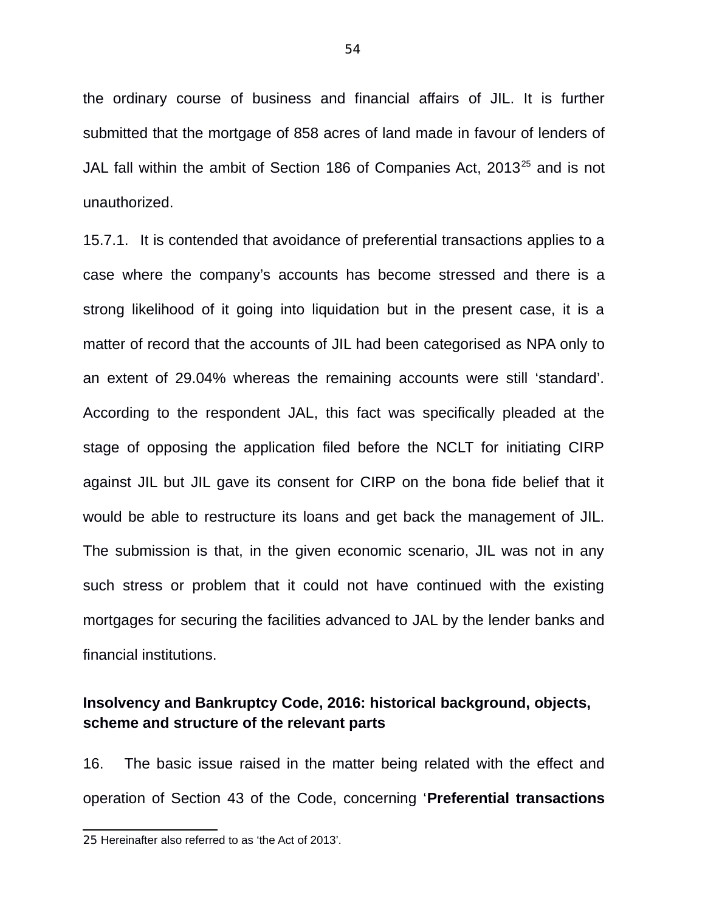the ordinary course of business and financial affairs of JIL. It is further submitted that the mortgage of 858 acres of land made in favour of lenders of JAL fall within the ambit of Section 186 of Companies Act, 2013[25] and is not unauthorized.

15.7.1. It is contended that avoidance of preferential transactions applies to a case where the company's accounts has become stressed and there is a strong likelihood of it going into liquidation but in the present case, it is a matter of record that the accounts of JIL had been categorised as NPA only to an extent of 29.04% whereas the remaining accounts were still 'standard'. According to the respondent JAL, this fact was specifically pleaded at the stage of opposing the application filed before the NCLT for initiating CIRP against JIL but JIL gave its consent for CIRP on the bona fide belief that it would be able to restructure its loans and get back the management of JIL. The submission is that, in the given economic scenario, JIL was not in any such stress or problem that it could not have continued with the existing mortgages for securing the facilities advanced to JAL by the lender banks and financial institutions.

**Insolvency and Bankruptcy Code, 2016: historical background, objects, scheme and structure of the relevant parts**

16. The basic issue raised in the matter being related with the effect and operation of Section 43 of the Code, concerning '**Preferential transactions**

---

25 Hereinafter also referred to as 'the Act of 2013'.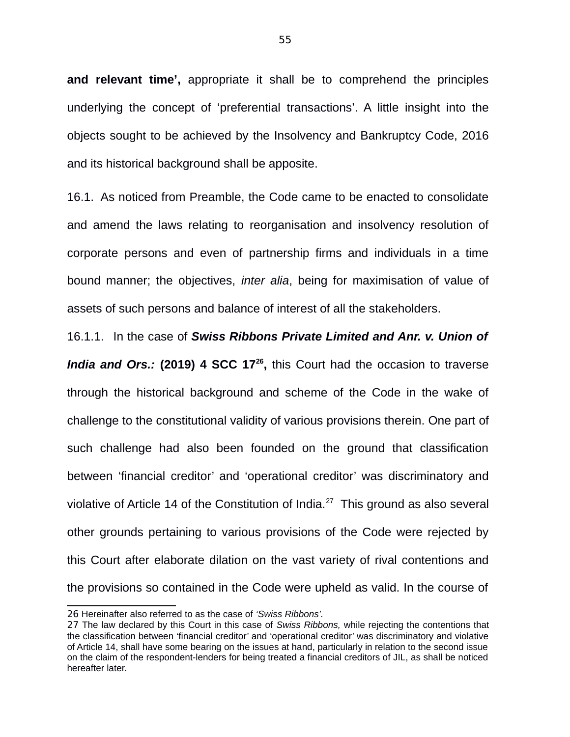**and relevant time',** appropriate it shall be to comprehend the principles underlying the concept of 'preferential transactions'. A little insight into the objects sought to be achieved by the Insolvency and Bankruptcy Code, 2016 and its historical background shall be apposite.

16.1. As noticed from Preamble, the Code came to be enacted to consolidate and amend the laws relating to reorganisation and insolvency resolution of corporate persons and even of partnership firms and individuals in a time bound manner; the objectives, *inter alia*, being for maximisation of value of assets of such persons and balance of interest of all the stakeholders.

16.1.1. In the case of ***Swiss Ribbons Private Limited and Anr. v. Union of India and Ors.:*** **(2019) 4 SCC 17[26],** this Court had the occasion to traverse through the historical background and scheme of the Code in the wake of challenge to the constitutional validity of various provisions therein. One part of such challenge had also been founded on the ground that classification between 'financial creditor' and 'operational creditor' was discriminatory and violative of Article 14 of the Constitution of India.[27] This ground as also several other grounds pertaining to various provisions of the Code were rejected by this Court after elaborate dilation on the vast variety of rival contentions and the provisions so contained in the Code were upheld as valid. In the course of

---

26 Hereinafter also referred to as the case of *'Swiss Ribbons'*.

27 The law declared by this Court in this case of *Swiss Ribbons,* while rejecting the contentions that the classification between 'financial creditor' and 'operational creditor' was discriminatory and violative of Article 14, shall have some bearing on the issues at hand, particularly in relation to the second issue on the claim of the respondent-lenders for being treated a financial creditors of JIL, as shall be noticed hereafter later.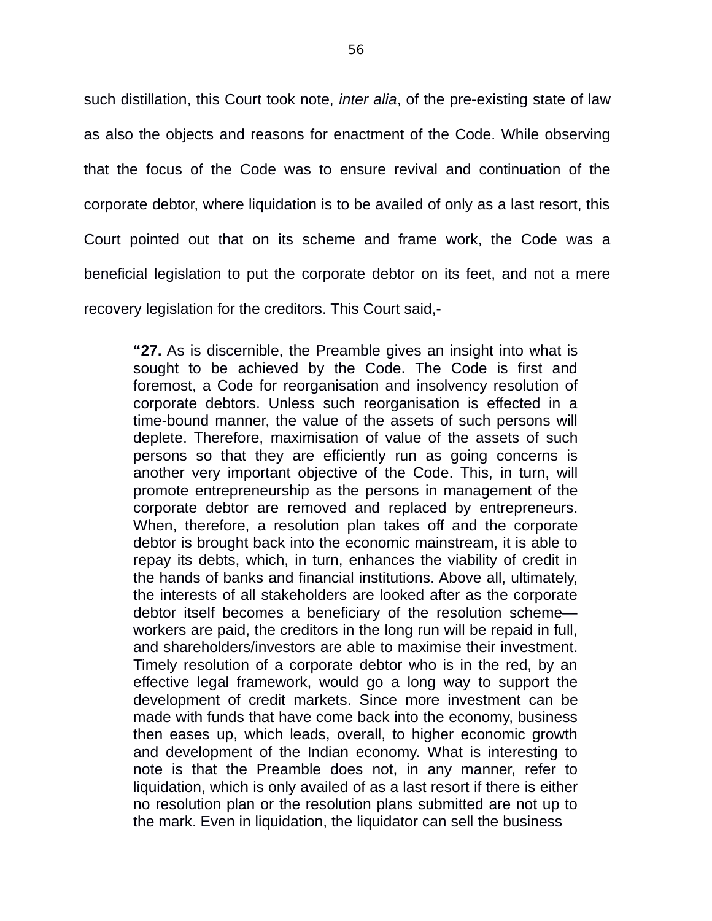such distillation, this Court took note, *inter alia*, of the pre-existing state of law as also the objects and reasons for enactment of the Code. While observing that the focus of the Code was to ensure revival and continuation of the corporate debtor, where liquidation is to be availed of only as a last resort, this Court pointed out that on its scheme and frame work, the Code was a beneficial legislation to put the corporate debtor on its feet, and not a mere recovery legislation for the creditors. This Court said,-

> **"27.** As is discernible, the Preamble gives an insight into what is sought to be achieved by the Code. The Code is first and foremost, a Code for reorganisation and insolvency resolution of corporate debtors. Unless such reorganisation is effected in a time-bound manner, the value of the assets of such persons will deplete. Therefore, maximisation of value of the assets of such persons so that they are efficiently run as going concerns is another very important objective of the Code. This, in turn, will promote entrepreneurship as the persons in management of the corporate debtor are removed and replaced by entrepreneurs. When, therefore, a resolution plan takes off and the corporate debtor is brought back into the economic mainstream, it is able to repay its debts, which, in turn, enhances the viability of credit in the hands of banks and financial institutions. Above all, ultimately, the interests of all stakeholders are looked after as the corporate debtor itself becomes a beneficiary of the resolution scheme—workers are paid, the creditors in the long run will be repaid in full, and shareholders/investors are able to maximise their investment. Timely resolution of a corporate debtor who is in the red, by an effective legal framework, would go a long way to support the development of credit markets. Since more investment can be made with funds that have come back into the economy, business then eases up, which leads, overall, to higher economic growth and development of the Indian economy. What is interesting to note is that the Preamble does not, in any manner, refer to liquidation, which is only availed of as a last resort if there is either no resolution plan or the resolution plans submitted are not up to the mark. Even in liquidation, the liquidator can sell the business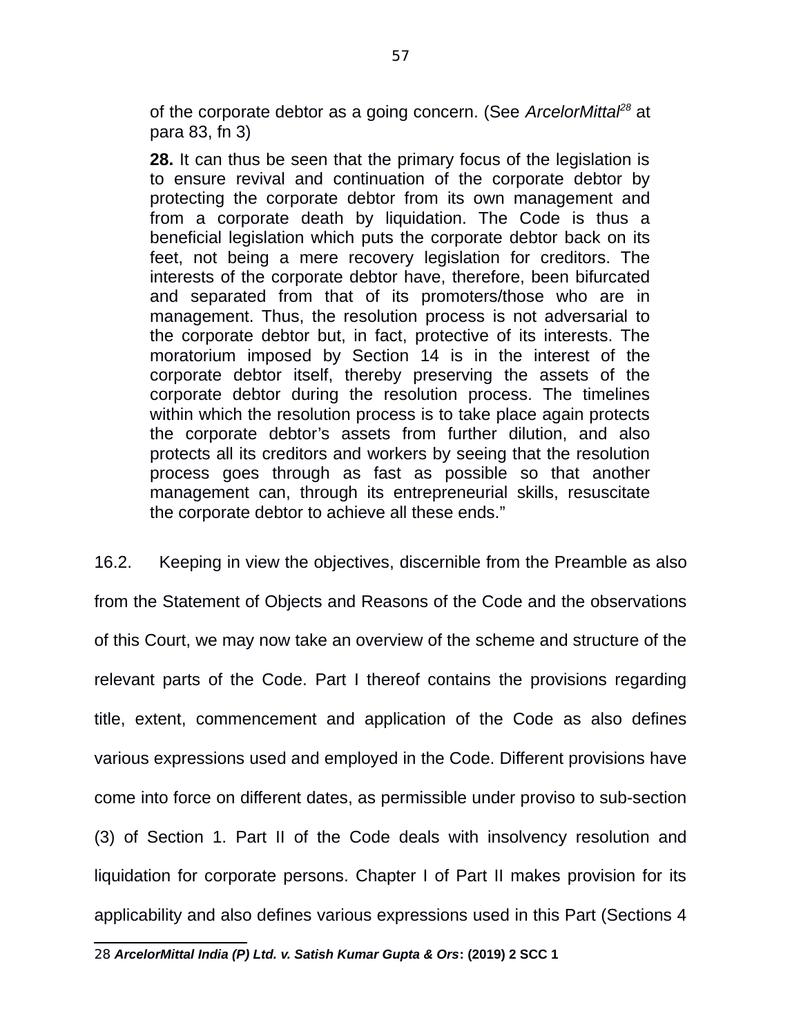of the corporate debtor as a going concern. (See *ArcelorMittal*[28] at para 83, fn 3)

**28.** It can thus be seen that the primary focus of the legislation is to ensure revival and continuation of the corporate debtor by protecting the corporate debtor from its own management and from a corporate death by liquidation. The Code is thus a beneficial legislation which puts the corporate debtor back on its feet, not being a mere recovery legislation for creditors. The interests of the corporate debtor have, therefore, been bifurcated and separated from that of its promoters/those who are in management. Thus, the resolution process is not adversarial to the corporate debtor but, in fact, protective of its interests. The moratorium imposed by Section 14 is in the interest of the corporate debtor itself, thereby preserving the assets of the corporate debtor during the resolution process. The timelines within which the resolution process is to take place again protects the corporate debtor's assets from further dilution, and also protects all its creditors and workers by seeing that the resolution process goes through as fast as possible so that another management can, through its entrepreneurial skills, resuscitate the corporate debtor to achieve all these ends."

16.2. Keeping in view the objectives, discernible from the Preamble as also from the Statement of Objects and Reasons of the Code and the observations of this Court, we may now take an overview of the scheme and structure of the relevant parts of the Code. Part I thereof contains the provisions regarding title, extent, commencement and application of the Code as also defines various expressions used and employed in the Code. Different provisions have come into force on different dates, as permissible under proviso to sub-section (3) of Section 1. Part II of the Code deals with insolvency resolution and liquidation for corporate persons. Chapter I of Part II makes provision for its applicability and also defines various expressions used in this Part (Sections 4

---

28 ***ArcelorMittal India (P) Ltd. v. Satish Kumar Gupta & Ors*: (2019) 2 SCC 1**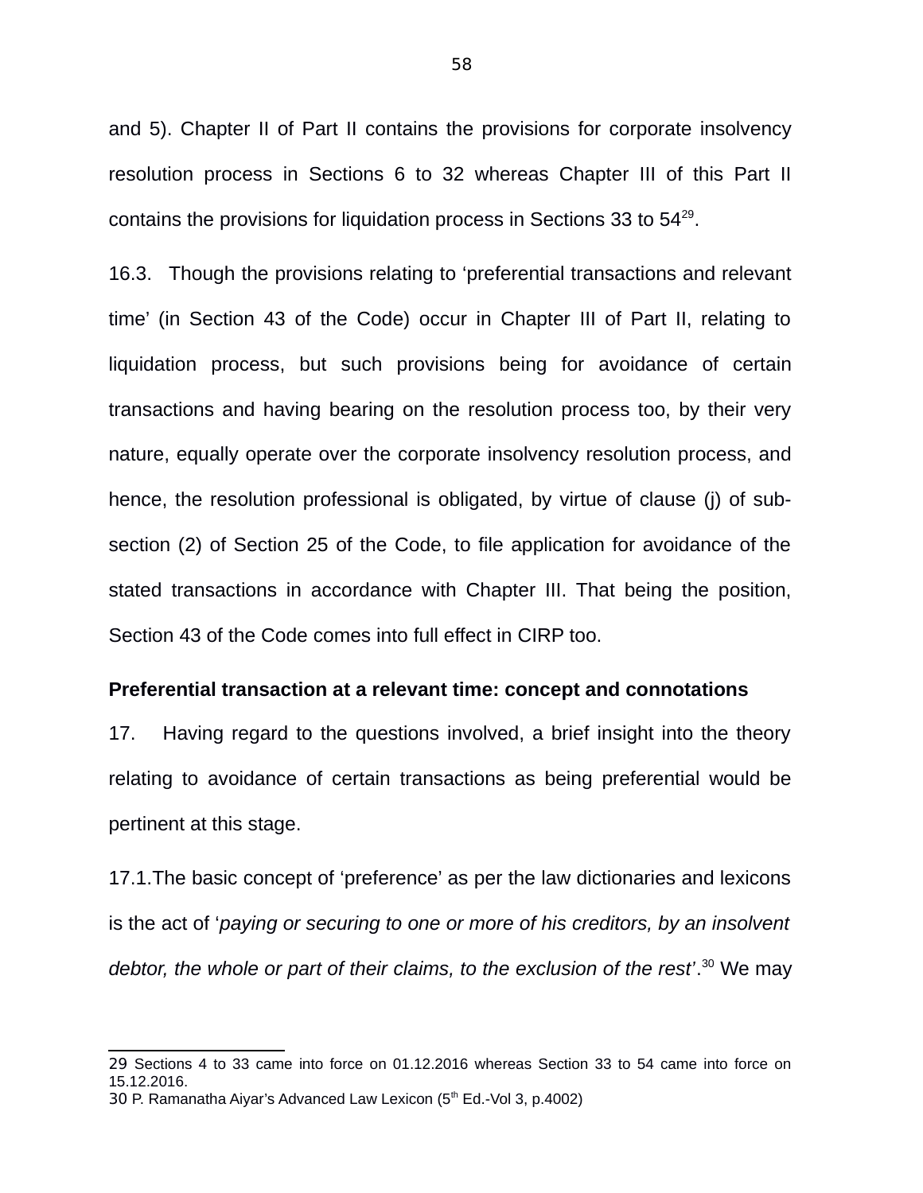and 5). Chapter II of Part II contains the provisions for corporate insolvency resolution process in Sections 6 to 32 whereas Chapter III of this Part II contains the provisions for liquidation process in Sections 33 to 54[29].

16.3. Though the provisions relating to 'preferential transactions and relevant time' (in Section 43 of the Code) occur in Chapter III of Part II, relating to liquidation process, but such provisions being for avoidance of certain transactions and having bearing on the resolution process too, by their very nature, equally operate over the corporate insolvency resolution process, and hence, the resolution professional is obligated, by virtue of clause (j) of sub-section (2) of Section 25 of the Code, to file application for avoidance of the stated transactions in accordance with Chapter III. That being the position, Section 43 of the Code comes into full effect in CIRP too.

**Preferential transaction at a relevant time: concept and connotations**

17. Having regard to the questions involved, a brief insight into the theory relating to avoidance of certain transactions as being preferential would be pertinent at this stage.

17.1. The basic concept of 'preference' as per the law dictionaries and lexicons is the act of '*paying or securing to one or more of his creditors, by an insolvent debtor, the whole or part of their claims, to the exclusion of the rest*'.[30] We may

---

29 Sections 4 to 33 came into force on 01.12.2016 whereas Section 33 to 54 came into force on 15.12.2016.

30 P. Ramanatha Aiyar's Advanced Law Lexicon (5th Ed.-Vol 3, p.4002)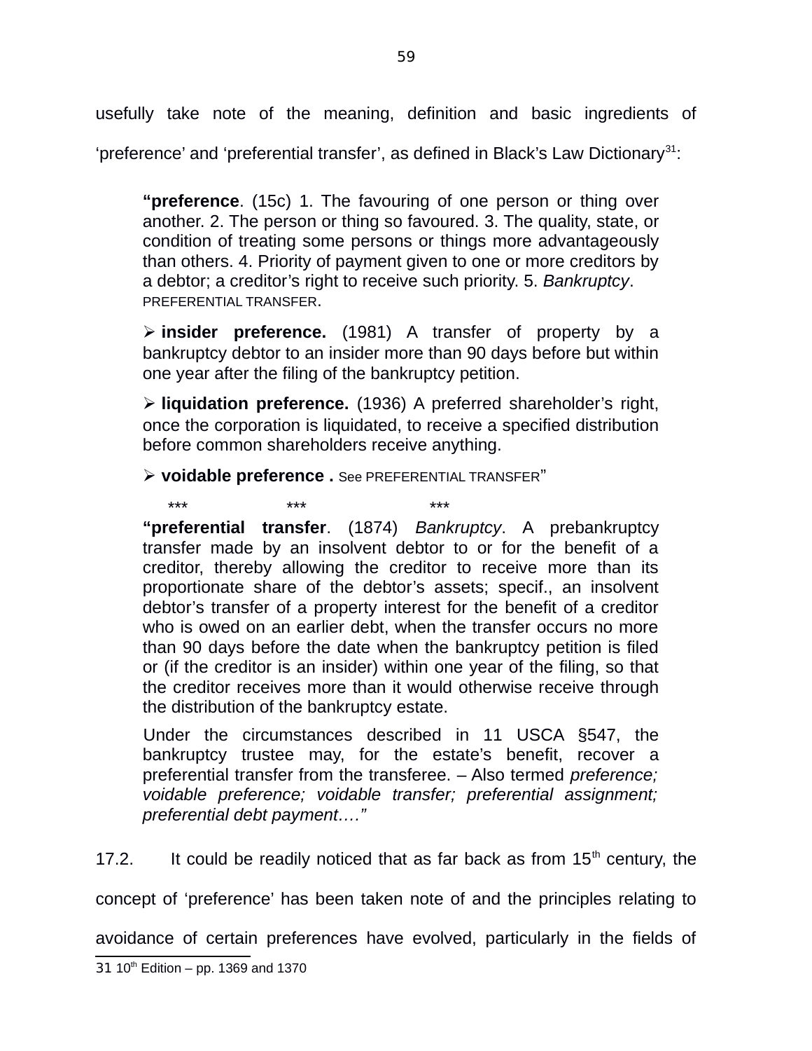usefully take note of the meaning, definition and basic ingredients of 'preference' and 'preferential transfer', as defined in Black's Law Dictionary[31]:

> "**preference**. (15c) 1. The favouring of one person or thing over another. 2. The person or thing so favoured. 3. The quality, state, or condition of treating some persons or things more advantageously than others. 4. Priority of payment given to one or more creditors by a debtor; a creditor's right to receive such priority. 5. *Bankruptcy*. PREFERENTIAL TRANSFER.
>
> ➢ **insider preference.** (1981) A transfer of property by a bankruptcy debtor to an insider more than 90 days before but within one year after the filing of the bankruptcy petition.
>
> ➢ **liquidation preference.** (1936) A preferred shareholder's right, once the corporation is liquidated, to receive a specified distribution before common shareholders receive anything.
>
> ➢ **voidable preference .** See PREFERENTIAL TRANSFER"
>
> \*\*\* \*\*\* \*\*\*
>
> "**preferential transfer**. (1874) *Bankruptcy*. A prebankruptcy transfer made by an insolvent debtor to or for the benefit of a creditor, thereby allowing the creditor to receive more than its proportionate share of the debtor's assets; specif., an insolvent debtor's transfer of a property interest for the benefit of a creditor who is owed on an earlier debt, when the transfer occurs no more than 90 days before the date when the bankruptcy petition is filed or (if the creditor is an insider) within one year of the filing, so that the creditor receives more than it would otherwise receive through the distribution of the bankruptcy estate.
>
> Under the circumstances described in 11 USCA §547, the bankruptcy trustee may, for the estate's benefit, recover a preferential transfer from the transferee. – Also termed *preference; voidable preference; voidable transfer; preferential assignment; preferential debt payment…."*

17.2. It could be readily noticed that as far back as from 15th century, the concept of 'preference' has been taken note of and the principles relating to avoidance of certain preferences have evolved, particularly in the fields of

---

[31] 10th Edition – pp. 1369 and 1370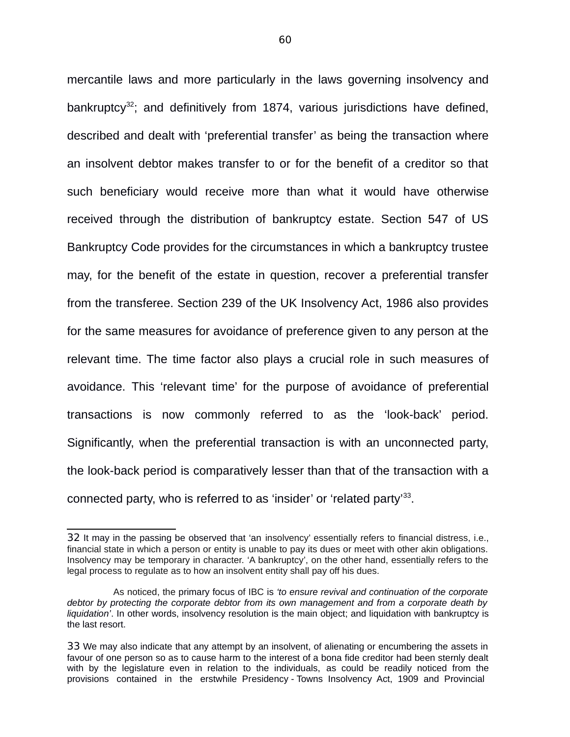mercantile laws and more particularly in the laws governing insolvency and bankruptcy[32]; and definitively from 1874, various jurisdictions have defined, described and dealt with 'preferential transfer' as being the transaction where an insolvent debtor makes transfer to or for the benefit of a creditor so that such beneficiary would receive more than what it would have otherwise received through the distribution of bankruptcy estate. Section 547 of US Bankruptcy Code provides for the circumstances in which a bankruptcy trustee may, for the benefit of the estate in question, recover a preferential transfer from the transferee. Section 239 of the UK Insolvency Act, 1986 also provides for the same measures for avoidance of preference given to any person at the relevant time. The time factor also plays a crucial role in such measures of avoidance. This 'relevant time' for the purpose of avoidance of preferential transactions is now commonly referred to as the 'look-back' period. Significantly, when the preferential transaction is with an unconnected party, the look-back period is comparatively lesser than that of the transaction with a connected party, who is referred to as 'insider' or 'related party'[33].

---

32 It may in the passing be observed that 'an insolvency' essentially refers to financial distress, i.e., financial state in which a person or entity is unable to pay its dues or meet with other akin obligations. Insolvency may be temporary in character. 'A bankruptcy', on the other hand, essentially refers to the legal process to regulate as to how an insolvent entity shall pay off his dues.

As noticed, the primary focus of IBC is *'to ensure revival and continuation of the corporate debtor by protecting the corporate debtor from its own management and from a corporate death by liquidation'*. In other words, insolvency resolution is the main object; and liquidation with bankruptcy is the last resort.

33 We may also indicate that any attempt by an insolvent, of alienating or encumbering the assets in favour of one person so as to cause harm to the interest of a bona fide creditor had been sternly dealt with by the legislature even in relation to the individuals, as could be readily noticed from the provisions contained in the erstwhile Presidency - Towns Insolvency Act, 1909 and Provincial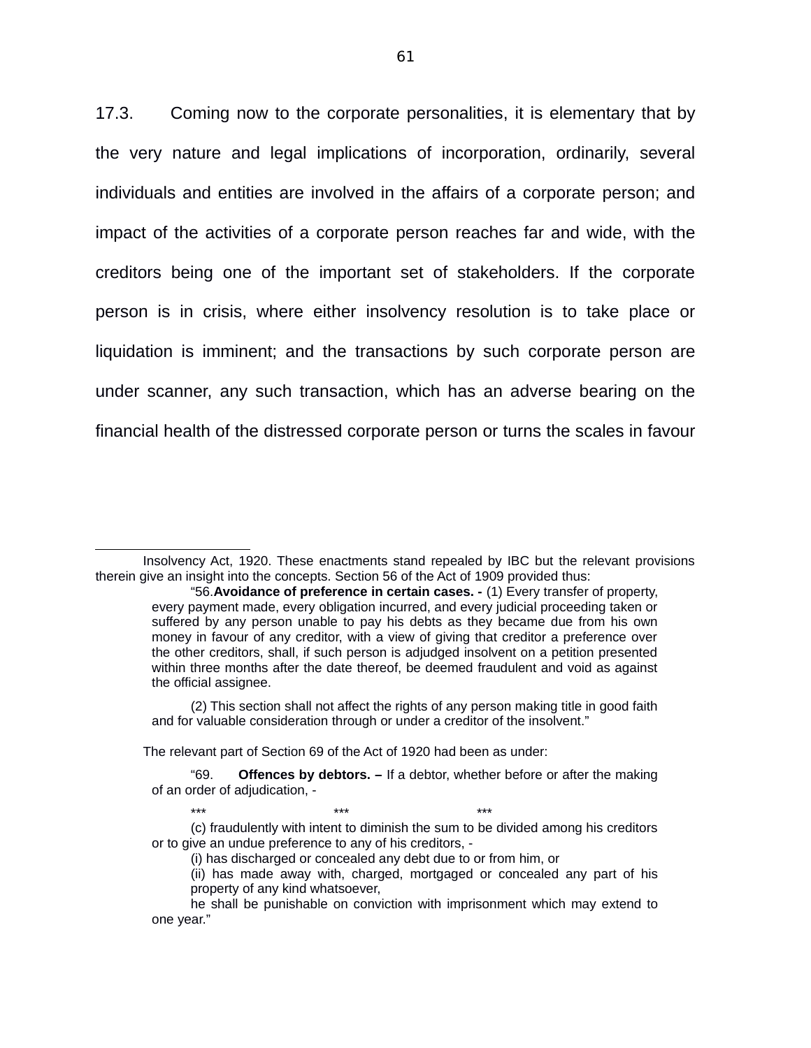17.3. Coming now to the corporate personalities, it is elementary that by the very nature and legal implications of incorporation, ordinarily, several individuals and entities are involved in the affairs of a corporate person; and impact of the activities of a corporate person reaches far and wide, with the creditors being one of the important set of stakeholders. If the corporate person is in crisis, where either insolvency resolution is to take place or liquidation is imminent; and the transactions by such corporate person are under scanner, any such transaction, which has an adverse bearing on the financial health of the distressed corporate person or turns the scales in favour

---

Insolvency Act, 1920. These enactments stand repealed by IBC but the relevant provisions therein give an insight into the concepts. Section 56 of the Act of 1909 provided thus:

> "56.**Avoidance of preference in certain cases. -** (1) Every transfer of property, every payment made, every obligation incurred, and every judicial proceeding taken or suffered by any person unable to pay his debts as they became due from his own money in favour of any creditor, with a view of giving that creditor a preference over the other creditors, shall, if such person is adjudged insolvent on a petition presented within three months after the date thereof, be deemed fraudulent and void as against the official assignee.
>
> (2) This section shall not affect the rights of any person making title in good faith and for valuable consideration through or under a creditor of the insolvent."

The relevant part of Section 69 of the Act of 1920 had been as under:

> "69. **Offences by debtors. –** If a debtor, whether before or after the making of an order of adjudication, -
>
> \*\*\* \*\*\* \*\*\*
>
> (c) fraudulently with intent to diminish the sum to be divided among his creditors or to give an undue preference to any of his creditors, -
>
> (i) has discharged or concealed any debt due to or from him, or
>
> (ii) has made away with, charged, mortgaged or concealed any part of his property of any kind whatsoever,
>
> he shall be punishable on conviction with imprisonment which may extend to one year."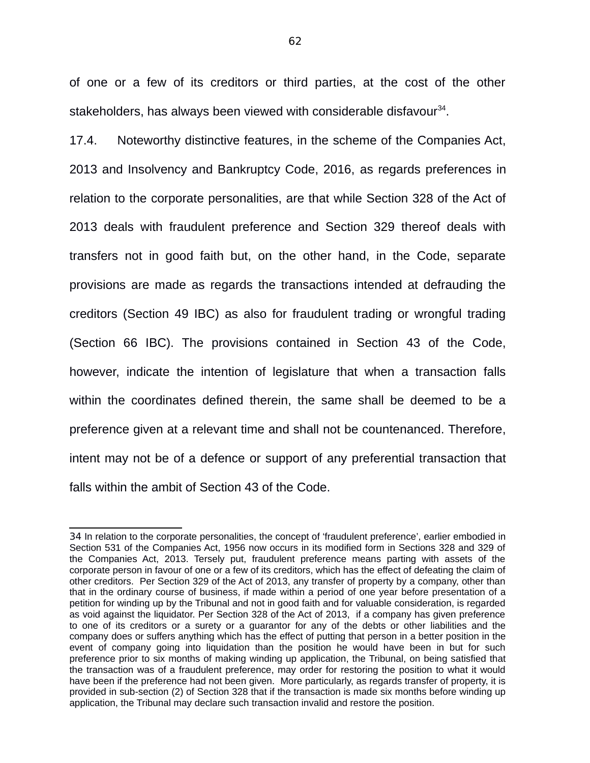of one or a few of its creditors or third parties, at the cost of the other stakeholders, has always been viewed with considerable disfavour[34].

17.4. Noteworthy distinctive features, in the scheme of the Companies Act, 2013 and Insolvency and Bankruptcy Code, 2016, as regards preferences in relation to the corporate personalities, are that while Section 328 of the Act of 2013 deals with fraudulent preference and Section 329 thereof deals with transfers not in good faith but, on the other hand, in the Code, separate provisions are made as regards the transactions intended at defrauding the creditors (Section 49 IBC) as also for fraudulent trading or wrongful trading (Section 66 IBC). The provisions contained in Section 43 of the Code, however, indicate the intention of legislature that when a transaction falls within the coordinates defined therein, the same shall be deemed to be a preference given at a relevant time and shall not be countenanced. Therefore, intent may not be of a defence or support of any preferential transaction that falls within the ambit of Section 43 of the Code.

---

34 In relation to the corporate personalities, the concept of 'fraudulent preference', earlier embodied in Section 531 of the Companies Act, 1956 now occurs in its modified form in Sections 328 and 329 of the Companies Act, 2013. Tersely put, fraudulent preference means parting with assets of the corporate person in favour of one or a few of its creditors, which has the effect of defeating the claim of other creditors. Per Section 329 of the Act of 2013, any transfer of property by a company, other than that in the ordinary course of business, if made within a period of one year before presentation of a petition for winding up by the Tribunal and not in good faith and for valuable consideration, is regarded as void against the liquidator. Per Section 328 of the Act of 2013, if a company has given preference to one of its creditors or a surety or a guarantor for any of the debts or other liabilities and the company does or suffers anything which has the effect of putting that person in a better position in the event of company going into liquidation than the position he would have been in but for such preference prior to six months of making winding up application, the Tribunal, on being satisfied that the transaction was of a fraudulent preference, may order for restoring the position to what it would have been if the preference had not been given. More particularly, as regards transfer of property, it is provided in sub-section (2) of Section 328 that if the transaction is made six months before winding up application, the Tribunal may declare such transaction invalid and restore the position.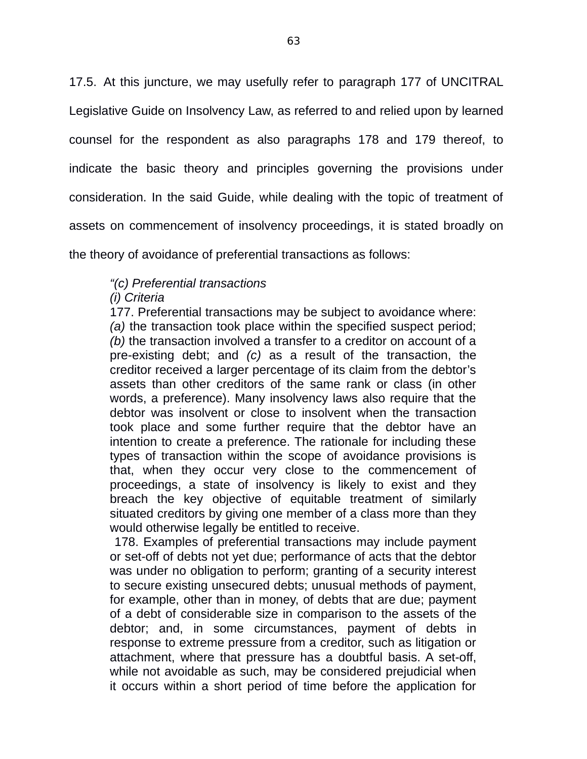17.5. At this juncture, we may usefully refer to paragraph 177 of UNCITRAL Legislative Guide on Insolvency Law, as referred to and relied upon by learned counsel for the respondent as also paragraphs 178 and 179 thereof, to indicate the basic theory and principles governing the provisions under consideration. In the said Guide, while dealing with the topic of treatment of assets on commencement of insolvency proceedings, it is stated broadly on the theory of avoidance of preferential transactions as follows:

> *"(c) Preferential transactions*
> *(i) Criteria*
> 177. Preferential transactions may be subject to avoidance where: *(a)* the transaction took place within the specified suspect period; *(b)* the transaction involved a transfer to a creditor on account of a pre-existing debt; and *(c)* as a result of the transaction, the creditor received a larger percentage of its claim from the debtor's assets than other creditors of the same rank or class (in other words, a preference). Many insolvency laws also require that the debtor was insolvent or close to insolvent when the transaction took place and some further require that the debtor have an intention to create a preference. The rationale for including these types of transaction within the scope of avoidance provisions is that, when they occur very close to the commencement of proceedings, a state of insolvency is likely to exist and they breach the key objective of equitable treatment of similarly situated creditors by giving one member of a class more than they would otherwise legally be entitled to receive.
> 178. Examples of preferential transactions may include payment or set-off of debts not yet due; performance of acts that the debtor was under no obligation to perform; granting of a security interest to secure existing unsecured debts; unusual methods of payment, for example, other than in money, of debts that are due; payment of a debt of considerable size in comparison to the assets of the debtor; and, in some circumstances, payment of debts in response to extreme pressure from a creditor, such as litigation or attachment, where that pressure has a doubtful basis. A set-off, while not avoidable as such, may be considered prejudicial when it occurs within a short period of time before the application for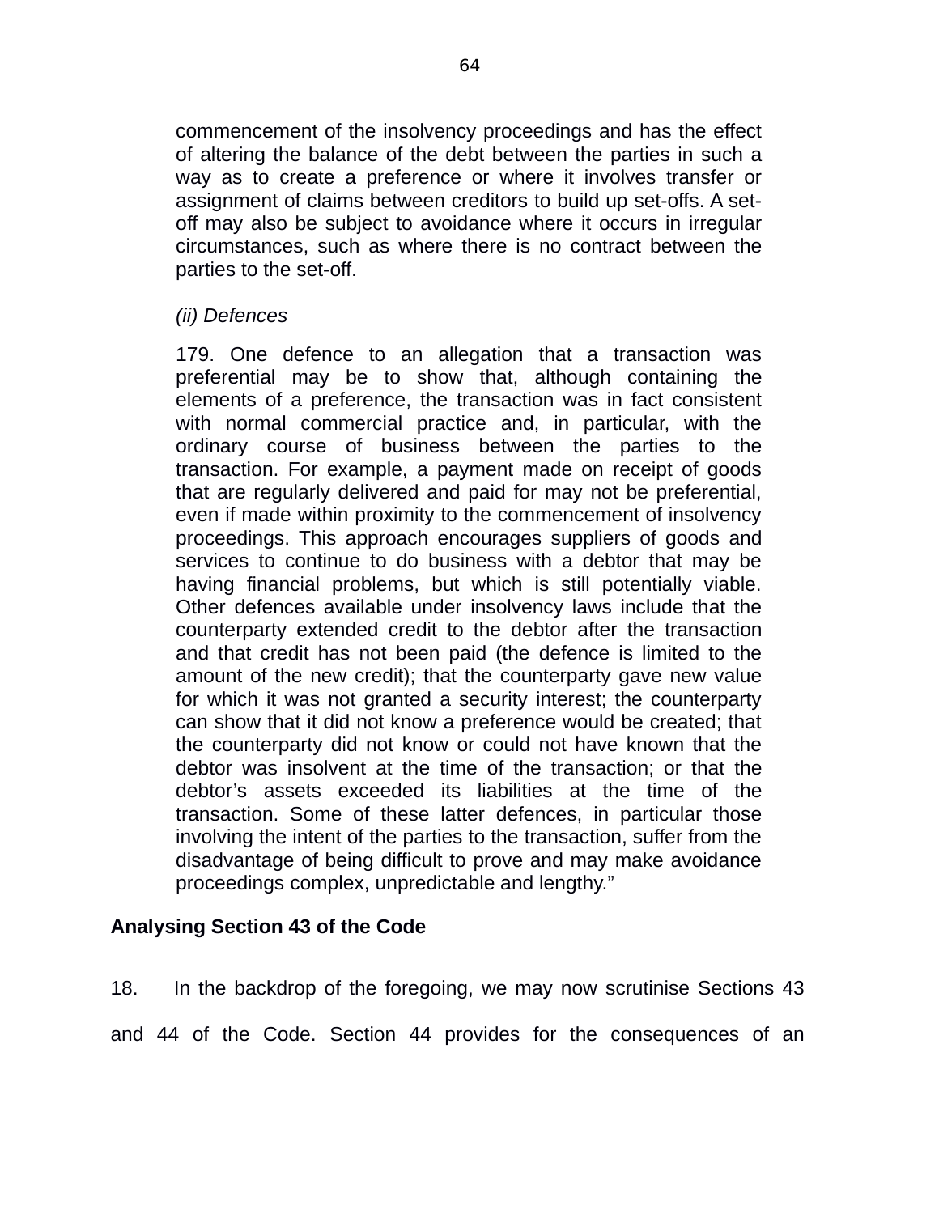commencement of the insolvency proceedings and has the effect of altering the balance of the debt between the parties in such a way as to create a preference or where it involves transfer or assignment of claims between creditors to build up set-offs. A set-off may also be subject to avoidance where it occurs in irregular circumstances, such as where there is no contract between the parties to the set-off.

*(ii) Defences*

179. One defence to an allegation that a transaction was preferential may be to show that, although containing the elements of a preference, the transaction was in fact consistent with normal commercial practice and, in particular, with the ordinary course of business between the parties to the transaction. For example, a payment made on receipt of goods that are regularly delivered and paid for may not be preferential, even if made within proximity to the commencement of insolvency proceedings. This approach encourages suppliers of goods and services to continue to do business with a debtor that may be having financial problems, but which is still potentially viable. Other defences available under insolvency laws include that the counterparty extended credit to the debtor after the transaction and that credit has not been paid (the defence is limited to the amount of the new credit); that the counterparty gave new value for which it was not granted a security interest; the counterparty can show that it did not know a preference would be created; that the counterparty did not know or could not have known that the debtor was insolvent at the time of the transaction; or that the debtor's assets exceeded its liabilities at the time of the transaction. Some of these latter defences, in particular those involving the intent of the parties to the transaction, suffer from the disadvantage of being difficult to prove and may make avoidance proceedings complex, unpredictable and lengthy."

**Analysing Section 43 of the Code**

18. In the backdrop of the foregoing, we may now scrutinise Sections 43 and 44 of the Code. Section 44 provides for the consequences of an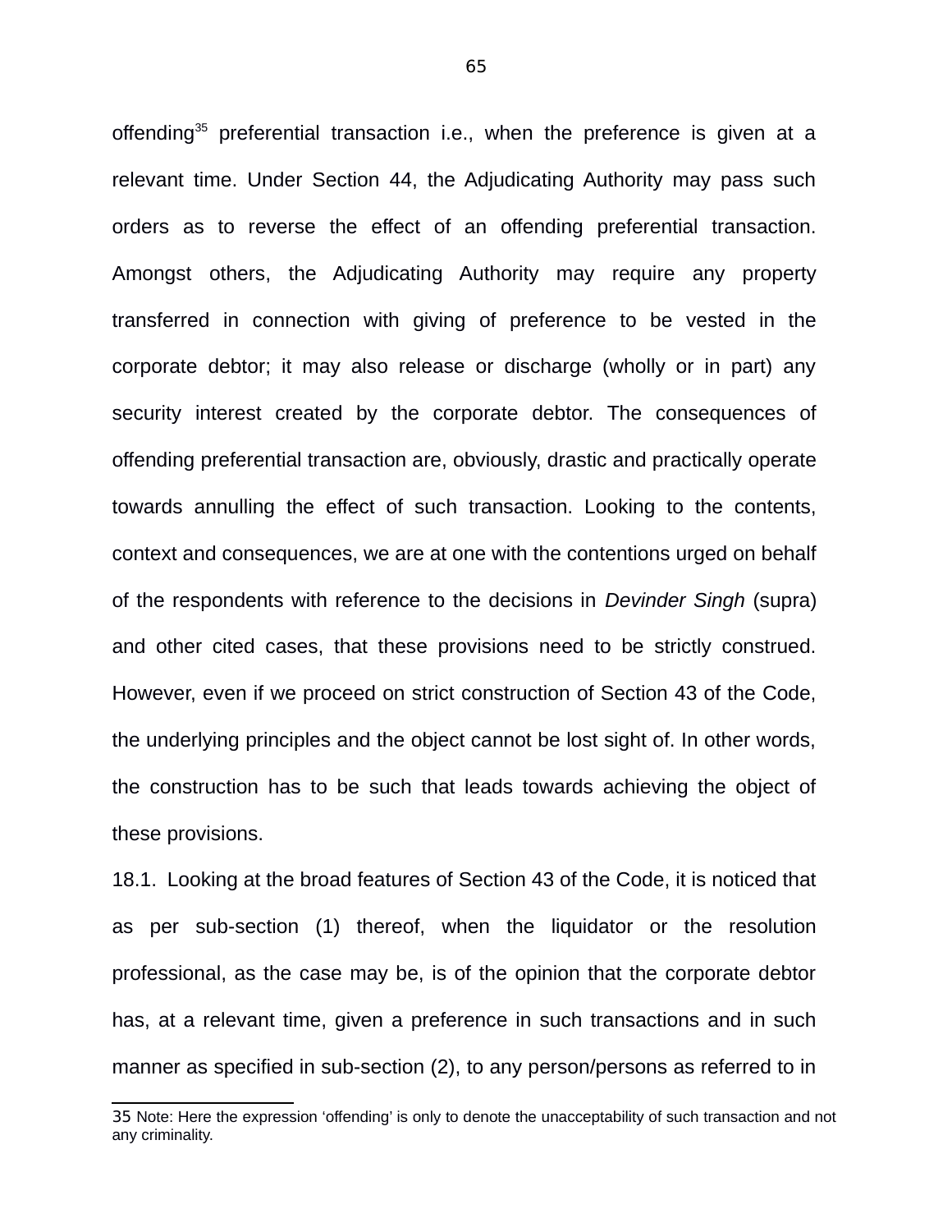offending[35] preferential transaction i.e., when the preference is given at a relevant time. Under Section 44, the Adjudicating Authority may pass such orders as to reverse the effect of an offending preferential transaction. Amongst others, the Adjudicating Authority may require any property transferred in connection with giving of preference to be vested in the corporate debtor; it may also release or discharge (wholly or in part) any security interest created by the corporate debtor. The consequences of offending preferential transaction are, obviously, drastic and practically operate towards annulling the effect of such transaction. Looking to the contents, context and consequences, we are at one with the contentions urged on behalf of the respondents with reference to the decisions in *Devinder Singh* (supra) and other cited cases, that these provisions need to be strictly construed. However, even if we proceed on strict construction of Section 43 of the Code, the underlying principles and the object cannot be lost sight of. In other words, the construction has to be such that leads towards achieving the object of these provisions.

18.1. Looking at the broad features of Section 43 of the Code, it is noticed that as per sub-section (1) thereof, when the liquidator or the resolution professional, as the case may be, is of the opinion that the corporate debtor has, at a relevant time, given a preference in such transactions and in such manner as specified in sub-section (2), to any person/persons as referred to in

---

35 Note: Here the expression 'offending' is only to denote the unacceptability of such transaction and not any criminality.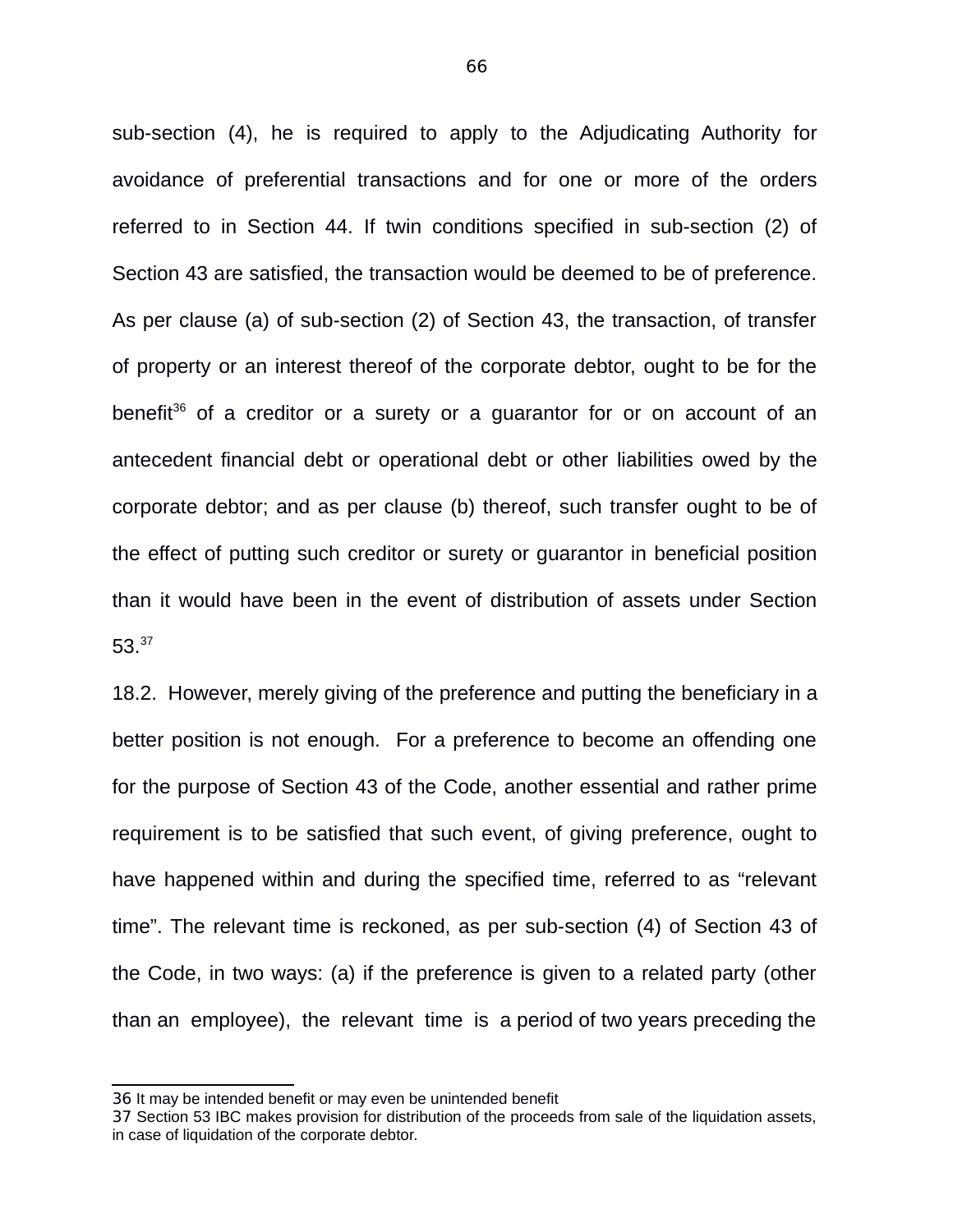sub-section (4), he is required to apply to the Adjudicating Authority for avoidance of preferential transactions and for one or more of the orders referred to in Section 44. If twin conditions specified in sub-section (2) of Section 43 are satisfied, the transaction would be deemed to be of preference. As per clause (a) of sub-section (2) of Section 43, the transaction, of transfer of property or an interest thereof of the corporate debtor, ought to be for the benefit[36] of a creditor or a surety or a guarantor for or on account of an antecedent financial debt or operational debt or other liabilities owed by the corporate debtor; and as per clause (b) thereof, such transfer ought to be of the effect of putting such creditor or surety or guarantor in beneficial position than it would have been in the event of distribution of assets under Section 53.[37]

18.2. However, merely giving of the preference and putting the beneficiary in a better position is not enough. For a preference to become an offending one for the purpose of Section 43 of the Code, another essential and rather prime requirement is to be satisfied that such event, of giving preference, ought to have happened within and during the specified time, referred to as "relevant time". The relevant time is reckoned, as per sub-section (4) of Section 43 of the Code, in two ways: (a) if the preference is given to a related party (other than an employee), the relevant time is a period of two years preceding the

---

[36] It may be intended benefit or may even be unintended benefit

[37] Section 53 IBC makes provision for distribution of the proceeds from sale of the liquidation assets, in case of liquidation of the corporate debtor.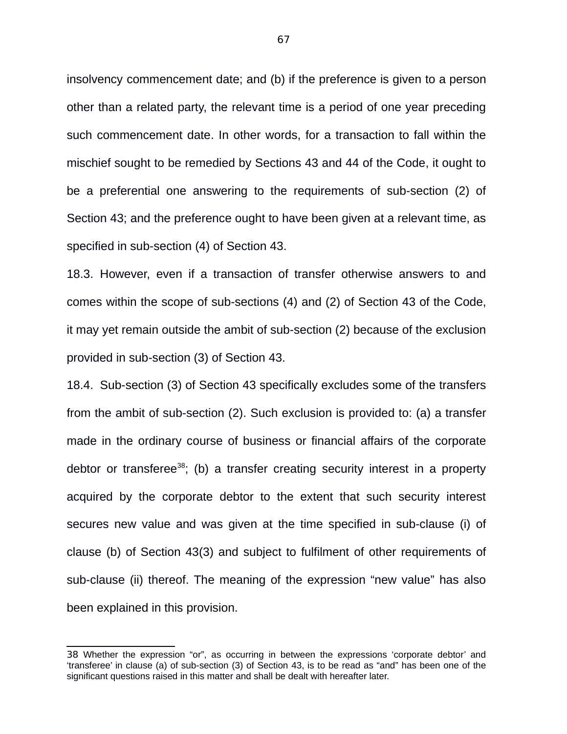insolvency commencement date; and (b) if the preference is given to a person other than a related party, the relevant time is a period of one year preceding such commencement date. In other words, for a transaction to fall within the mischief sought to be remedied by Sections 43 and 44 of the Code, it ought to be a preferential one answering to the requirements of sub-section (2) of Section 43; and the preference ought to have been given at a relevant time, as specified in sub-section (4) of Section 43.

18.3. However, even if a transaction of transfer otherwise answers to and comes within the scope of sub-sections (4) and (2) of Section 43 of the Code, it may yet remain outside the ambit of sub-section (2) because of the exclusion provided in sub-section (3) of Section 43.

18.4. Sub-section (3) of Section 43 specifically excludes some of the transfers from the ambit of sub-section (2). Such exclusion is provided to: (a) a transfer made in the ordinary course of business or financial affairs of the corporate debtor or transferee[38]; (b) a transfer creating security interest in a property acquired by the corporate debtor to the extent that such security interest secures new value and was given at the time specified in sub-clause (i) of clause (b) of Section 43(3) and subject to fulfilment of other requirements of sub-clause (ii) thereof. The meaning of the expression "new value" has also been explained in this provision.

---

38 Whether the expression "or", as occurring in between the expressions 'corporate debtor' and 'transferee' in clause (a) of sub-section (3) of Section 43, is to be read as "and" has been one of the significant questions raised in this matter and shall be dealt with hereafter later.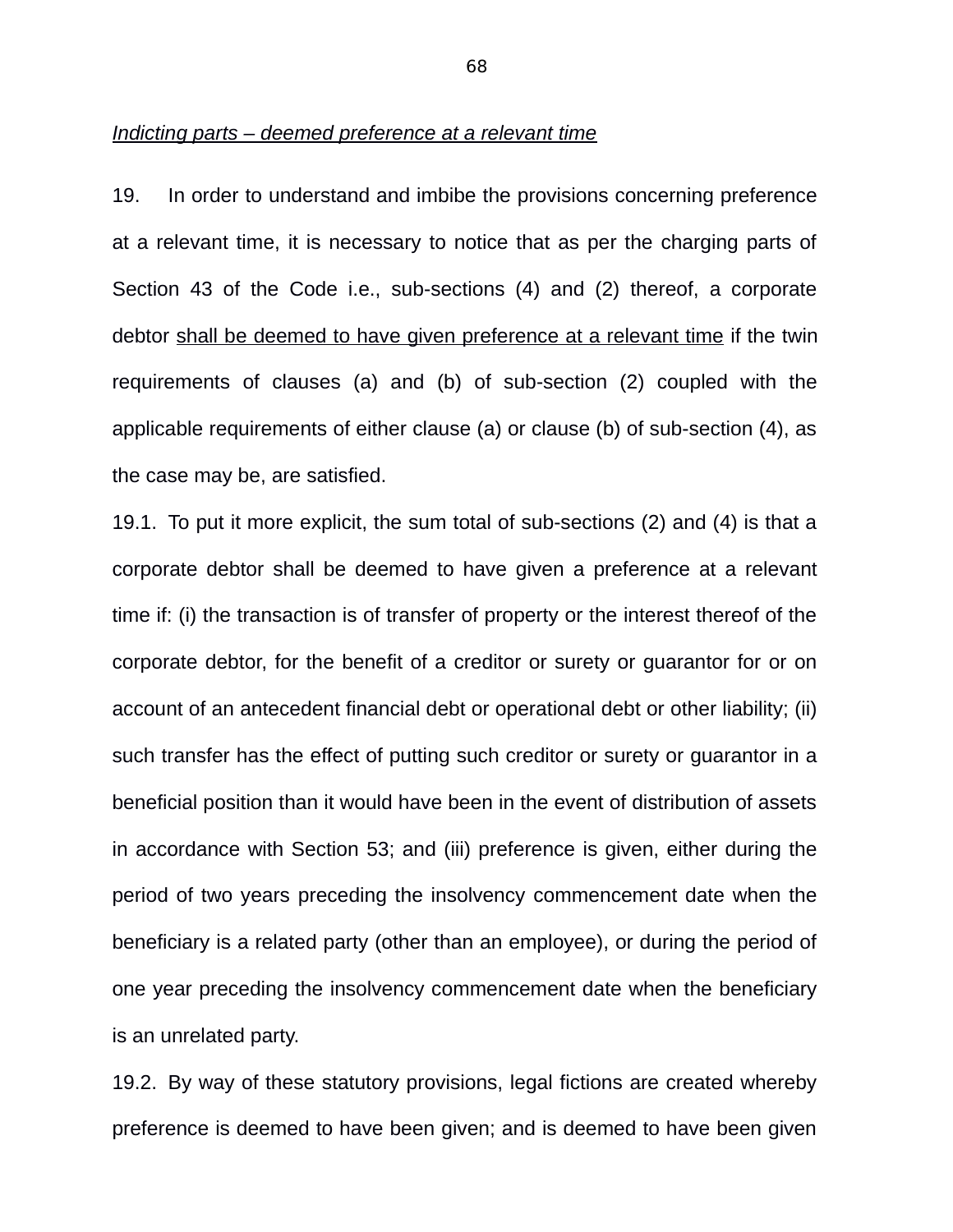*<u>Indicting parts – deemed preference at a relevant time</u>*

19. In order to understand and imbibe the provisions concerning preference at a relevant time, it is necessary to notice that as per the charging parts of Section 43 of the Code i.e., sub-sections (4) and (2) thereof, a corporate debtor <u>shall be deemed to have given preference at a relevant time</u> if the twin requirements of clauses (a) and (b) of sub-section (2) coupled with the applicable requirements of either clause (a) or clause (b) of sub-section (4), as the case may be, are satisfied.

19.1. To put it more explicit, the sum total of sub-sections (2) and (4) is that a corporate debtor shall be deemed to have given a preference at a relevant time if: (i) the transaction is of transfer of property or the interest thereof of the corporate debtor, for the benefit of a creditor or surety or guarantor for or on account of an antecedent financial debt or operational debt or other liability; (ii) such transfer has the effect of putting such creditor or surety or guarantor in a beneficial position than it would have been in the event of distribution of assets in accordance with Section 53; and (iii) preference is given, either during the period of two years preceding the insolvency commencement date when the beneficiary is a related party (other than an employee), or during the period of one year preceding the insolvency commencement date when the beneficiary is an unrelated party.

19.2. By way of these statutory provisions, legal fictions are created whereby preference is deemed to have been given; and is deemed to have been given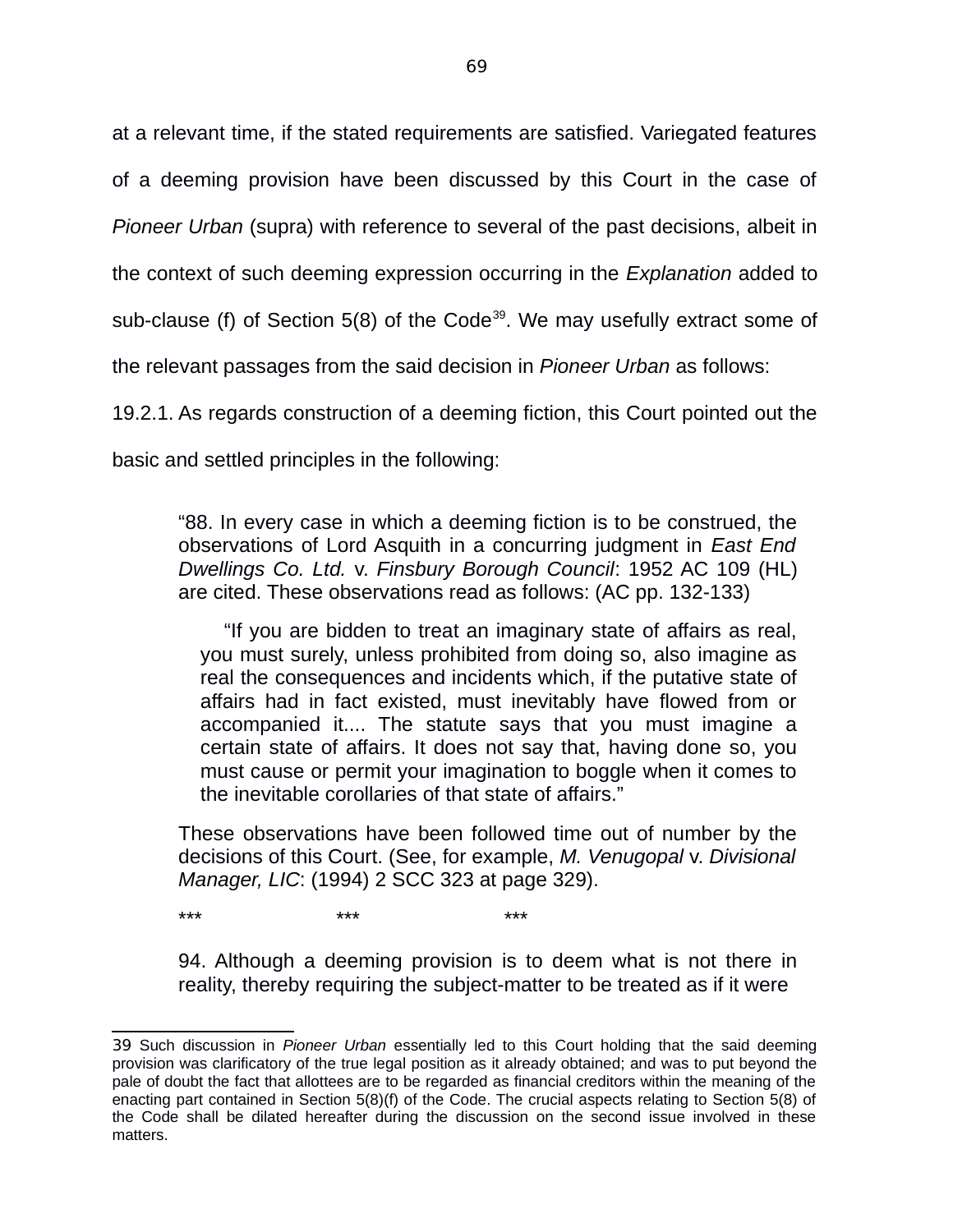at a relevant time, if the stated requirements are satisfied. Variegated features of a deeming provision have been discussed by this Court in the case of *Pioneer Urban* (supra) with reference to several of the past decisions, albeit in the context of such deeming expression occurring in the *Explanation* added to sub-clause (f) of Section 5(8) of the Code[39]. We may usefully extract some of the relevant passages from the said decision in *Pioneer Urban* as follows:

19.2.1. As regards construction of a deeming fiction, this Court pointed out the basic and settled principles in the following:

> "88. In every case in which a deeming fiction is to be construed, the observations of Lord Asquith in a concurring judgment in *East End Dwellings Co. Ltd.* v. *Finsbury Borough Council*: 1952 AC 109 (HL) are cited. These observations read as follows: (AC pp. 132-133)
>
> > "If you are bidden to treat an imaginary state of affairs as real, you must surely, unless prohibited from doing so, also imagine as real the consequences and incidents which, if the putative state of affairs had in fact existed, must inevitably have flowed from or accompanied it.... The statute says that you must imagine a certain state of affairs. It does not say that, having done so, you must cause or permit your imagination to boggle when it comes to the inevitable corollaries of that state of affairs."
>
> These observations have been followed time out of number by the decisions of this Court. (See, for example, *M. Venugopal* v. *Divisional Manager, LIC*: (1994) 2 SCC 323 at page 329).
>
> \*\*\* \*\*\* \*\*\*
>
> 94. Although a deeming provision is to deem what is not there in reality, thereby requiring the subject-matter to be treated as if it were

---

[39] Such discussion in *Pioneer Urban* essentially led to this Court holding that the said deeming provision was clarificatory of the true legal position as it already obtained; and was to put beyond the pale of doubt the fact that allottees are to be regarded as financial creditors within the meaning of the enacting part contained in Section 5(8)(f) of the Code. The crucial aspects relating to Section 5(8) of the Code shall be dilated hereafter during the discussion on the second issue involved in these matters.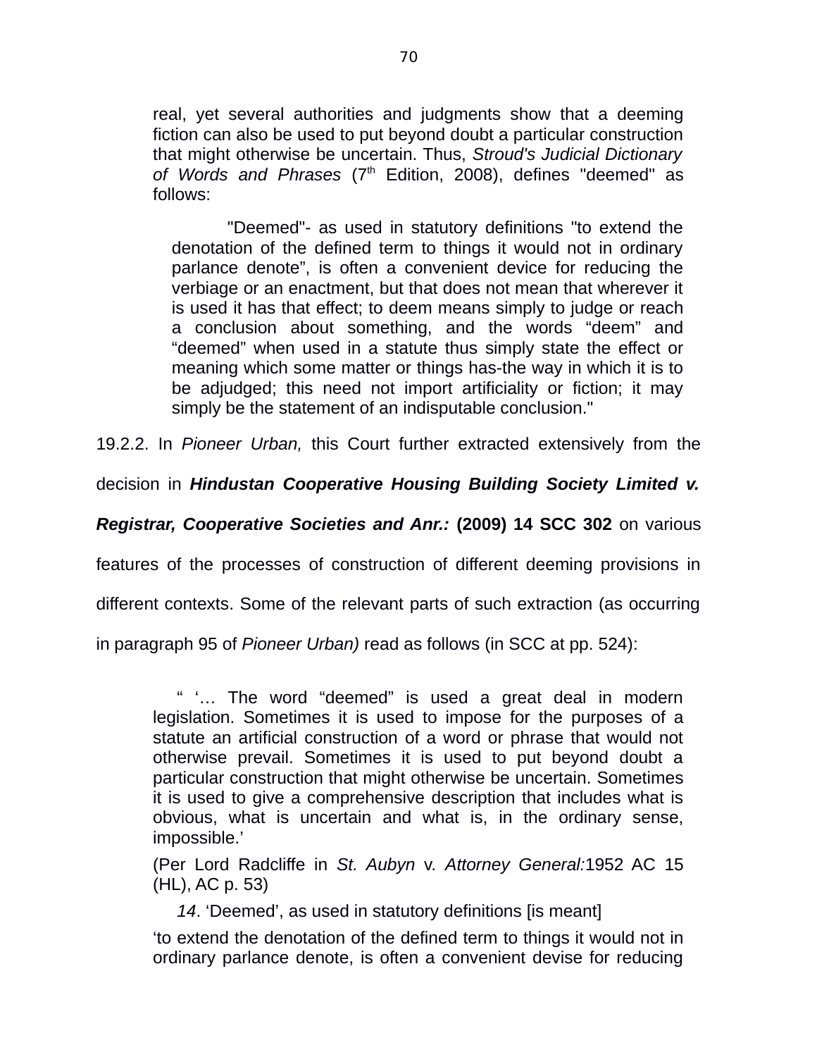real, yet several authorities and judgments show that a deeming fiction can also be used to put beyond doubt a particular construction that might otherwise be uncertain. Thus, *Stroud's Judicial Dictionary of Words and Phrases* (7th Edition, 2008), defines "deemed" as follows:

> "Deemed"- as used in statutory definitions "to extend the denotation of the defined term to things it would not in ordinary parlance denote", is often a convenient device for reducing the verbiage or an enactment, but that does not mean that wherever it is used it has that effect; to deem means simply to judge or reach a conclusion about something, and the words "deem" and "deemed" when used in a statute thus simply state the effect or meaning which some matter or things has-the way in which it is to be adjudged; this need not import artificiality or fiction; it may simply be the statement of an indisputable conclusion."

19.2.2. In *Pioneer Urban,* this Court further extracted extensively from the decision in ***Hindustan Cooperative Housing Building Society Limited v. Registrar, Cooperative Societies and Anr.:*** **(2009) 14 SCC 302** on various features of the processes of construction of different deeming provisions in different contexts. Some of the relevant parts of such extraction (as occurring in paragraph 95 of *Pioneer Urban)* read as follows (in SCC at pp. 524):

> " '… The word "deemed" is used a great deal in modern legislation. Sometimes it is used to impose for the purposes of a statute an artificial construction of a word or phrase that would not otherwise prevail. Sometimes it is used to put beyond doubt a particular construction that might otherwise be uncertain. Sometimes it is used to give a comprehensive description that includes what is obvious, what is uncertain and what is, in the ordinary sense, impossible.'
>
> (Per Lord Radcliffe in *St. Aubyn* v. *Attorney General:*1952 AC 15 (HL), AC p. 53)
>
> *14*. 'Deemed', as used in statutory definitions [is meant]
>
> 'to extend the denotation of the defined term to things it would not in ordinary parlance denote, is often a convenient devise for reducing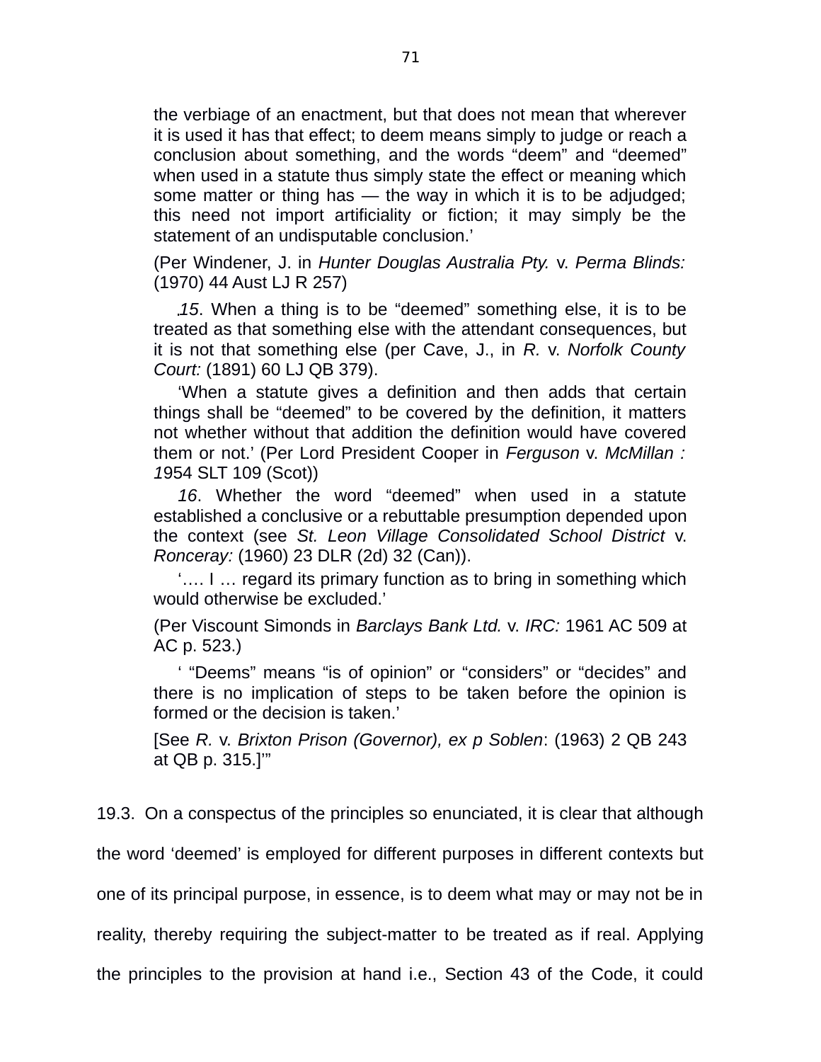the verbiage of an enactment, but that does not mean that wherever it is used it has that effect; to deem means simply to judge or reach a conclusion about something, and the words "deem" and "deemed" when used in a statute thus simply state the effect or meaning which some matter or thing has — the way in which it is to be adjudged; this need not import artificiality or fiction; it may simply be the statement of an undisputable conclusion.'

(Per Windener, J. in *Hunter Douglas Australia Pty.* v. *Perma Blinds:* (1970) 44 Aust LJ R 257)

*15*. When a thing is to be "deemed" something else, it is to be treated as that something else with the attendant consequences, but it is not that something else (per Cave, J., in *R.* v. *Norfolk County Court:* (1891) 60 LJ QB 379).

'When a statute gives a definition and then adds that certain things shall be "deemed" to be covered by the definition, it matters not whether without that addition the definition would have covered them or not.' (Per Lord President Cooper in *Ferguson* v. *McMillan :* 1954 SLT 109 (Scot))

*16*. Whether the word "deemed" when used in a statute established a conclusive or a rebuttable presumption depended upon the context (see *St. Leon Village Consolidated School District* v. *Ronceray:* (1960) 23 DLR (2d) 32 (Can)).

'…. I … regard its primary function as to bring in something which would otherwise be excluded.'

(Per Viscount Simonds in *Barclays Bank Ltd.* v. *IRC:* 1961 AC 509 at AC p. 523.)

' "Deems" means "is of opinion" or "considers" or "decides" and there is no implication of steps to be taken before the opinion is formed or the decision is taken.'

[See *R.* v. *Brixton Prison (Governor), ex p Soblen*: (1963) 2 QB 243 at QB p. 315.]'"

19.3. On a conspectus of the principles so enunciated, it is clear that although the word 'deemed' is employed for different purposes in different contexts but one of its principal purpose, in essence, is to deem what may or may not be in reality, thereby requiring the subject-matter to be treated as if real. Applying the principles to the provision at hand i.e., Section 43 of the Code, it could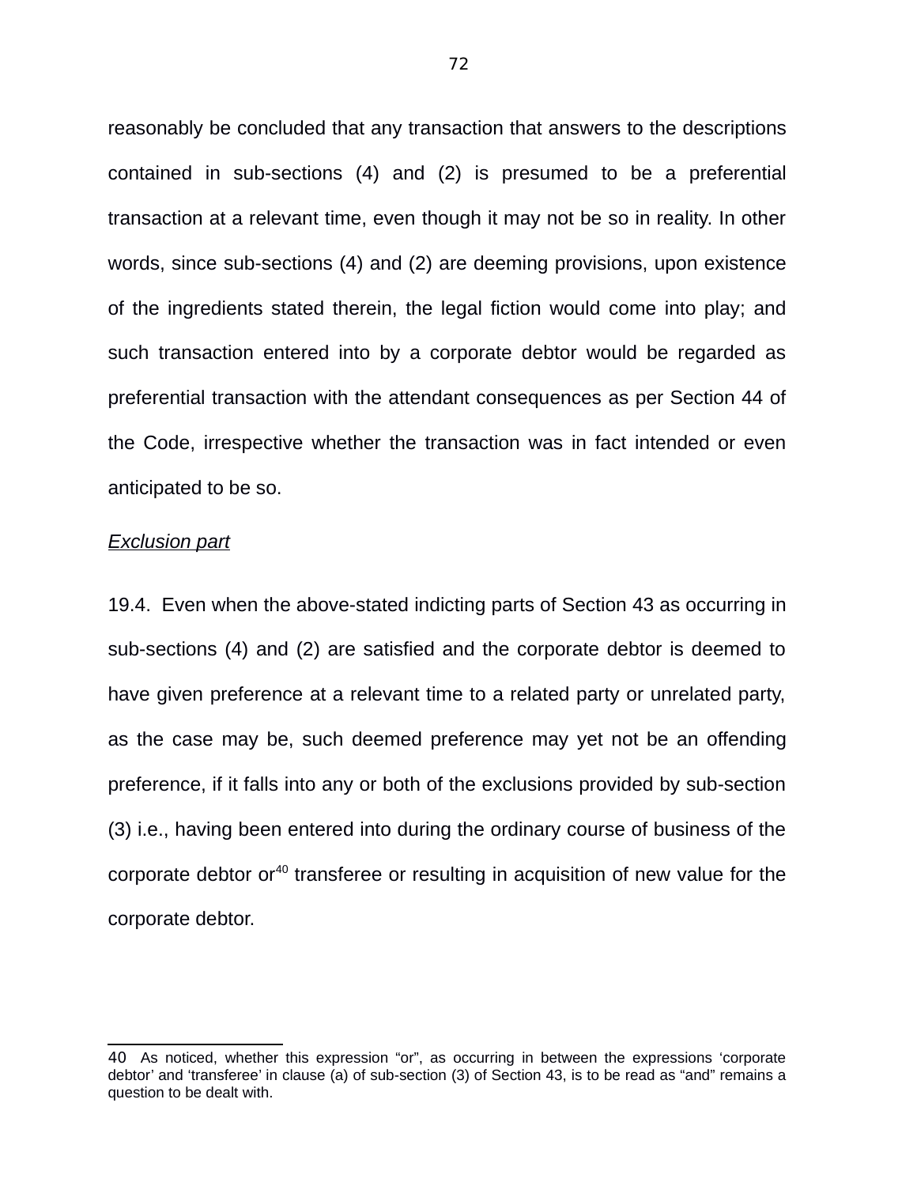reasonably be concluded that any transaction that answers to the descriptions contained in sub-sections (4) and (2) is presumed to be a preferential transaction at a relevant time, even though it may not be so in reality. In other words, since sub-sections (4) and (2) are deeming provisions, upon existence of the ingredients stated therein, the legal fiction would come into play; and such transaction entered into by a corporate debtor would be regarded as preferential transaction with the attendant consequences as per Section 44 of the Code, irrespective whether the transaction was in fact intended or even anticipated to be so.

*Exclusion part*

19.4. Even when the above-stated indicting parts of Section 43 as occurring in sub-sections (4) and (2) are satisfied and the corporate debtor is deemed to have given preference at a relevant time to a related party or unrelated party, as the case may be, such deemed preference may yet not be an offending preference, if it falls into any or both of the exclusions provided by sub-section (3) i.e., having been entered into during the ordinary course of business of the corporate debtor or[40] transferee or resulting in acquisition of new value for the corporate debtor.

---

40 As noticed, whether this expression "or", as occurring in between the expressions 'corporate debtor' and 'transferee' in clause (a) of sub-section (3) of Section 43, is to be read as "and" remains a question to be dealt with.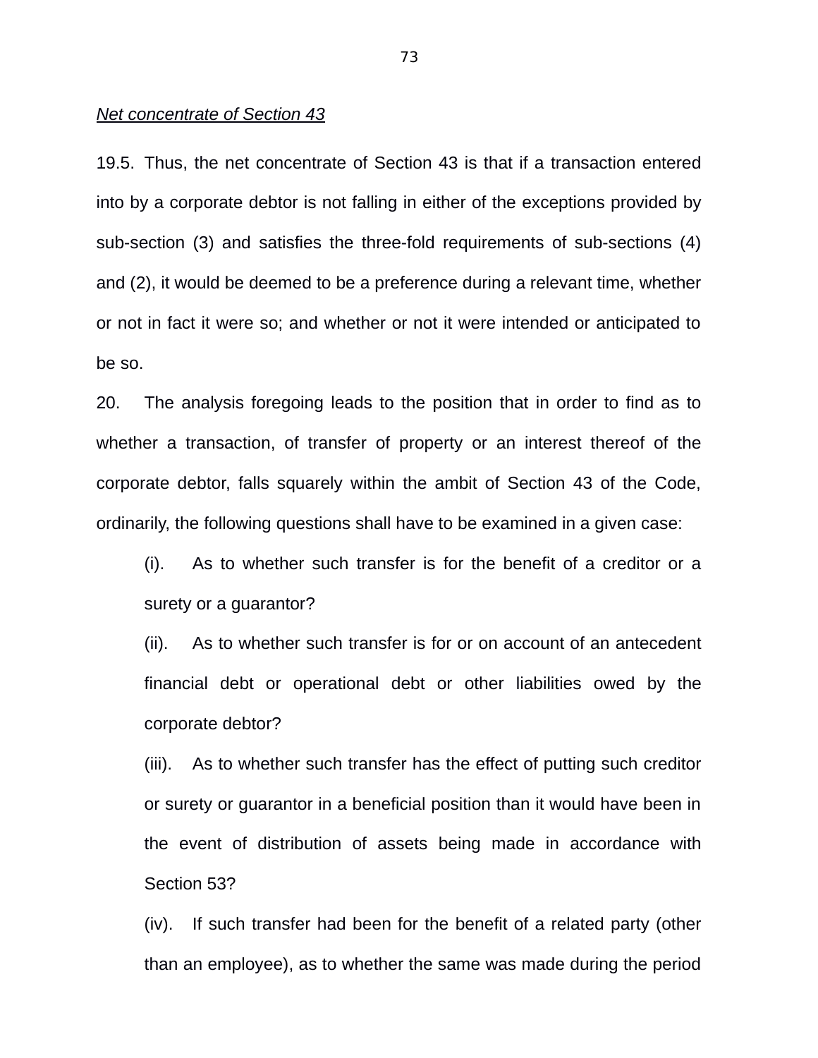*Net concentrate of Section 43*

19.5. Thus, the net concentrate of Section 43 is that if a transaction entered into by a corporate debtor is not falling in either of the exceptions provided by sub-section (3) and satisfies the three-fold requirements of sub-sections (4) and (2), it would be deemed to be a preference during a relevant time, whether or not in fact it were so; and whether or not it were intended or anticipated to be so.

20. The analysis foregoing leads to the position that in order to find as to whether a transaction, of transfer of property or an interest thereof of the corporate debtor, falls squarely within the ambit of Section 43 of the Code, ordinarily, the following questions shall have to be examined in a given case:

(i). As to whether such transfer is for the benefit of a creditor or a surety or a guarantor?

(ii). As to whether such transfer is for or on account of an antecedent financial debt or operational debt or other liabilities owed by the corporate debtor?

(iii). As to whether such transfer has the effect of putting such creditor or surety or guarantor in a beneficial position than it would have been in the event of distribution of assets being made in accordance with Section 53?

(iv). If such transfer had been for the benefit of a related party (other than an employee), as to whether the same was made during the period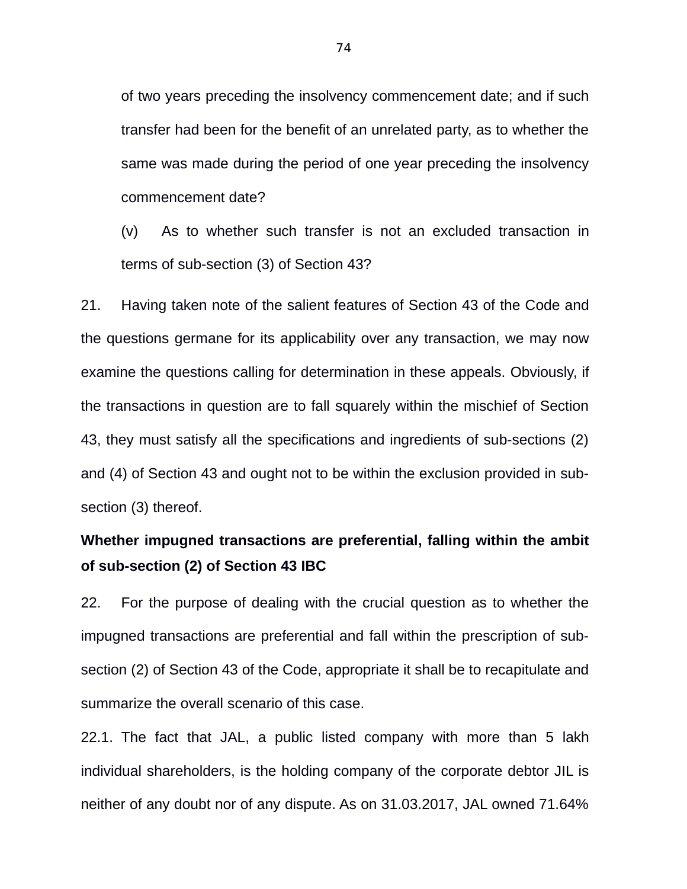of two years preceding the insolvency commencement date; and if such transfer had been for the benefit of an unrelated party, as to whether the same was made during the period of one year preceding the insolvency commencement date?

(v) As to whether such transfer is not an excluded transaction in terms of sub-section (3) of Section 43?

21. Having taken note of the salient features of Section 43 of the Code and the questions germane for its applicability over any transaction, we may now examine the questions calling for determination in these appeals. Obviously, if the transactions in question are to fall squarely within the mischief of Section 43, they must satisfy all the specifications and ingredients of sub-sections (2) and (4) of Section 43 and ought not to be within the exclusion provided in sub-section (3) thereof.

**Whether impugned transactions are preferential, falling within the ambit of sub-section (2) of Section 43 IBC**

22. For the purpose of dealing with the crucial question as to whether the impugned transactions are preferential and fall within the prescription of sub-section (2) of Section 43 of the Code, appropriate it shall be to recapitulate and summarize the overall scenario of this case.

22.1. The fact that JAL, a public listed company with more than 5 lakh individual shareholders, is the holding company of the corporate debtor JIL is neither of any doubt nor of any dispute. As on 31.03.2017, JAL owned 71.64%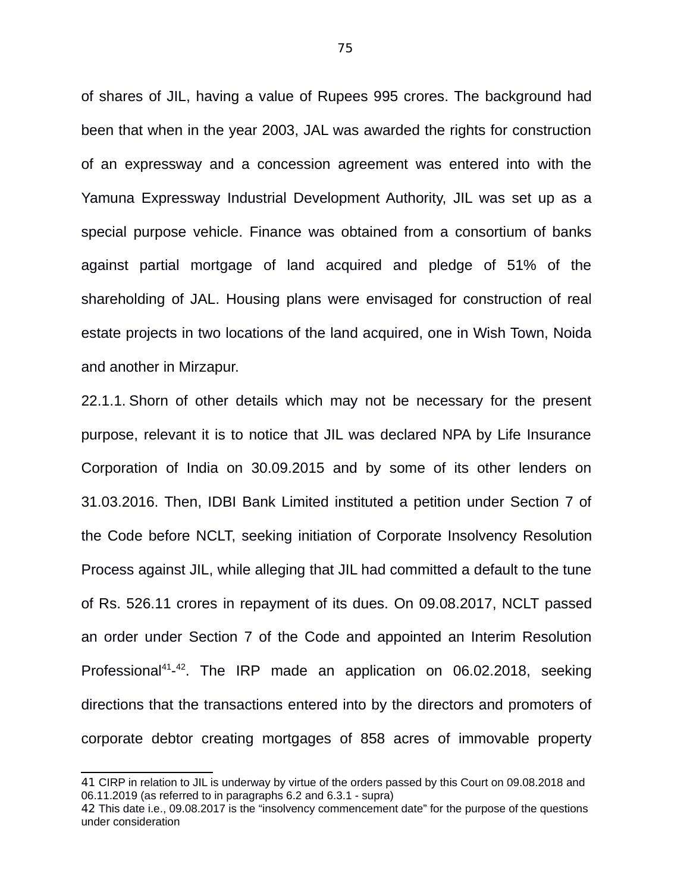of shares of JIL, having a value of Rupees 995 crores. The background had been that when in the year 2003, JAL was awarded the rights for construction of an expressway and a concession agreement was entered into with the Yamuna Expressway Industrial Development Authority, JIL was set up as a special purpose vehicle. Finance was obtained from a consortium of banks against partial mortgage of land acquired and pledge of 51% of the shareholding of JAL. Housing plans were envisaged for construction of real estate projects in two locations of the land acquired, one in Wish Town, Noida and another in Mirzapur.

22.1.1. Shorn of other details which may not be necessary for the present purpose, relevant it is to notice that JIL was declared NPA by Life Insurance Corporation of India on 30.09.2015 and by some of its other lenders on 31.03.2016. Then, IDBI Bank Limited instituted a petition under Section 7 of the Code before NCLT, seeking initiation of Corporate Insolvency Resolution Process against JIL, while alleging that JIL had committed a default to the tune of Rs. 526.11 crores in repayment of its dues. On 09.08.2017, NCLT passed an order under Section 7 of the Code and appointed an Interim Resolution Professional[41]-[42]. The IRP made an application on 06.02.2018, seeking directions that the transactions entered into by the directors and promoters of corporate debtor creating mortgages of 858 acres of immovable property

---

41 CIRP in relation to JIL is underway by virtue of the orders passed by this Court on 09.08.2018 and 06.11.2019 (as referred to in paragraphs 6.2 and 6.3.1 - supra)

42 This date i.e., 09.08.2017 is the "insolvency commencement date" for the purpose of the questions under consideration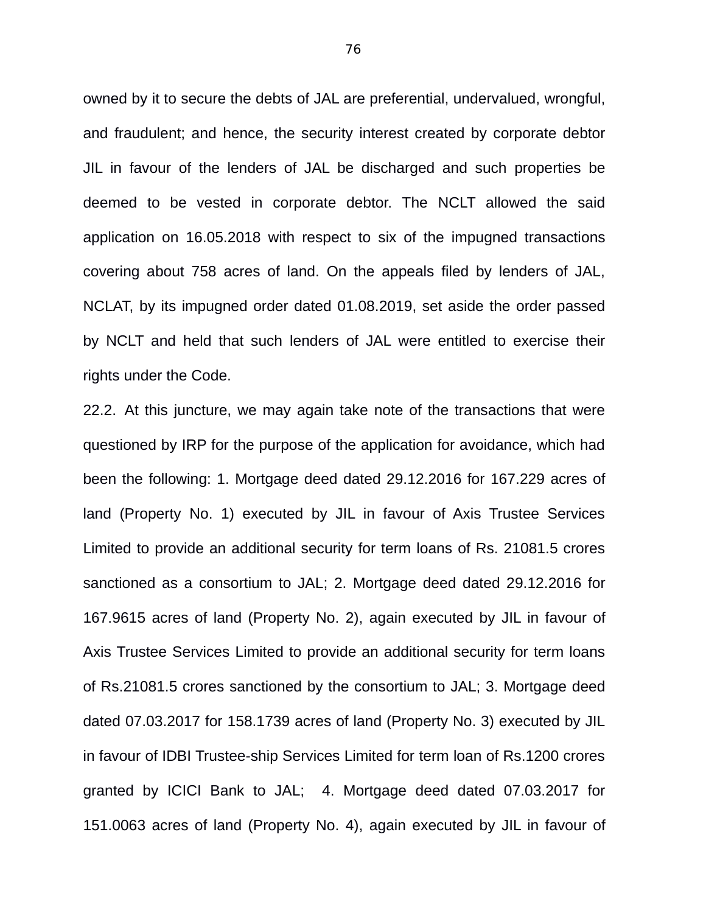owned by it to secure the debts of JAL are preferential, undervalued, wrongful, and fraudulent; and hence, the security interest created by corporate debtor JIL in favour of the lenders of JAL be discharged and such properties be deemed to be vested in corporate debtor. The NCLT allowed the said application on 16.05.2018 with respect to six of the impugned transactions covering about 758 acres of land. On the appeals filed by lenders of JAL, NCLAT, by its impugned order dated 01.08.2019, set aside the order passed by NCLT and held that such lenders of JAL were entitled to exercise their rights under the Code.

22.2. At this juncture, we may again take note of the transactions that were questioned by IRP for the purpose of the application for avoidance, which had been the following: 1. Mortgage deed dated 29.12.2016 for 167.229 acres of land (Property No. 1) executed by JIL in favour of Axis Trustee Services Limited to provide an additional security for term loans of Rs. 21081.5 crores sanctioned as a consortium to JAL; 2. Mortgage deed dated 29.12.2016 for 167.9615 acres of land (Property No. 2), again executed by JIL in favour of Axis Trustee Services Limited to provide an additional security for term loans of Rs.21081.5 crores sanctioned by the consortium to JAL; 3. Mortgage deed dated 07.03.2017 for 158.1739 acres of land (Property No. 3) executed by JIL in favour of IDBI Trustee-ship Services Limited for term loan of Rs.1200 crores granted by ICICI Bank to JAL; 4. Mortgage deed dated 07.03.2017 for 151.0063 acres of land (Property No. 4), again executed by JIL in favour of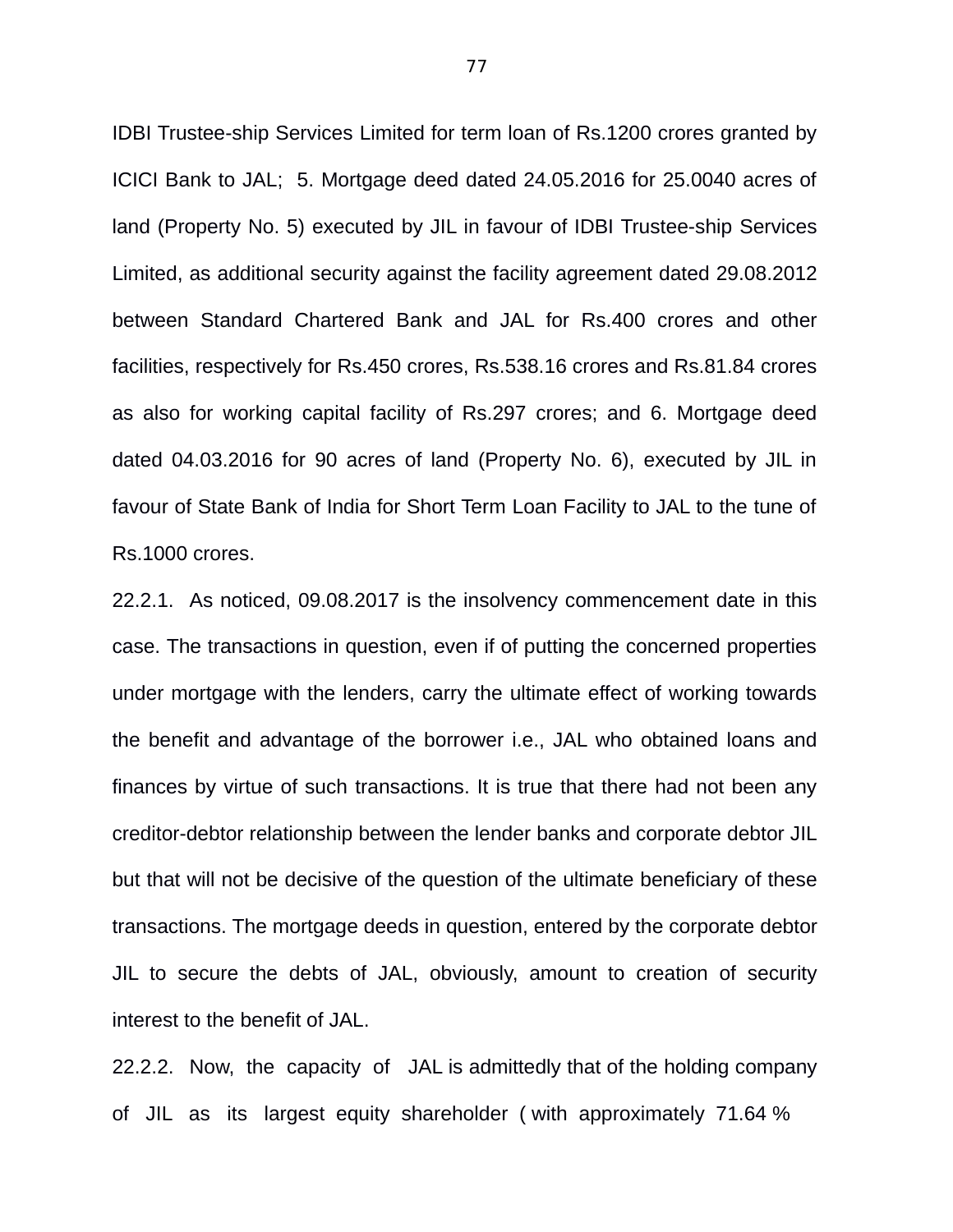IDBI Trustee-ship Services Limited for term loan of Rs.1200 crores granted by ICICI Bank to JAL; 5. Mortgage deed dated 24.05.2016 for 25.0040 acres of land (Property No. 5) executed by JIL in favour of IDBI Trustee-ship Services Limited, as additional security against the facility agreement dated 29.08.2012 between Standard Chartered Bank and JAL for Rs.400 crores and other facilities, respectively for Rs.450 crores, Rs.538.16 crores and Rs.81.84 crores as also for working capital facility of Rs.297 crores; and 6. Mortgage deed dated 04.03.2016 for 90 acres of land (Property No. 6), executed by JIL in favour of State Bank of India for Short Term Loan Facility to JAL to the tune of Rs.1000 crores.

22.2.1. As noticed, 09.08.2017 is the insolvency commencement date in this case. The transactions in question, even if of putting the concerned properties under mortgage with the lenders, carry the ultimate effect of working towards the benefit and advantage of the borrower i.e., JAL who obtained loans and finances by virtue of such transactions. It is true that there had not been any creditor-debtor relationship between the lender banks and corporate debtor JIL but that will not be decisive of the question of the ultimate beneficiary of these transactions. The mortgage deeds in question, entered by the corporate debtor JIL to secure the debts of JAL, obviously, amount to creation of security interest to the benefit of JAL.

22.2.2. Now, the capacity of JAL is admittedly that of the holding company of JIL as its largest equity shareholder ( with approximately 71.64 %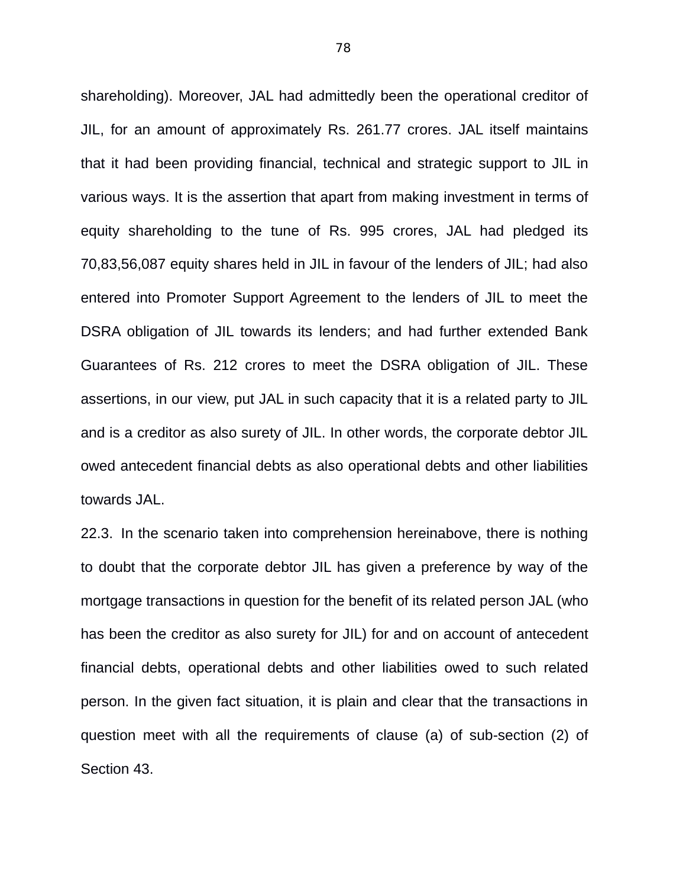shareholding). Moreover, JAL had admittedly been the operational creditor of JIL, for an amount of approximately Rs. 261.77 crores. JAL itself maintains that it had been providing financial, technical and strategic support to JIL in various ways. It is the assertion that apart from making investment in terms of equity shareholding to the tune of Rs. 995 crores, JAL had pledged its 70,83,56,087 equity shares held in JIL in favour of the lenders of JIL; had also entered into Promoter Support Agreement to the lenders of JIL to meet the DSRA obligation of JIL towards its lenders; and had further extended Bank Guarantees of Rs. 212 crores to meet the DSRA obligation of JIL. These assertions, in our view, put JAL in such capacity that it is a related party to JIL and is a creditor as also surety of JIL. In other words, the corporate debtor JIL owed antecedent financial debts as also operational debts and other liabilities towards JAL.

22.3. In the scenario taken into comprehension hereinabove, there is nothing to doubt that the corporate debtor JIL has given a preference by way of the mortgage transactions in question for the benefit of its related person JAL (who has been the creditor as also surety for JIL) for and on account of antecedent financial debts, operational debts and other liabilities owed to such related person. In the given fact situation, it is plain and clear that the transactions in question meet with all the requirements of clause (a) of sub-section (2) of Section 43.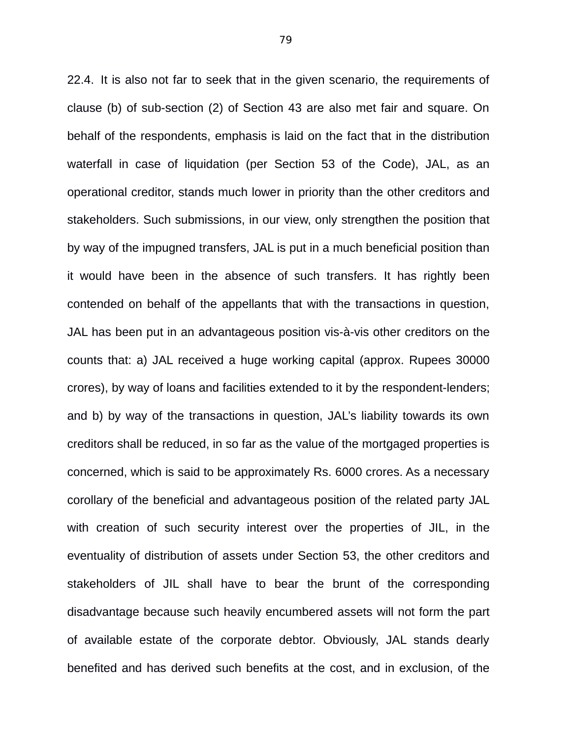22.4. It is also not far to seek that in the given scenario, the requirements of clause (b) of sub-section (2) of Section 43 are also met fair and square. On behalf of the respondents, emphasis is laid on the fact that in the distribution waterfall in case of liquidation (per Section 53 of the Code), JAL, as an operational creditor, stands much lower in priority than the other creditors and stakeholders. Such submissions, in our view, only strengthen the position that by way of the impugned transfers, JAL is put in a much beneficial position than it would have been in the absence of such transfers. It has rightly been contended on behalf of the appellants that with the transactions in question, JAL has been put in an advantageous position vis-à-vis other creditors on the counts that: a) JAL received a huge working capital (approx. Rupees 30000 crores), by way of loans and facilities extended to it by the respondent-lenders; and b) by way of the transactions in question, JAL's liability towards its own creditors shall be reduced, in so far as the value of the mortgaged properties is concerned, which is said to be approximately Rs. 6000 crores. As a necessary corollary of the beneficial and advantageous position of the related party JAL with creation of such security interest over the properties of JIL, in the eventuality of distribution of assets under Section 53, the other creditors and stakeholders of JIL shall have to bear the brunt of the corresponding disadvantage because such heavily encumbered assets will not form the part of available estate of the corporate debtor. Obviously, JAL stands dearly benefited and has derived such benefits at the cost, and in exclusion, of the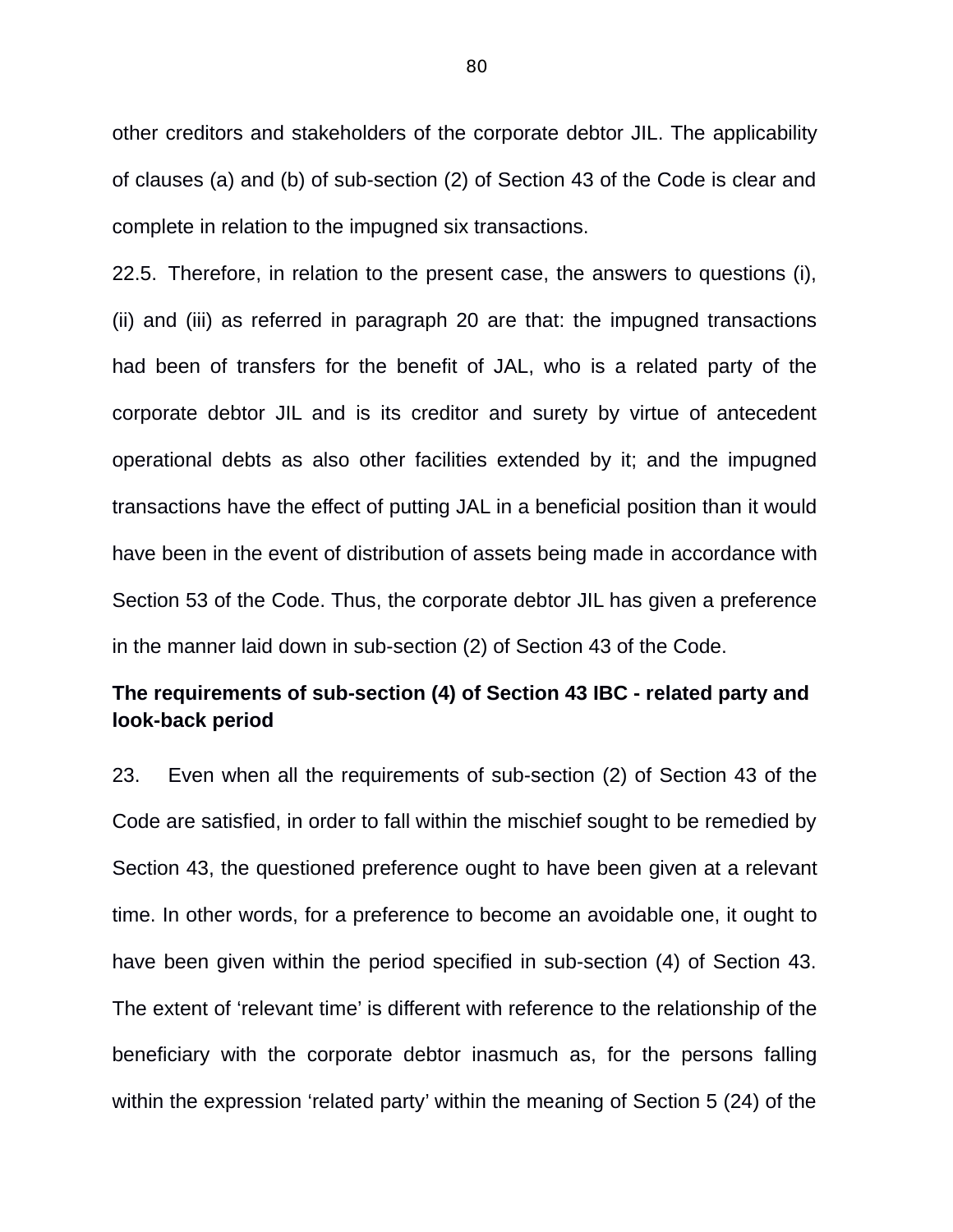other creditors and stakeholders of the corporate debtor JIL. The applicability of clauses (a) and (b) of sub-section (2) of Section 43 of the Code is clear and complete in relation to the impugned six transactions.

22.5. Therefore, in relation to the present case, the answers to questions (i), (ii) and (iii) as referred in paragraph 20 are that: the impugned transactions had been of transfers for the benefit of JAL, who is a related party of the corporate debtor JIL and is its creditor and surety by virtue of antecedent operational debts as also other facilities extended by it; and the impugned transactions have the effect of putting JAL in a beneficial position than it would have been in the event of distribution of assets being made in accordance with Section 53 of the Code. Thus, the corporate debtor JIL has given a preference in the manner laid down in sub-section (2) of Section 43 of the Code.

**The requirements of sub-section (4) of Section 43 IBC - related party and look-back period**

23. Even when all the requirements of sub-section (2) of Section 43 of the Code are satisfied, in order to fall within the mischief sought to be remedied by Section 43, the questioned preference ought to have been given at a relevant time. In other words, for a preference to become an avoidable one, it ought to have been given within the period specified in sub-section (4) of Section 43. The extent of 'relevant time' is different with reference to the relationship of the beneficiary with the corporate debtor inasmuch as, for the persons falling within the expression 'related party' within the meaning of Section 5 (24) of the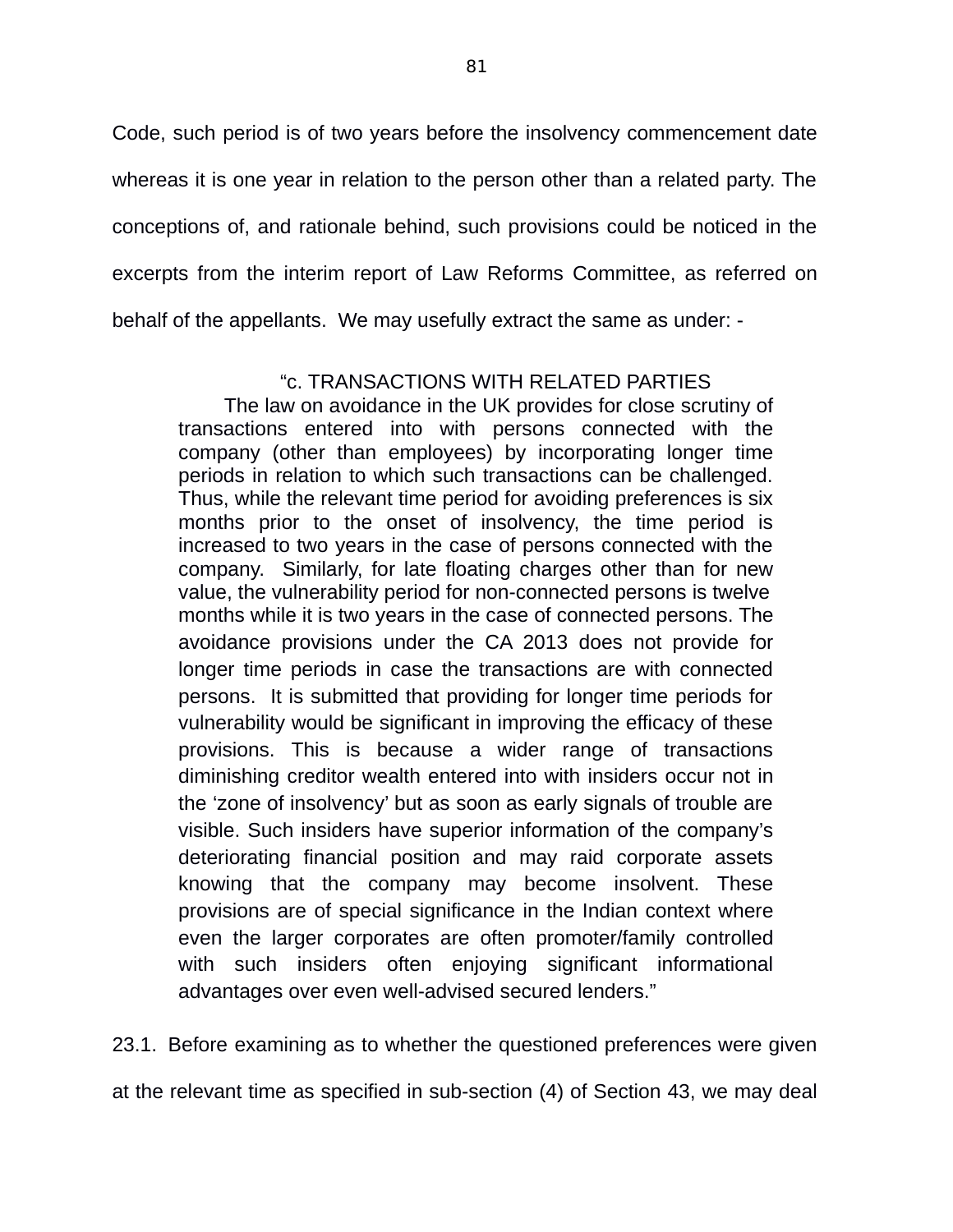Code, such period is of two years before the insolvency commencement date whereas it is one year in relation to the person other than a related party. The conceptions of, and rationale behind, such provisions could be noticed in the excerpts from the interim report of Law Reforms Committee, as referred on behalf of the appellants. We may usefully extract the same as under: -

> "c. TRANSACTIONS WITH RELATED PARTIES
>
> The law on avoidance in the UK provides for close scrutiny of transactions entered into with persons connected with the company (other than employees) by incorporating longer time periods in relation to which such transactions can be challenged. Thus, while the relevant time period for avoiding preferences is six months prior to the onset of insolvency, the time period is increased to two years in the case of persons connected with the company. Similarly, for late floating charges other than for new value, the vulnerability period for non-connected persons is twelve months while it is two years in the case of connected persons. The avoidance provisions under the CA 2013 does not provide for longer time periods in case the transactions are with connected persons. It is submitted that providing for longer time periods for vulnerability would be significant in improving the efficacy of these provisions. This is because a wider range of transactions diminishing creditor wealth entered into with insiders occur not in the 'zone of insolvency' but as soon as early signals of trouble are visible. Such insiders have superior information of the company's deteriorating financial position and may raid corporate assets knowing that the company may become insolvent. These provisions are of special significance in the Indian context where even the larger corporates are often promoter/family controlled with such insiders often enjoying significant informational advantages over even well-advised secured lenders."

23.1. Before examining as to whether the questioned preferences were given at the relevant time as specified in sub-section (4) of Section 43, we may deal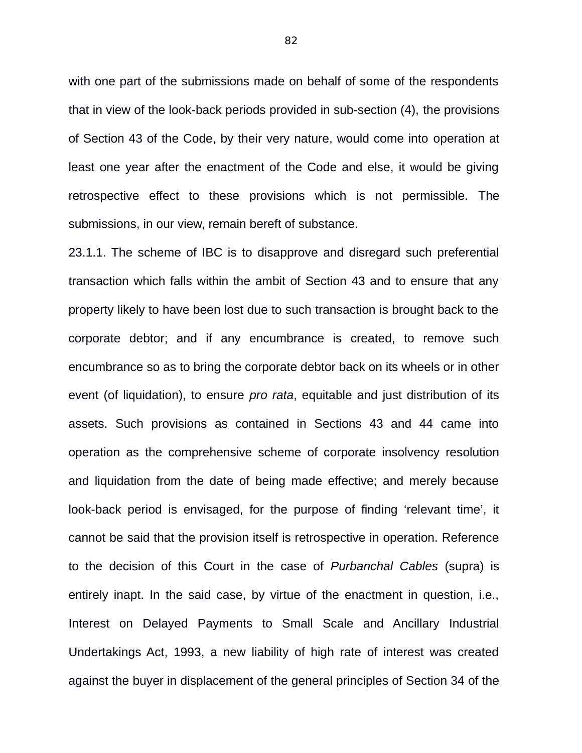with one part of the submissions made on behalf of some of the respondents that in view of the look-back periods provided in sub-section (4), the provisions of Section 43 of the Code, by their very nature, would come into operation at least one year after the enactment of the Code and else, it would be giving retrospective effect to these provisions which is not permissible. The submissions, in our view, remain bereft of substance.

23.1.1. The scheme of IBC is to disapprove and disregard such preferential transaction which falls within the ambit of Section 43 and to ensure that any property likely to have been lost due to such transaction is brought back to the corporate debtor; and if any encumbrance is created, to remove such encumbrance so as to bring the corporate debtor back on its wheels or in other event (of liquidation), to ensure *pro rata*, equitable and just distribution of its assets. Such provisions as contained in Sections 43 and 44 came into operation as the comprehensive scheme of corporate insolvency resolution and liquidation from the date of being made effective; and merely because look-back period is envisaged, for the purpose of finding 'relevant time', it cannot be said that the provision itself is retrospective in operation. Reference to the decision of this Court in the case of *Purbanchal Cables* (supra) is entirely inapt. In the said case, by virtue of the enactment in question, i.e., Interest on Delayed Payments to Small Scale and Ancillary Industrial Undertakings Act, 1993, a new liability of high rate of interest was created against the buyer in displacement of the general principles of Section 34 of the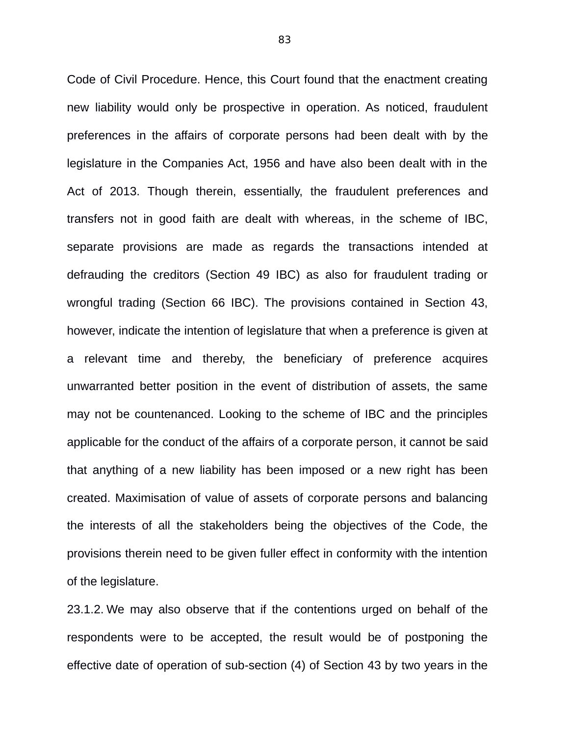Code of Civil Procedure. Hence, this Court found that the enactment creating new liability would only be prospective in operation. As noticed, fraudulent preferences in the affairs of corporate persons had been dealt with by the legislature in the Companies Act, 1956 and have also been dealt with in the Act of 2013. Though therein, essentially, the fraudulent preferences and transfers not in good faith are dealt with whereas, in the scheme of IBC, separate provisions are made as regards the transactions intended at defrauding the creditors (Section 49 IBC) as also for fraudulent trading or wrongful trading (Section 66 IBC). The provisions contained in Section 43, however, indicate the intention of legislature that when a preference is given at a relevant time and thereby, the beneficiary of preference acquires unwarranted better position in the event of distribution of assets, the same may not be countenanced. Looking to the scheme of IBC and the principles applicable for the conduct of the affairs of a corporate person, it cannot be said that anything of a new liability has been imposed or a new right has been created. Maximisation of value of assets of corporate persons and balancing the interests of all the stakeholders being the objectives of the Code, the provisions therein need to be given fuller effect in conformity with the intention of the legislature.

23.1.2. We may also observe that if the contentions urged on behalf of the respondents were to be accepted, the result would be of postponing the effective date of operation of sub-section (4) of Section 43 by two years in the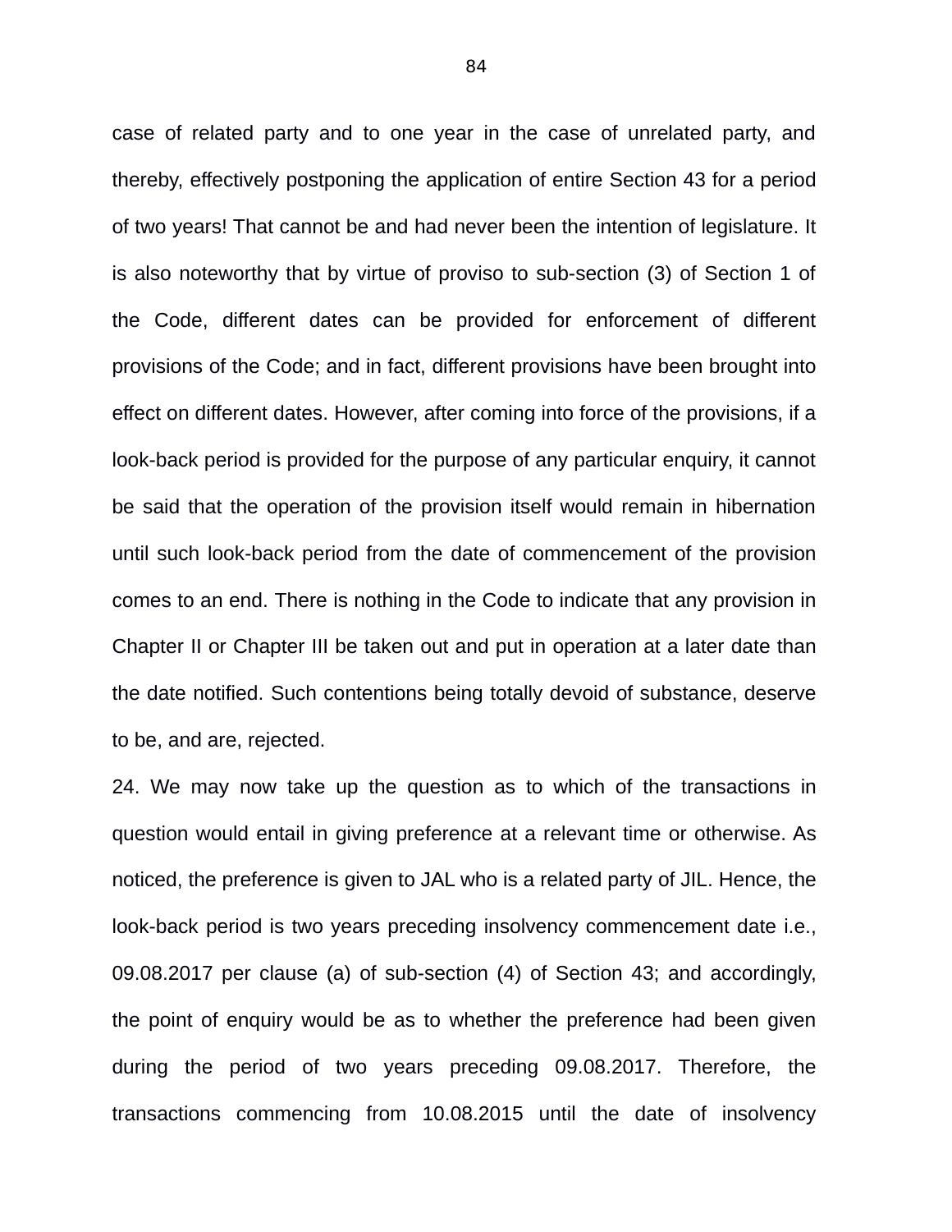case of related party and to one year in the case of unrelated party, and thereby, effectively postponing the application of entire Section 43 for a period of two years! That cannot be and had never been the intention of legislature. It is also noteworthy that by virtue of proviso to sub-section (3) of Section 1 of the Code, different dates can be provided for enforcement of different provisions of the Code; and in fact, different provisions have been brought into effect on different dates. However, after coming into force of the provisions, if a look-back period is provided for the purpose of any particular enquiry, it cannot be said that the operation of the provision itself would remain in hibernation until such look-back period from the date of commencement of the provision comes to an end. There is nothing in the Code to indicate that any provision in Chapter II or Chapter III be taken out and put in operation at a later date than the date notified. Such contentions being totally devoid of substance, deserve to be, and are, rejected.

24. We may now take up the question as to which of the transactions in question would entail in giving preference at a relevant time or otherwise. As noticed, the preference is given to JAL who is a related party of JIL. Hence, the look-back period is two years preceding insolvency commencement date i.e., 09.08.2017 per clause (a) of sub-section (4) of Section 43; and accordingly, the point of enquiry would be as to whether the preference had been given during the period of two years preceding 09.08.2017. Therefore, the transactions commencing from 10.08.2015 until the date of insolvency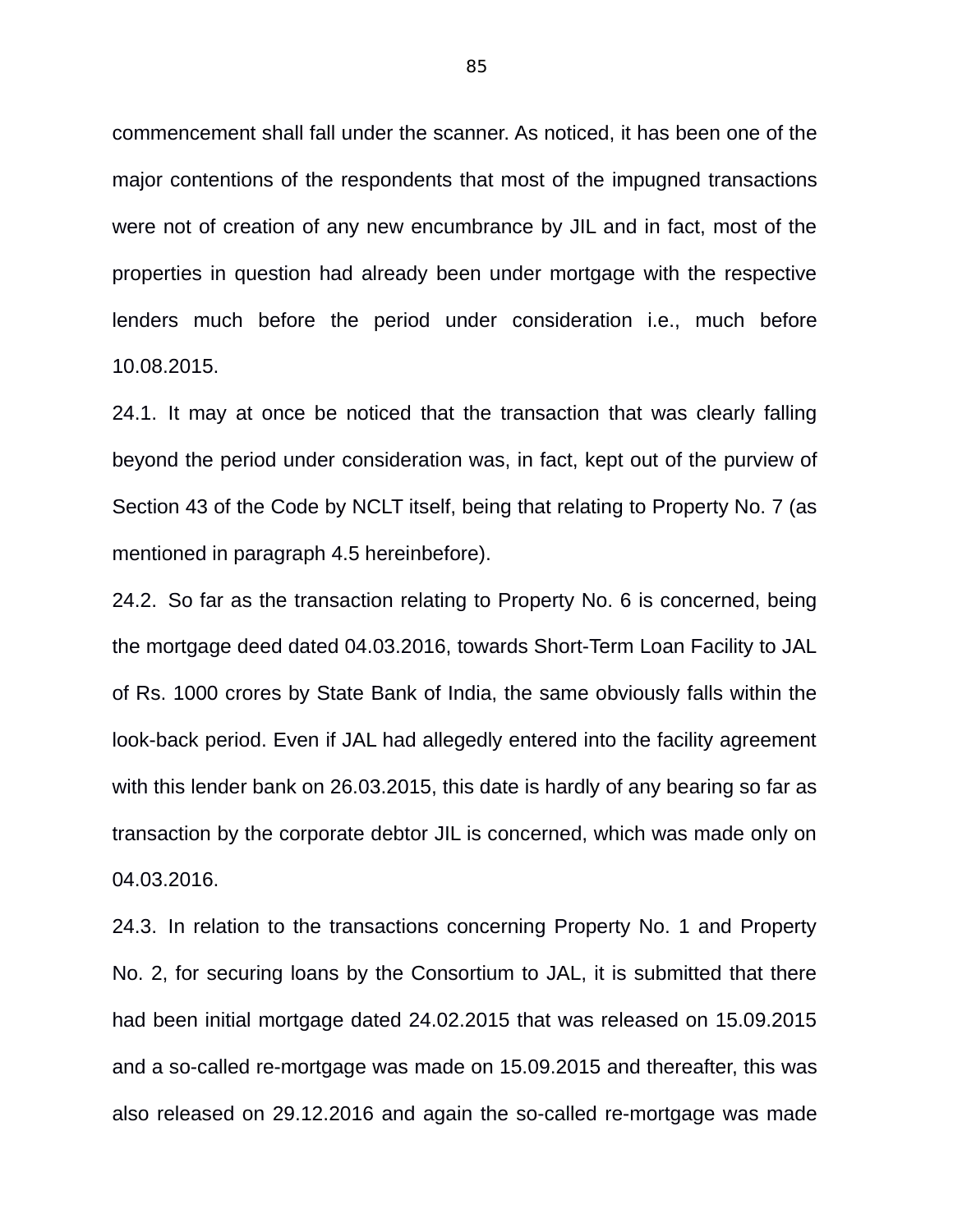commencement shall fall under the scanner. As noticed, it has been one of the major contentions of the respondents that most of the impugned transactions were not of creation of any new encumbrance by JIL and in fact, most of the properties in question had already been under mortgage with the respective lenders much before the period under consideration i.e., much before 10.08.2015.

24.1. It may at once be noticed that the transaction that was clearly falling beyond the period under consideration was, in fact, kept out of the purview of Section 43 of the Code by NCLT itself, being that relating to Property No. 7 (as mentioned in paragraph 4.5 hereinbefore).

24.2. So far as the transaction relating to Property No. 6 is concerned, being the mortgage deed dated 04.03.2016, towards Short-Term Loan Facility to JAL of Rs. 1000 crores by State Bank of India, the same obviously falls within the look-back period. Even if JAL had allegedly entered into the facility agreement with this lender bank on 26.03.2015, this date is hardly of any bearing so far as transaction by the corporate debtor JIL is concerned, which was made only on 04.03.2016.

24.3. In relation to the transactions concerning Property No. 1 and Property No. 2, for securing loans by the Consortium to JAL, it is submitted that there had been initial mortgage dated 24.02.2015 that was released on 15.09.2015 and a so-called re-mortgage was made on 15.09.2015 and thereafter, this was also released on 29.12.2016 and again the so-called re-mortgage was made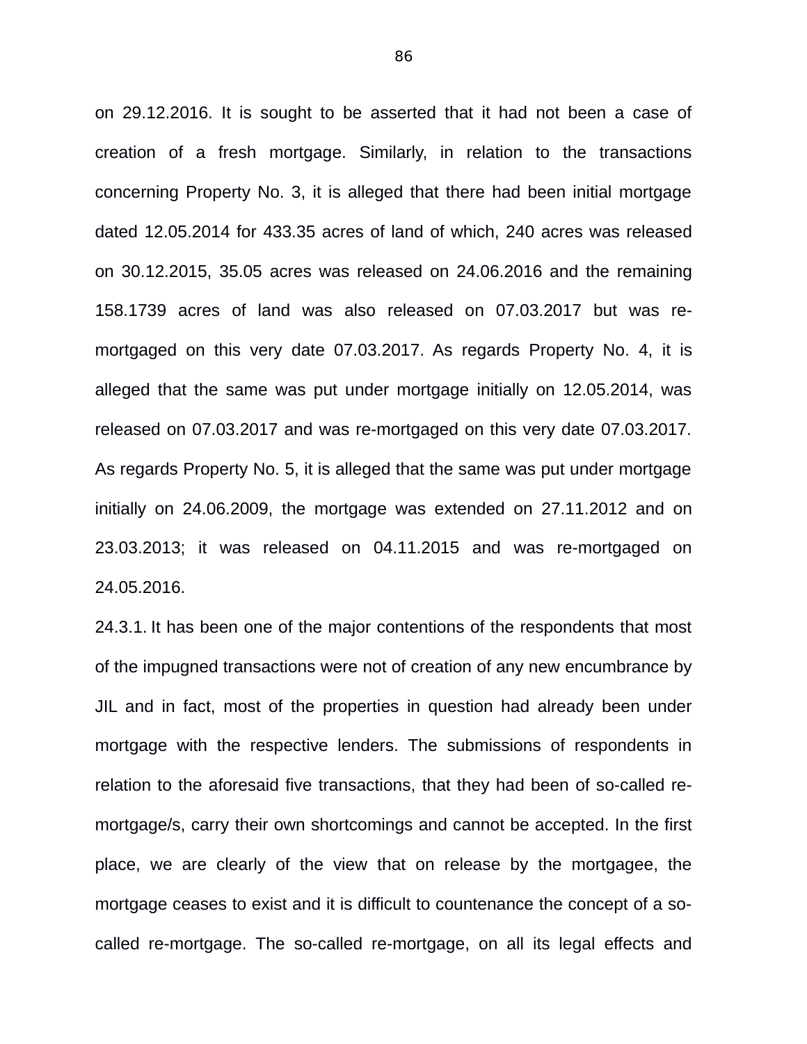on 29.12.2016. It is sought to be asserted that it had not been a case of creation of a fresh mortgage. Similarly, in relation to the transactions concerning Property No. 3, it is alleged that there had been initial mortgage dated 12.05.2014 for 433.35 acres of land of which, 240 acres was released on 30.12.2015, 35.05 acres was released on 24.06.2016 and the remaining 158.1739 acres of land was also released on 07.03.2017 but was re-mortgaged on this very date 07.03.2017. As regards Property No. 4, it is alleged that the same was put under mortgage initially on 12.05.2014, was released on 07.03.2017 and was re-mortgaged on this very date 07.03.2017. As regards Property No. 5, it is alleged that the same was put under mortgage initially on 24.06.2009, the mortgage was extended on 27.11.2012 and on 23.03.2013; it was released on 04.11.2015 and was re-mortgaged on 24.05.2016.

24.3.1. It has been one of the major contentions of the respondents that most of the impugned transactions were not of creation of any new encumbrance by JIL and in fact, most of the properties in question had already been under mortgage with the respective lenders. The submissions of respondents in relation to the aforesaid five transactions, that they had been of so-called re-mortgage/s, carry their own shortcomings and cannot be accepted. In the first place, we are clearly of the view that on release by the mortgagee, the mortgage ceases to exist and it is difficult to countenance the concept of a so-called re-mortgage. The so-called re-mortgage, on all its legal effects and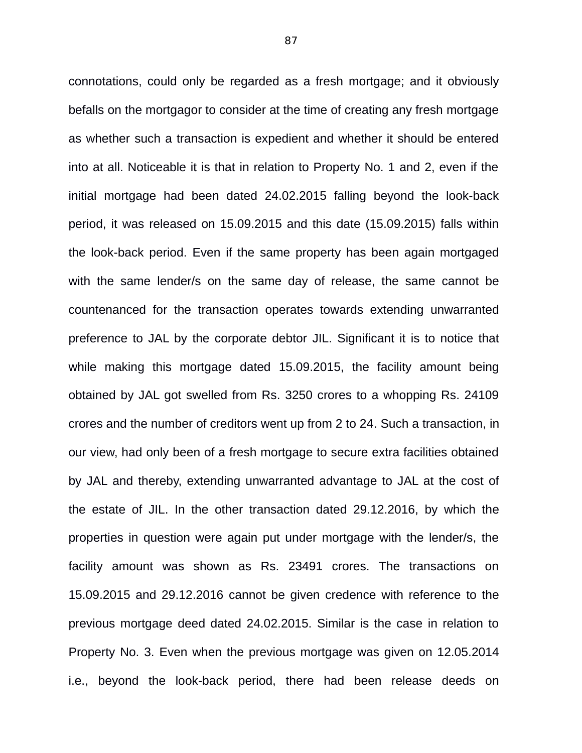connotations, could only be regarded as a fresh mortgage; and it obviously befalls on the mortgagor to consider at the time of creating any fresh mortgage as whether such a transaction is expedient and whether it should be entered into at all. Noticeable it is that in relation to Property No. 1 and 2, even if the initial mortgage had been dated 24.02.2015 falling beyond the look-back period, it was released on 15.09.2015 and this date (15.09.2015) falls within the look-back period. Even if the same property has been again mortgaged with the same lender/s on the same day of release, the same cannot be countenanced for the transaction operates towards extending unwarranted preference to JAL by the corporate debtor JIL. Significant it is to notice that while making this mortgage dated 15.09.2015, the facility amount being obtained by JAL got swelled from Rs. 3250 crores to a whopping Rs. 24109 crores and the number of creditors went up from 2 to 24. Such a transaction, in our view, had only been of a fresh mortgage to secure extra facilities obtained by JAL and thereby, extending unwarranted advantage to JAL at the cost of the estate of JIL. In the other transaction dated 29.12.2016, by which the properties in question were again put under mortgage with the lender/s, the facility amount was shown as Rs. 23491 crores. The transactions on 15.09.2015 and 29.12.2016 cannot be given credence with reference to the previous mortgage deed dated 24.02.2015. Similar is the case in relation to Property No. 3. Even when the previous mortgage was given on 12.05.2014 i.e., beyond the look-back period, there had been release deeds on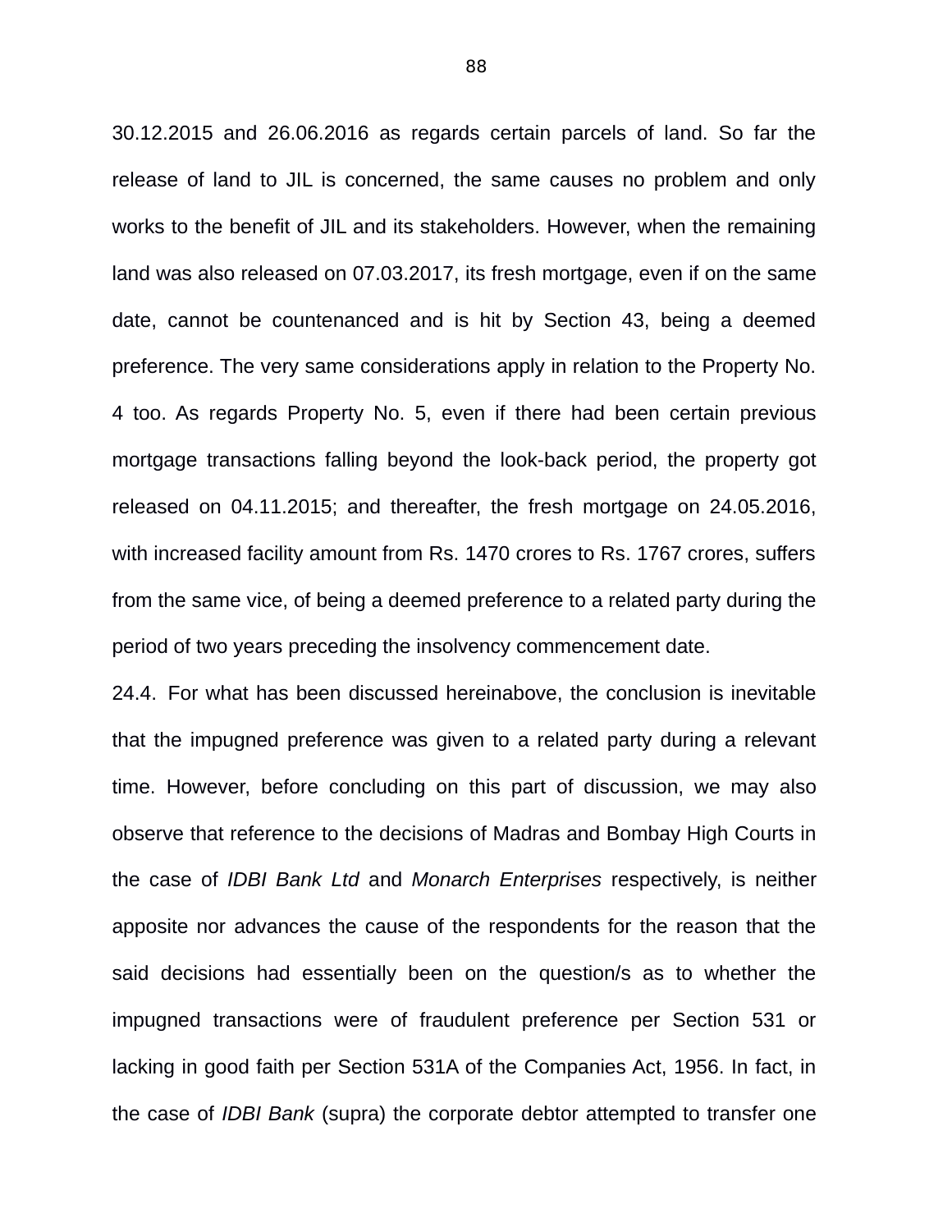30.12.2015 and 26.06.2016 as regards certain parcels of land. So far the release of land to JIL is concerned, the same causes no problem and only works to the benefit of JIL and its stakeholders. However, when the remaining land was also released on 07.03.2017, its fresh mortgage, even if on the same date, cannot be countenanced and is hit by Section 43, being a deemed preference. The very same considerations apply in relation to the Property No. 4 too. As regards Property No. 5, even if there had been certain previous mortgage transactions falling beyond the look-back period, the property got released on 04.11.2015; and thereafter, the fresh mortgage on 24.05.2016, with increased facility amount from Rs. 1470 crores to Rs. 1767 crores, suffers from the same vice, of being a deemed preference to a related party during the period of two years preceding the insolvency commencement date.

24.4. For what has been discussed hereinabove, the conclusion is inevitable that the impugned preference was given to a related party during a relevant time. However, before concluding on this part of discussion, we may also observe that reference to the decisions of Madras and Bombay High Courts in the case of *IDBI Bank Ltd* and *Monarch Enterprises* respectively, is neither apposite nor advances the cause of the respondents for the reason that the said decisions had essentially been on the question/s as to whether the impugned transactions were of fraudulent preference per Section 531 or lacking in good faith per Section 531A of the Companies Act, 1956. In fact, in the case of *IDBI Bank* (supra) the corporate debtor attempted to transfer one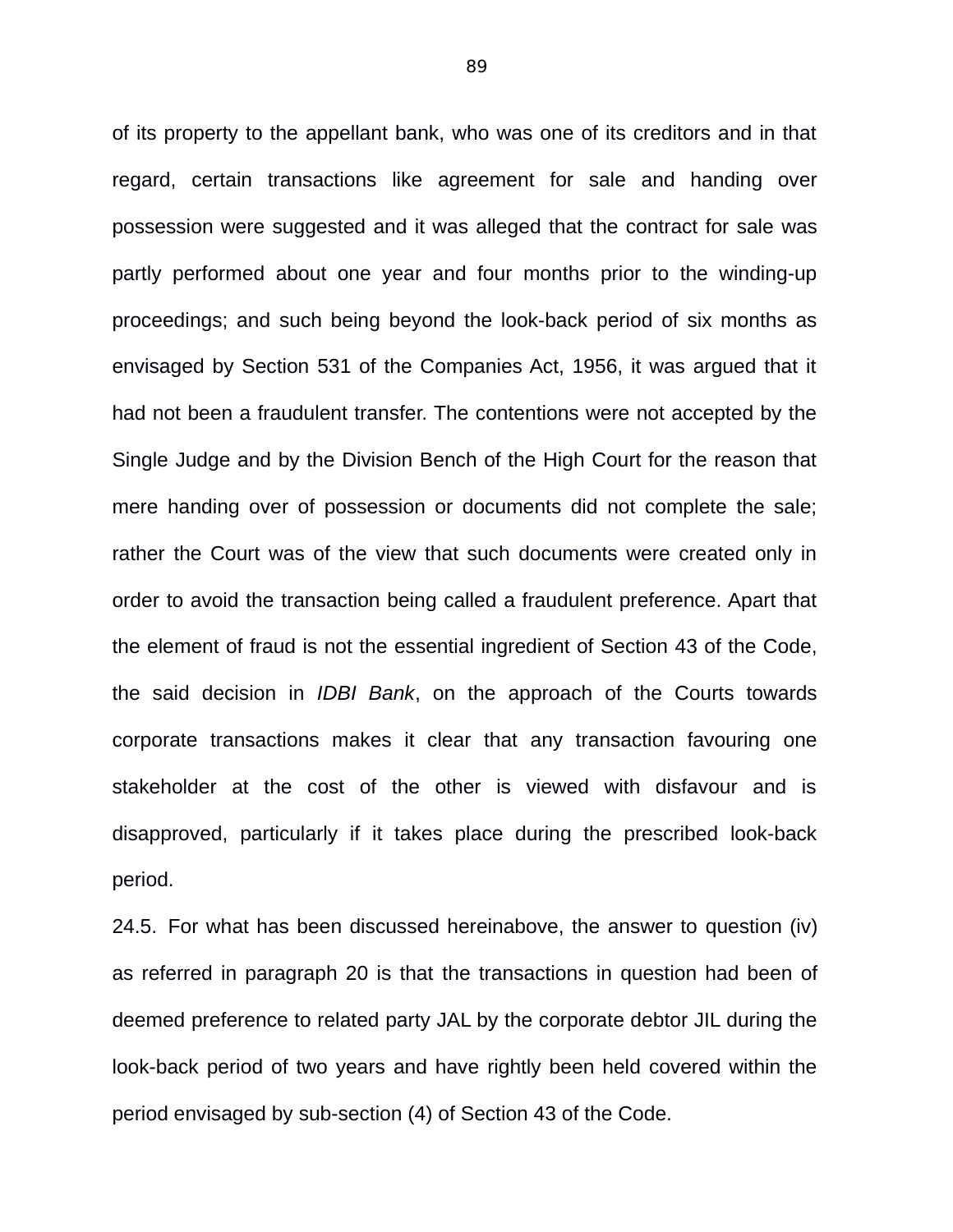of its property to the appellant bank, who was one of its creditors and in that regard, certain transactions like agreement for sale and handing over possession were suggested and it was alleged that the contract for sale was partly performed about one year and four months prior to the winding-up proceedings; and such being beyond the look-back period of six months as envisaged by Section 531 of the Companies Act, 1956, it was argued that it had not been a fraudulent transfer. The contentions were not accepted by the Single Judge and by the Division Bench of the High Court for the reason that mere handing over of possession or documents did not complete the sale; rather the Court was of the view that such documents were created only in order to avoid the transaction being called a fraudulent preference. Apart that the element of fraud is not the essential ingredient of Section 43 of the Code, the said decision in *IDBI Bank*, on the approach of the Courts towards corporate transactions makes it clear that any transaction favouring one stakeholder at the cost of the other is viewed with disfavour and is disapproved, particularly if it takes place during the prescribed look-back period.

24.5. For what has been discussed hereinabove, the answer to question (iv) as referred in paragraph 20 is that the transactions in question had been of deemed preference to related party JAL by the corporate debtor JIL during the look-back period of two years and have rightly been held covered within the period envisaged by sub-section (4) of Section 43 of the Code.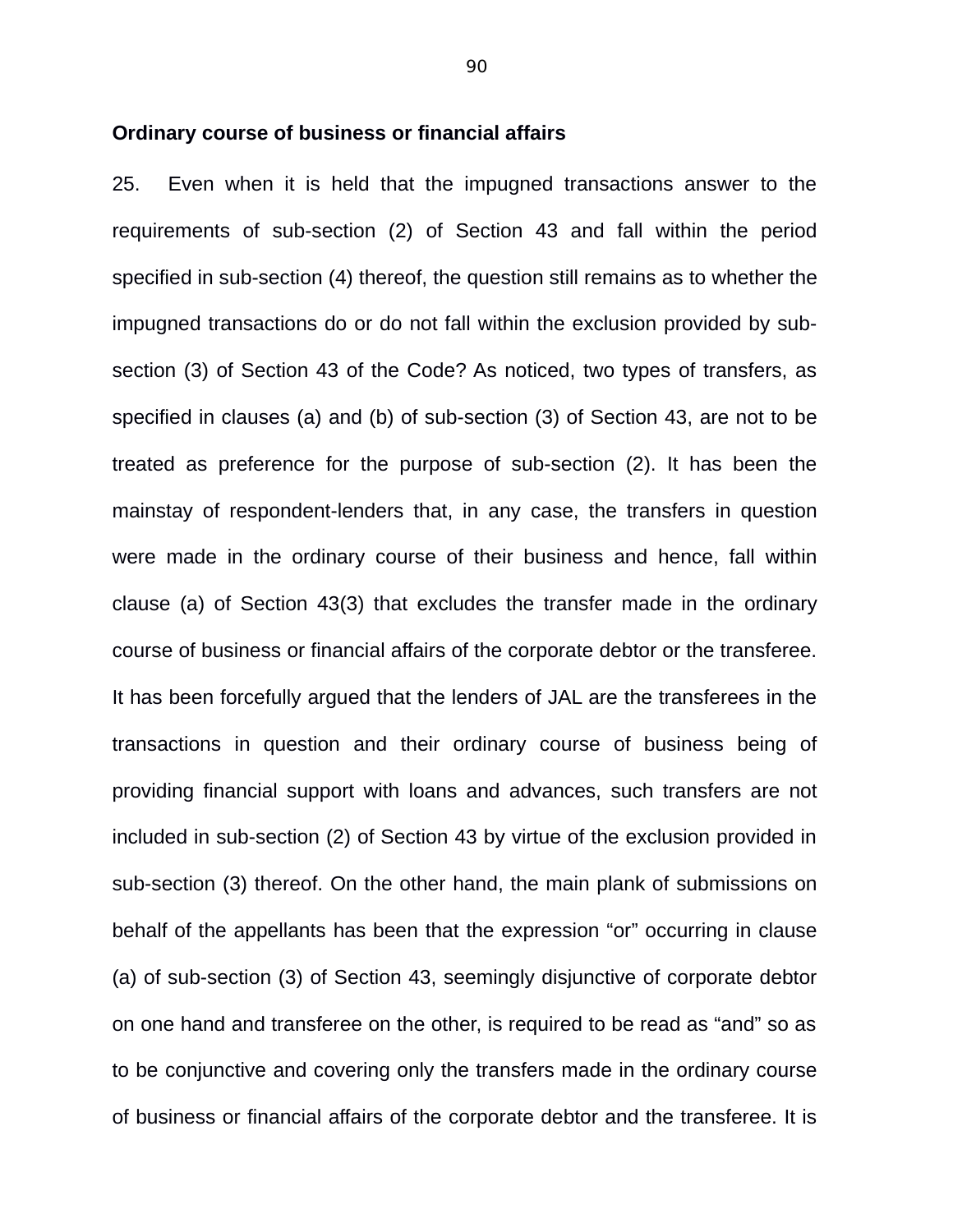**Ordinary course of business or financial affairs**

25. Even when it is held that the impugned transactions answer to the requirements of sub-section (2) of Section 43 and fall within the period specified in sub-section (4) thereof, the question still remains as to whether the impugned transactions do or do not fall within the exclusion provided by sub-section (3) of Section 43 of the Code? As noticed, two types of transfers, as specified in clauses (a) and (b) of sub-section (3) of Section 43, are not to be treated as preference for the purpose of sub-section (2). It has been the mainstay of respondent-lenders that, in any case, the transfers in question were made in the ordinary course of their business and hence, fall within clause (a) of Section 43(3) that excludes the transfer made in the ordinary course of business or financial affairs of the corporate debtor or the transferee. It has been forcefully argued that the lenders of JAL are the transferees in the transactions in question and their ordinary course of business being of providing financial support with loans and advances, such transfers are not included in sub-section (2) of Section 43 by virtue of the exclusion provided in sub-section (3) thereof. On the other hand, the main plank of submissions on behalf of the appellants has been that the expression "or" occurring in clause (a) of sub-section (3) of Section 43, seemingly disjunctive of corporate debtor on one hand and transferee on the other, is required to be read as "and" so as to be conjunctive and covering only the transfers made in the ordinary course of business or financial affairs of the corporate debtor and the transferee. It is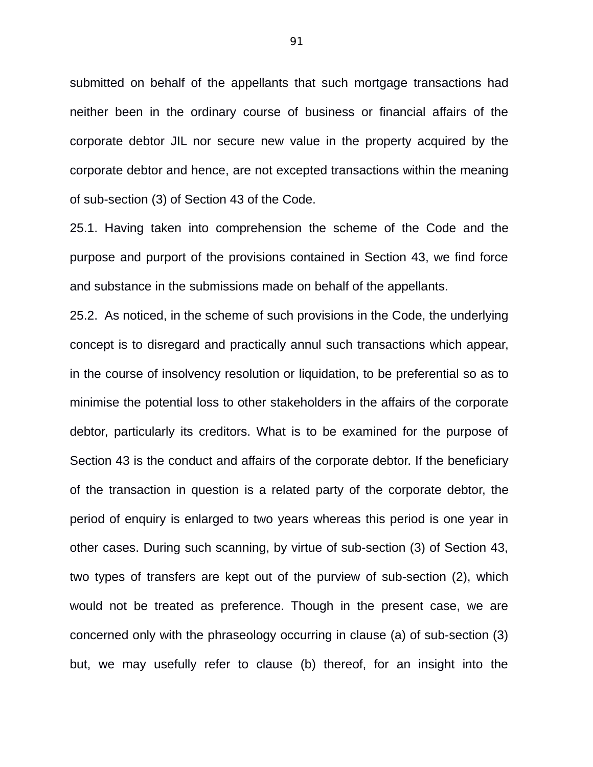submitted on behalf of the appellants that such mortgage transactions had neither been in the ordinary course of business or financial affairs of the corporate debtor JIL nor secure new value in the property acquired by the corporate debtor and hence, are not excepted transactions within the meaning of sub-section (3) of Section 43 of the Code.

25.1. Having taken into comprehension the scheme of the Code and the purpose and purport of the provisions contained in Section 43, we find force and substance in the submissions made on behalf of the appellants.

25.2. As noticed, in the scheme of such provisions in the Code, the underlying concept is to disregard and practically annul such transactions which appear, in the course of insolvency resolution or liquidation, to be preferential so as to minimise the potential loss to other stakeholders in the affairs of the corporate debtor, particularly its creditors. What is to be examined for the purpose of Section 43 is the conduct and affairs of the corporate debtor. If the beneficiary of the transaction in question is a related party of the corporate debtor, the period of enquiry is enlarged to two years whereas this period is one year in other cases. During such scanning, by virtue of sub-section (3) of Section 43, two types of transfers are kept out of the purview of sub-section (2), which would not be treated as preference. Though in the present case, we are concerned only with the phraseology occurring in clause (a) of sub-section (3) but, we may usefully refer to clause (b) thereof, for an insight into the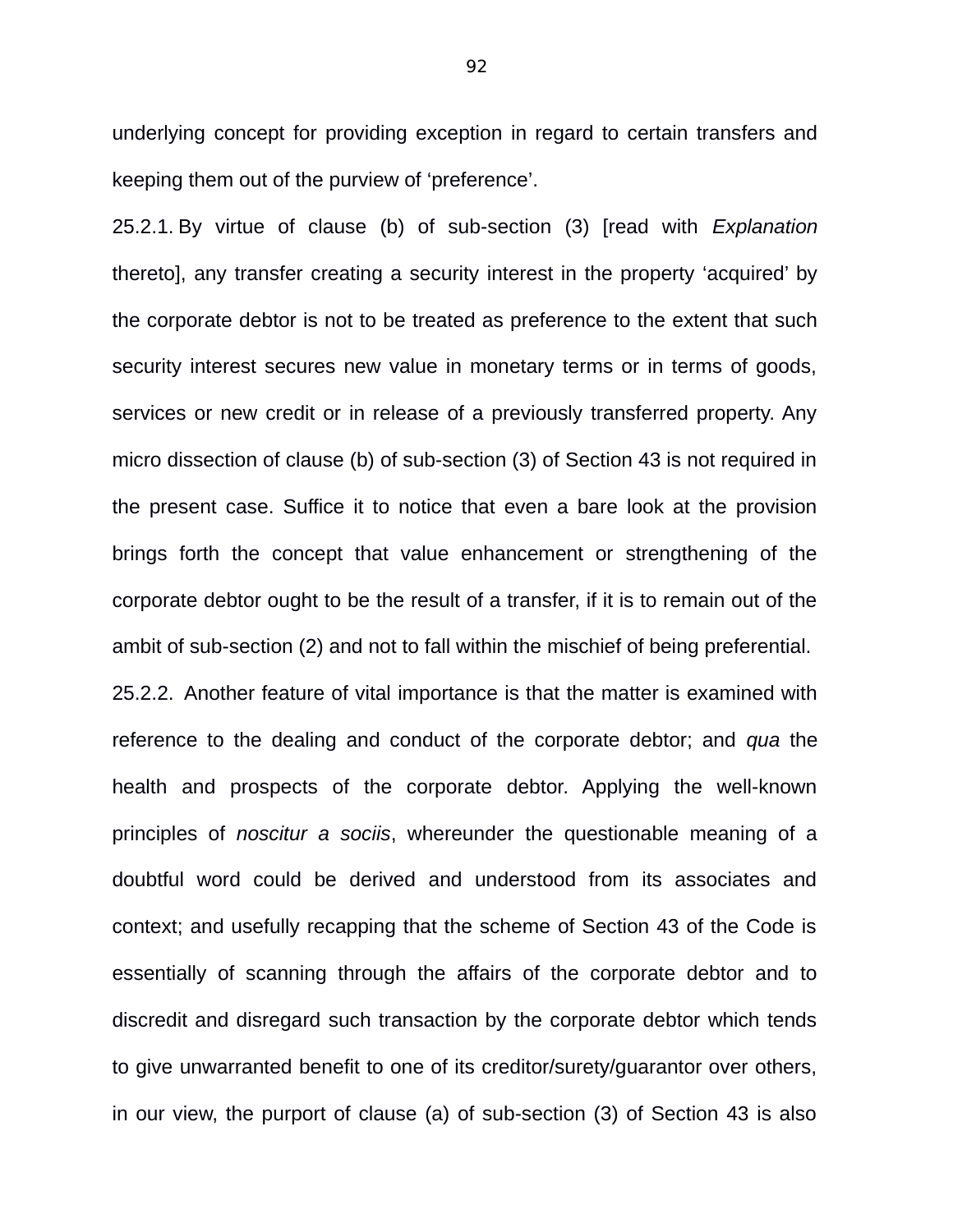underlying concept for providing exception in regard to certain transfers and keeping them out of the purview of 'preference'.

25.2.1. By virtue of clause (b) of sub-section (3) [read with *Explanation* thereto], any transfer creating a security interest in the property 'acquired' by the corporate debtor is not to be treated as preference to the extent that such security interest secures new value in monetary terms or in terms of goods, services or new credit or in release of a previously transferred property. Any micro dissection of clause (b) of sub-section (3) of Section 43 is not required in the present case. Suffice it to notice that even a bare look at the provision brings forth the concept that value enhancement or strengthening of the corporate debtor ought to be the result of a transfer, if it is to remain out of the ambit of sub-section (2) and not to fall within the mischief of being preferential.

25.2.2. Another feature of vital importance is that the matter is examined with reference to the dealing and conduct of the corporate debtor; and *qua* the health and prospects of the corporate debtor. Applying the well-known principles of *noscitur a sociis*, whereunder the questionable meaning of a doubtful word could be derived and understood from its associates and context; and usefully recapping that the scheme of Section 43 of the Code is essentially of scanning through the affairs of the corporate debtor and to discredit and disregard such transaction by the corporate debtor which tends to give unwarranted benefit to one of its creditor/surety/guarantor over others, in our view, the purport of clause (a) of sub-section (3) of Section 43 is also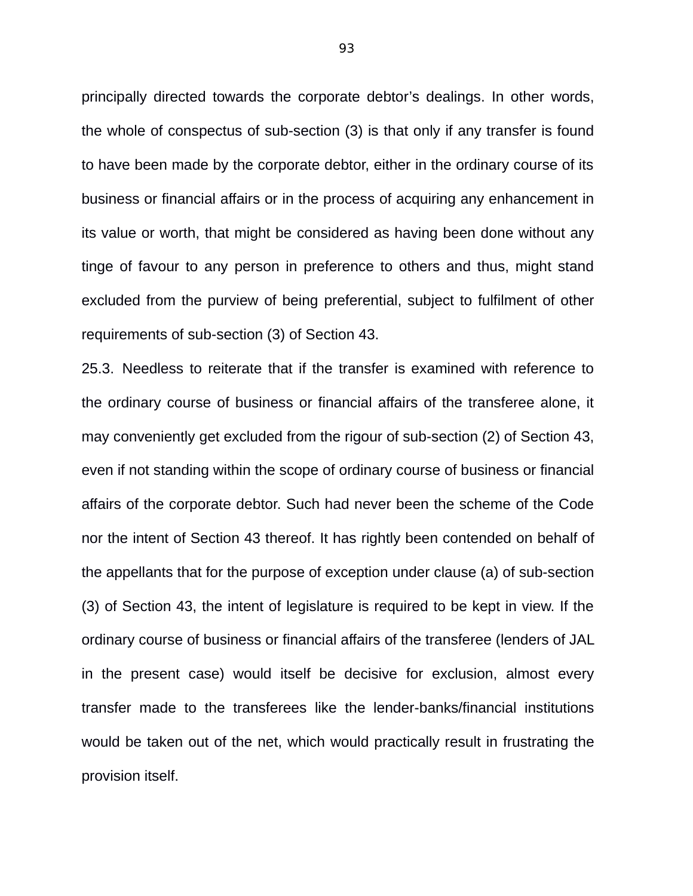principally directed towards the corporate debtor's dealings. In other words, the whole of conspectus of sub-section (3) is that only if any transfer is found to have been made by the corporate debtor, either in the ordinary course of its business or financial affairs or in the process of acquiring any enhancement in its value or worth, that might be considered as having been done without any tinge of favour to any person in preference to others and thus, might stand excluded from the purview of being preferential, subject to fulfilment of other requirements of sub-section (3) of Section 43.

25.3. Needless to reiterate that if the transfer is examined with reference to the ordinary course of business or financial affairs of the transferee alone, it may conveniently get excluded from the rigour of sub-section (2) of Section 43, even if not standing within the scope of ordinary course of business or financial affairs of the corporate debtor. Such had never been the scheme of the Code nor the intent of Section 43 thereof. It has rightly been contended on behalf of the appellants that for the purpose of exception under clause (a) of sub-section (3) of Section 43, the intent of legislature is required to be kept in view. If the ordinary course of business or financial affairs of the transferee (lenders of JAL in the present case) would itself be decisive for exclusion, almost every transfer made to the transferees like the lender-banks/financial institutions would be taken out of the net, which would practically result in frustrating the provision itself.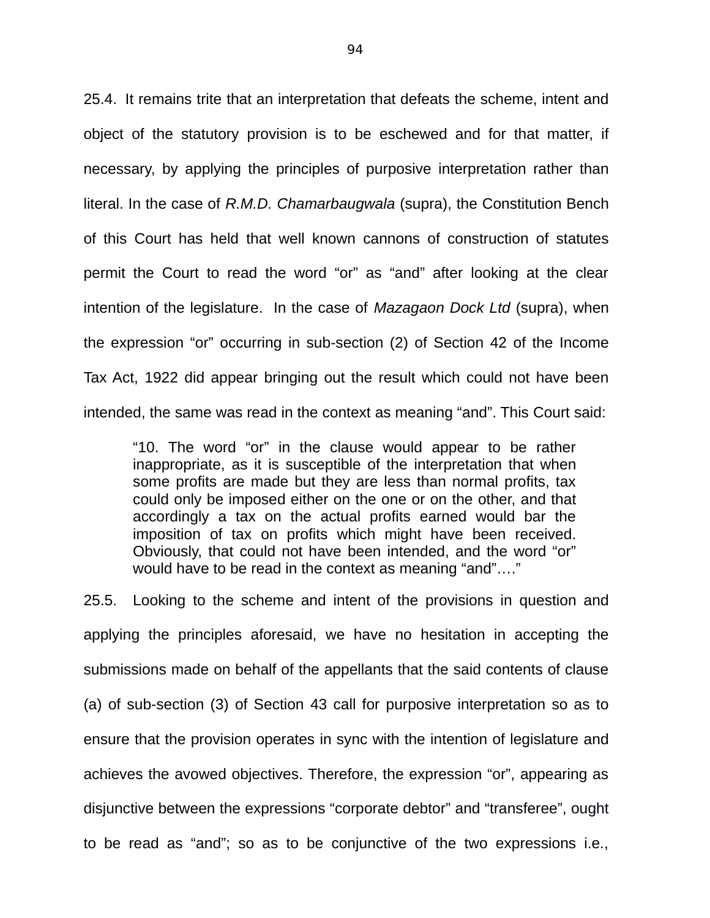25.4. It remains trite that an interpretation that defeats the scheme, intent and object of the statutory provision is to be eschewed and for that matter, if necessary, by applying the principles of purposive interpretation rather than literal. In the case of *R.M.D. Chamarbaugwala* (supra), the Constitution Bench of this Court has held that well known cannons of construction of statutes permit the Court to read the word "or" as "and" after looking at the clear intention of the legislature. In the case of *Mazagaon Dock Ltd* (supra), when the expression "or" occurring in sub-section (2) of Section 42 of the Income Tax Act, 1922 did appear bringing out the result which could not have been intended, the same was read in the context as meaning "and". This Court said:

> "10. The word "or" in the clause would appear to be rather inappropriate, as it is susceptible of the interpretation that when some profits are made but they are less than normal profits, tax could only be imposed either on the one or on the other, and that accordingly a tax on the actual profits earned would bar the imposition of tax on profits which might have been received. Obviously, that could not have been intended, and the word "or" would have to be read in the context as meaning "and"…."

25.5. Looking to the scheme and intent of the provisions in question and applying the principles aforesaid, we have no hesitation in accepting the submissions made on behalf of the appellants that the said contents of clause (a) of sub-section (3) of Section 43 call for purposive interpretation so as to ensure that the provision operates in sync with the intention of legislature and achieves the avowed objectives. Therefore, the expression "or", appearing as disjunctive between the expressions "corporate debtor" and "transferee", ought to be read as "and"; so as to be conjunctive of the two expressions i.e.,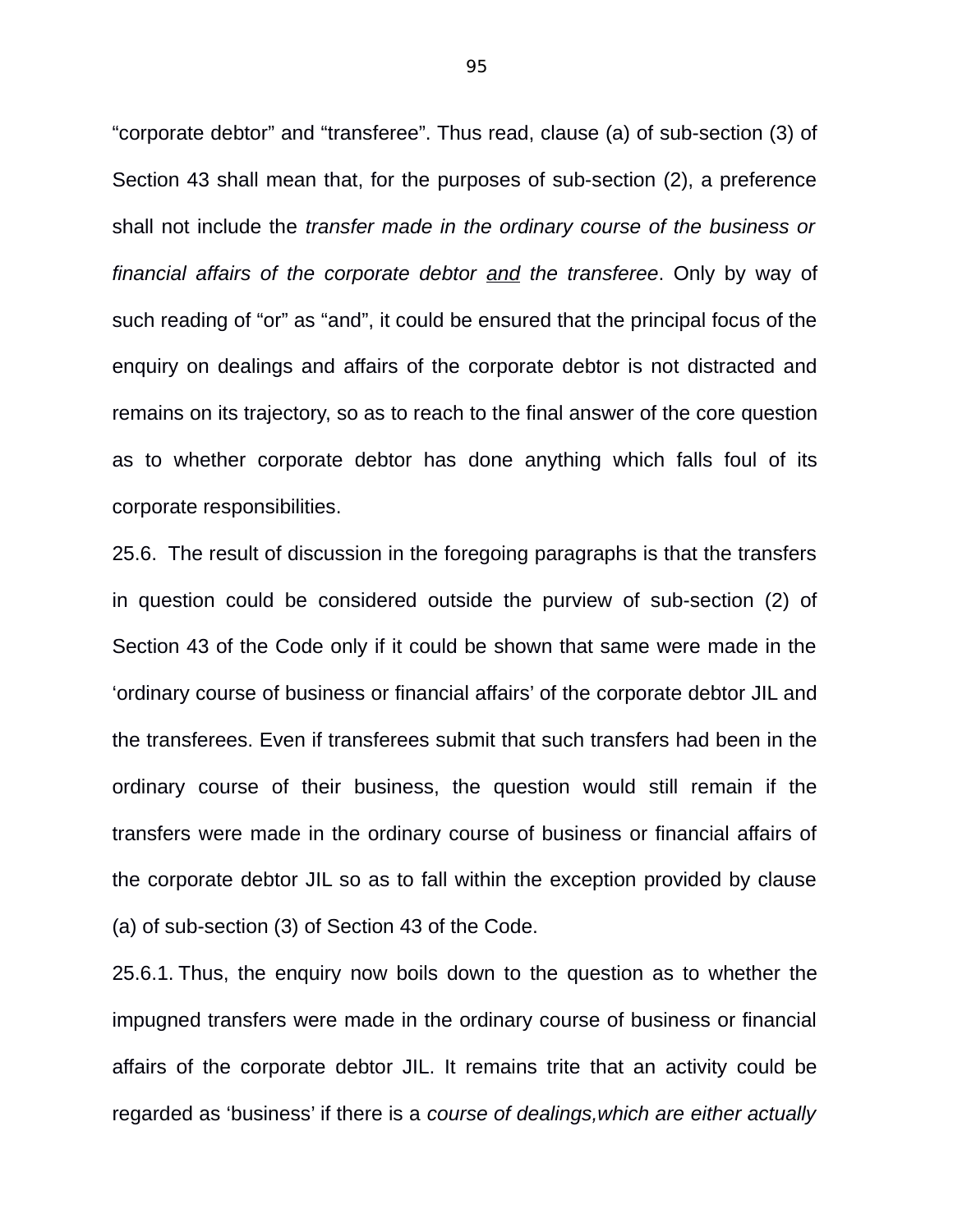“corporate debtor” and “transferee”. Thus read, clause (a) of sub-section (3) of Section 43 shall mean that, for the purposes of sub-section (2), a preference shall not include the *transfer made in the ordinary course of the business or financial affairs of the corporate debtor* *<u>and</u>* *the transferee*. Only by way of such reading of “or” as “and”, it could be ensured that the principal focus of the enquiry on dealings and affairs of the corporate debtor is not distracted and remains on its trajectory, so as to reach to the final answer of the core question as to whether corporate debtor has done anything which falls foul of its corporate responsibilities.

25.6. The result of discussion in the foregoing paragraphs is that the transfers in question could be considered outside the purview of sub-section (2) of Section 43 of the Code only if it could be shown that same were made in the ‘ordinary course of business or financial affairs’ of the corporate debtor JIL and the transferees. Even if transferees submit that such transfers had been in the ordinary course of their business, the question would still remain if the transfers were made in the ordinary course of business or financial affairs of the corporate debtor JIL so as to fall within the exception provided by clause (a) of sub-section (3) of Section 43 of the Code.

25.6.1. Thus, the enquiry now boils down to the question as to whether the impugned transfers were made in the ordinary course of business or financial affairs of the corporate debtor JIL. It remains trite that an activity could be regarded as ‘business’ if there is a *course of dealings,which are either actually*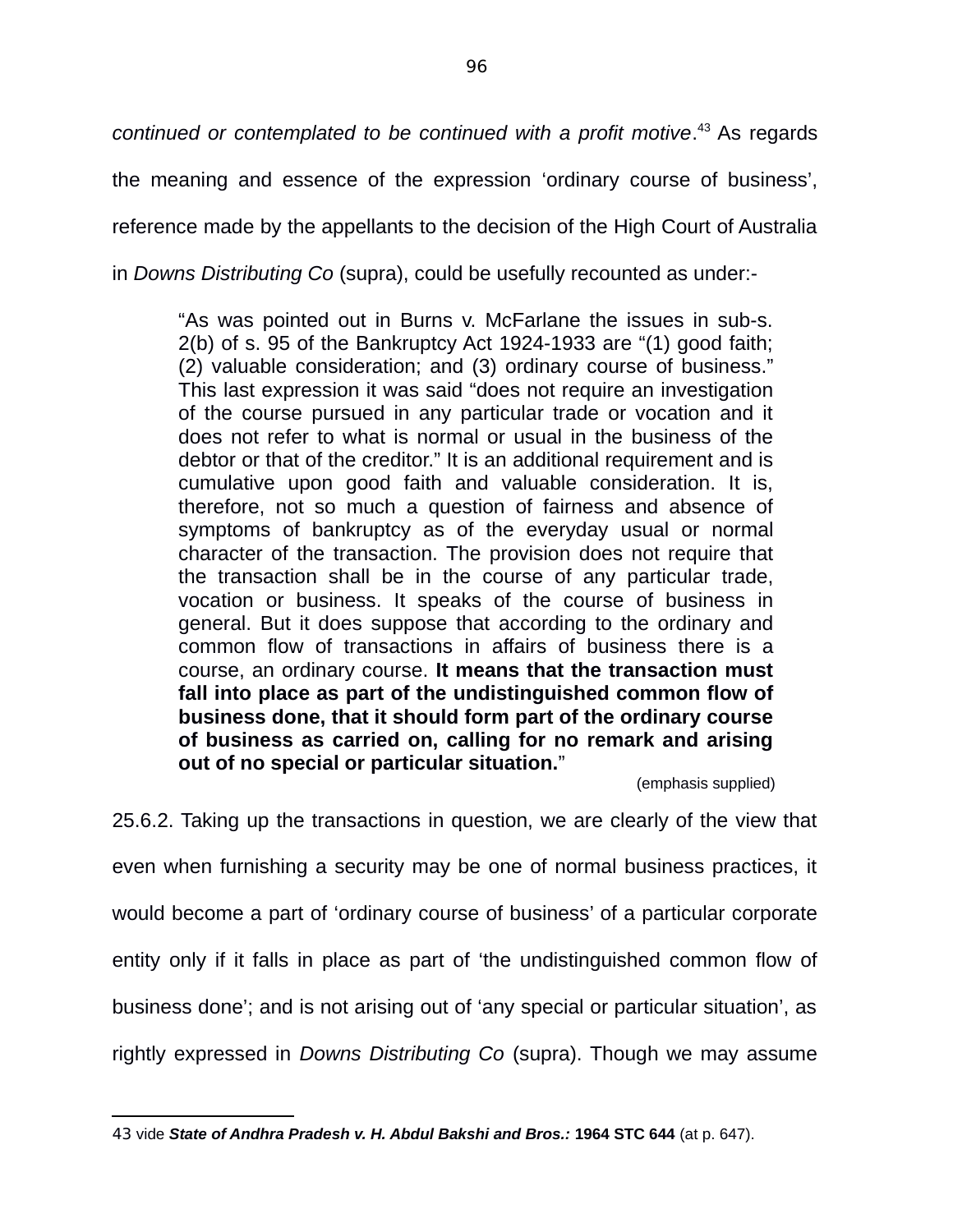*continued or contemplated to be continued with a profit motive*.[43] As regards the meaning and essence of the expression 'ordinary course of business', reference made by the appellants to the decision of the High Court of Australia in *Downs Distributing Co* (supra), could be usefully recounted as under:-

> "As was pointed out in Burns v. McFarlane the issues in sub-s. 2(b) of s. 95 of the Bankruptcy Act 1924-1933 are "(1) good faith; (2) valuable consideration; and (3) ordinary course of business." This last expression it was said "does not require an investigation of the course pursued in any particular trade or vocation and it does not refer to what is normal or usual in the business of the debtor or that of the creditor." It is an additional requirement and is cumulative upon good faith and valuable consideration. It is, therefore, not so much a question of fairness and absence of symptoms of bankruptcy as of the everyday usual or normal character of the transaction. The provision does not require that the transaction shall be in the course of any particular trade, vocation or business. It speaks of the course of business in general. But it does suppose that according to the ordinary and common flow of transactions in affairs of business there is a course, an ordinary course. **It means that the transaction must fall into place as part of the undistinguished common flow of business done, that it should form part of the ordinary course of business as carried on, calling for no remark and arising out of no special or particular situation.**"
>
> (emphasis supplied)

25.6.2. Taking up the transactions in question, we are clearly of the view that even when furnishing a security may be one of normal business practices, it would become a part of 'ordinary course of business' of a particular corporate entity only if it falls in place as part of 'the undistinguished common flow of business done'; and is not arising out of 'any special or particular situation', as rightly expressed in *Downs Distributing Co* (supra). Though we may assume

---

43 vide ***State of Andhra Pradesh v. H. Abdul Bakshi and Bros.:*** **1964 STC 644** (at p. 647).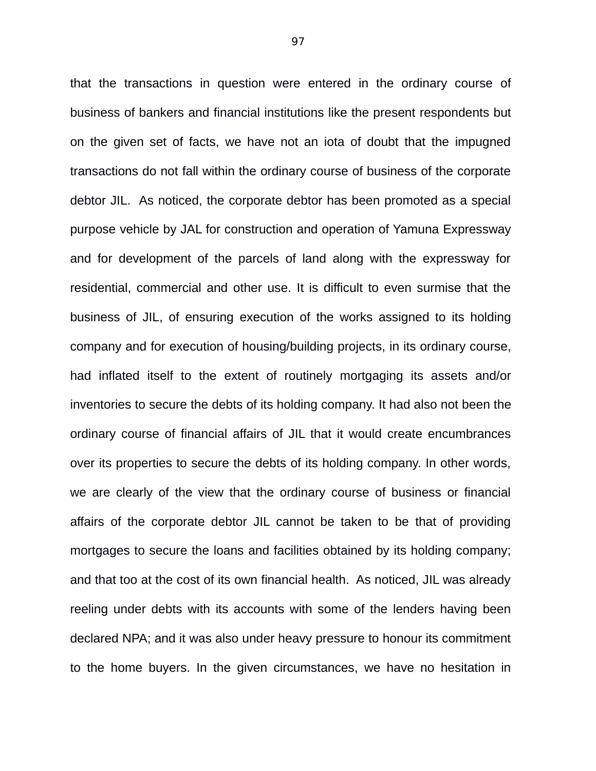that the transactions in question were entered in the ordinary course of business of bankers and financial institutions like the present respondents but on the given set of facts, we have not an iota of doubt that the impugned transactions do not fall within the ordinary course of business of the corporate debtor JIL. As noticed, the corporate debtor has been promoted as a special purpose vehicle by JAL for construction and operation of Yamuna Expressway and for development of the parcels of land along with the expressway for residential, commercial and other use. It is difficult to even surmise that the business of JIL, of ensuring execution of the works assigned to its holding company and for execution of housing/building projects, in its ordinary course, had inflated itself to the extent of routinely mortgaging its assets and/or inventories to secure the debts of its holding company. It had also not been the ordinary course of financial affairs of JIL that it would create encumbrances over its properties to secure the debts of its holding company. In other words, we are clearly of the view that the ordinary course of business or financial affairs of the corporate debtor JIL cannot be taken to be that of providing mortgages to secure the loans and facilities obtained by its holding company; and that too at the cost of its own financial health. As noticed, JIL was already reeling under debts with its accounts with some of the lenders having been declared NPA; and it was also under heavy pressure to honour its commitment to the home buyers. In the given circumstances, we have no hesitation in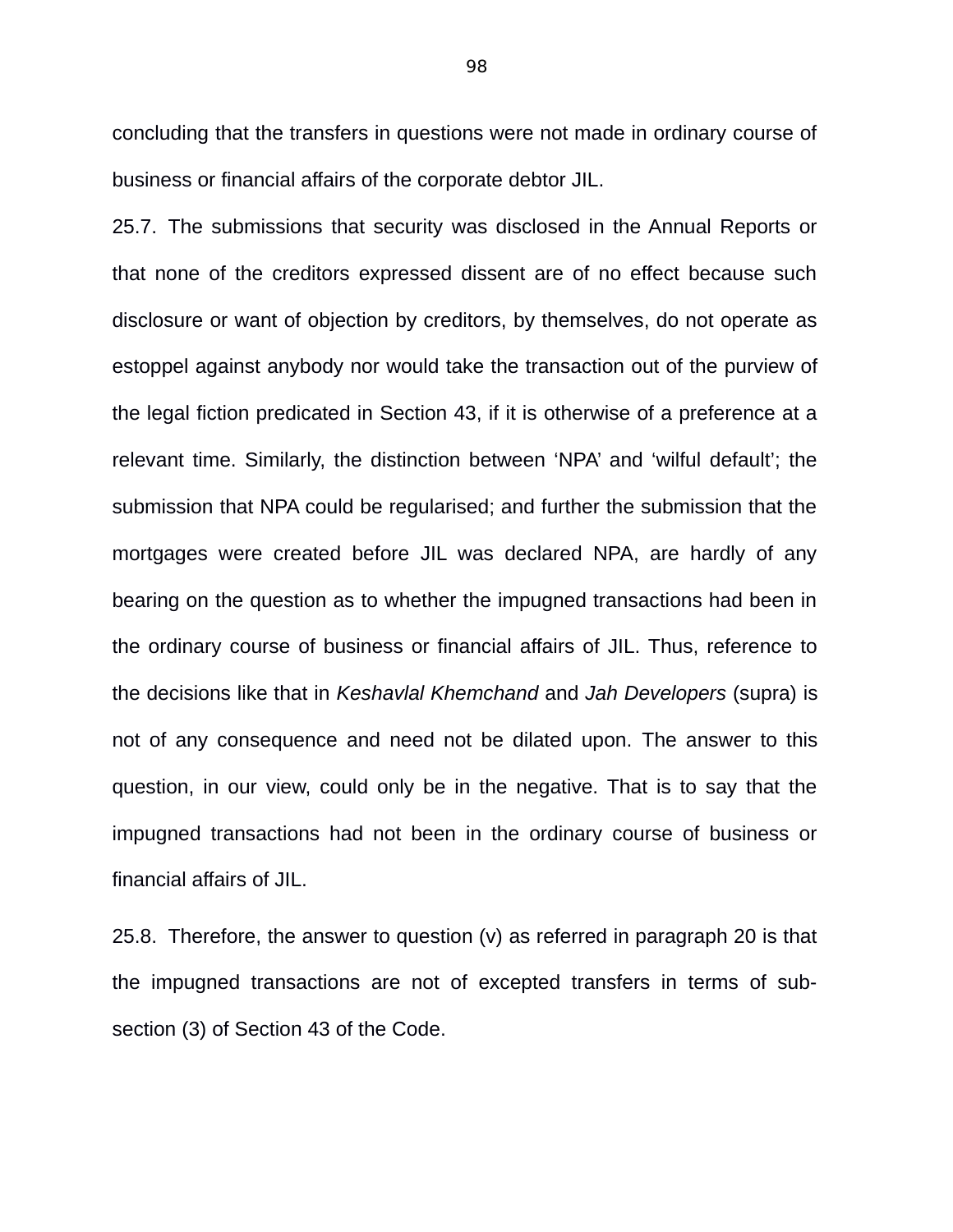concluding that the transfers in questions were not made in ordinary course of business or financial affairs of the corporate debtor JIL.

25.7. The submissions that security was disclosed in the Annual Reports or that none of the creditors expressed dissent are of no effect because such disclosure or want of objection by creditors, by themselves, do not operate as estoppel against anybody nor would take the transaction out of the purview of the legal fiction predicated in Section 43, if it is otherwise of a preference at a relevant time. Similarly, the distinction between 'NPA' and 'wilful default'; the submission that NPA could be regularised; and further the submission that the mortgages were created before JIL was declared NPA, are hardly of any bearing on the question as to whether the impugned transactions had been in the ordinary course of business or financial affairs of JIL. Thus, reference to the decisions like that in *Keshavlal Khemchand* and *Jah Developers* (supra) is not of any consequence and need not be dilated upon. The answer to this question, in our view, could only be in the negative. That is to say that the impugned transactions had not been in the ordinary course of business or financial affairs of JIL.

25.8. Therefore, the answer to question (v) as referred in paragraph 20 is that the impugned transactions are not of excepted transfers in terms of sub-section (3) of Section 43 of the Code.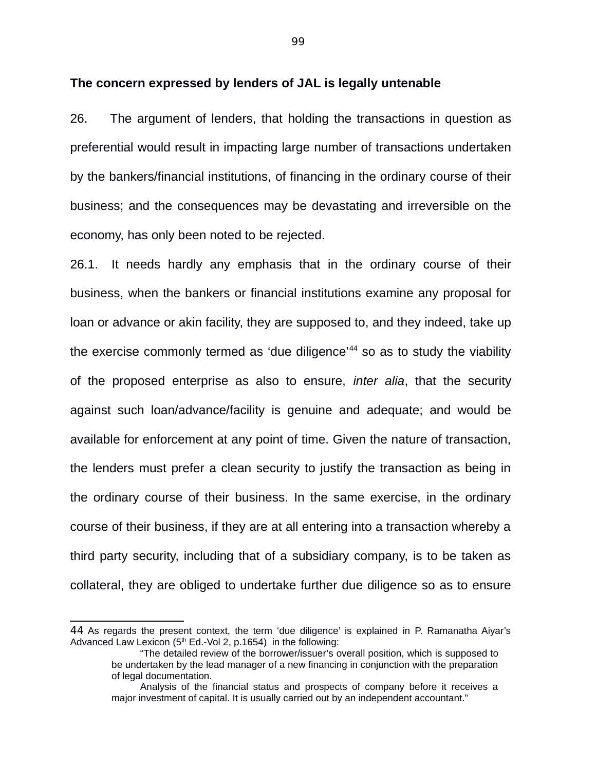**The concern expressed by lenders of JAL is legally untenable**

26. The argument of lenders, that holding the transactions in question as preferential would result in impacting large number of transactions undertaken by the bankers/financial institutions, of financing in the ordinary course of their business; and the consequences may be devastating and irreversible on the economy, has only been noted to be rejected.

26.1. It needs hardly any emphasis that in the ordinary course of their business, when the bankers or financial institutions examine any proposal for loan or advance or akin facility, they are supposed to, and they indeed, take up the exercise commonly termed as 'due diligence'[44] so as to study the viability of the proposed enterprise as also to ensure, *inter alia*, that the security against such loan/advance/facility is genuine and adequate; and would be available for enforcement at any point of time. Given the nature of transaction, the lenders must prefer a clean security to justify the transaction as being in the ordinary course of their business. In the same exercise, in the ordinary course of their business, if they are at all entering into a transaction whereby a third party security, including that of a subsidiary company, is to be taken as collateral, they are obliged to undertake further due diligence so as to ensure

---

44 As regards the present context, the term 'due diligence' is explained in P. Ramanatha Aiyar's Advanced Law Lexicon (5th Ed.-Vol 2, p.1654) in the following:

> "The detailed review of the borrower/issuer's overall position, which is supposed to be undertaken by the lead manager of a new financing in conjunction with the preparation of legal documentation.
>
> Analysis of the financial status and prospects of company before it receives a major investment of capital. It is usually carried out by an independent accountant."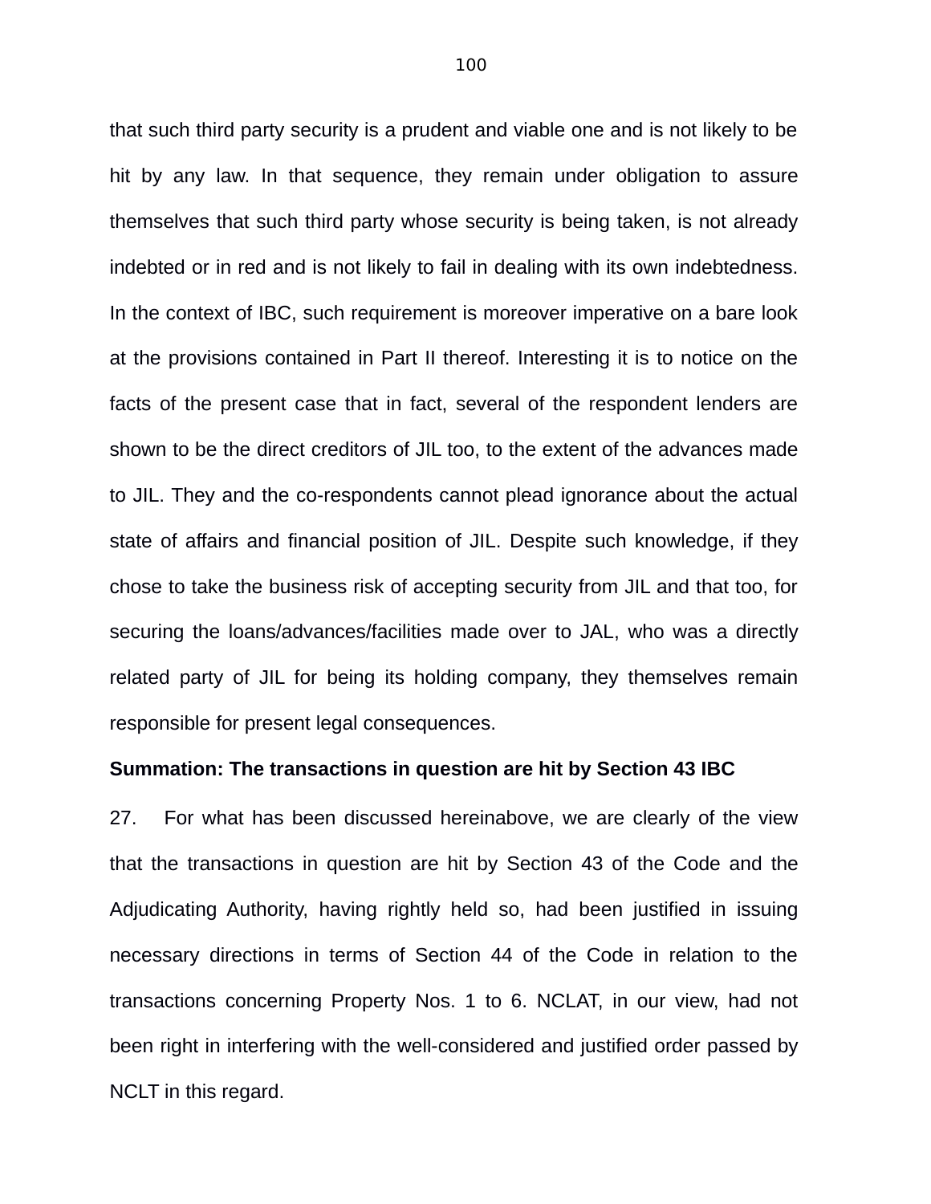that such third party security is a prudent and viable one and is not likely to be hit by any law. In that sequence, they remain under obligation to assure themselves that such third party whose security is being taken, is not already indebted or in red and is not likely to fail in dealing with its own indebtedness. In the context of IBC, such requirement is moreover imperative on a bare look at the provisions contained in Part II thereof. Interesting it is to notice on the facts of the present case that in fact, several of the respondent lenders are shown to be the direct creditors of JIL too, to the extent of the advances made to JIL. They and the co-respondents cannot plead ignorance about the actual state of affairs and financial position of JIL. Despite such knowledge, if they chose to take the business risk of accepting security from JIL and that too, for securing the loans/advances/facilities made over to JAL, who was a directly related party of JIL for being its holding company, they themselves remain responsible for present legal consequences.

**Summation: The transactions in question are hit by Section 43 IBC**

27. For what has been discussed hereinabove, we are clearly of the view that the transactions in question are hit by Section 43 of the Code and the Adjudicating Authority, having rightly held so, had been justified in issuing necessary directions in terms of Section 44 of the Code in relation to the transactions concerning Property Nos. 1 to 6. NCLAT, in our view, had not been right in interfering with the well-considered and justified order passed by NCLT in this regard.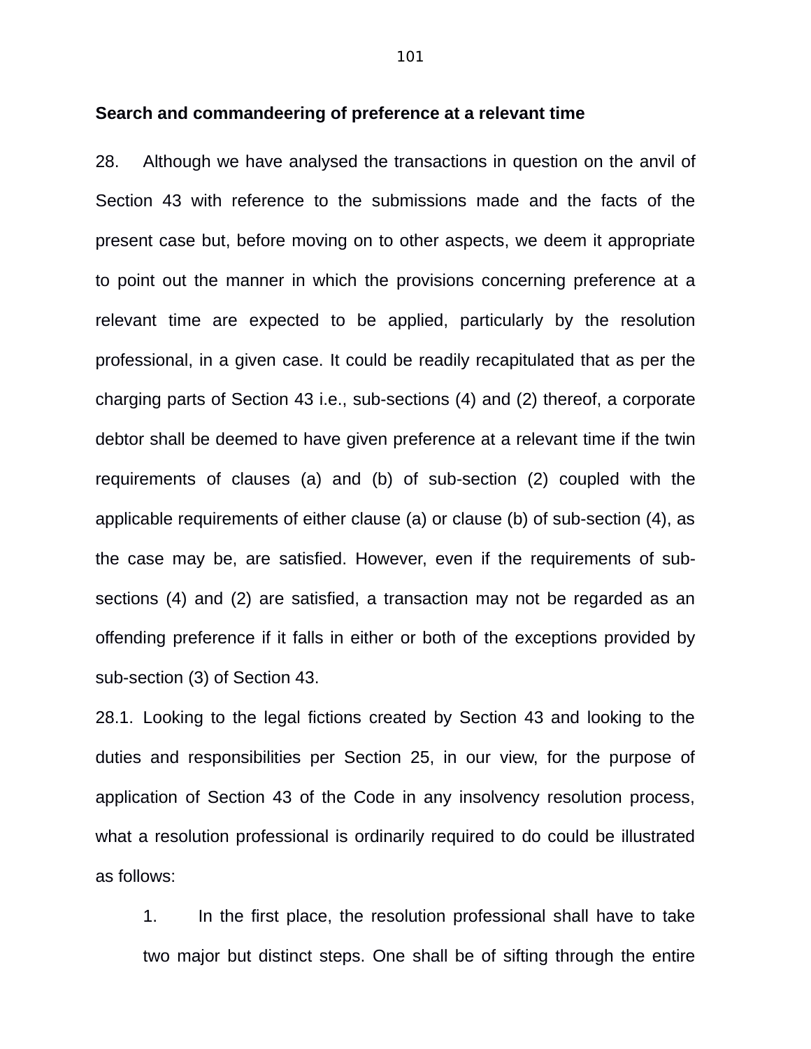**Search and commandeering of preference at a relevant time**

28. Although we have analysed the transactions in question on the anvil of Section 43 with reference to the submissions made and the facts of the present case but, before moving on to other aspects, we deem it appropriate to point out the manner in which the provisions concerning preference at a relevant time are expected to be applied, particularly by the resolution professional, in a given case. It could be readily recapitulated that as per the charging parts of Section 43 i.e., sub-sections (4) and (2) thereof, a corporate debtor shall be deemed to have given preference at a relevant time if the twin requirements of clauses (a) and (b) of sub-section (2) coupled with the applicable requirements of either clause (a) or clause (b) of sub-section (4), as the case may be, are satisfied. However, even if the requirements of sub-sections (4) and (2) are satisfied, a transaction may not be regarded as an offending preference if it falls in either or both of the exceptions provided by sub-section (3) of Section 43.

28.1. Looking to the legal fictions created by Section 43 and looking to the duties and responsibilities per Section 25, in our view, for the purpose of application of Section 43 of the Code in any insolvency resolution process, what a resolution professional is ordinarily required to do could be illustrated as follows:

1. In the first place, the resolution professional shall have to take two major but distinct steps. One shall be of sifting through the entire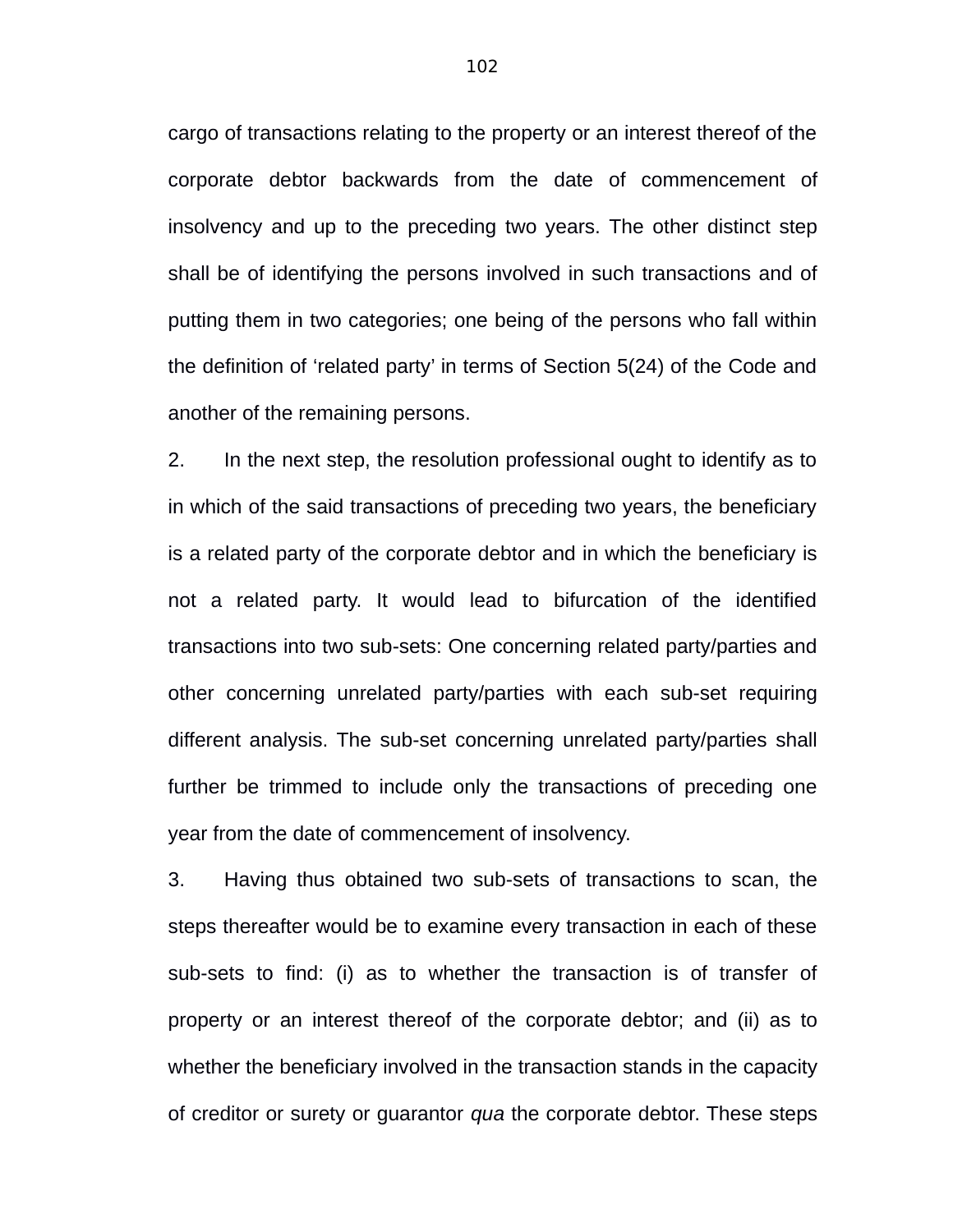cargo of transactions relating to the property or an interest thereof of the corporate debtor backwards from the date of commencement of insolvency and up to the preceding two years. The other distinct step shall be of identifying the persons involved in such transactions and of putting them in two categories; one being of the persons who fall within the definition of 'related party' in terms of Section 5(24) of the Code and another of the remaining persons.

2. In the next step, the resolution professional ought to identify as to in which of the said transactions of preceding two years, the beneficiary is a related party of the corporate debtor and in which the beneficiary is not a related party. It would lead to bifurcation of the identified transactions into two sub-sets: One concerning related party/parties and other concerning unrelated party/parties with each sub-set requiring different analysis. The sub-set concerning unrelated party/parties shall further be trimmed to include only the transactions of preceding one year from the date of commencement of insolvency.

3. Having thus obtained two sub-sets of transactions to scan, the steps thereafter would be to examine every transaction in each of these sub-sets to find: (i) as to whether the transaction is of transfer of property or an interest thereof of the corporate debtor; and (ii) as to whether the beneficiary involved in the transaction stands in the capacity of creditor or surety or guarantor *qua* the corporate debtor. These steps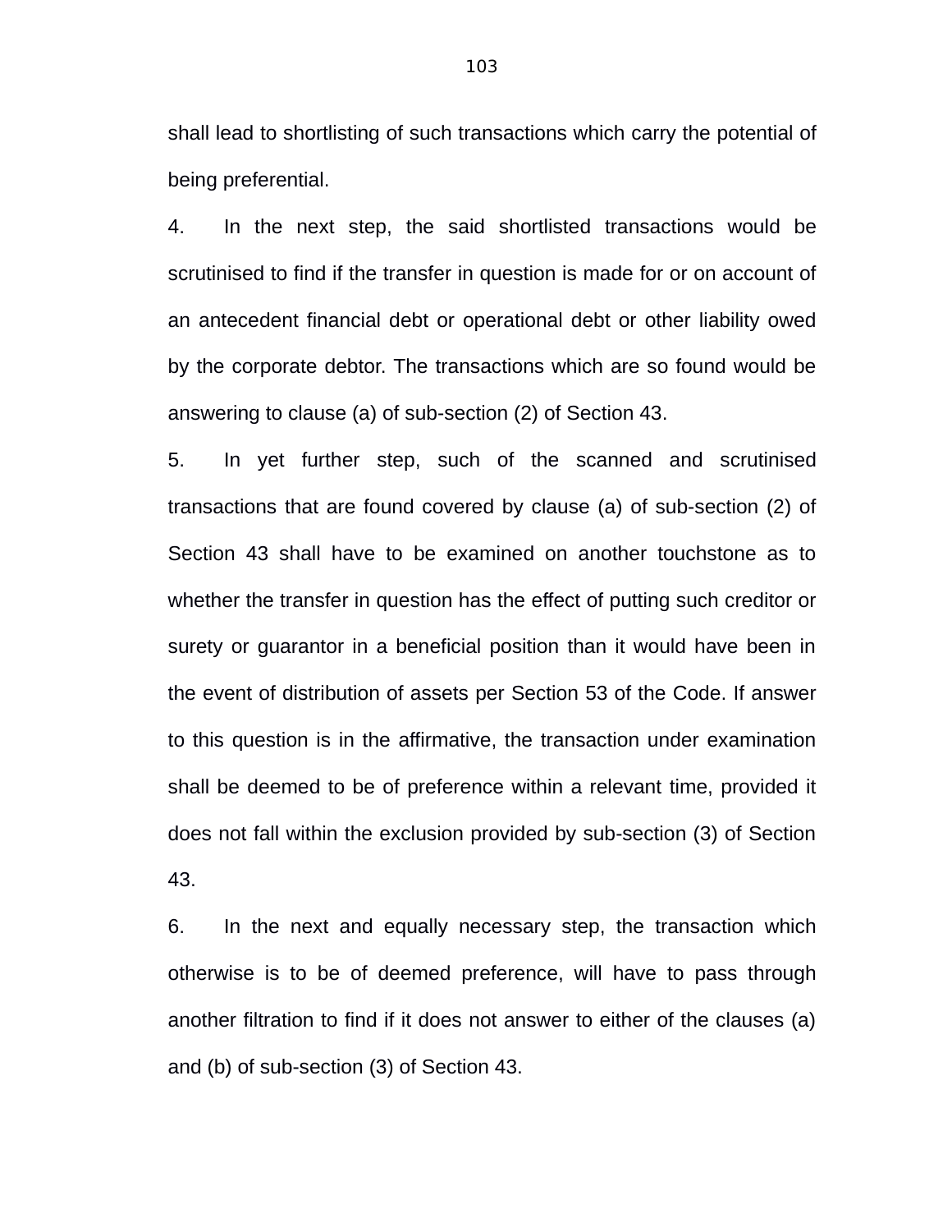shall lead to shortlisting of such transactions which carry the potential of being preferential.

4. In the next step, the said shortlisted transactions would be scrutinised to find if the transfer in question is made for or on account of an antecedent financial debt or operational debt or other liability owed by the corporate debtor. The transactions which are so found would be answering to clause (a) of sub-section (2) of Section 43.

5. In yet further step, such of the scanned and scrutinised transactions that are found covered by clause (a) of sub-section (2) of Section 43 shall have to be examined on another touchstone as to whether the transfer in question has the effect of putting such creditor or surety or guarantor in a beneficial position than it would have been in the event of distribution of assets per Section 53 of the Code. If answer to this question is in the affirmative, the transaction under examination shall be deemed to be of preference within a relevant time, provided it does not fall within the exclusion provided by sub-section (3) of Section 43.

6. In the next and equally necessary step, the transaction which otherwise is to be of deemed preference, will have to pass through another filtration to find if it does not answer to either of the clauses (a) and (b) of sub-section (3) of Section 43.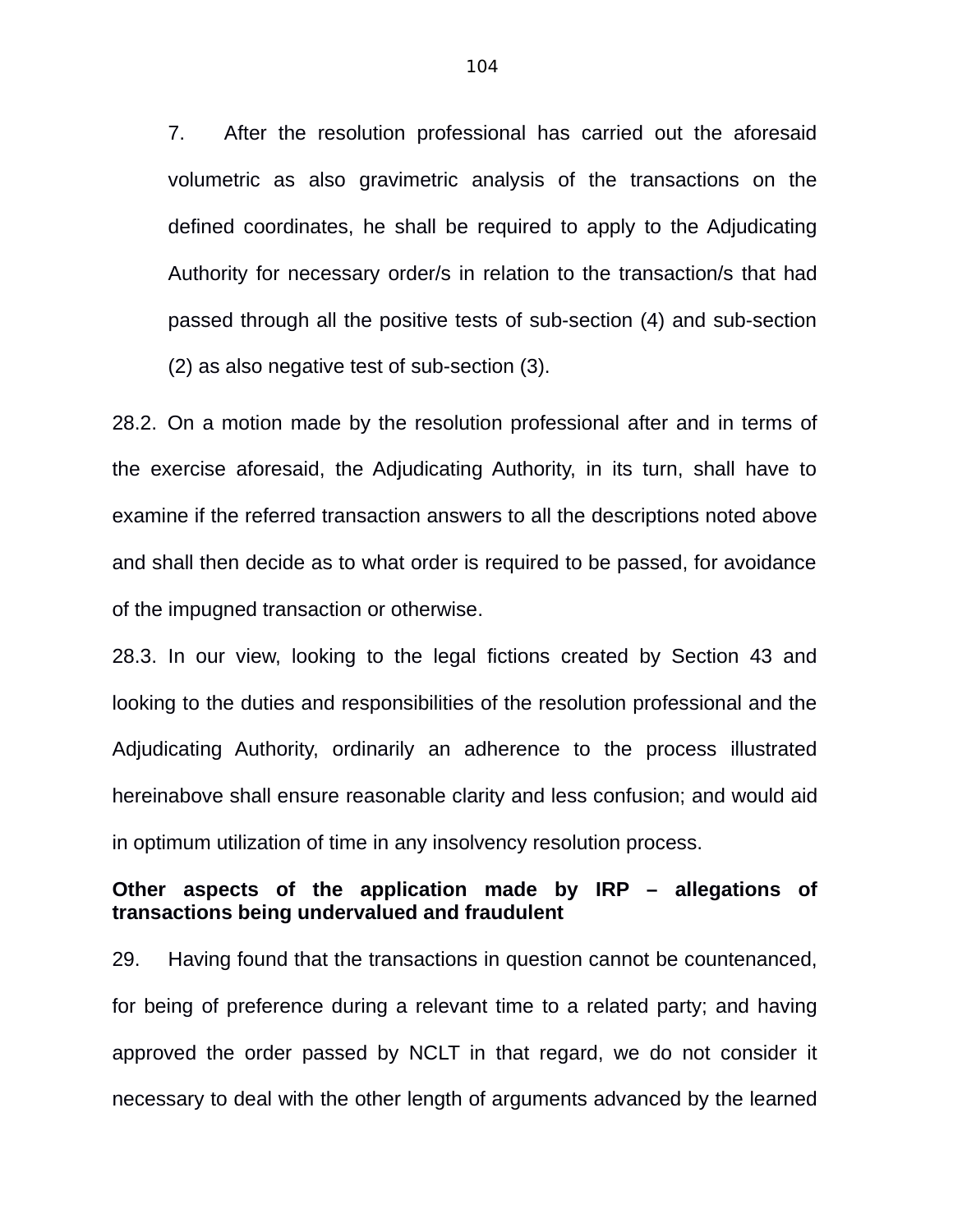7. After the resolution professional has carried out the aforesaid volumetric as also gravimetric analysis of the transactions on the defined coordinates, he shall be required to apply to the Adjudicating Authority for necessary order/s in relation to the transaction/s that had passed through all the positive tests of sub-section (4) and sub-section (2) as also negative test of sub-section (3).

28.2. On a motion made by the resolution professional after and in terms of the exercise aforesaid, the Adjudicating Authority, in its turn, shall have to examine if the referred transaction answers to all the descriptions noted above and shall then decide as to what order is required to be passed, for avoidance of the impugned transaction or otherwise.

28.3. In our view, looking to the legal fictions created by Section 43 and looking to the duties and responsibilities of the resolution professional and the Adjudicating Authority, ordinarily an adherence to the process illustrated hereinabove shall ensure reasonable clarity and less confusion; and would aid in optimum utilization of time in any insolvency resolution process.

**Other aspects of the application made by IRP – allegations of transactions being undervalued and fraudulent**

29. Having found that the transactions in question cannot be countenanced, for being of preference during a relevant time to a related party; and having approved the order passed by NCLT in that regard, we do not consider it necessary to deal with the other length of arguments advanced by the learned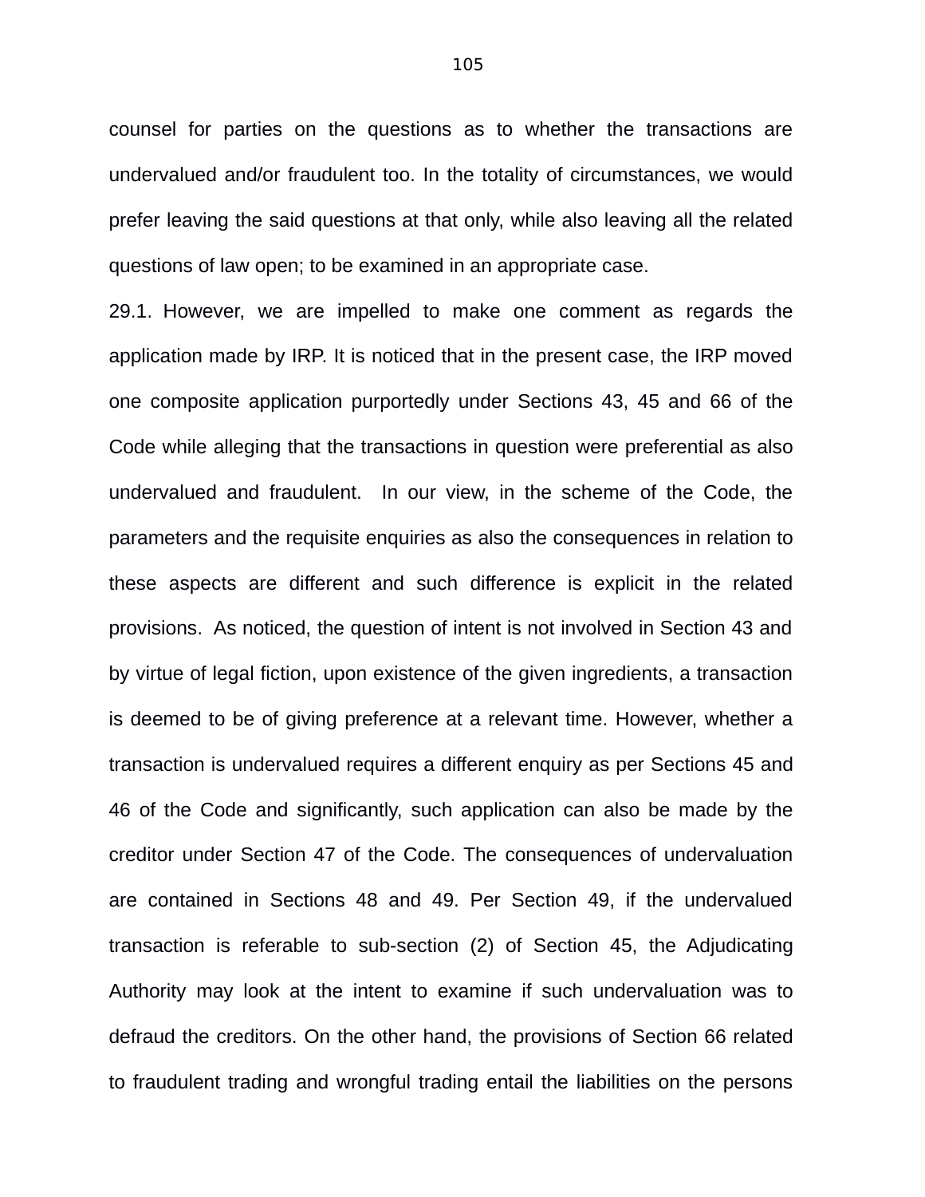counsel for parties on the questions as to whether the transactions are undervalued and/or fraudulent too. In the totality of circumstances, we would prefer leaving the said questions at that only, while also leaving all the related questions of law open; to be examined in an appropriate case.

29.1. However, we are impelled to make one comment as regards the application made by IRP. It is noticed that in the present case, the IRP moved one composite application purportedly under Sections 43, 45 and 66 of the Code while alleging that the transactions in question were preferential as also undervalued and fraudulent. In our view, in the scheme of the Code, the parameters and the requisite enquiries as also the consequences in relation to these aspects are different and such difference is explicit in the related provisions. As noticed, the question of intent is not involved in Section 43 and by virtue of legal fiction, upon existence of the given ingredients, a transaction is deemed to be of giving preference at a relevant time. However, whether a transaction is undervalued requires a different enquiry as per Sections 45 and 46 of the Code and significantly, such application can also be made by the creditor under Section 47 of the Code. The consequences of undervaluation are contained in Sections 48 and 49. Per Section 49, if the undervalued transaction is referable to sub-section (2) of Section 45, the Adjudicating Authority may look at the intent to examine if such undervaluation was to defraud the creditors. On the other hand, the provisions of Section 66 related to fraudulent trading and wrongful trading entail the liabilities on the persons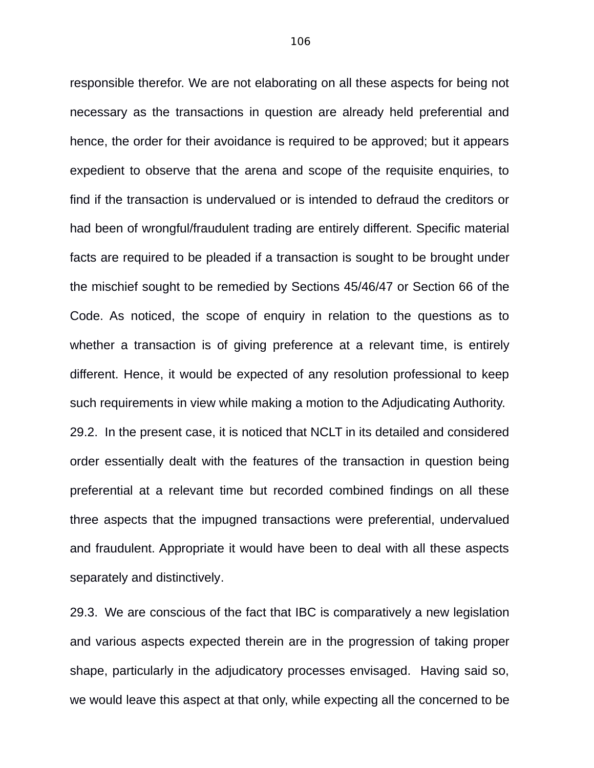responsible therefor. We are not elaborating on all these aspects for being not necessary as the transactions in question are already held preferential and hence, the order for their avoidance is required to be approved; but it appears expedient to observe that the arena and scope of the requisite enquiries, to find if the transaction is undervalued or is intended to defraud the creditors or had been of wrongful/fraudulent trading are entirely different. Specific material facts are required to be pleaded if a transaction is sought to be brought under the mischief sought to be remedied by Sections 45/46/47 or Section 66 of the Code. As noticed, the scope of enquiry in relation to the questions as to whether a transaction is of giving preference at a relevant time, is entirely different. Hence, it would be expected of any resolution professional to keep such requirements in view while making a motion to the Adjudicating Authority.

29.2. In the present case, it is noticed that NCLT in its detailed and considered order essentially dealt with the features of the transaction in question being preferential at a relevant time but recorded combined findings on all these three aspects that the impugned transactions were preferential, undervalued and fraudulent. Appropriate it would have been to deal with all these aspects separately and distinctively.

29.3. We are conscious of the fact that IBC is comparatively a new legislation and various aspects expected therein are in the progression of taking proper shape, particularly in the adjudicatory processes envisaged. Having said so, we would leave this aspect at that only, while expecting all the concerned to be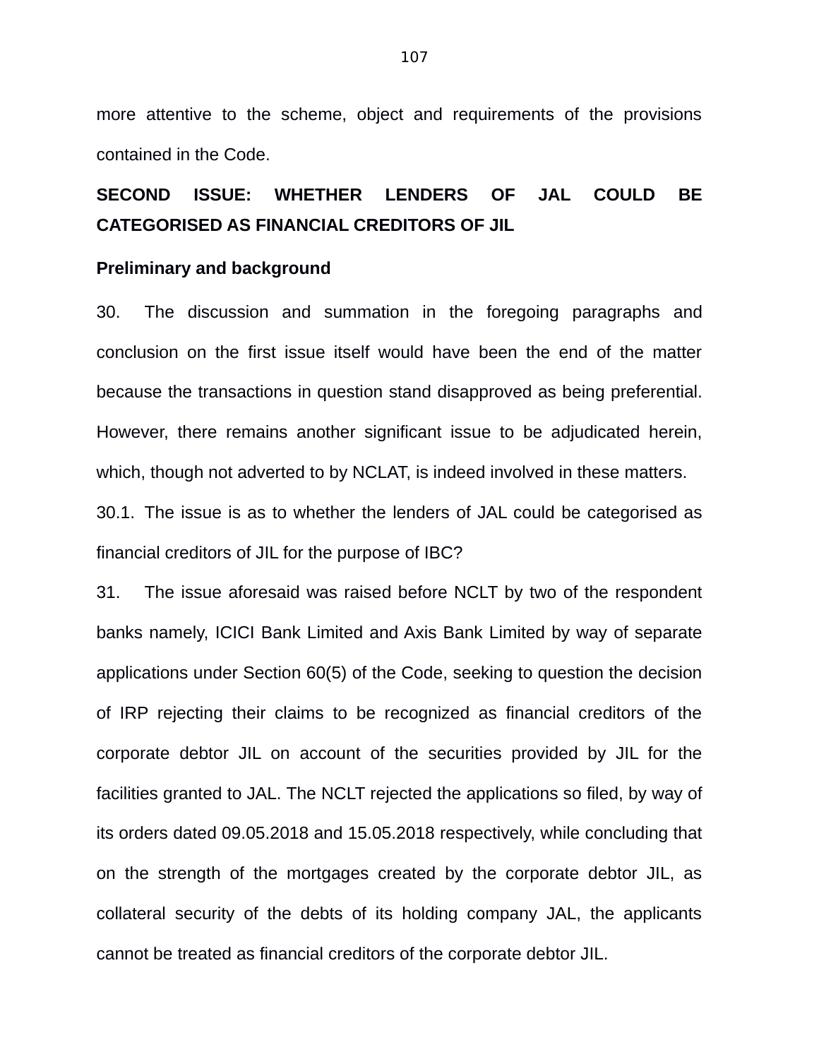more attentive to the scheme, object and requirements of the provisions contained in the Code.

## SECOND ISSUE: WHETHER LENDERS OF JAL COULD BE CATEGORISED AS FINANCIAL CREDITORS OF JIL

### Preliminary and background

30. The discussion and summation in the foregoing paragraphs and conclusion on the first issue itself would have been the end of the matter because the transactions in question stand disapproved as being preferential. However, there remains another significant issue to be adjudicated herein, which, though not adverted to by NCLAT, is indeed involved in these matters.

30.1. The issue is as to whether the lenders of JAL could be categorised as financial creditors of JIL for the purpose of IBC?

31. The issue aforesaid was raised before NCLT by two of the respondent banks namely, ICICI Bank Limited and Axis Bank Limited by way of separate applications under Section 60(5) of the Code, seeking to question the decision of IRP rejecting their claims to be recognized as financial creditors of the corporate debtor JIL on account of the securities provided by JIL for the facilities granted to JAL. The NCLT rejected the applications so filed, by way of its orders dated 09.05.2018 and 15.05.2018 respectively, while concluding that on the strength of the mortgages created by the corporate debtor JIL, as collateral security of the debts of its holding company JAL, the applicants cannot be treated as financial creditors of the corporate debtor JIL.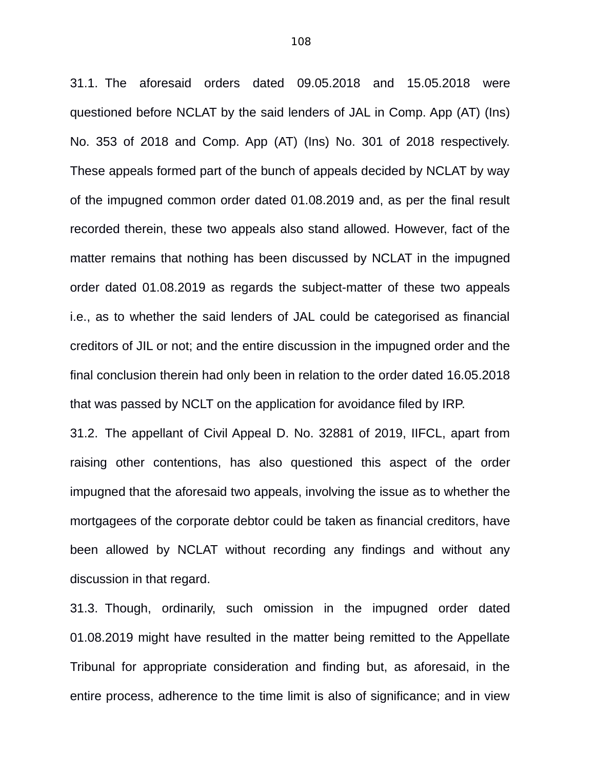31.1. The aforesaid orders dated 09.05.2018 and 15.05.2018 were questioned before NCLAT by the said lenders of JAL in Comp. App (AT) (Ins) No. 353 of 2018 and Comp. App (AT) (Ins) No. 301 of 2018 respectively. These appeals formed part of the bunch of appeals decided by NCLAT by way of the impugned common order dated 01.08.2019 and, as per the final result recorded therein, these two appeals also stand allowed. However, fact of the matter remains that nothing has been discussed by NCLAT in the impugned order dated 01.08.2019 as regards the subject-matter of these two appeals i.e., as to whether the said lenders of JAL could be categorised as financial creditors of JIL or not; and the entire discussion in the impugned order and the final conclusion therein had only been in relation to the order dated 16.05.2018 that was passed by NCLT on the application for avoidance filed by IRP.

31.2. The appellant of Civil Appeal D. No. 32881 of 2019, IIFCL, apart from raising other contentions, has also questioned this aspect of the order impugned that the aforesaid two appeals, involving the issue as to whether the mortgagees of the corporate debtor could be taken as financial creditors, have been allowed by NCLAT without recording any findings and without any discussion in that regard.

31.3. Though, ordinarily, such omission in the impugned order dated 01.08.2019 might have resulted in the matter being remitted to the Appellate Tribunal for appropriate consideration and finding but, as aforesaid, in the entire process, adherence to the time limit is also of significance; and in view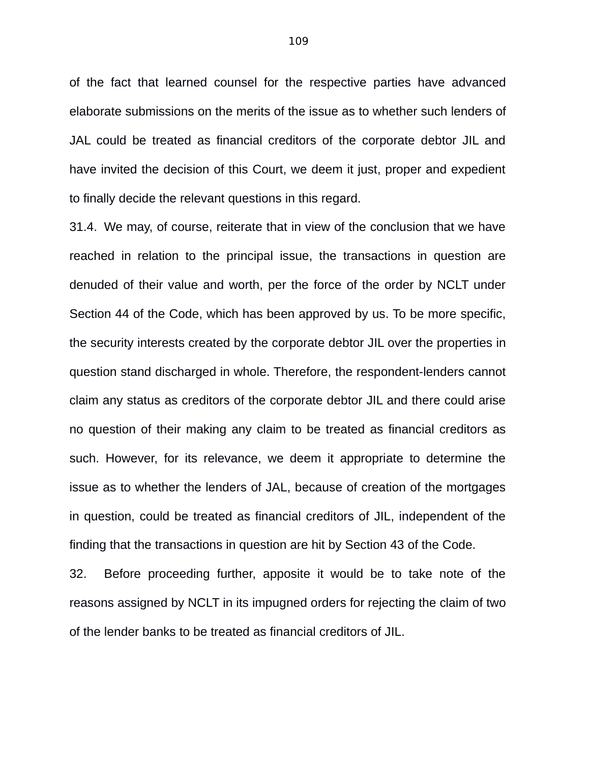of the fact that learned counsel for the respective parties have advanced elaborate submissions on the merits of the issue as to whether such lenders of JAL could be treated as financial creditors of the corporate debtor JIL and have invited the decision of this Court, we deem it just, proper and expedient to finally decide the relevant questions in this regard.

31.4. We may, of course, reiterate that in view of the conclusion that we have reached in relation to the principal issue, the transactions in question are denuded of their value and worth, per the force of the order by NCLT under Section 44 of the Code, which has been approved by us. To be more specific, the security interests created by the corporate debtor JIL over the properties in question stand discharged in whole. Therefore, the respondent-lenders cannot claim any status as creditors of the corporate debtor JIL and there could arise no question of their making any claim to be treated as financial creditors as such. However, for its relevance, we deem it appropriate to determine the issue as to whether the lenders of JAL, because of creation of the mortgages in question, could be treated as financial creditors of JIL, independent of the finding that the transactions in question are hit by Section 43 of the Code.

32. Before proceeding further, apposite it would be to take note of the reasons assigned by NCLT in its impugned orders for rejecting the claim of two of the lender banks to be treated as financial creditors of JIL.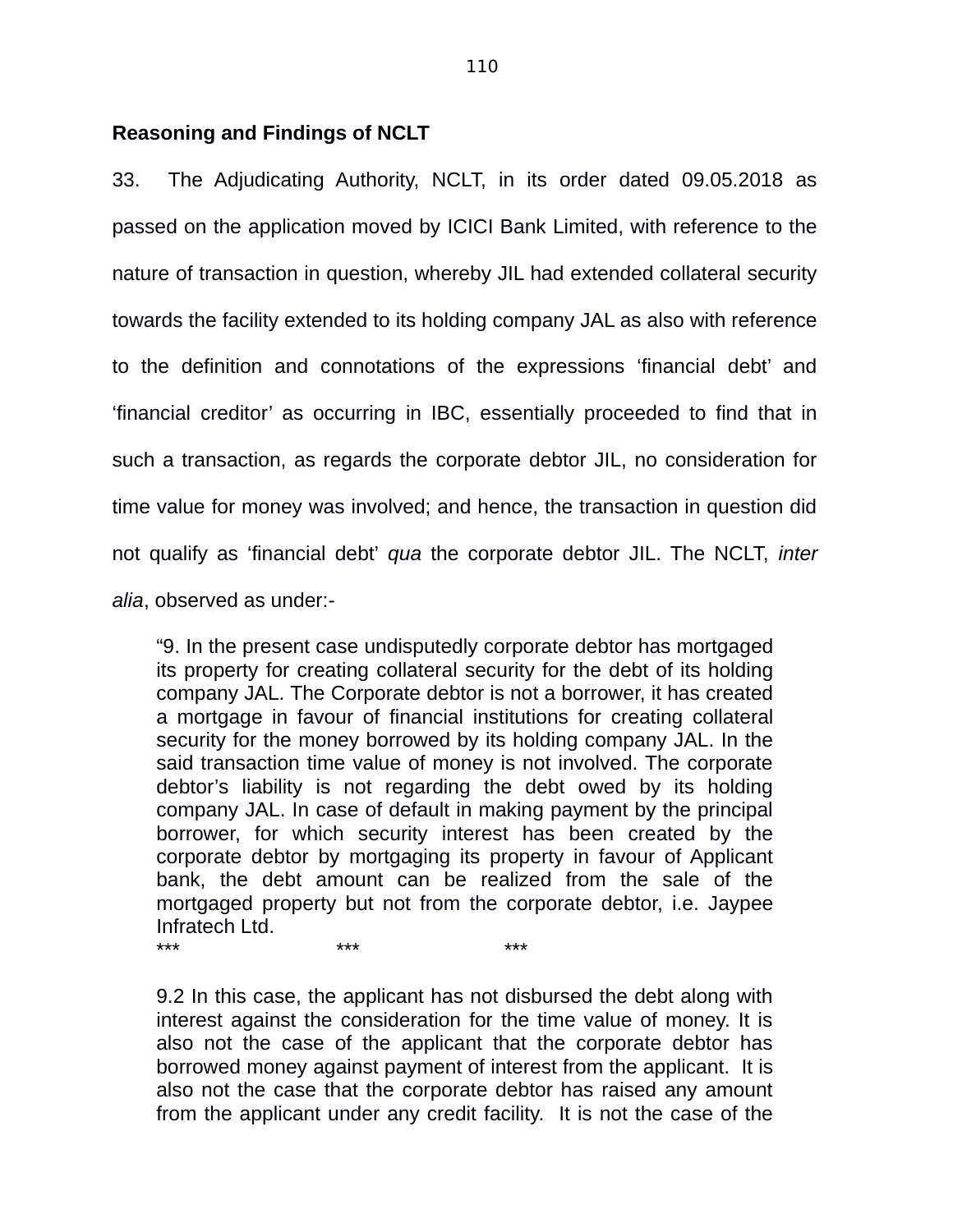**Reasoning and Findings of NCLT**

33. The Adjudicating Authority, NCLT, in its order dated 09.05.2018 as passed on the application moved by ICICI Bank Limited, with reference to the nature of transaction in question, whereby JIL had extended collateral security towards the facility extended to its holding company JAL as also with reference to the definition and connotations of the expressions 'financial debt' and 'financial creditor' as occurring in IBC, essentially proceeded to find that in such a transaction, as regards the corporate debtor JIL, no consideration for time value for money was involved; and hence, the transaction in question did not qualify as 'financial debt' *qua* the corporate debtor JIL. The NCLT, *inter alia*, observed as under:-

> "9. In the present case undisputedly corporate debtor has mortgaged its property for creating collateral security for the debt of its holding company JAL. The Corporate debtor is not a borrower, it has created a mortgage in favour of financial institutions for creating collateral security for the money borrowed by its holding company JAL. In the said transaction time value of money is not involved. The corporate debtor's liability is not regarding the debt owed by its holding company JAL. In case of default in making payment by the principal borrower, for which security interest has been created by the corporate debtor by mortgaging its property in favour of Applicant bank, the debt amount can be realized from the sale of the mortgaged property but not from the corporate debtor, i.e. Jaypee Infratech Ltd.
>
> \*\*\* \*\*\* \*\*\*
>
> 9.2 In this case, the applicant has not disbursed the debt along with interest against the consideration for the time value of money. It is also not the case of the applicant that the corporate debtor has borrowed money against payment of interest from the applicant. It is also not the case that the corporate debtor has raised any amount from the applicant under any credit facility. It is not the case of the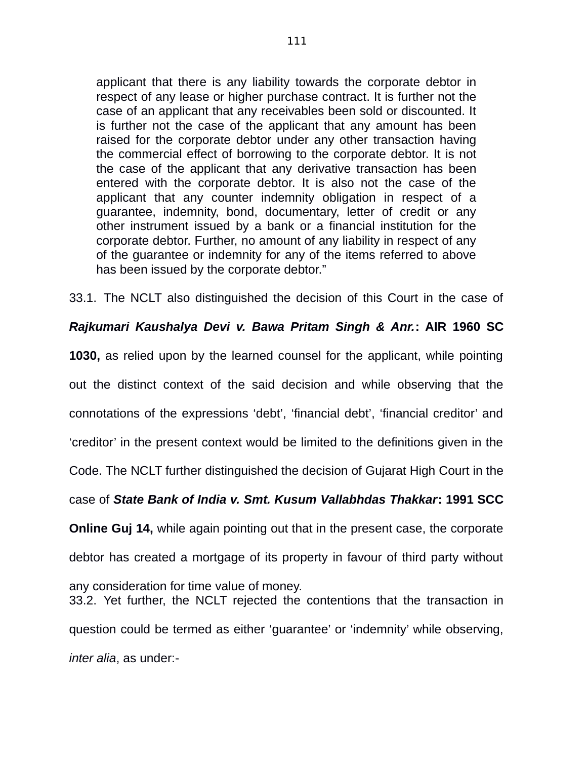> applicant that there is any liability towards the corporate debtor in respect of any lease or higher purchase contract. It is further not the case of an applicant that any receivables been sold or discounted. It is further not the case of the applicant that any amount has been raised for the corporate debtor under any other transaction having the commercial effect of borrowing to the corporate debtor. It is not the case of the applicant that any derivative transaction has been entered with the corporate debtor. It is also not the case of the applicant that any counter indemnity obligation in respect of a guarantee, indemnity, bond, documentary, letter of credit or any other instrument issued by a bank or a financial institution for the corporate debtor. Further, no amount of any liability in respect of any of the guarantee or indemnity for any of the items referred to above has been issued by the corporate debtor."

33.1. The NCLT also distinguished the decision of this Court in the case of ***Rajkumari Kaushalya Devi v. Bawa Pritam Singh & Anr.*** **: AIR 1960 SC 1030,** as relied upon by the learned counsel for the applicant, while pointing out the distinct context of the said decision and while observing that the connotations of the expressions 'debt', 'financial debt', 'financial creditor' and 'creditor' in the present context would be limited to the definitions given in the Code. The NCLT further distinguished the decision of Gujarat High Court in the case of ***State Bank of India v. Smt. Kusum Vallabhdas Thakkar*** **: 1991 SCC Online Guj 14,** while again pointing out that in the present case, the corporate debtor has created a mortgage of its property in favour of third party without any consideration for time value of money.

33.2. Yet further, the NCLT rejected the contentions that the transaction in question could be termed as either 'guarantee' or 'indemnity' while observing, *inter alia*, as under:-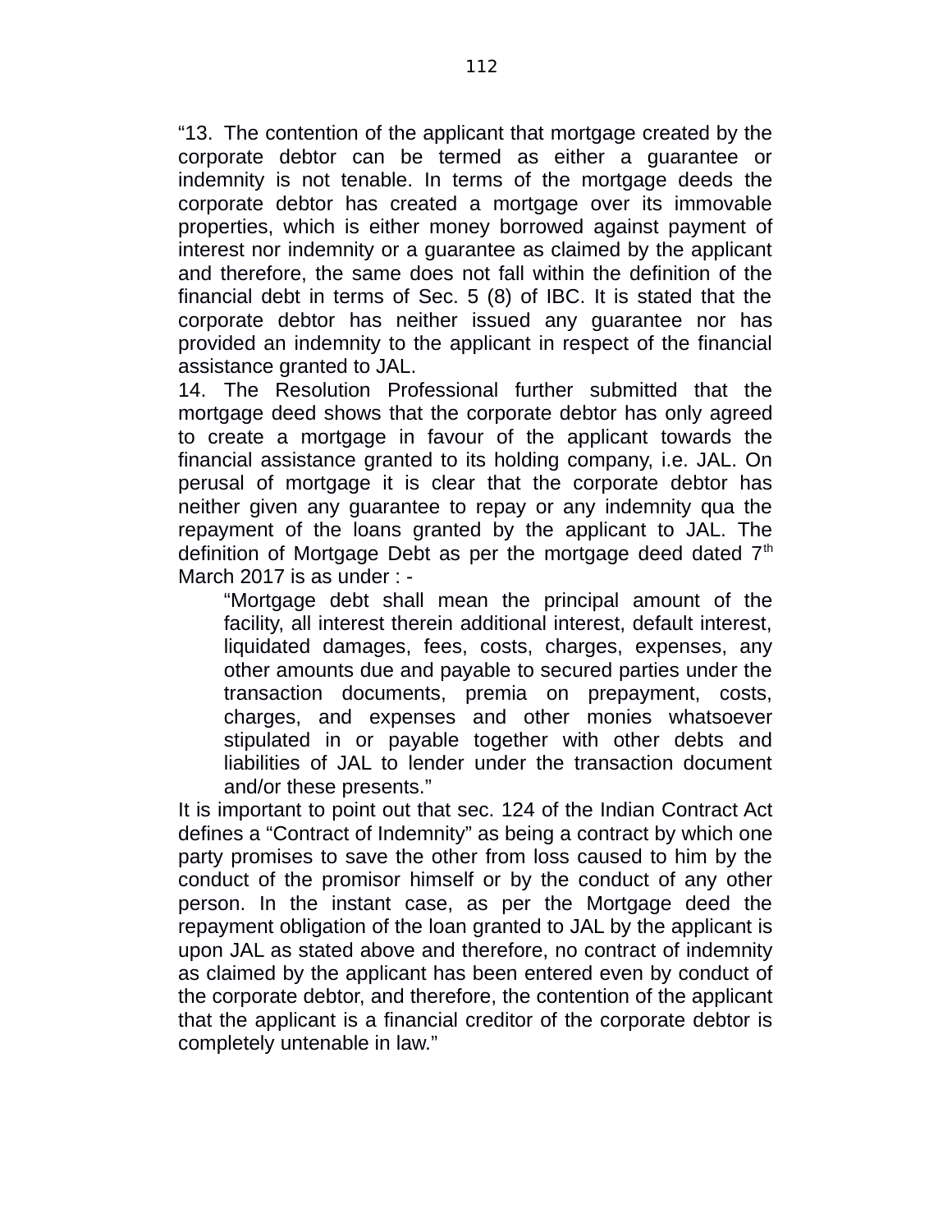"13. The contention of the applicant that mortgage created by the corporate debtor can be termed as either a guarantee or indemnity is not tenable. In terms of the mortgage deeds the corporate debtor has created a mortgage over its immovable properties, which is either money borrowed against payment of interest nor indemnity or a guarantee as claimed by the applicant and therefore, the same does not fall within the definition of the financial debt in terms of Sec. 5 (8) of IBC. It is stated that the corporate debtor has neither issued any guarantee nor has provided an indemnity to the applicant in respect of the financial assistance granted to JAL.

14. The Resolution Professional further submitted that the mortgage deed shows that the corporate debtor has only agreed to create a mortgage in favour of the applicant towards the financial assistance granted to its holding company, i.e. JAL. On perusal of mortgage it is clear that the corporate debtor has neither given any guarantee to repay or any indemnity qua the repayment of the loans granted by the applicant to JAL. The definition of Mortgage Debt as per the mortgage deed dated 7th March 2017 is as under : -

> "Mortgage debt shall mean the principal amount of the facility, all interest therein additional interest, default interest, liquidated damages, fees, costs, charges, expenses, any other amounts due and payable to secured parties under the transaction documents, premia on prepayment, costs, charges, and expenses and other monies whatsoever stipulated in or payable together with other debts and liabilities of JAL to lender under the transaction document and/or these presents."

It is important to point out that sec. 124 of the Indian Contract Act defines a "Contract of Indemnity" as being a contract by which one party promises to save the other from loss caused to him by the conduct of the promisor himself or by the conduct of any other person. In the instant case, as per the Mortgage deed the repayment obligation of the loan granted to JAL by the applicant is upon JAL as stated above and therefore, no contract of indemnity as claimed by the applicant has been entered even by conduct of the corporate debtor, and therefore, the contention of the applicant that the applicant is a financial creditor of the corporate debtor is completely untenable in law."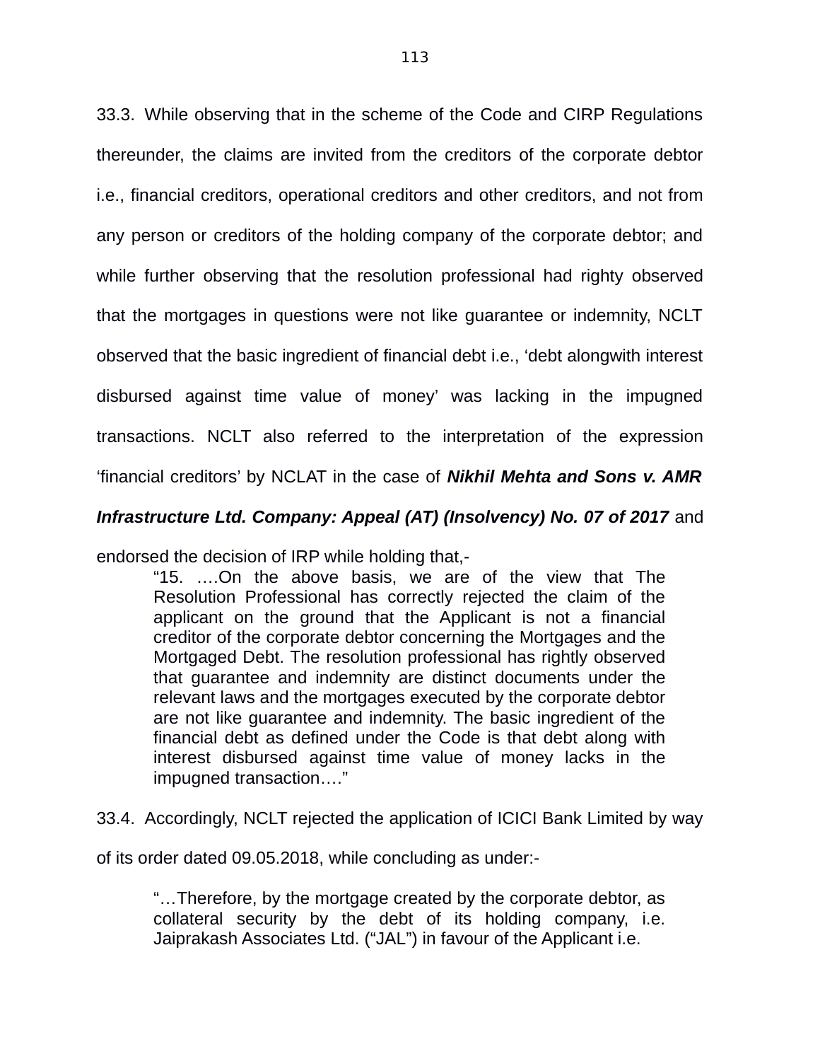33.3. While observing that in the scheme of the Code and CIRP Regulations thereunder, the claims are invited from the creditors of the corporate debtor i.e., financial creditors, operational creditors and other creditors, and not from any person or creditors of the holding company of the corporate debtor; and while further observing that the resolution professional had righty observed that the mortgages in questions were not like guarantee or indemnity, NCLT observed that the basic ingredient of financial debt i.e., 'debt alongwith interest disbursed against time value of money' was lacking in the impugned transactions. NCLT also referred to the interpretation of the expression 'financial creditors' by NCLAT in the case of ***Nikhil Mehta and Sons v. AMR Infrastructure Ltd. Company: Appeal (AT) (Insolvency) No. 07 of 2017*** and endorsed the decision of IRP while holding that,-

> "15. ….On the above basis, we are of the view that The Resolution Professional has correctly rejected the claim of the applicant on the ground that the Applicant is not a financial creditor of the corporate debtor concerning the Mortgages and the Mortgaged Debt. The resolution professional has rightly observed that guarantee and indemnity are distinct documents under the relevant laws and the mortgages executed by the corporate debtor are not like guarantee and indemnity. The basic ingredient of the financial debt as defined under the Code is that debt along with interest disbursed against time value of money lacks in the impugned transaction…."

33.4. Accordingly, NCLT rejected the application of ICICI Bank Limited by way of its order dated 09.05.2018, while concluding as under:-

> "…Therefore, by the mortgage created by the corporate debtor, as collateral security by the debt of its holding company, i.e. Jaiprakash Associates Ltd. ("JAL") in favour of the Applicant i.e.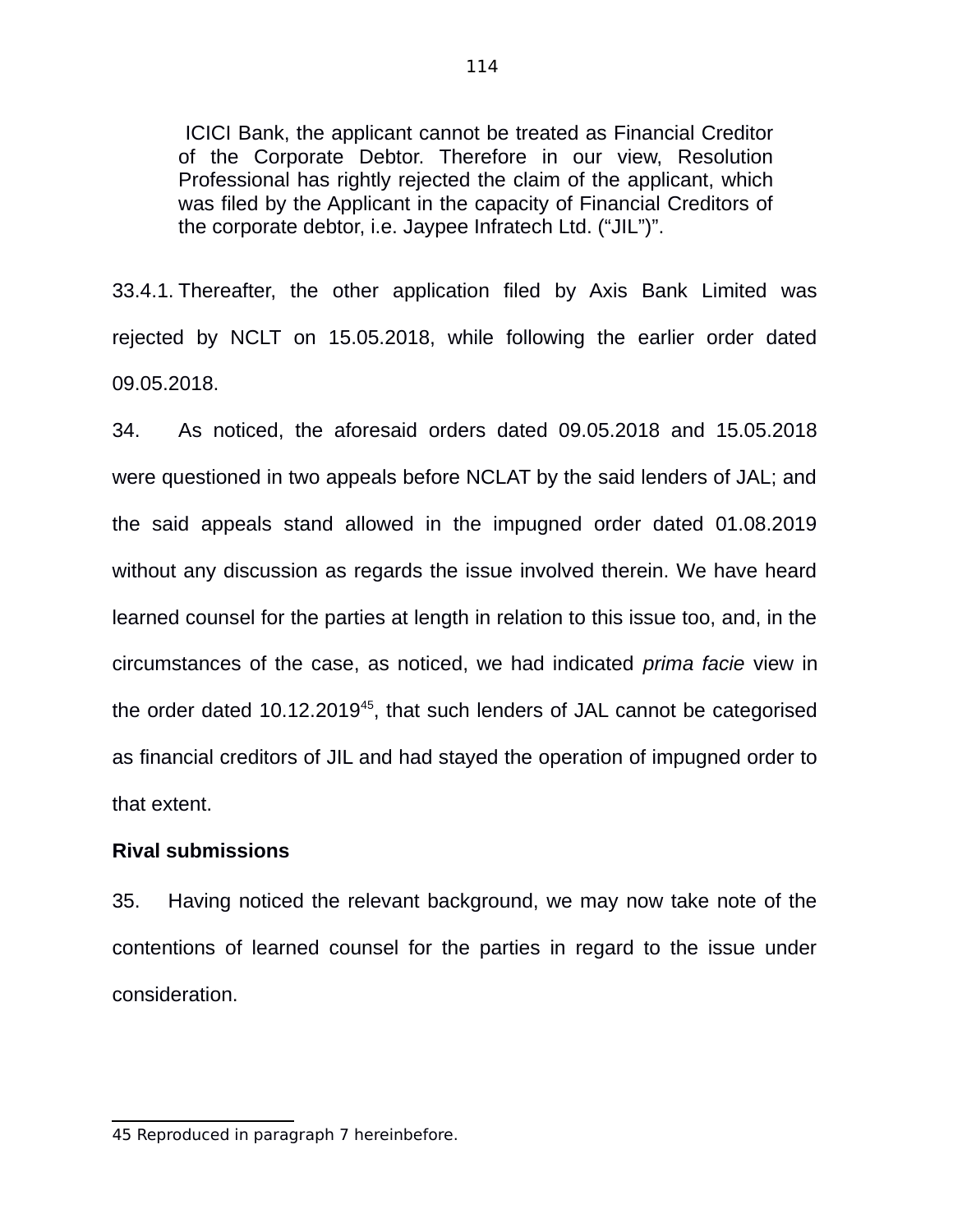> ICICI Bank, the applicant cannot be treated as Financial Creditor of the Corporate Debtor. Therefore in our view, Resolution Professional has rightly rejected the claim of the applicant, which was filed by the Applicant in the capacity of Financial Creditors of the corporate debtor, i.e. Jaypee Infratech Ltd. ("JIL")".

33.4.1. Thereafter, the other application filed by Axis Bank Limited was rejected by NCLT on 15.05.2018, while following the earlier order dated 09.05.2018.

34. As noticed, the aforesaid orders dated 09.05.2018 and 15.05.2018 were questioned in two appeals before NCLAT by the said lenders of JAL; and the said appeals stand allowed in the impugned order dated 01.08.2019 without any discussion as regards the issue involved therein. We have heard learned counsel for the parties at length in relation to this issue too, and, in the circumstances of the case, as noticed, we had indicated *prima facie* view in the order dated 10.12.2019[45], that such lenders of JAL cannot be categorised as financial creditors of JIL and had stayed the operation of impugned order to that extent.

**Rival submissions**

35. Having noticed the relevant background, we may now take note of the contentions of learned counsel for the parties in regard to the issue under consideration.

---

45 Reproduced in paragraph 7 hereinbefore.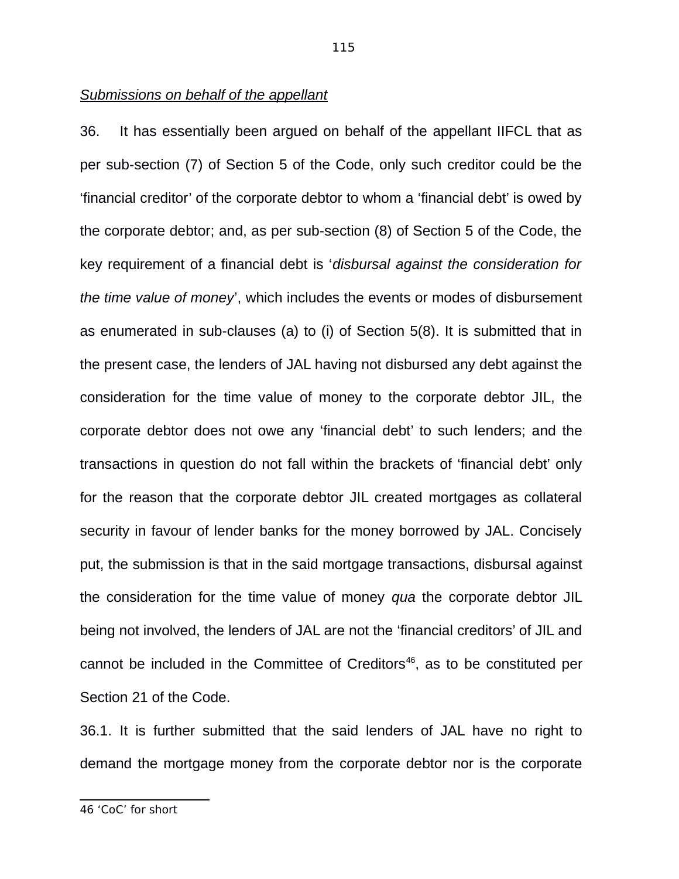*Submissions on behalf of the appellant*

36. It has essentially been argued on behalf of the appellant IIFCL that as per sub-section (7) of Section 5 of the Code, only such creditor could be the 'financial creditor' of the corporate debtor to whom a 'financial debt' is owed by the corporate debtor; and, as per sub-section (8) of Section 5 of the Code, the key requirement of a financial debt is '*disbursal against the consideration for the time value of money*', which includes the events or modes of disbursement as enumerated in sub-clauses (a) to (i) of Section 5(8). It is submitted that in the present case, the lenders of JAL having not disbursed any debt against the consideration for the time value of money to the corporate debtor JIL, the corporate debtor does not owe any 'financial debt' to such lenders; and the transactions in question do not fall within the brackets of 'financial debt' only for the reason that the corporate debtor JIL created mortgages as collateral security in favour of lender banks for the money borrowed by JAL. Concisely put, the submission is that in the said mortgage transactions, disbursal against the consideration for the time value of money *qua* the corporate debtor JIL being not involved, the lenders of JAL are not the 'financial creditors' of JIL and cannot be included in the Committee of Creditors[46], as to be constituted per Section 21 of the Code.

36.1. It is further submitted that the said lenders of JAL have no right to demand the mortgage money from the corporate debtor nor is the corporate

---

46 'CoC' for short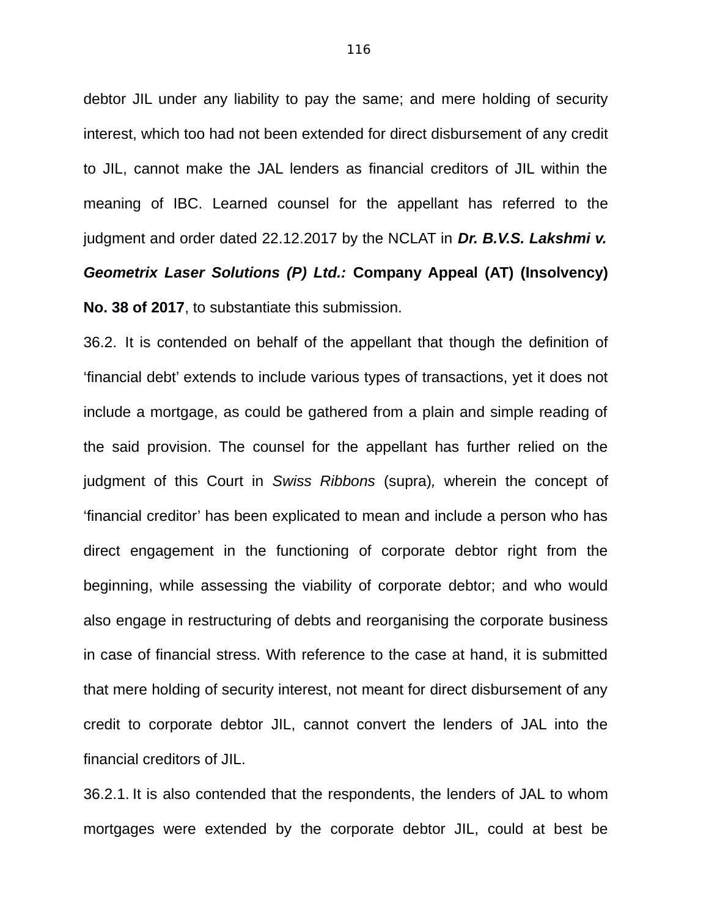debtor JIL under any liability to pay the same; and mere holding of security interest, which too had not been extended for direct disbursement of any credit to JIL, cannot make the JAL lenders as financial creditors of JIL within the meaning of IBC. Learned counsel for the appellant has referred to the judgment and order dated 22.12.2017 by the NCLAT in ***Dr. B.V.S. Lakshmi v. Geometrix Laser Solutions (P) Ltd.:*** **Company Appeal (AT) (Insolvency) No. 38 of 2017**, to substantiate this submission.

36.2. It is contended on behalf of the appellant that though the definition of 'financial debt' extends to include various types of transactions, yet it does not include a mortgage, as could be gathered from a plain and simple reading of the said provision. The counsel for the appellant has further relied on the judgment of this Court in *Swiss Ribbons* (supra)*,* wherein the concept of 'financial creditor' has been explicated to mean and include a person who has direct engagement in the functioning of corporate debtor right from the beginning, while assessing the viability of corporate debtor; and who would also engage in restructuring of debts and reorganising the corporate business in case of financial stress. With reference to the case at hand, it is submitted that mere holding of security interest, not meant for direct disbursement of any credit to corporate debtor JIL, cannot convert the lenders of JAL into the financial creditors of JIL.

36.2.1. It is also contended that the respondents, the lenders of JAL to whom mortgages were extended by the corporate debtor JIL, could at best be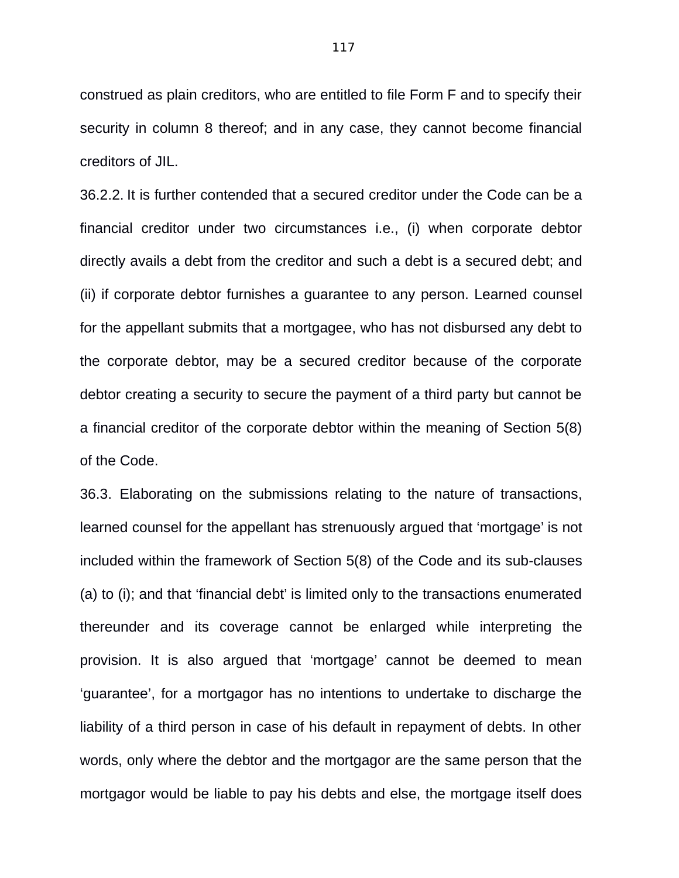construed as plain creditors, who are entitled to file Form F and to specify their security in column 8 thereof; and in any case, they cannot become financial creditors of JIL.

36.2.2. It is further contended that a secured creditor under the Code can be a financial creditor under two circumstances i.e., (i) when corporate debtor directly avails a debt from the creditor and such a debt is a secured debt; and (ii) if corporate debtor furnishes a guarantee to any person. Learned counsel for the appellant submits that a mortgagee, who has not disbursed any debt to the corporate debtor, may be a secured creditor because of the corporate debtor creating a security to secure the payment of a third party but cannot be a financial creditor of the corporate debtor within the meaning of Section 5(8) of the Code.

36.3. Elaborating on the submissions relating to the nature of transactions, learned counsel for the appellant has strenuously argued that 'mortgage' is not included within the framework of Section 5(8) of the Code and its sub-clauses (a) to (i); and that 'financial debt' is limited only to the transactions enumerated thereunder and its coverage cannot be enlarged while interpreting the provision. It is also argued that 'mortgage' cannot be deemed to mean 'guarantee', for a mortgagor has no intentions to undertake to discharge the liability of a third person in case of his default in repayment of debts. In other words, only where the debtor and the mortgagor are the same person that the mortgagor would be liable to pay his debts and else, the mortgage itself does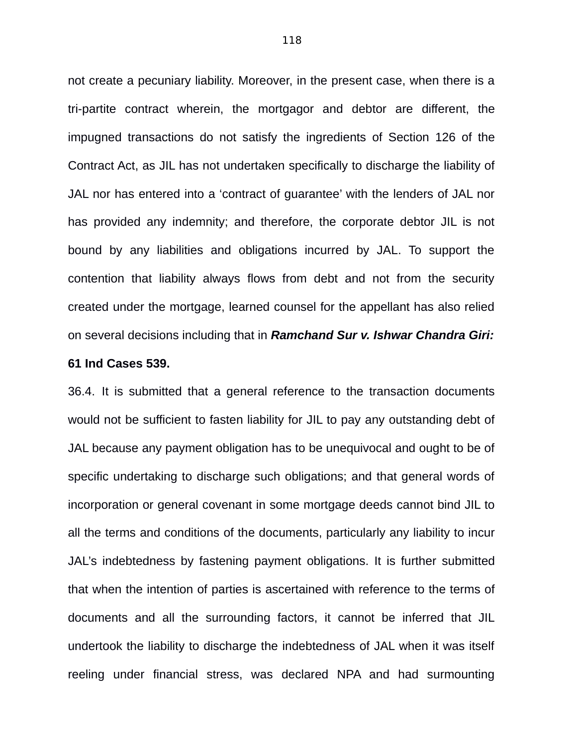not create a pecuniary liability. Moreover, in the present case, when there is a tri-partite contract wherein, the mortgagor and debtor are different, the impugned transactions do not satisfy the ingredients of Section 126 of the Contract Act, as JIL has not undertaken specifically to discharge the liability of JAL nor has entered into a 'contract of guarantee' with the lenders of JAL nor has provided any indemnity; and therefore, the corporate debtor JIL is not bound by any liabilities and obligations incurred by JAL. To support the contention that liability always flows from debt and not from the security created under the mortgage, learned counsel for the appellant has also relied on several decisions including that in ***Ramchand Sur v. Ishwar Chandra Giri:* 61 Ind Cases 539.**

36.4. It is submitted that a general reference to the transaction documents would not be sufficient to fasten liability for JIL to pay any outstanding debt of JAL because any payment obligation has to be unequivocal and ought to be of specific undertaking to discharge such obligations; and that general words of incorporation or general covenant in some mortgage deeds cannot bind JIL to all the terms and conditions of the documents, particularly any liability to incur JAL's indebtedness by fastening payment obligations. It is further submitted that when the intention of parties is ascertained with reference to the terms of documents and all the surrounding factors, it cannot be inferred that JIL undertook the liability to discharge the indebtedness of JAL when it was itself reeling under financial stress, was declared NPA and had surmounting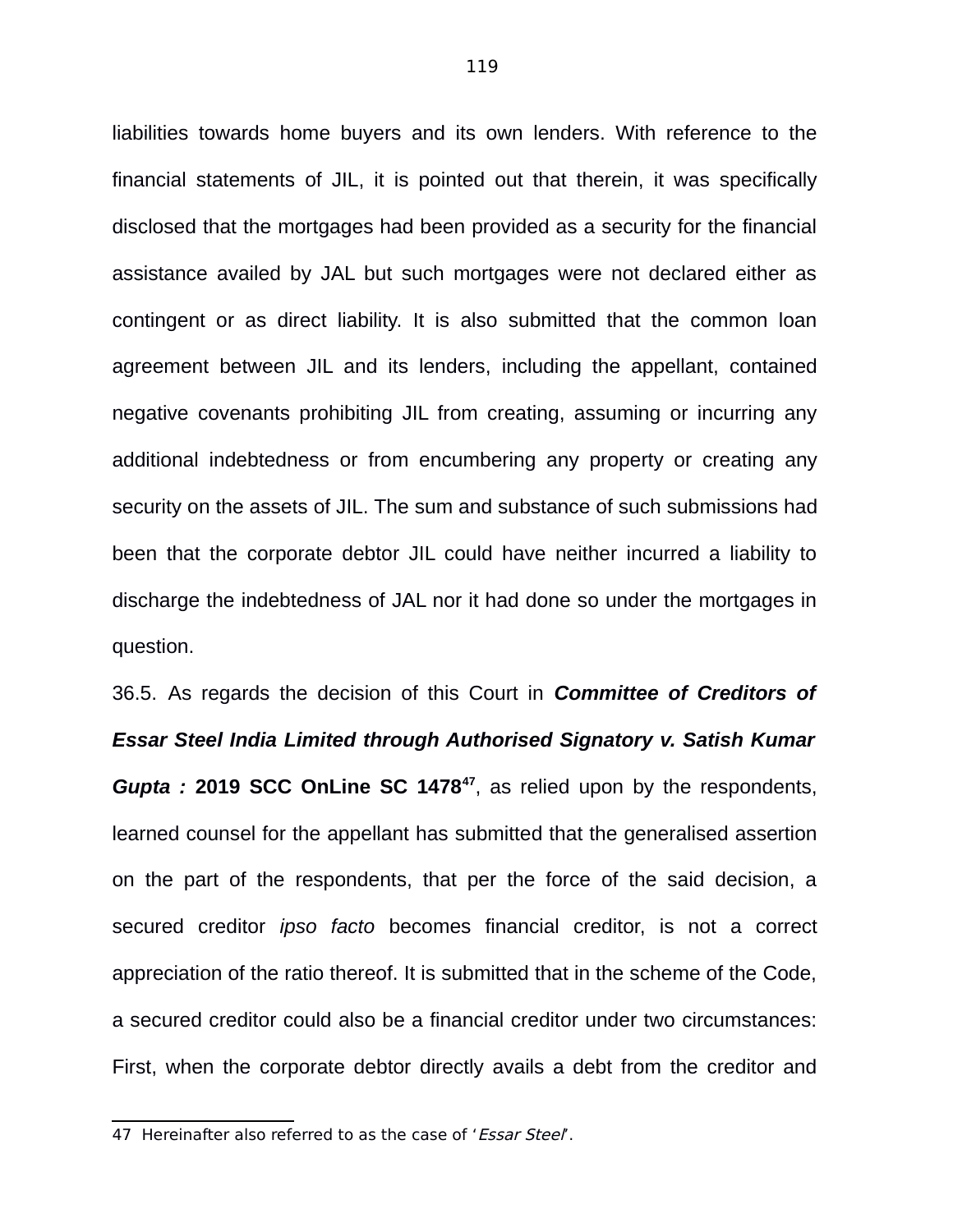liabilities towards home buyers and its own lenders. With reference to the financial statements of JIL, it is pointed out that therein, it was specifically disclosed that the mortgages had been provided as a security for the financial assistance availed by JAL but such mortgages were not declared either as contingent or as direct liability. It is also submitted that the common loan agreement between JIL and its lenders, including the appellant, contained negative covenants prohibiting JIL from creating, assuming or incurring any additional indebtedness or from encumbering any property or creating any security on the assets of JIL. The sum and substance of such submissions had been that the corporate debtor JIL could have neither incurred a liability to discharge the indebtedness of JAL nor it had done so under the mortgages in question.

36.5. As regards the decision of this Court in ***Committee of Creditors of Essar Steel India Limited through Authorised Signatory v. Satish Kumar Gupta :*** **2019 SCC OnLine SC 1478**[47], as relied upon by the respondents, learned counsel for the appellant has submitted that the generalised assertion on the part of the respondents, that per the force of the said decision, a secured creditor *ipso facto* becomes financial creditor, is not a correct appreciation of the ratio thereof. It is submitted that in the scheme of the Code, a secured creditor could also be a financial creditor under two circumstances: First, when the corporate debtor directly avails a debt from the creditor and

---

47 Hereinafter also referred to as the case of '*Essar Steel*'.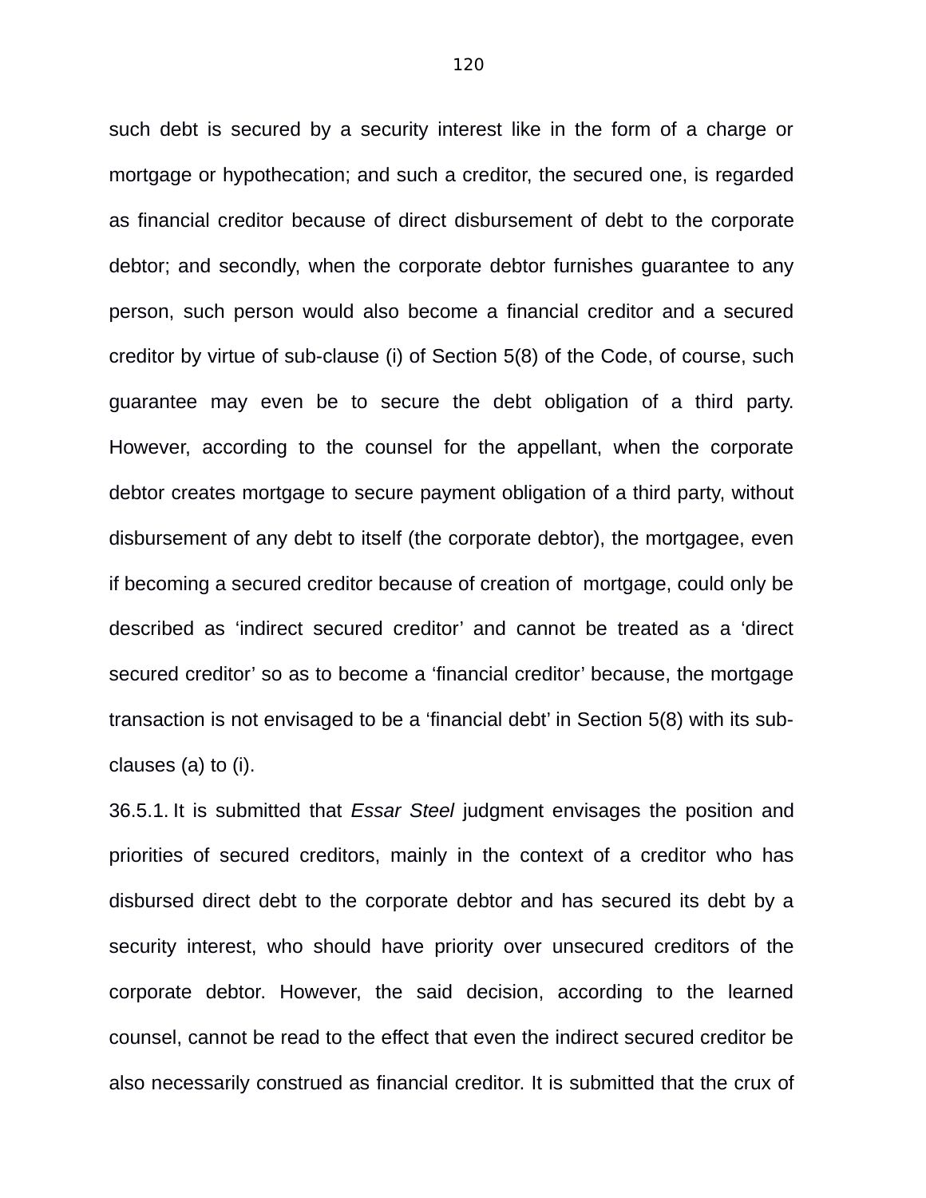such debt is secured by a security interest like in the form of a charge or mortgage or hypothecation; and such a creditor, the secured one, is regarded as financial creditor because of direct disbursement of debt to the corporate debtor; and secondly, when the corporate debtor furnishes guarantee to any person, such person would also become a financial creditor and a secured creditor by virtue of sub-clause (i) of Section 5(8) of the Code, of course, such guarantee may even be to secure the debt obligation of a third party. However, according to the counsel for the appellant, when the corporate debtor creates mortgage to secure payment obligation of a third party, without disbursement of any debt to itself (the corporate debtor), the mortgagee, even if becoming a secured creditor because of creation of mortgage, could only be described as 'indirect secured creditor' and cannot be treated as a 'direct secured creditor' so as to become a 'financial creditor' because, the mortgage transaction is not envisaged to be a 'financial debt' in Section 5(8) with its sub-clauses (a) to (i).

36.5.1. It is submitted that *Essar Steel* judgment envisages the position and priorities of secured creditors, mainly in the context of a creditor who has disbursed direct debt to the corporate debtor and has secured its debt by a security interest, who should have priority over unsecured creditors of the corporate debtor. However, the said decision, according to the learned counsel, cannot be read to the effect that even the indirect secured creditor be also necessarily construed as financial creditor. It is submitted that the crux of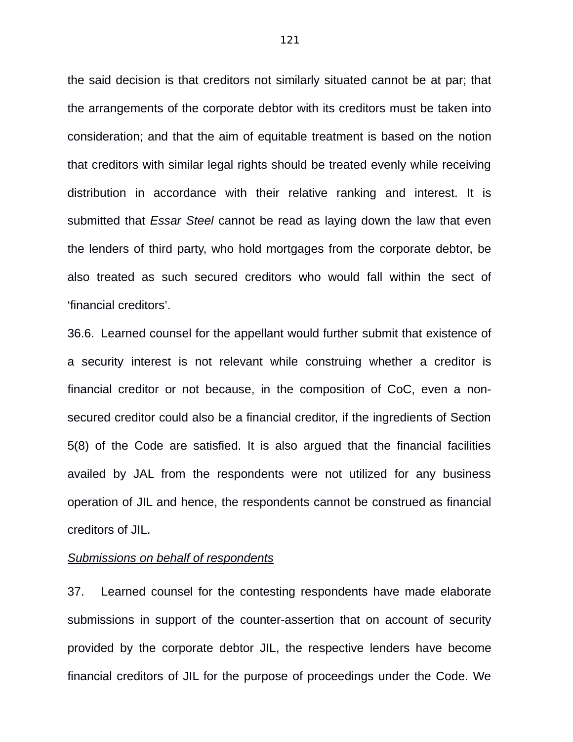the said decision is that creditors not similarly situated cannot be at par; that the arrangements of the corporate debtor with its creditors must be taken into consideration; and that the aim of equitable treatment is based on the notion that creditors with similar legal rights should be treated evenly while receiving distribution in accordance with their relative ranking and interest. It is submitted that *Essar Steel* cannot be read as laying down the law that even the lenders of third party, who hold mortgages from the corporate debtor, be also treated as such secured creditors who would fall within the sect of 'financial creditors'.

36.6. Learned counsel for the appellant would further submit that existence of a security interest is not relevant while construing whether a creditor is financial creditor or not because, in the composition of CoC, even a non-secured creditor could also be a financial creditor, if the ingredients of Section 5(8) of the Code are satisfied. It is also argued that the financial facilities availed by JAL from the respondents were not utilized for any business operation of JIL and hence, the respondents cannot be construed as financial creditors of JIL.

<u>*Submissions on behalf of respondents*</u>

37. Learned counsel for the contesting respondents have made elaborate submissions in support of the counter-assertion that on account of security provided by the corporate debtor JIL, the respective lenders have become financial creditors of JIL for the purpose of proceedings under the Code. We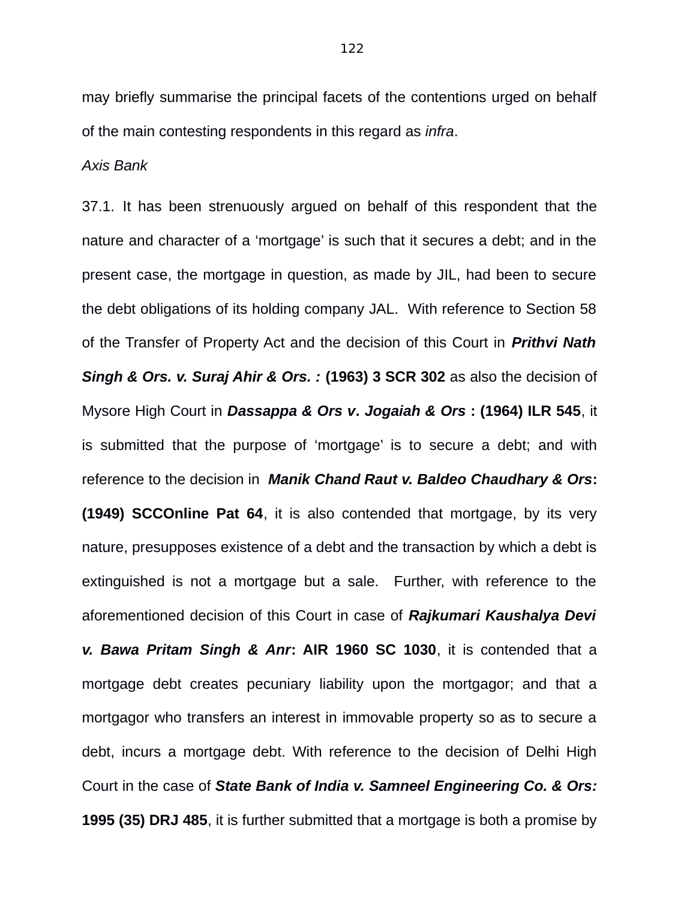may briefly summarise the principal facets of the contentions urged on behalf of the main contesting respondents in this regard as *infra*.

*Axis Bank*

37.1. It has been strenuously argued on behalf of this respondent that the nature and character of a 'mortgage' is such that it secures a debt; and in the present case, the mortgage in question, as made by JIL, had been to secure the debt obligations of its holding company JAL. With reference to Section 58 of the Transfer of Property Act and the decision of this Court in ***Prithvi Nath Singh & Ors. v. Suraj Ahir & Ors. :* (1963) 3 SCR 302** as also the decision of Mysore High Court in ***Dassappa & Ors v. Jogaiah & Ors* : (1964) ILR 545**, it is submitted that the purpose of 'mortgage' is to secure a debt; and with reference to the decision in ***Manik Chand Raut v. Baldeo Chaudhary & Ors*: (1949) SCCOnline Pat 64**, it is also contended that mortgage, by its very nature, presupposes existence of a debt and the transaction by which a debt is extinguished is not a mortgage but a sale. Further, with reference to the aforementioned decision of this Court in case of ***Rajkumari Kaushalya Devi v. Bawa Pritam Singh & Anr*: AIR 1960 SC 1030**, it is contended that a mortgage debt creates pecuniary liability upon the mortgagor; and that a mortgagor who transfers an interest in immovable property so as to secure a debt, incurs a mortgage debt. With reference to the decision of Delhi High Court in the case of ***State Bank of India v. Samneel Engineering Co. & Ors:* 1995 (35) DRJ 485**, it is further submitted that a mortgage is both a promise by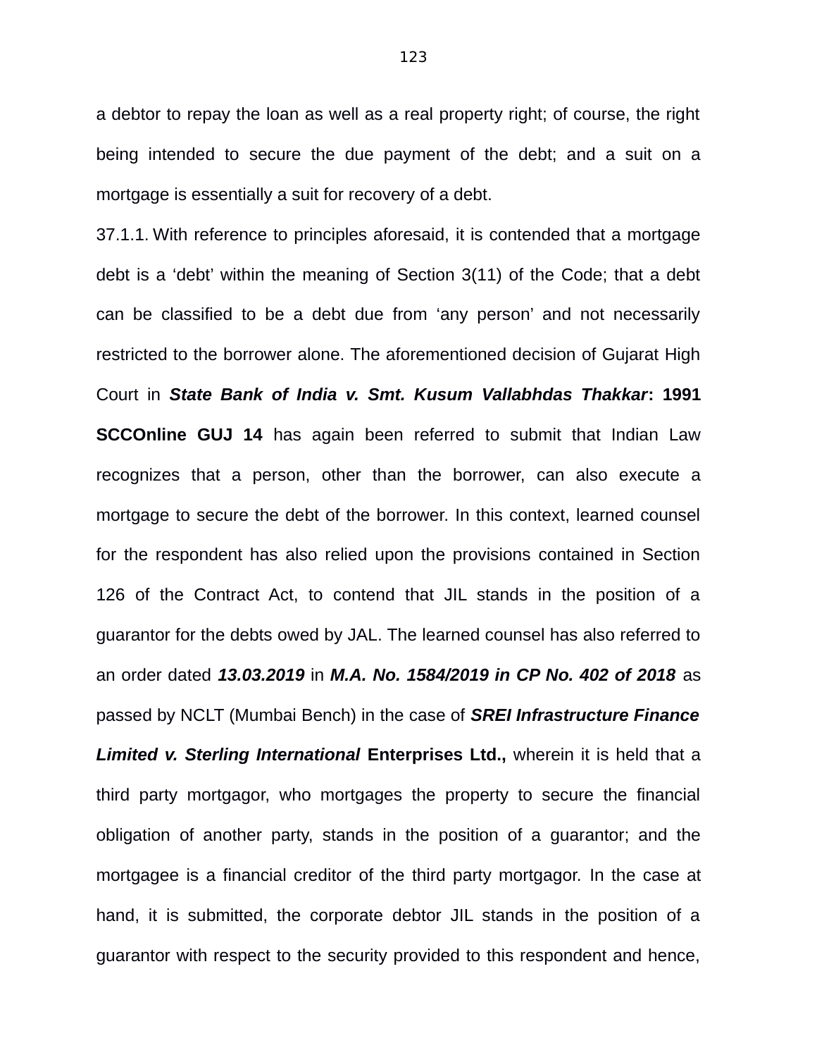a debtor to repay the loan as well as a real property right; of course, the right being intended to secure the due payment of the debt; and a suit on a mortgage is essentially a suit for recovery of a debt.

37.1.1. With reference to principles aforesaid, it is contended that a mortgage debt is a 'debt' within the meaning of Section 3(11) of the Code; that a debt can be classified to be a debt due from 'any person' and not necessarily restricted to the borrower alone. The aforementioned decision of Gujarat High Court in ***State Bank of India v. Smt. Kusum Vallabhdas Thakkar*: 1991 SCCOnline GUJ 14** has again been referred to submit that Indian Law recognizes that a person, other than the borrower, can also execute a mortgage to secure the debt of the borrower. In this context, learned counsel for the respondent has also relied upon the provisions contained in Section 126 of the Contract Act, to contend that JIL stands in the position of a guarantor for the debts owed by JAL. The learned counsel has also referred to an order dated ***13.03.2019*** in ***M.A. No. 1584/2019 in CP No. 402 of 2018*** as passed by NCLT (Mumbai Bench) in the case of ***SREI Infrastructure Finance Limited v. Sterling International* Enterprises Ltd.,** wherein it is held that a third party mortgagor, who mortgages the property to secure the financial obligation of another party, stands in the position of a guarantor; and the mortgagee is a financial creditor of the third party mortgagor. In the case at hand, it is submitted, the corporate debtor JIL stands in the position of a guarantor with respect to the security provided to this respondent and hence,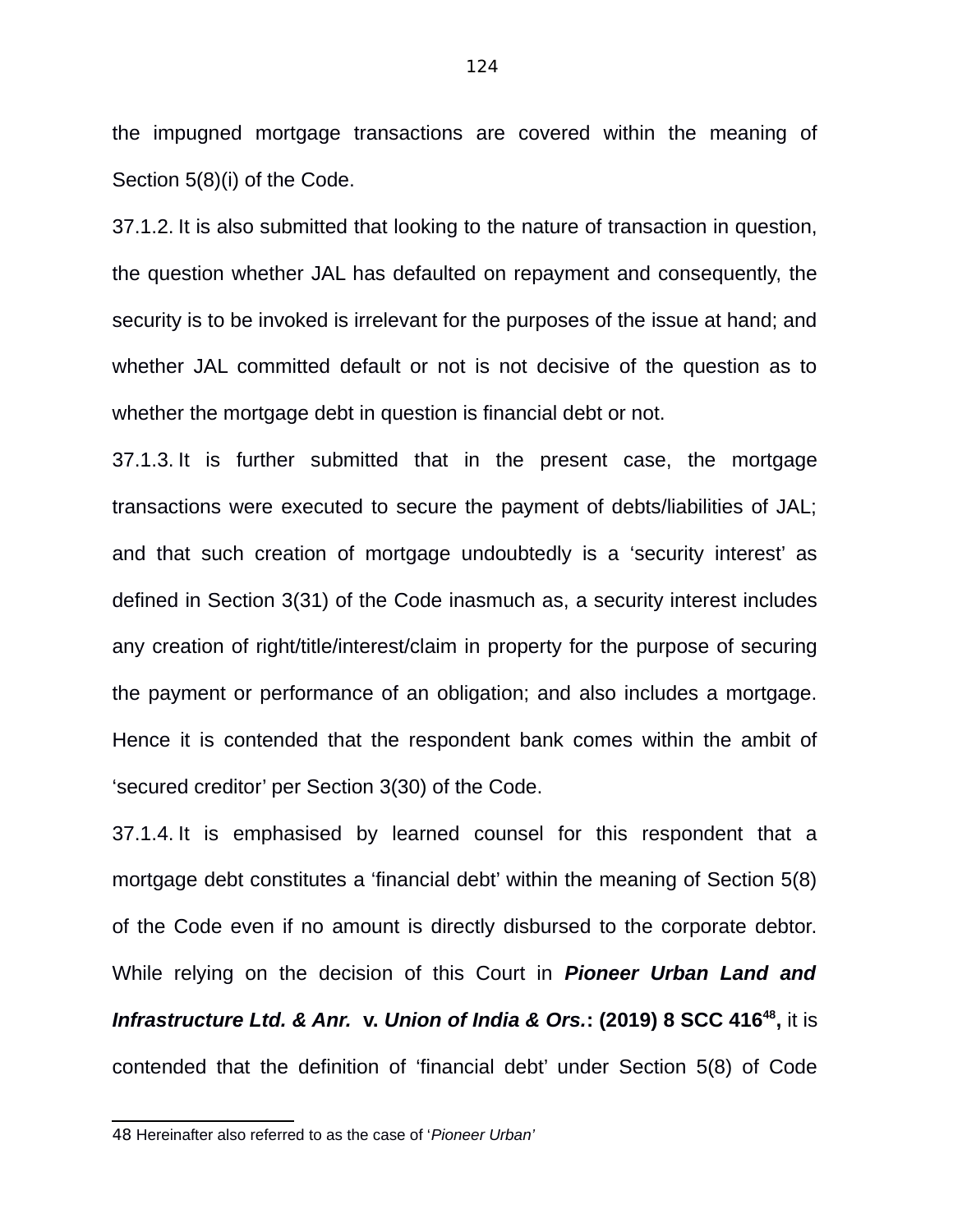the impugned mortgage transactions are covered within the meaning of Section 5(8)(i) of the Code.

37.1.2. It is also submitted that looking to the nature of transaction in question, the question whether JAL has defaulted on repayment and consequently, the security is to be invoked is irrelevant for the purposes of the issue at hand; and whether JAL committed default or not is not decisive of the question as to whether the mortgage debt in question is financial debt or not.

37.1.3. It is further submitted that in the present case, the mortgage transactions were executed to secure the payment of debts/liabilities of JAL; and that such creation of mortgage undoubtedly is a 'security interest' as defined in Section 3(31) of the Code inasmuch as, a security interest includes any creation of right/title/interest/claim in property for the purpose of securing the payment or performance of an obligation; and also includes a mortgage. Hence it is contended that the respondent bank comes within the ambit of 'secured creditor' per Section 3(30) of the Code.

37.1.4. It is emphasised by learned counsel for this respondent that a mortgage debt constitutes a 'financial debt' within the meaning of Section 5(8) of the Code even if no amount is directly disbursed to the corporate debtor. While relying on the decision of this Court in ***Pioneer Urban Land and Infrastructure Ltd. & Anr.*** **v.** ***Union of India & Ors.*****: (2019) 8 SCC 416**[48]**,** it is contended that the definition of 'financial debt' under Section 5(8) of Code

48 Hereinafter also referred to as the case of '*Pioneer Urban*'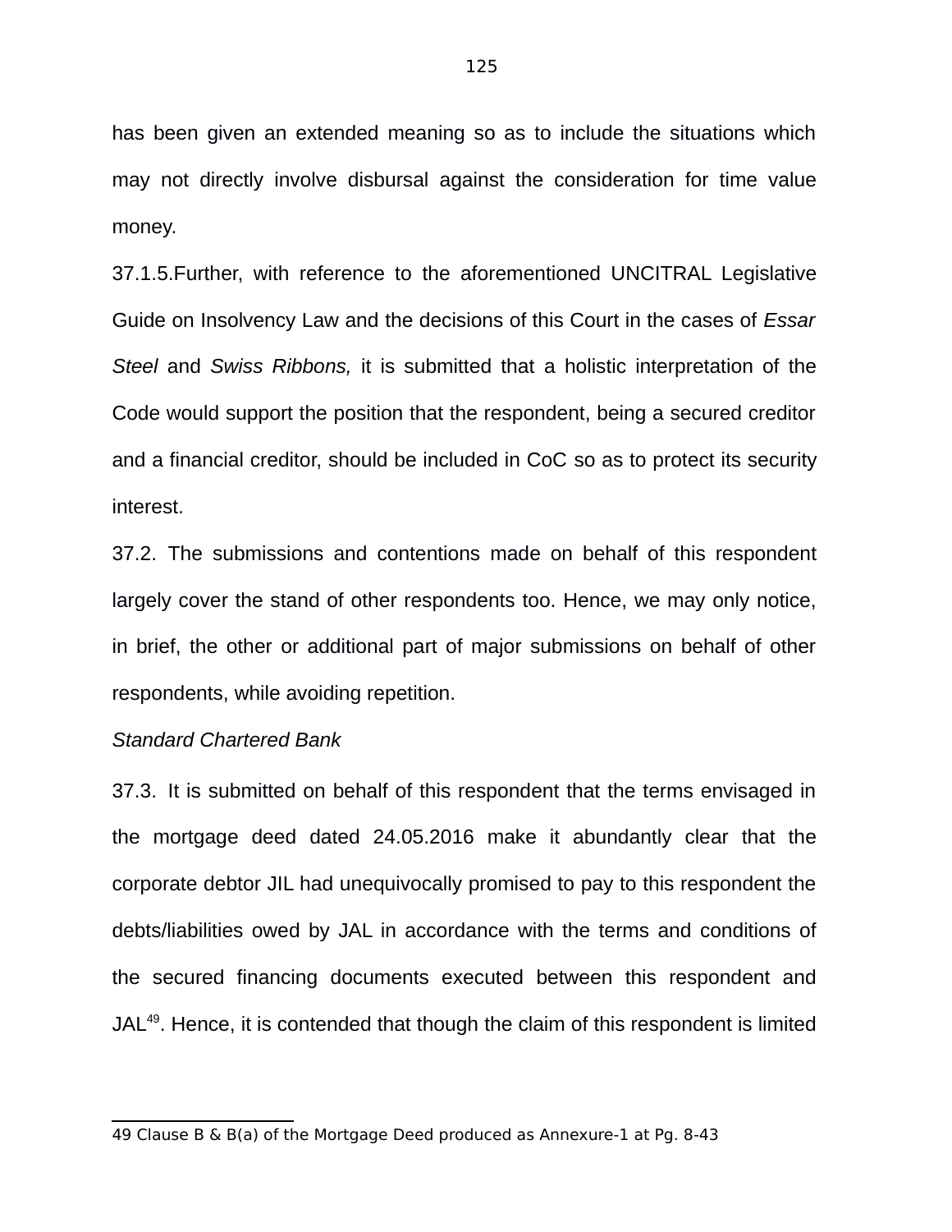has been given an extended meaning so as to include the situations which may not directly involve disbursal against the consideration for time value money.

37.1.5.Further, with reference to the aforementioned UNCITRAL Legislative Guide on Insolvency Law and the decisions of this Court in the cases of *Essar Steel* and *Swiss Ribbons,* it is submitted that a holistic interpretation of the Code would support the position that the respondent, being a secured creditor and a financial creditor, should be included in CoC so as to protect its security interest.

37.2. The submissions and contentions made on behalf of this respondent largely cover the stand of other respondents too. Hence, we may only notice, in brief, the other or additional part of major submissions on behalf of other respondents, while avoiding repetition.

*Standard Chartered Bank*

37.3. It is submitted on behalf of this respondent that the terms envisaged in the mortgage deed dated 24.05.2016 make it abundantly clear that the corporate debtor JIL had unequivocally promised to pay to this respondent the debts/liabilities owed by JAL in accordance with the terms and conditions of the secured financing documents executed between this respondent and JAL[49]. Hence, it is contended that though the claim of this respondent is limited

---

49 Clause B & B(a) of the Mortgage Deed produced as Annexure-1 at Pg. 8-43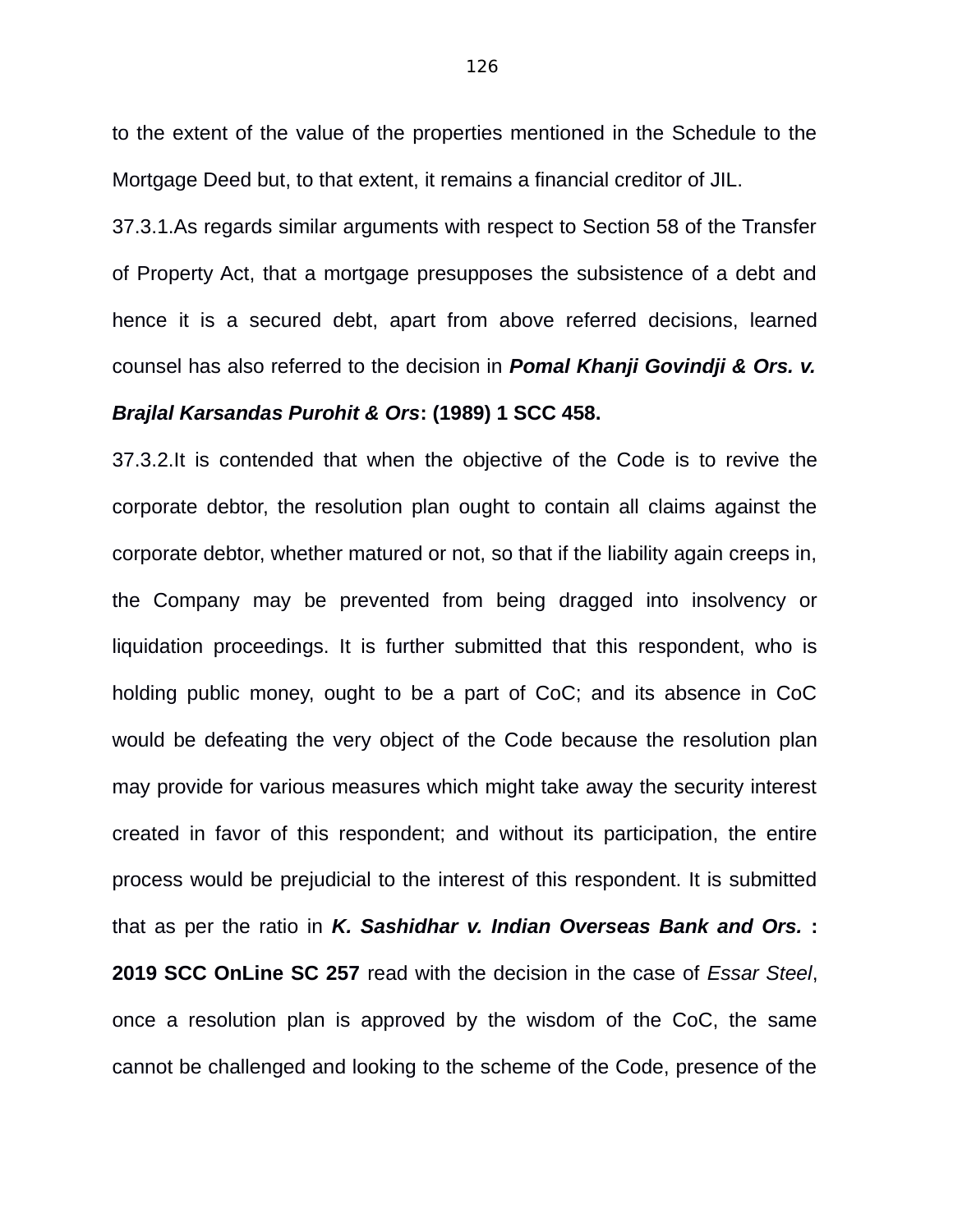to the extent of the value of the properties mentioned in the Schedule to the Mortgage Deed but, to that extent, it remains a financial creditor of JIL.

37.3.1.As regards similar arguments with respect to Section 58 of the Transfer of Property Act, that a mortgage presupposes the subsistence of a debt and hence it is a secured debt, apart from above referred decisions, learned counsel has also referred to the decision in ***Pomal Khanji Govindji & Ors. v. Brajlal Karsandas Purohit & Ors*: (1989) 1 SCC 458.**

37.3.2.It is contended that when the objective of the Code is to revive the corporate debtor, the resolution plan ought to contain all claims against the corporate debtor, whether matured or not, so that if the liability again creeps in, the Company may be prevented from being dragged into insolvency or liquidation proceedings. It is further submitted that this respondent, who is holding public money, ought to be a part of CoC; and its absence in CoC would be defeating the very object of the Code because the resolution plan may provide for various measures which might take away the security interest created in favor of this respondent; and without its participation, the entire process would be prejudicial to the interest of this respondent. It is submitted that as per the ratio in ***K. Sashidhar v. Indian Overseas Bank and Ors.* : 2019 SCC OnLine SC 257** read with the decision in the case of *Essar Steel*, once a resolution plan is approved by the wisdom of the CoC, the same cannot be challenged and looking to the scheme of the Code, presence of the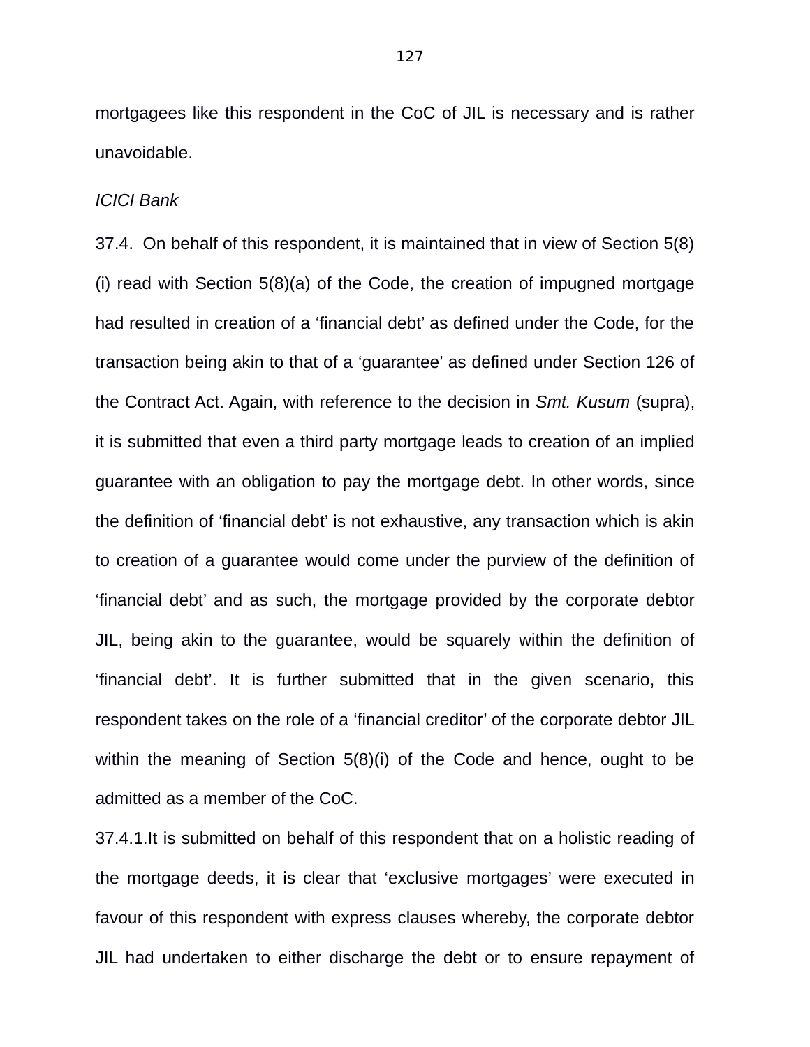mortgagees like this respondent in the CoC of JIL is necessary and is rather unavoidable.

*ICICI Bank*

37.4. On behalf of this respondent, it is maintained that in view of Section 5(8)(i) read with Section 5(8)(a) of the Code, the creation of impugned mortgage had resulted in creation of a 'financial debt' as defined under the Code, for the transaction being akin to that of a 'guarantee' as defined under Section 126 of the Contract Act. Again, with reference to the decision in *Smt. Kusum* (supra), it is submitted that even a third party mortgage leads to creation of an implied guarantee with an obligation to pay the mortgage debt. In other words, since the definition of 'financial debt' is not exhaustive, any transaction which is akin to creation of a guarantee would come under the purview of the definition of 'financial debt' and as such, the mortgage provided by the corporate debtor JIL, being akin to the guarantee, would be squarely within the definition of 'financial debt'. It is further submitted that in the given scenario, this respondent takes on the role of a 'financial creditor' of the corporate debtor JIL within the meaning of Section 5(8)(i) of the Code and hence, ought to be admitted as a member of the CoC.

37.4.1.It is submitted on behalf of this respondent that on a holistic reading of the mortgage deeds, it is clear that 'exclusive mortgages' were executed in favour of this respondent with express clauses whereby, the corporate debtor JIL had undertaken to either discharge the debt or to ensure repayment of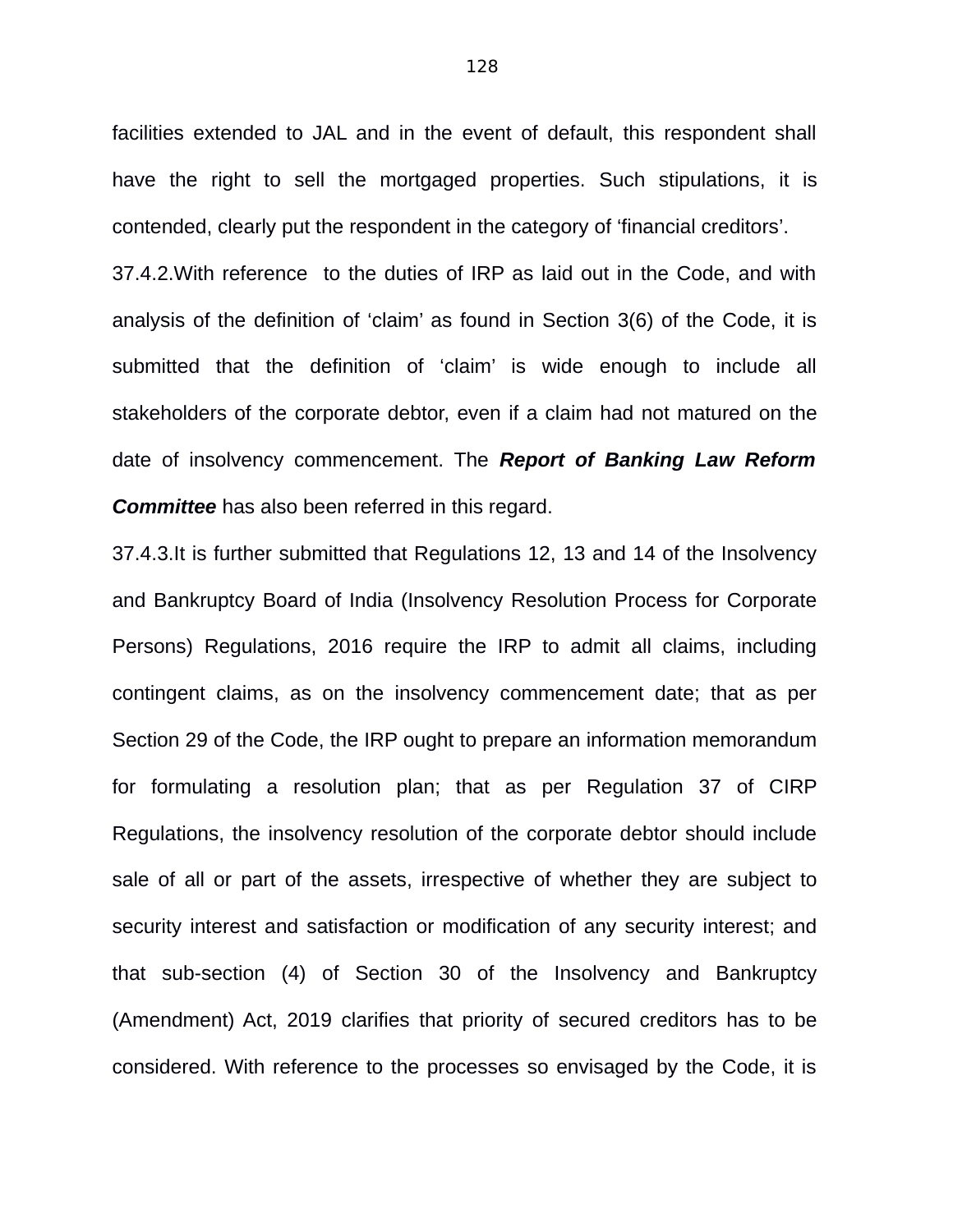facilities extended to JAL and in the event of default, this respondent shall have the right to sell the mortgaged properties. Such stipulations, it is contended, clearly put the respondent in the category of 'financial creditors'.

37.4.2.With reference to the duties of IRP as laid out in the Code, and with analysis of the definition of 'claim' as found in Section 3(6) of the Code, it is submitted that the definition of 'claim' is wide enough to include all stakeholders of the corporate debtor, even if a claim had not matured on the date of insolvency commencement. The ***Report of Banking Law Reform Committee*** has also been referred in this regard.

37.4.3.It is further submitted that Regulations 12, 13 and 14 of the Insolvency and Bankruptcy Board of India (Insolvency Resolution Process for Corporate Persons) Regulations, 2016 require the IRP to admit all claims, including contingent claims, as on the insolvency commencement date; that as per Section 29 of the Code, the IRP ought to prepare an information memorandum for formulating a resolution plan; that as per Regulation 37 of CIRP Regulations, the insolvency resolution of the corporate debtor should include sale of all or part of the assets, irrespective of whether they are subject to security interest and satisfaction or modification of any security interest; and that sub-section (4) of Section 30 of the Insolvency and Bankruptcy (Amendment) Act, 2019 clarifies that priority of secured creditors has to be considered. With reference to the processes so envisaged by the Code, it is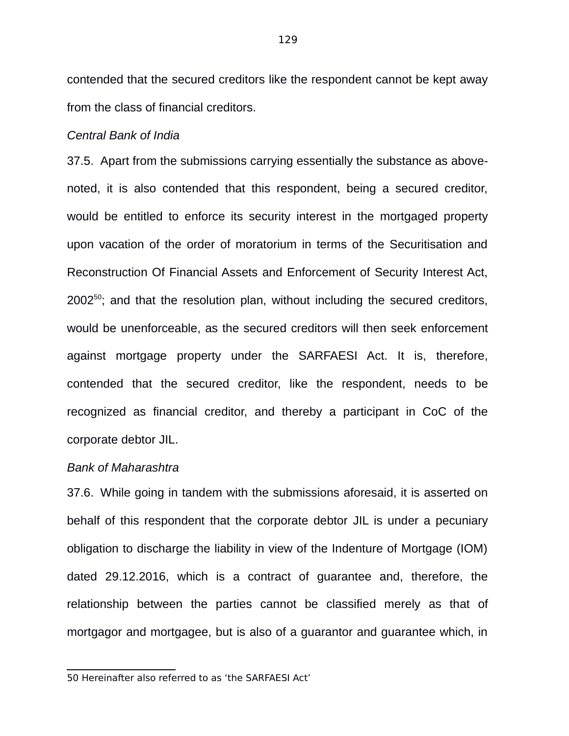contended that the secured creditors like the respondent cannot be kept away from the class of financial creditors.

*Central Bank of India*

37.5. Apart from the submissions carrying essentially the substance as above-noted, it is also contended that this respondent, being a secured creditor, would be entitled to enforce its security interest in the mortgaged property upon vacation of the order of moratorium in terms of the Securitisation and Reconstruction Of Financial Assets and Enforcement of Security Interest Act, 2002[50]; and that the resolution plan, without including the secured creditors, would be unenforceable, as the secured creditors will then seek enforcement against mortgage property under the SARFAESI Act. It is, therefore, contended that the secured creditor, like the respondent, needs to be recognized as financial creditor, and thereby a participant in CoC of the corporate debtor JIL.

*Bank of Maharashtra*

37.6. While going in tandem with the submissions aforesaid, it is asserted on behalf of this respondent that the corporate debtor JIL is under a pecuniary obligation to discharge the liability in view of the Indenture of Mortgage (IOM) dated 29.12.2016, which is a contract of guarantee and, therefore, the relationship between the parties cannot be classified merely as that of mortgagor and mortgagee, but is also of a guarantor and guarantee which, in

---

50 Hereinafter also referred to as 'the SARFAESI Act'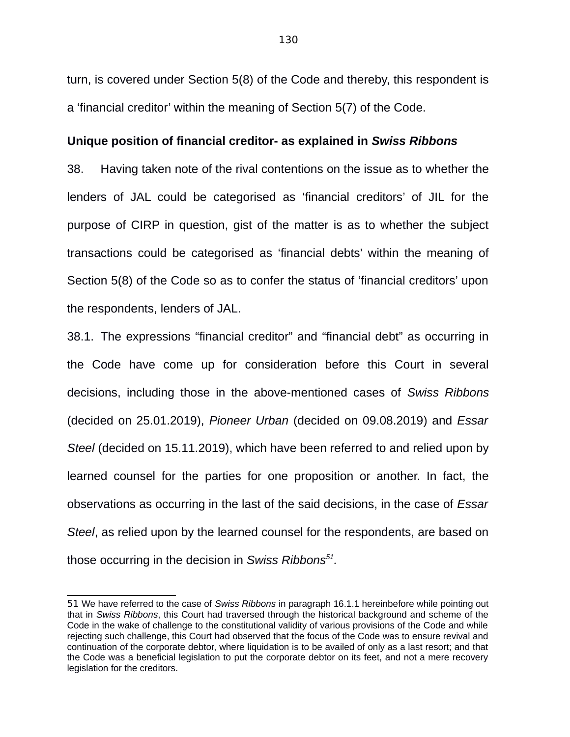turn, is covered under Section 5(8) of the Code and thereby, this respondent is a 'financial creditor' within the meaning of Section 5(7) of the Code.

**Unique position of financial creditor- as explained in *Swiss Ribbons***

38. Having taken note of the rival contentions on the issue as to whether the lenders of JAL could be categorised as 'financial creditors' of JIL for the purpose of CIRP in question, gist of the matter is as to whether the subject transactions could be categorised as 'financial debts' within the meaning of Section 5(8) of the Code so as to confer the status of 'financial creditors' upon the respondents, lenders of JAL.

38.1. The expressions "financial creditor" and "financial debt" as occurring in the Code have come up for consideration before this Court in several decisions, including those in the above-mentioned cases of *Swiss Ribbons* (decided on 25.01.2019), *Pioneer Urban* (decided on 09.08.2019) and *Essar Steel* (decided on 15.11.2019), which have been referred to and relied upon by learned counsel for the parties for one proposition or another. In fact, the observations as occurring in the last of the said decisions, in the case of *Essar Steel*, as relied upon by the learned counsel for the respondents, are based on those occurring in the decision in *Swiss Ribbons*[51].

---

51 We have referred to the case of *Swiss Ribbons* in paragraph 16.1.1 hereinbefore while pointing out that in *Swiss Ribbons*, this Court had traversed through the historical background and scheme of the Code in the wake of challenge to the constitutional validity of various provisions of the Code and while rejecting such challenge, this Court had observed that the focus of the Code was to ensure revival and continuation of the corporate debtor, where liquidation is to be availed of only as a last resort; and that the Code was a beneficial legislation to put the corporate debtor on its feet, and not a mere recovery legislation for the creditors.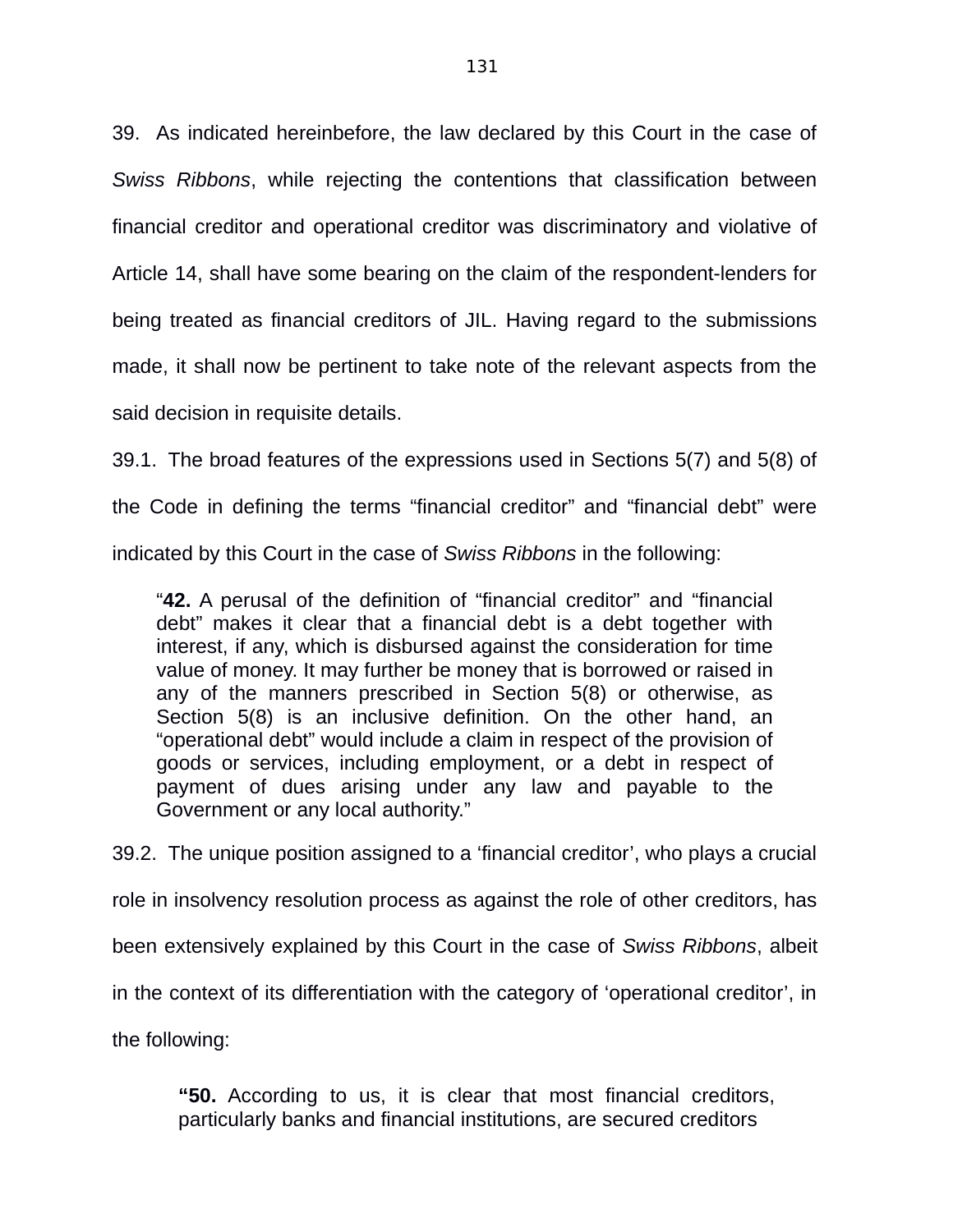39. As indicated hereinbefore, the law declared by this Court in the case of *Swiss Ribbons*, while rejecting the contentions that classification between financial creditor and operational creditor was discriminatory and violative of Article 14, shall have some bearing on the claim of the respondent-lenders for being treated as financial creditors of JIL. Having regard to the submissions made, it shall now be pertinent to take note of the relevant aspects from the said decision in requisite details.

39.1. The broad features of the expressions used in Sections 5(7) and 5(8) of the Code in defining the terms "financial creditor" and "financial debt" were indicated by this Court in the case of *Swiss Ribbons* in the following:

> "**42.** A perusal of the definition of "financial creditor" and "financial debt" makes it clear that a financial debt is a debt together with interest, if any, which is disbursed against the consideration for time value of money. It may further be money that is borrowed or raised in any of the manners prescribed in Section 5(8) or otherwise, as Section 5(8) is an inclusive definition. On the other hand, an "operational debt" would include a claim in respect of the provision of goods or services, including employment, or a debt in respect of payment of dues arising under any law and payable to the Government or any local authority."

39.2. The unique position assigned to a 'financial creditor', who plays a crucial role in insolvency resolution process as against the role of other creditors, has been extensively explained by this Court in the case of *Swiss Ribbons*, albeit in the context of its differentiation with the category of 'operational creditor', in the following:

> "**50.** According to us, it is clear that most financial creditors, particularly banks and financial institutions, are secured creditors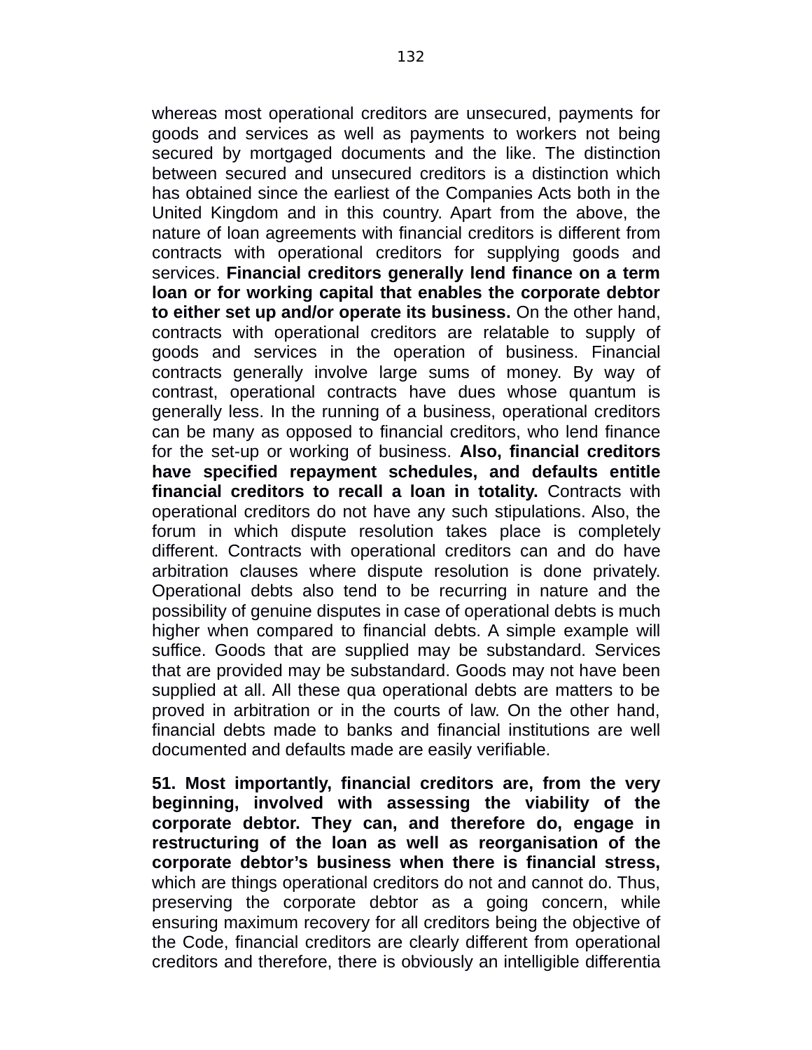whereas most operational creditors are unsecured, payments for goods and services as well as payments to workers not being secured by mortgaged documents and the like. The distinction between secured and unsecured creditors is a distinction which has obtained since the earliest of the Companies Acts both in the United Kingdom and in this country. Apart from the above, the nature of loan agreements with financial creditors is different from contracts with operational creditors for supplying goods and services. **Financial creditors generally lend finance on a term loan or for working capital that enables the corporate debtor to either set up and/or operate its business.** On the other hand, contracts with operational creditors are relatable to supply of goods and services in the operation of business. Financial contracts generally involve large sums of money. By way of contrast, operational contracts have dues whose quantum is generally less. In the running of a business, operational creditors can be many as opposed to financial creditors, who lend finance for the set-up or working of business. **Also, financial creditors have specified repayment schedules, and defaults entitle financial creditors to recall a loan in totality.** Contracts with operational creditors do not have any such stipulations. Also, the forum in which dispute resolution takes place is completely different. Contracts with operational creditors can and do have arbitration clauses where dispute resolution is done privately. Operational debts also tend to be recurring in nature and the possibility of genuine disputes in case of operational debts is much higher when compared to financial debts. A simple example will suffice. Goods that are supplied may be substandard. Services that are provided may be substandard. Goods may not have been supplied at all. All these qua operational debts are matters to be proved in arbitration or in the courts of law. On the other hand, financial debts made to banks and financial institutions are well documented and defaults made are easily verifiable.

**51. Most importantly, financial creditors are, from the very beginning, involved with assessing the viability of the corporate debtor. They can, and therefore do, engage in restructuring of the loan as well as reorganisation of the corporate debtor's business when there is financial stress,** which are things operational creditors do not and cannot do. Thus, preserving the corporate debtor as a going concern, while ensuring maximum recovery for all creditors being the objective of the Code, financial creditors are clearly different from operational creditors and therefore, there is obviously an intelligible differentia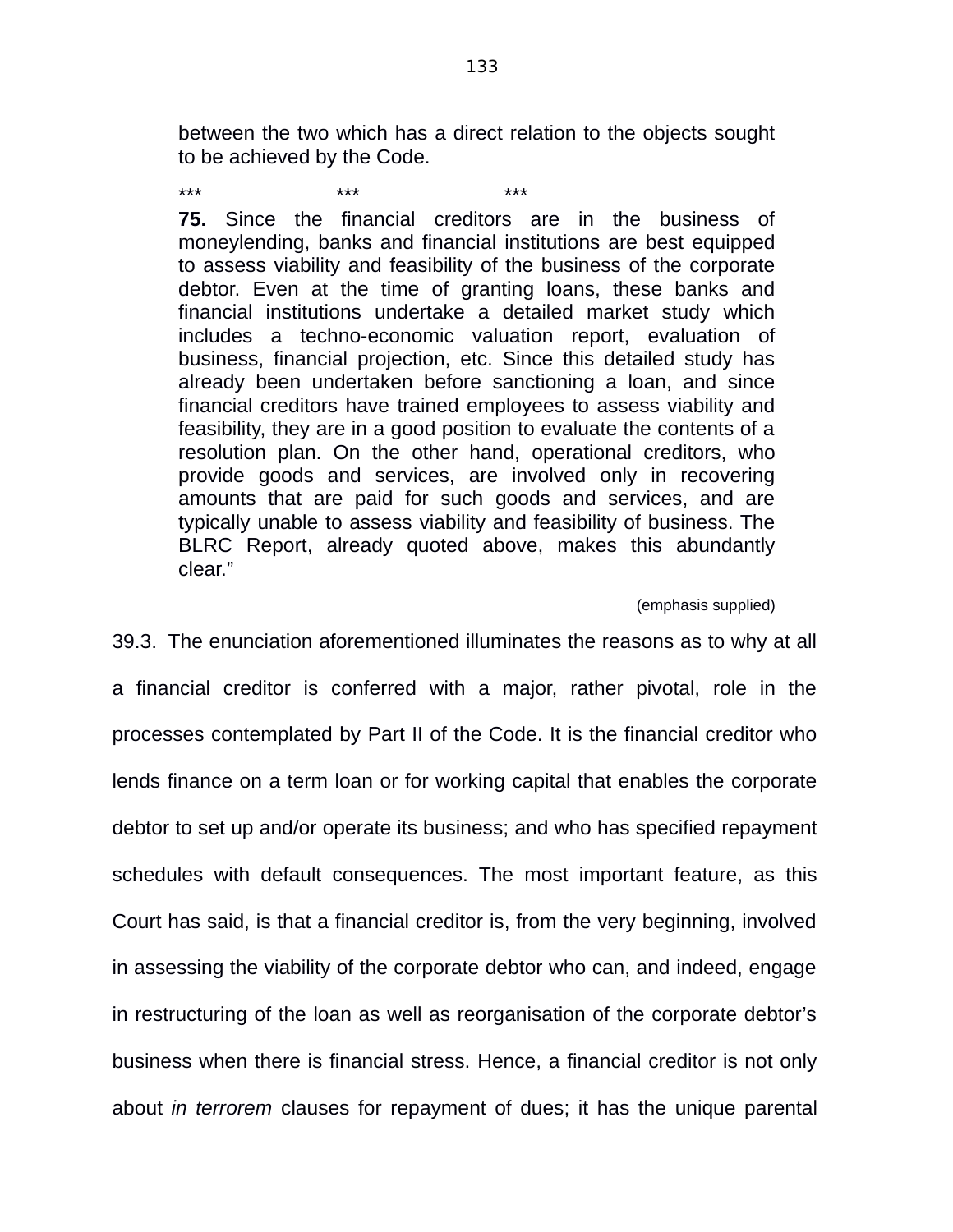> between the two which has a direct relation to the objects sought to be achieved by the Code.
>
> \*\*\*                    \*\*\*                    \*\*\*
>
> **75.** Since the financial creditors are in the business of moneylending, banks and financial institutions are best equipped to assess viability and feasibility of the business of the corporate debtor. Even at the time of granting loans, these banks and financial institutions undertake a detailed market study which includes a techno-economic valuation report, evaluation of business, financial projection, etc. Since this detailed study has already been undertaken before sanctioning a loan, and since financial creditors have trained employees to assess viability and feasibility, they are in a good position to evaluate the contents of a resolution plan. On the other hand, operational creditors, who provide goods and services, are involved only in recovering amounts that are paid for such goods and services, and are typically unable to assess viability and feasibility of business. The BLRC Report, already quoted above, makes this abundantly clear."
>
> (emphasis supplied)

39.3. The enunciation aforementioned illuminates the reasons as to why at all a financial creditor is conferred with a major, rather pivotal, role in the processes contemplated by Part II of the Code. It is the financial creditor who lends finance on a term loan or for working capital that enables the corporate debtor to set up and/or operate its business; and who has specified repayment schedules with default consequences. The most important feature, as this Court has said, is that a financial creditor is, from the very beginning, involved in assessing the viability of the corporate debtor who can, and indeed, engage in restructuring of the loan as well as reorganisation of the corporate debtor's business when there is financial stress. Hence, a financial creditor is not only about *in terrorem* clauses for repayment of dues; it has the unique parental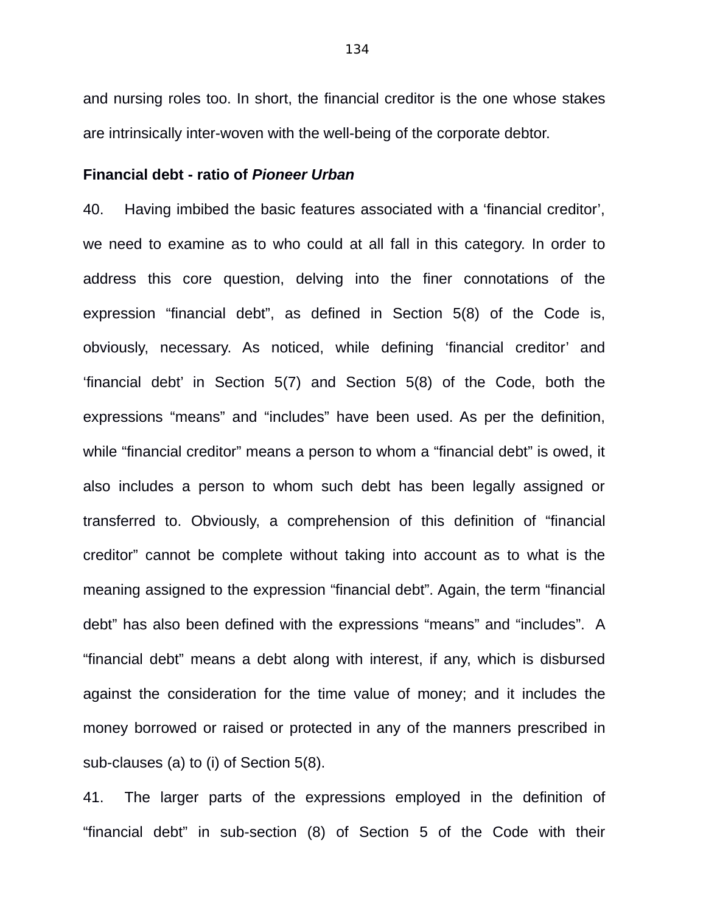and nursing roles too. In short, the financial creditor is the one whose stakes are intrinsically inter-woven with the well-being of the corporate debtor.

**Financial debt - ratio of *Pioneer Urban***

40. Having imbibed the basic features associated with a 'financial creditor', we need to examine as to who could at all fall in this category. In order to address this core question, delving into the finer connotations of the expression "financial debt", as defined in Section 5(8) of the Code is, obviously, necessary. As noticed, while defining 'financial creditor' and 'financial debt' in Section 5(7) and Section 5(8) of the Code, both the expressions "means" and "includes" have been used. As per the definition, while "financial creditor" means a person to whom a "financial debt" is owed, it also includes a person to whom such debt has been legally assigned or transferred to. Obviously, a comprehension of this definition of "financial creditor" cannot be complete without taking into account as to what is the meaning assigned to the expression "financial debt". Again, the term "financial debt" has also been defined with the expressions "means" and "includes". A "financial debt" means a debt along with interest, if any, which is disbursed against the consideration for the time value of money; and it includes the money borrowed or raised or protected in any of the manners prescribed in sub-clauses (a) to (i) of Section 5(8).

41. The larger parts of the expressions employed in the definition of "financial debt" in sub-section (8) of Section 5 of the Code with their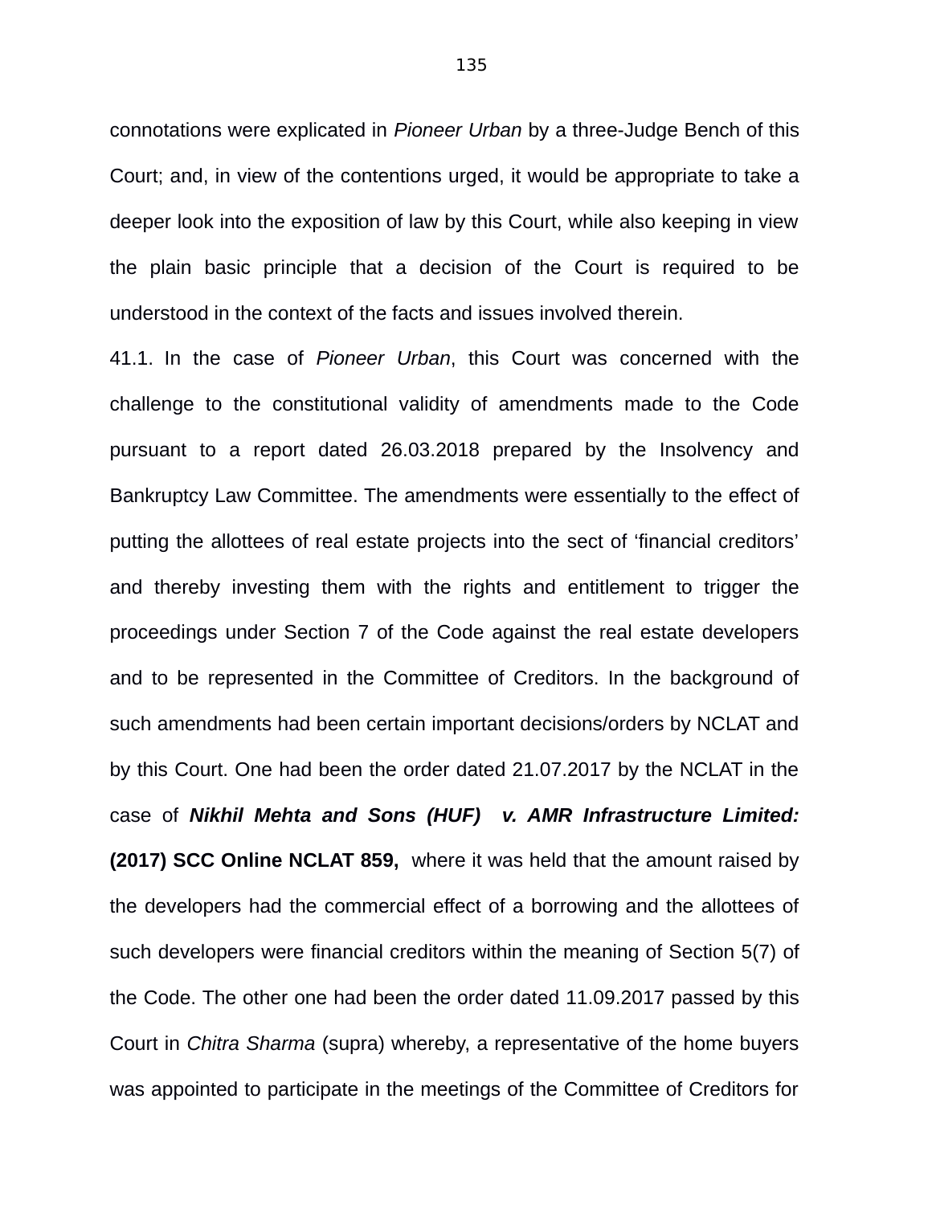connotations were explicated in *Pioneer Urban* by a three-Judge Bench of this Court; and, in view of the contentions urged, it would be appropriate to take a deeper look into the exposition of law by this Court, while also keeping in view the plain basic principle that a decision of the Court is required to be understood in the context of the facts and issues involved therein.

41.1. In the case of *Pioneer Urban*, this Court was concerned with the challenge to the constitutional validity of amendments made to the Code pursuant to a report dated 26.03.2018 prepared by the Insolvency and Bankruptcy Law Committee. The amendments were essentially to the effect of putting the allottees of real estate projects into the sect of 'financial creditors' and thereby investing them with the rights and entitlement to trigger the proceedings under Section 7 of the Code against the real estate developers and to be represented in the Committee of Creditors. In the background of such amendments had been certain important decisions/orders by NCLAT and by this Court. One had been the order dated 21.07.2017 by the NCLAT in the case of ***Nikhil Mehta and Sons (HUF) v. AMR Infrastructure Limited:*** **(2017) SCC Online NCLAT 859,** where it was held that the amount raised by the developers had the commercial effect of a borrowing and the allottees of such developers were financial creditors within the meaning of Section 5(7) of the Code. The other one had been the order dated 11.09.2017 passed by this Court in *Chitra Sharma* (supra) whereby, a representative of the home buyers was appointed to participate in the meetings of the Committee of Creditors for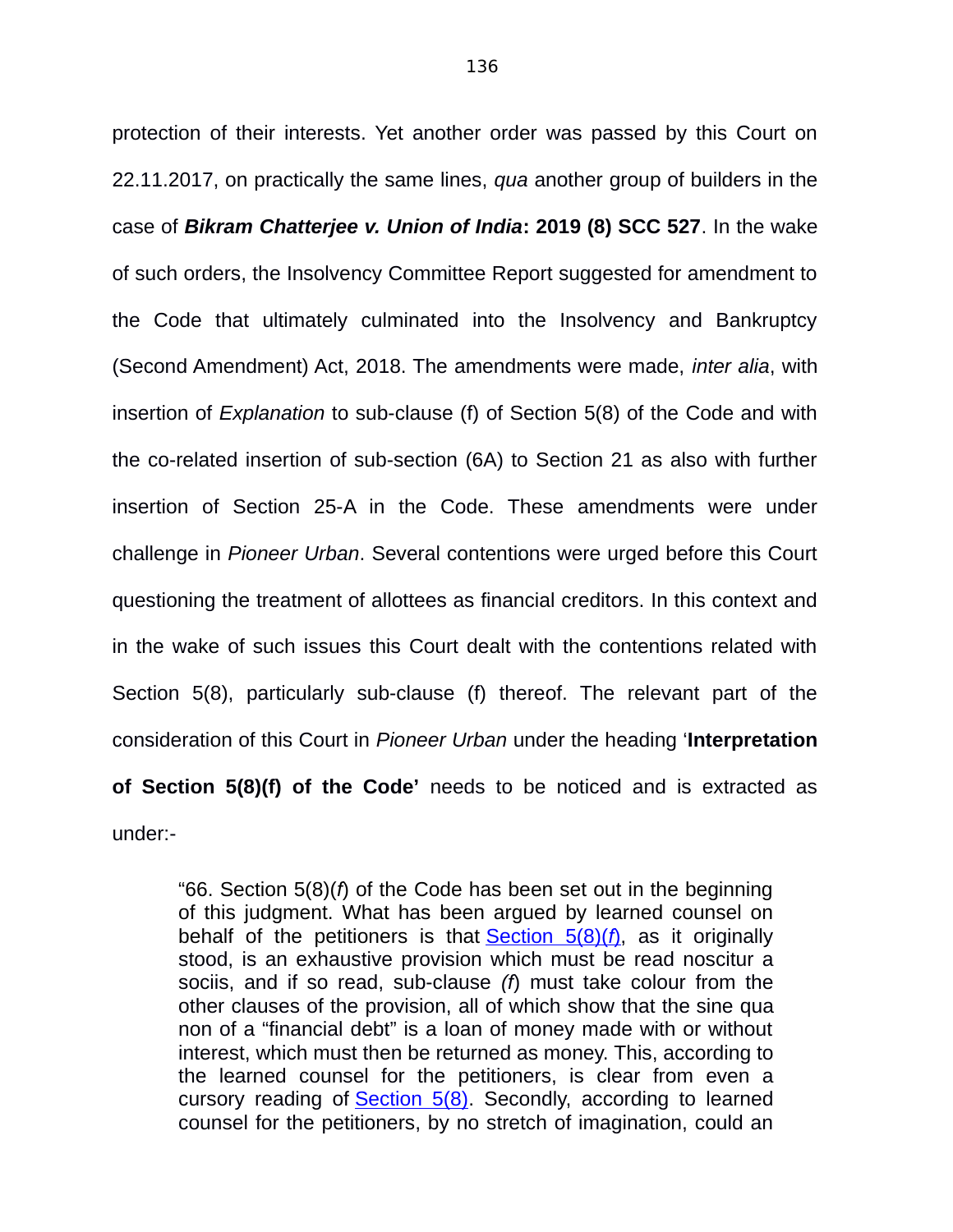protection of their interests. Yet another order was passed by this Court on 22.11.2017, on practically the same lines, *qua* another group of builders in the case of ***Bikram Chatterjee v. Union of India*: 2019 (8) SCC 527**. In the wake of such orders, the Insolvency Committee Report suggested for amendment to the Code that ultimately culminated into the Insolvency and Bankruptcy (Second Amendment) Act, 2018. The amendments were made, *inter alia*, with insertion of *Explanation* to sub-clause (f) of Section 5(8) of the Code and with the co-related insertion of sub-section (6A) to Section 21 as also with further insertion of Section 25-A in the Code. These amendments were under challenge in *Pioneer Urban*. Several contentions were urged before this Court questioning the treatment of allottees as financial creditors. In this context and in the wake of such issues this Court dealt with the contentions related with Section 5(8), particularly sub-clause (f) thereof. The relevant part of the consideration of this Court in *Pioneer Urban* under the heading '**Interpretation of Section 5(8)(f) of the Code'** needs to be noticed and is extracted as under:-

> "66. Section 5(8)(*f*) of the Code has been set out in the beginning of this judgment. What has been argued by learned counsel on behalf of the petitioners is that Section 5(8)(*f*), as it originally stood, is an exhaustive provision which must be read noscitur a sociis, and if so read, sub-clause *(f)* must take colour from the other clauses of the provision, all of which show that the sine qua non of a "financial debt" is a loan of money made with or without interest, which must then be returned as money. This, according to the learned counsel for the petitioners, is clear from even a cursory reading of Section 5(8). Secondly, according to learned counsel for the petitioners, by no stretch of imagination, could an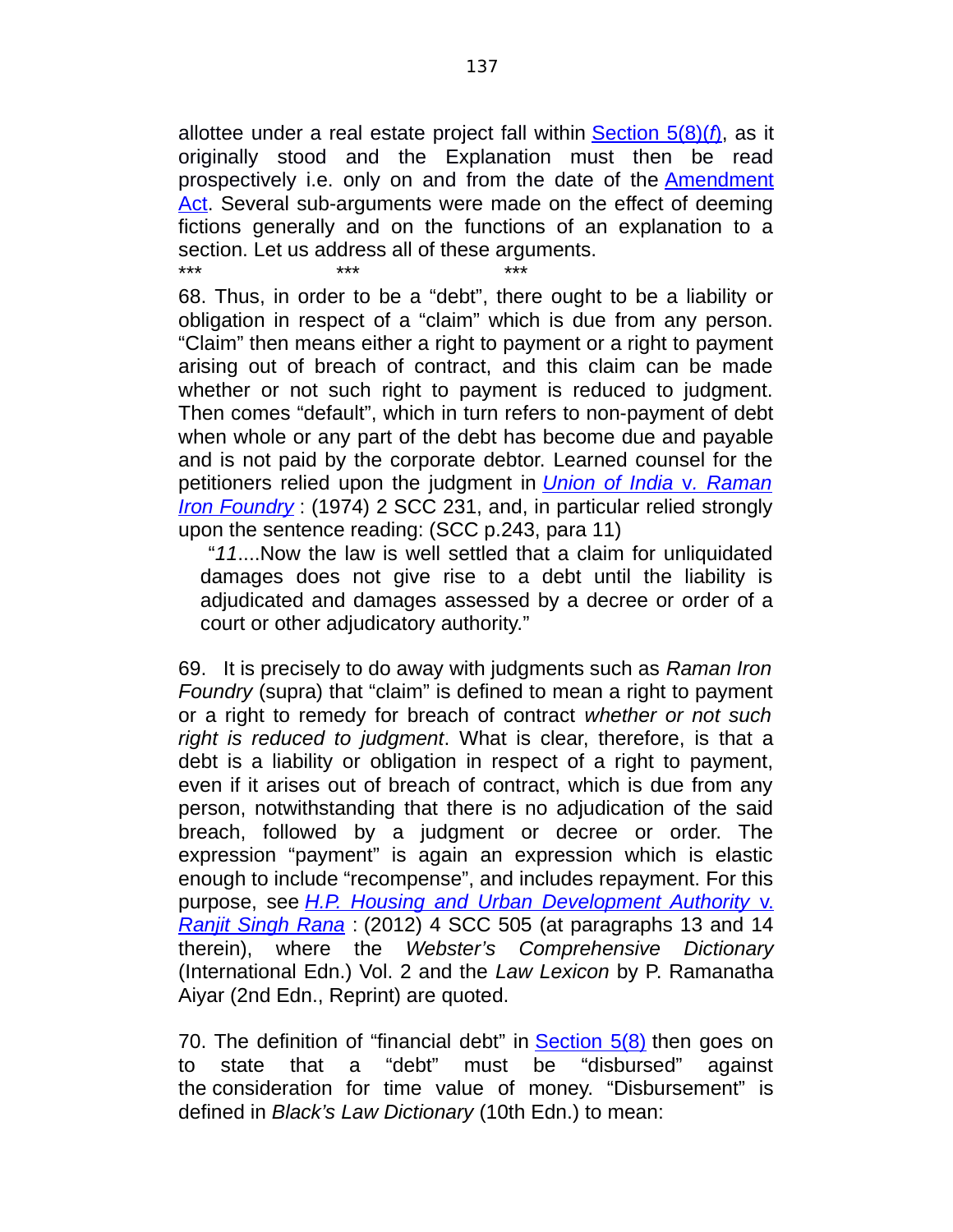allottee under a real estate project fall within Section 5(8)(*f*), as it originally stood and the Explanation must then be read prospectively i.e. only on and from the date of the Amendment Act. Several sub-arguments were made on the effect of deeming fictions generally and on the functions of an explanation to a section. Let us address all of these arguments.

\*\*\*                    \*\*\*                    \*\*\*

68. Thus, in order to be a "debt", there ought to be a liability or obligation in respect of a "claim" which is due from any person. "Claim" then means either a right to payment or a right to payment arising out of breach of contract, and this claim can be made whether or not such right to payment is reduced to judgment. Then comes "default", which in turn refers to non-payment of debt when whole or any part of the debt has become due and payable and is not paid by the corporate debtor. Learned counsel for the petitioners relied upon the judgment in *Union of India* v. *Raman Iron Foundry* : (1974) 2 SCC 231, and, in particular relied strongly upon the sentence reading: (SCC p.243, para 11)

> "*11*....Now the law is well settled that a claim for unliquidated damages does not give rise to a debt until the liability is adjudicated and damages assessed by a decree or order of a court or other adjudicatory authority."

69. It is precisely to do away with judgments such as *Raman Iron Foundry* (supra) that "claim" is defined to mean a right to payment or a right to remedy for breach of contract *whether or not such right is reduced to judgment*. What is clear, therefore, is that a debt is a liability or obligation in respect of a right to payment, even if it arises out of breach of contract, which is due from any person, notwithstanding that there is no adjudication of the said breach, followed by a judgment or decree or order. The expression "payment" is again an expression which is elastic enough to include "recompense", and includes repayment. For this purpose, see *H.P. Housing and Urban Development Authority* v. *Ranjit Singh Rana* : (2012) 4 SCC 505 (at paragraphs 13 and 14 therein), where the *Webster's Comprehensive Dictionary* (International Edn.) Vol. 2 and the *Law Lexicon* by P. Ramanatha Aiyar (2nd Edn., Reprint) are quoted.

70. The definition of "financial debt" in Section 5(8) then goes on to state that a "debt" must be "disbursed" against the consideration for time value of money. "Disbursement" is defined in *Black's Law Dictionary* (10th Edn.) to mean: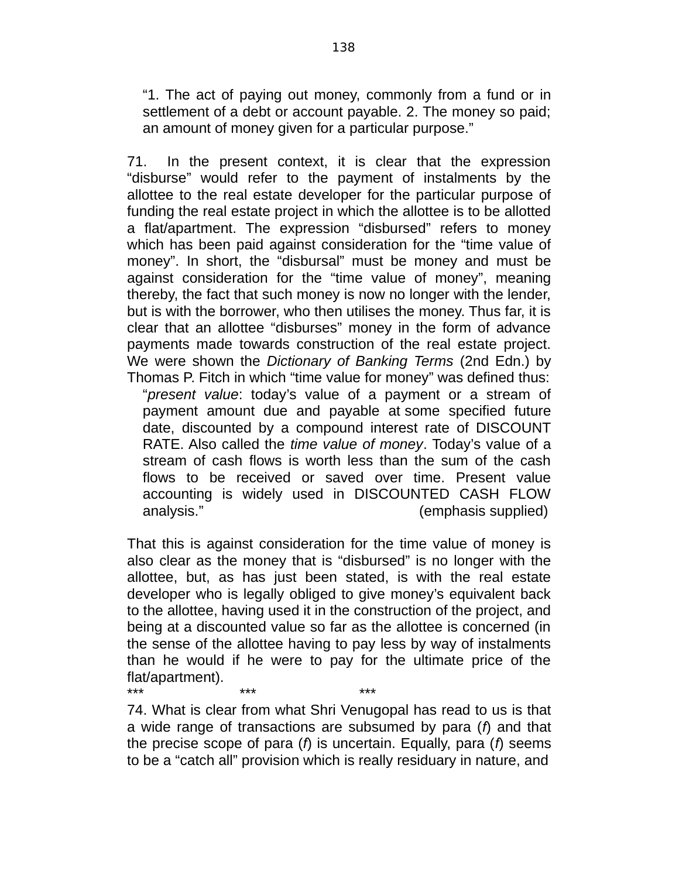> "1. The act of paying out money, commonly from a fund or in settlement of a debt or account payable. 2. The money so paid; an amount of money given for a particular purpose."

71. In the present context, it is clear that the expression "disburse" would refer to the payment of instalments by the allottee to the real estate developer for the particular purpose of funding the real estate project in which the allottee is to be allotted a flat/apartment. The expression "disbursed" refers to money which has been paid against consideration for the "time value of money". In short, the "disbursal" must be money and must be against consideration for the "time value of money", meaning thereby, the fact that such money is now no longer with the lender, but is with the borrower, who then utilises the money. Thus far, it is clear that an allottee "disburses" money in the form of advance payments made towards construction of the real estate project. We were shown the *Dictionary of Banking Terms* (2nd Edn.) by Thomas P. Fitch in which "time value for money" was defined thus:

> "*present value*: today's value of a payment or a stream of payment amount due and payable at some specified future date, discounted by a compound interest rate of DISCOUNT RATE. Also called the *time value of money*. Today's value of a stream of cash flows is worth less than the sum of the cash flows to be received or saved over time. Present value accounting is widely used in DISCOUNTED CASH FLOW analysis." (emphasis supplied)

That this is against consideration for the time value of money is also clear as the money that is "disbursed" is no longer with the allottee, but, as has just been stated, is with the real estate developer who is legally obliged to give money's equivalent back to the allottee, having used it in the construction of the project, and being at a discounted value so far as the allottee is concerned (in the sense of the allottee having to pay less by way of instalments than he would if he were to pay for the ultimate price of the flat/apartment).

*** *** ***

74. What is clear from what Shri Venugopal has read to us is that a wide range of transactions are subsumed by para (*f*) and that the precise scope of para (*f*) is uncertain. Equally, para (*f*) seems to be a "catch all" provision which is really residuary in nature, and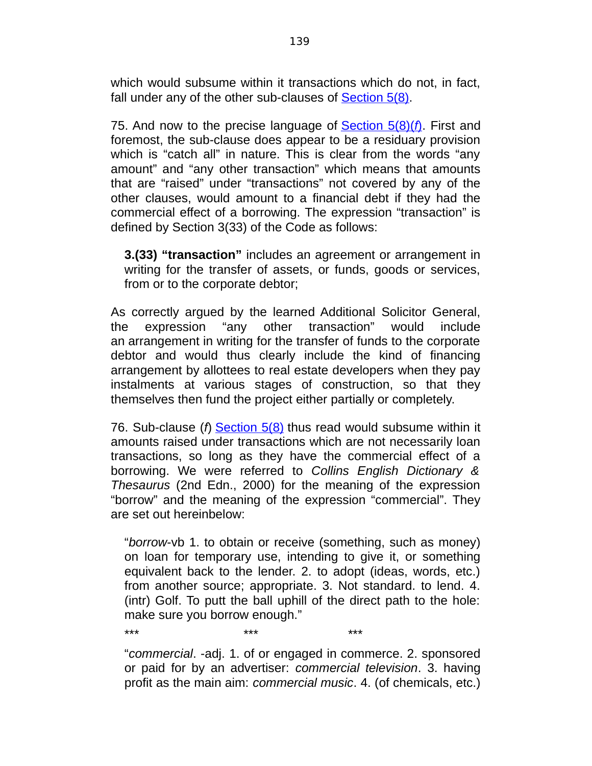which would subsume within it transactions which do not, in fact, fall under any of the other sub-clauses of Section 5(8).

75. And now to the precise language of Section 5(8)(*f*). First and foremost, the sub-clause does appear to be a residuary provision which is "catch all" in nature. This is clear from the words "any amount" and "any other transaction" which means that amounts that are "raised" under "transactions" not covered by any of the other clauses, would amount to a financial debt if they had the commercial effect of a borrowing. The expression "transaction" is defined by Section 3(33) of the Code as follows:

> **3.(33) "transaction"** includes an agreement or arrangement in writing for the transfer of assets, or funds, goods or services, from or to the corporate debtor;

As correctly argued by the learned Additional Solicitor General, the expression "any other transaction" would include an arrangement in writing for the transfer of funds to the corporate debtor and would thus clearly include the kind of financing arrangement by allottees to real estate developers when they pay instalments at various stages of construction, so that they themselves then fund the project either partially or completely.

76. Sub-clause (*f*) Section 5(8) thus read would subsume within it amounts raised under transactions which are not necessarily loan transactions, so long as they have the commercial effect of a borrowing. We were referred to *Collins English Dictionary & Thesaurus* (2nd Edn., 2000) for the meaning of the expression "borrow" and the meaning of the expression "commercial". They are set out hereinbelow:

> "*borrow*-vb 1. to obtain or receive (something, such as money) on loan for temporary use, intending to give it, or something equivalent back to the lender. 2. to adopt (ideas, words, etc.) from another source; appropriate. 3. Not standard. to lend. 4. (intr) Golf. To putt the ball uphill of the direct path to the hole: make sure you borrow enough."
>
> \*\*\* \*\*\* \*\*\*
>
> "*commercial*. -adj. 1. of or engaged in commerce. 2. sponsored or paid for by an advertiser: *commercial television*. 3. having profit as the main aim: *commercial music*. 4. (of chemicals, etc.)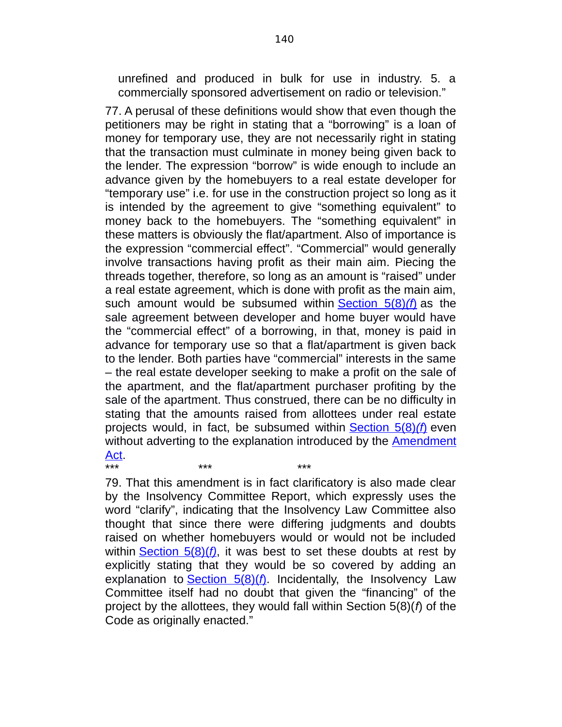unrefined and produced in bulk for use in industry. 5. a commercially sponsored advertisement on radio or television."

77. A perusal of these definitions would show that even though the petitioners may be right in stating that a "borrowing" is a loan of money for temporary use, they are not necessarily right in stating that the transaction must culminate in money being given back to the lender. The expression "borrow" is wide enough to include an advance given by the homebuyers to a real estate developer for "temporary use" i.e. for use in the construction project so long as it is intended by the agreement to give "something equivalent" to money back to the homebuyers. The "something equivalent" in these matters is obviously the flat/apartment. Also of importance is the expression "commercial effect". "Commercial" would generally involve transactions having profit as their main aim. Piecing the threads together, therefore, so long as an amount is "raised" under a real estate agreement, which is done with profit as the main aim, such amount would be subsumed within Section 5(8)*(f)* as the sale agreement between developer and home buyer would have the "commercial effect" of a borrowing, in that, money is paid in advance for temporary use so that a flat/apartment is given back to the lender. Both parties have "commercial" interests in the same – the real estate developer seeking to make a profit on the sale of the apartment, and the flat/apartment purchaser profiting by the sale of the apartment. Thus construed, there can be no difficulty in stating that the amounts raised from allottees under real estate projects would, in fact, be subsumed within Section 5(8)*(f)* even without adverting to the explanation introduced by the Amendment Act.

\*\*\*                    \*\*\*                    \*\*\*

79. That this amendment is in fact clarificatory is also made clear by the Insolvency Committee Report, which expressly uses the word "clarify", indicating that the Insolvency Law Committee also thought that since there were differing judgments and doubts raised on whether homebuyers would or would not be included within Section 5(8)*(f)*, it was best to set these doubts at rest by explicitly stating that they would be so covered by adding an explanation to Section 5(8)*(f)*. Incidentally, the Insolvency Law Committee itself had no doubt that given the "financing" of the project by the allottees, they would fall within Section 5(8)*(f)* of the Code as originally enacted."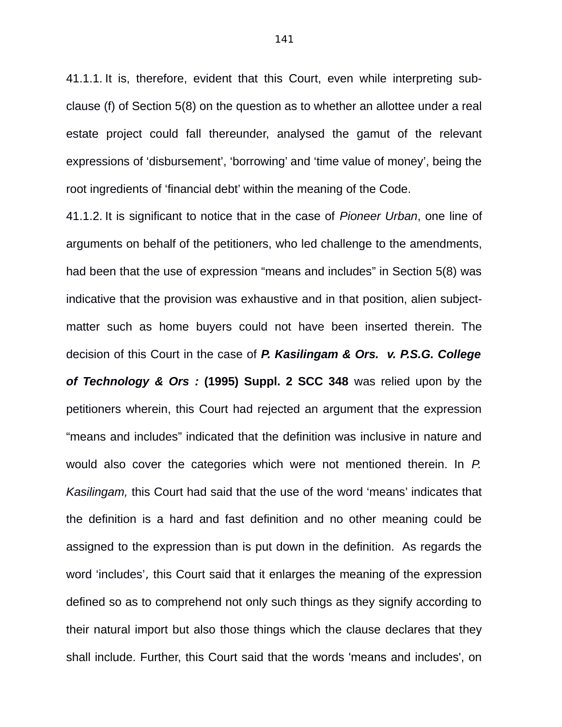41.1.1. It is, therefore, evident that this Court, even while interpreting sub-clause (f) of Section 5(8) on the question as to whether an allottee under a real estate project could fall thereunder, analysed the gamut of the relevant expressions of ‘disbursement’, ‘borrowing’ and ‘time value of money’, being the root ingredients of ‘financial debt’ within the meaning of the Code.

41.1.2. It is significant to notice that in the case of *Pioneer Urban*, one line of arguments on behalf of the petitioners, who led challenge to the amendments, had been that the use of expression “means and includes” in Section 5(8) was indicative that the provision was exhaustive and in that position, alien subject-matter such as home buyers could not have been inserted therein. The decision of this Court in the case of ***P. Kasilingam & Ors. v. P.S.G. College of Technology & Ors :*** **(1995) Suppl. 2 SCC 348** was relied upon by the petitioners wherein, this Court had rejected an argument that the expression “means and includes” indicated that the definition was inclusive in nature and would also cover the categories which were not mentioned therein. In *P. Kasilingam,* this Court had said that the use of the word ‘means’ indicates that the definition is a hard and fast definition and no other meaning could be assigned to the expression than is put down in the definition. As regards the word ‘includes’, this Court said that it enlarges the meaning of the expression defined so as to comprehend not only such things as they signify according to their natural import but also those things which the clause declares that they shall include. Further, this Court said that the words 'means and includes', on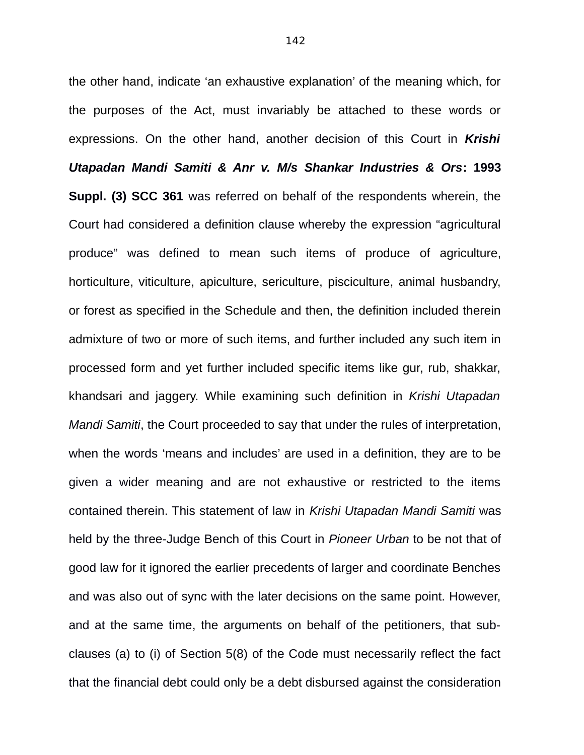the other hand, indicate 'an exhaustive explanation' of the meaning which, for the purposes of the Act, must invariably be attached to these words or expressions. On the other hand, another decision of this Court in ***Krishi Utapadan Mandi Samiti & Anr v. M/s Shankar Industries & Ors*: 1993 Suppl. (3) SCC 361** was referred on behalf of the respondents wherein, the Court had considered a definition clause whereby the expression "agricultural produce" was defined to mean such items of produce of agriculture, horticulture, viticulture, apiculture, sericulture, pisciculture, animal husbandry, or forest as specified in the Schedule and then, the definition included therein admixture of two or more of such items, and further included any such item in processed form and yet further included specific items like gur, rub, shakkar, khandsari and jaggery. While examining such definition in *Krishi Utapadan Mandi Samiti*, the Court proceeded to say that under the rules of interpretation, when the words 'means and includes' are used in a definition, they are to be given a wider meaning and are not exhaustive or restricted to the items contained therein. This statement of law in *Krishi Utapadan Mandi Samiti* was held by the three-Judge Bench of this Court in *Pioneer Urban* to be not that of good law for it ignored the earlier precedents of larger and coordinate Benches and was also out of sync with the later decisions on the same point. However, and at the same time, the arguments on behalf of the petitioners, that sub-clauses (a) to (i) of Section 5(8) of the Code must necessarily reflect the fact that the financial debt could only be a debt disbursed against the consideration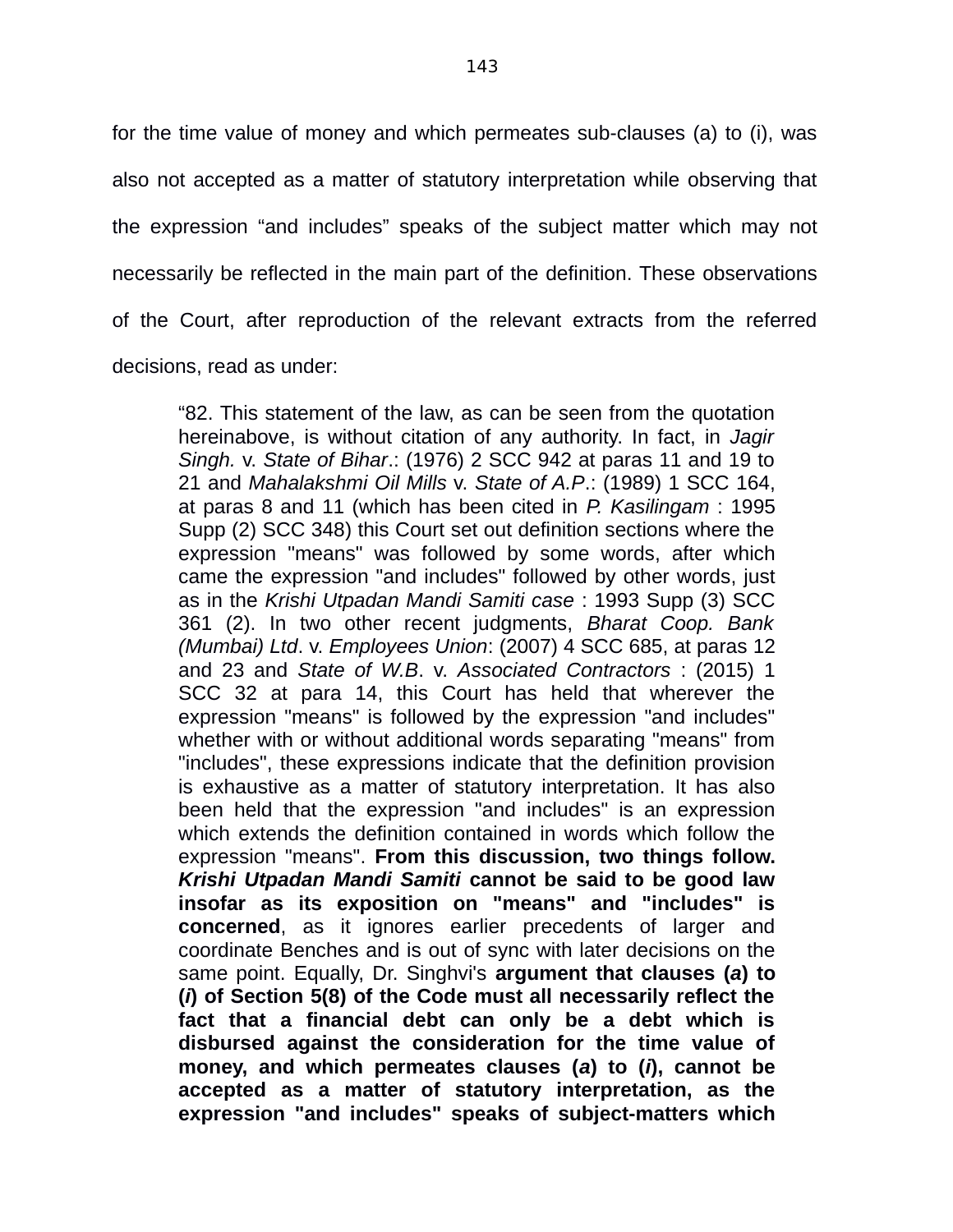for the time value of money and which permeates sub-clauses (a) to (i), was also not accepted as a matter of statutory interpretation while observing that the expression “and includes” speaks of the subject matter which may not necessarily be reflected in the main part of the definition. These observations of the Court, after reproduction of the relevant extracts from the referred decisions, read as under:

> “82. This statement of the law, as can be seen from the quotation hereinabove, is without citation of any authority. In fact, in *Jagir Singh.* v. *State of Bihar*.: (1976) 2 SCC 942 at paras 11 and 19 to 21 and *Mahalakshmi Oil Mills* v. *State of A.P*.: (1989) 1 SCC 164, at paras 8 and 11 (which has been cited in *P. Kasilingam* : 1995 Supp (2) SCC 348) this Court set out definition sections where the expression "means" was followed by some words, after which came the expression "and includes" followed by other words, just as in the *Krishi Utpadan Mandi Samiti case* : 1993 Supp (3) SCC 361 (2). In two other recent judgments, *Bharat Coop. Bank (Mumbai) Ltd*. v. *Employees Union*: (2007) 4 SCC 685, at paras 12 and 23 and *State of W.B*. v. *Associated Contractors* : (2015) 1 SCC 32 at para 14, this Court has held that wherever the expression "means" is followed by the expression "and includes" whether with or without additional words separating "means" from "includes", these expressions indicate that the definition provision is exhaustive as a matter of statutory interpretation. It has also been held that the expression "and includes" is an expression which extends the definition contained in words which follow the expression "means". **From this discussion, two things follow. *Krishi Utpadan Mandi Samiti* cannot be said to be good law insofar as its exposition on "means" and "includes" is concerned**, as it ignores earlier precedents of larger and coordinate Benches and is out of sync with later decisions on the same point. Equally, Dr. Singhvi's **argument that clauses (*a*) to (*i*) of Section 5(8) of the Code must all necessarily reflect the fact that a financial debt can only be a debt which is disbursed against the consideration for the time value of money, and which permeates clauses (*a*) to (*i*), cannot be accepted as a matter of statutory interpretation, as the expression "and includes" speaks of subject-matters which**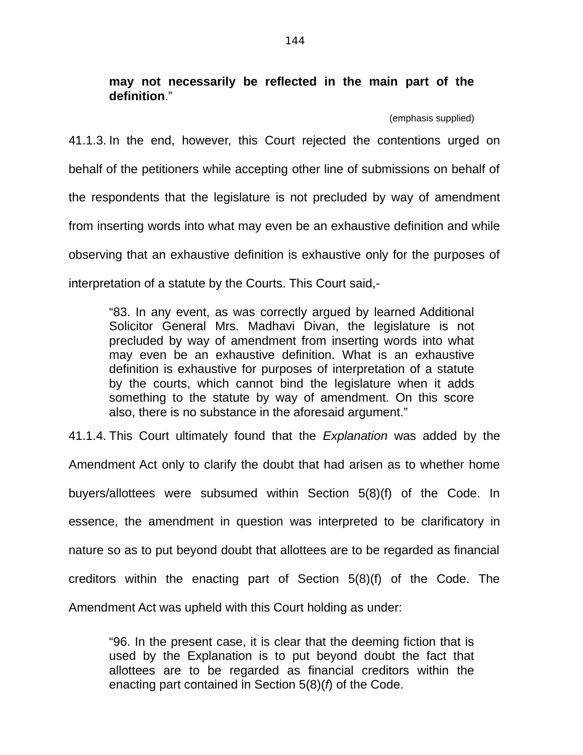> **may not necessarily be reflected in the main part of the definition**."
>
> (emphasis supplied)

41.1.3. In the end, however, this Court rejected the contentions urged on behalf of the petitioners while accepting other line of submissions on behalf of the respondents that the legislature is not precluded by way of amendment from inserting words into what may even be an exhaustive definition and while observing that an exhaustive definition is exhaustive only for the purposes of interpretation of a statute by the Courts. This Court said,-

> "83. In any event, as was correctly argued by learned Additional Solicitor General Mrs. Madhavi Divan, the legislature is not precluded by way of amendment from inserting words into what may even be an exhaustive definition. What is an exhaustive definition is exhaustive for purposes of interpretation of a statute by the courts, which cannot bind the legislature when it adds something to the statute by way of amendment. On this score also, there is no substance in the aforesaid argument."

41.1.4. This Court ultimately found that the *Explanation* was added by the Amendment Act only to clarify the doubt that had arisen as to whether home buyers/allottees were subsumed within Section 5(8)(f) of the Code. In essence, the amendment in question was interpreted to be clarificatory in nature so as to put beyond doubt that allottees are to be regarded as financial creditors within the enacting part of Section 5(8)(f) of the Code. The Amendment Act was upheld with this Court holding as under:

> "96. In the present case, it is clear that the deeming fiction that is used by the Explanation is to put beyond doubt the fact that allottees are to be regarded as financial creditors within the enacting part contained in Section 5(8)(*f*) of the Code.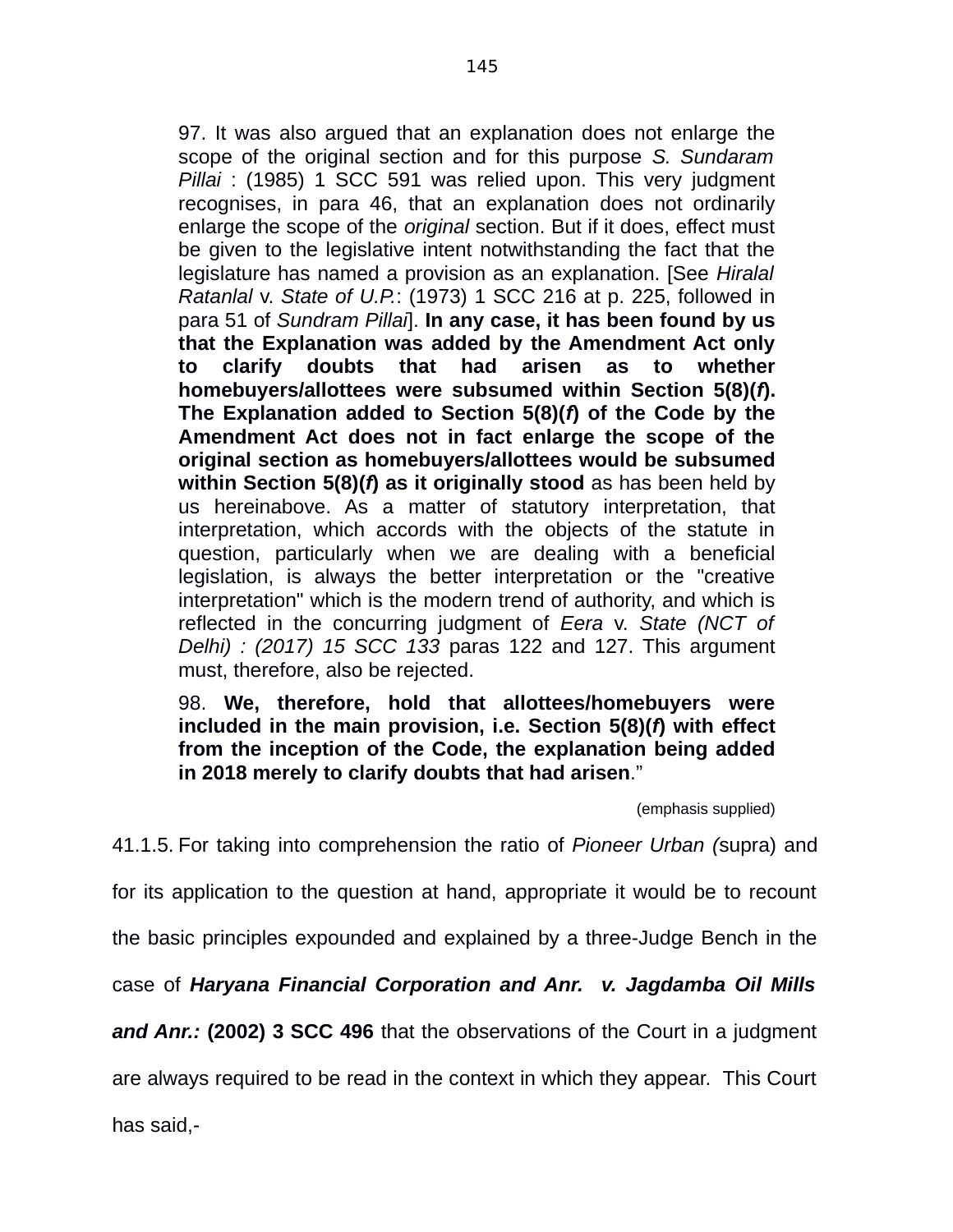> 97. It was also argued that an explanation does not enlarge the scope of the original section and for this purpose *S. Sundaram Pillai* : (1985) 1 SCC 591 was relied upon. This very judgment recognises, in para 46, that an explanation does not ordinarily enlarge the scope of the *original* section. But if it does, effect must be given to the legislative intent notwithstanding the fact that the legislature has named a provision as an explanation. [See *Hiralal Ratanlal* v. *State of U.P.*: (1973) 1 SCC 216 at p. 225, followed in para 51 of *Sundram Pillai*]. **In any case, it has been found by us that the Explanation was added by the Amendment Act only to clarify doubts that had arisen as to whether homebuyers/allottees were subsumed within Section 5(8)(*f*). The Explanation added to Section 5(8)(*f*) of the Code by the Amendment Act does not in fact enlarge the scope of the original section as homebuyers/allottees would be subsumed within Section 5(8)(*f*) as it originally stood** as has been held by us hereinabove. As a matter of statutory interpretation, that interpretation, which accords with the objects of the statute in question, particularly when we are dealing with a beneficial legislation, is always the better interpretation or the "creative interpretation" which is the modern trend of authority, and which is reflected in the concurring judgment of *Eera* v. *State (NCT of Delhi) : (2017) 15 SCC 133* paras 122 and 127. This argument must, therefore, also be rejected.
>
> 98. **We, therefore, hold that allottees/homebuyers were included in the main provision, i.e. Section 5(8)(*f*) with effect from the inception of the Code, the explanation being added in 2018 merely to clarify doubts that had arisen**."
>
> (emphasis supplied)

41.1.5. For taking into comprehension the ratio of *Pioneer Urban (*supra) and for its application to the question at hand, appropriate it would be to recount the basic principles expounded and explained by a three-Judge Bench in the case of ***Haryana Financial Corporation and Anr. v. Jagdamba Oil Mills and Anr.:*** **(2002) 3 SCC 496** that the observations of the Court in a judgment are always required to be read in the context in which they appear. This Court has said,-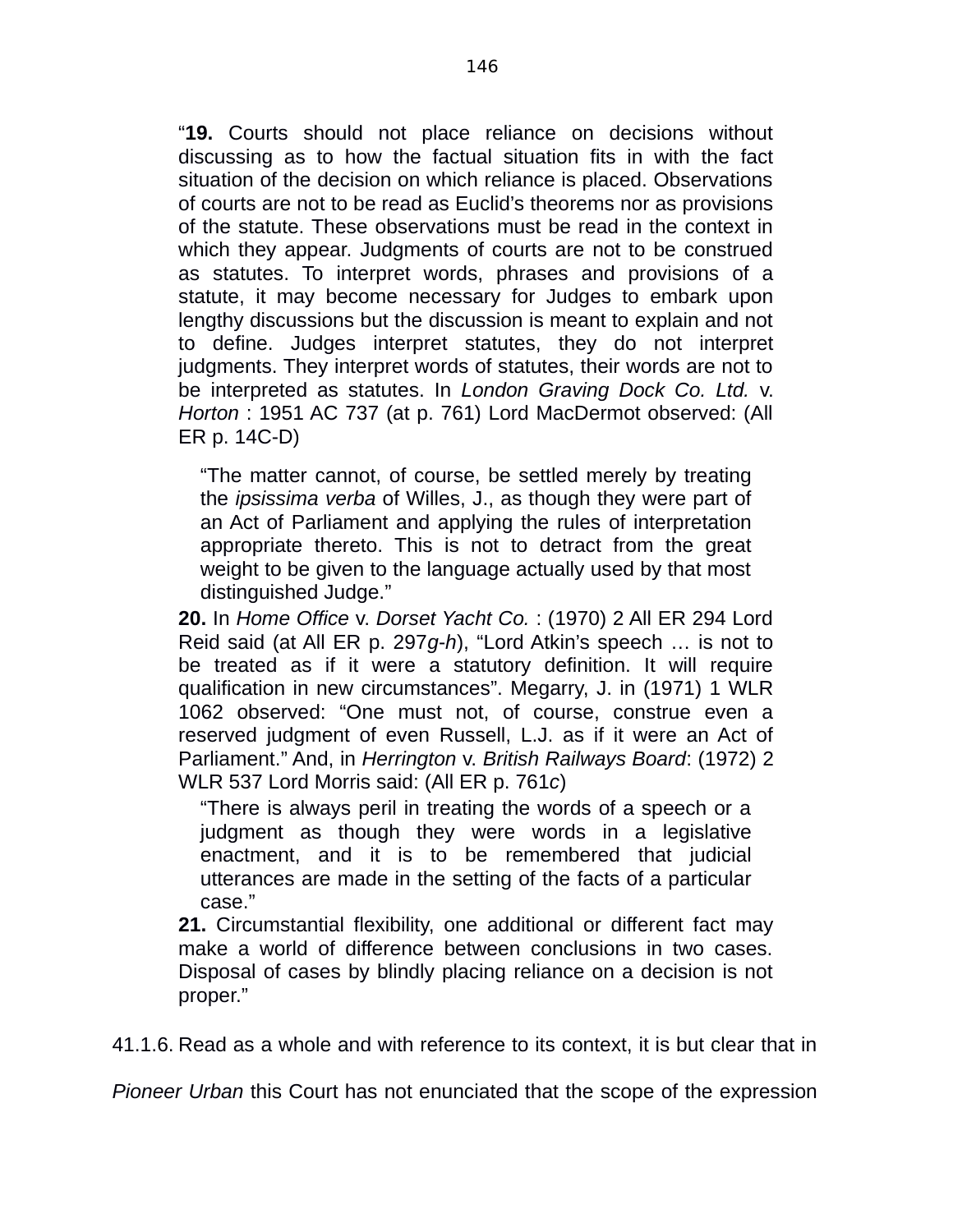> "**19.** Courts should not place reliance on decisions without discussing as to how the factual situation fits in with the fact situation of the decision on which reliance is placed. Observations of courts are not to be read as Euclid's theorems nor as provisions of the statute. These observations must be read in the context in which they appear. Judgments of courts are not to be construed as statutes. To interpret words, phrases and provisions of a statute, it may become necessary for Judges to embark upon lengthy discussions but the discussion is meant to explain and not to define. Judges interpret statutes, they do not interpret judgments. They interpret words of statutes, their words are not to be interpreted as statutes. In *London Graving Dock Co. Ltd.* v. *Horton* : 1951 AC 737 (at p. 761) Lord MacDermot observed: (All ER p. 14C-D)
>
> > "The matter cannot, of course, be settled merely by treating the *ipsissima verba* of Willes, J., as though they were part of an Act of Parliament and applying the rules of interpretation appropriate thereto. This is not to detract from the great weight to be given to the language actually used by that most distinguished Judge."
>
> **20.** In *Home Office* v. *Dorset Yacht Co.* : (1970) 2 All ER 294 Lord Reid said (at All ER p. 297*g-h*), "Lord Atkin's speech … is not to be treated as if it were a statutory definition. It will require qualification in new circumstances". Megarry, J. in (1971) 1 WLR 1062 observed: "One must not, of course, construe even a reserved judgment of even Russell, L.J. as if it were an Act of Parliament." And, in *Herrington* v. *British Railways Board*: (1972) 2 WLR 537 Lord Morris said: (All ER p. 761*c*)
>
> > "There is always peril in treating the words of a speech or a judgment as though they were words in a legislative enactment, and it is to be remembered that judicial utterances are made in the setting of the facts of a particular case."
>
> **21.** Circumstantial flexibility, one additional or different fact may make a world of difference between conclusions in two cases. Disposal of cases by blindly placing reliance on a decision is not proper."

41.1.6. Read as a whole and with reference to its context, it is but clear that in *Pioneer Urban* this Court has not enunciated that the scope of the expression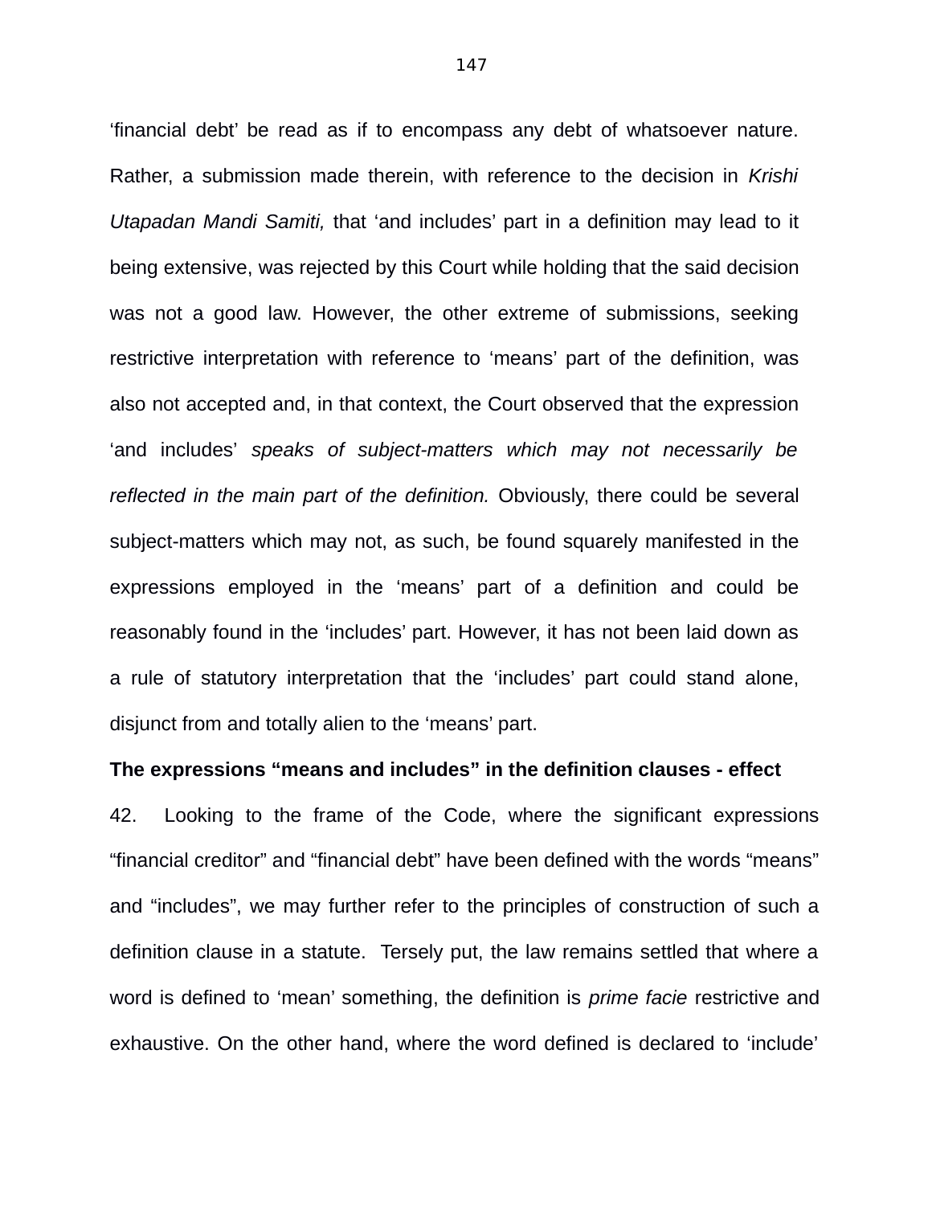‘financial debt’ be read as if to encompass any debt of whatsoever nature. Rather, a submission made therein, with reference to the decision in *Krishi Utapadan Mandi Samiti,* that ‘and includes’ part in a definition may lead to it being extensive, was rejected by this Court while holding that the said decision was not a good law. However, the other extreme of submissions, seeking restrictive interpretation with reference to ‘means’ part of the definition, was also not accepted and, in that context, the Court observed that the expression ‘and includes’ *speaks of subject-matters which may not necessarily be reflected in the main part of the definition.* Obviously, there could be several subject-matters which may not, as such, be found squarely manifested in the expressions employed in the ‘means’ part of a definition and could be reasonably found in the ‘includes’ part. However, it has not been laid down as a rule of statutory interpretation that the ‘includes’ part could stand alone, disjunct from and totally alien to the ‘means’ part.

**The expressions “means and includes” in the definition clauses - effect**

42. Looking to the frame of the Code, where the significant expressions “financial creditor” and “financial debt” have been defined with the words “means” and “includes”, we may further refer to the principles of construction of such a definition clause in a statute. Tersely put, the law remains settled that where a word is defined to ‘mean’ something, the definition is *prime facie* restrictive and exhaustive. On the other hand, where the word defined is declared to ‘include’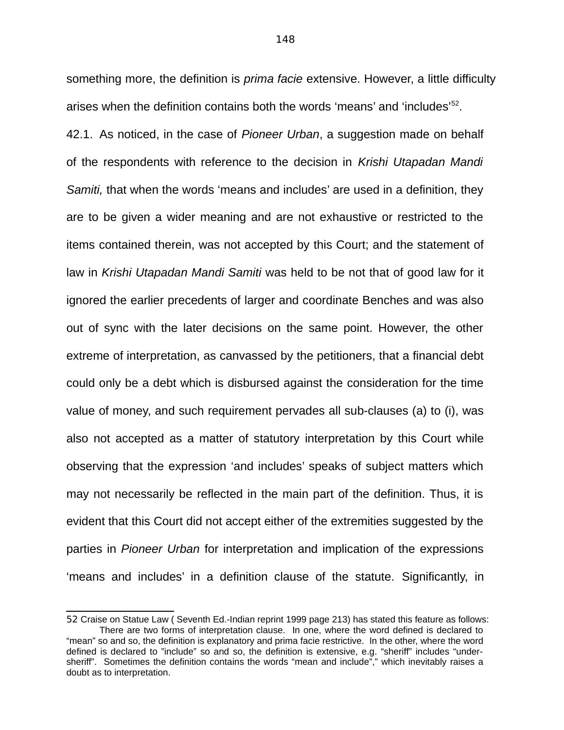something more, the definition is *prima facie* extensive. However, a little difficulty arises when the definition contains both the words 'means' and 'includes'[52].

42.1. As noticed, in the case of *Pioneer Urban*, a suggestion made on behalf of the respondents with reference to the decision in *Krishi Utapadan Mandi Samiti,* that when the words 'means and includes' are used in a definition, they are to be given a wider meaning and are not exhaustive or restricted to the items contained therein, was not accepted by this Court; and the statement of law in *Krishi Utapadan Mandi Samiti* was held to be not that of good law for it ignored the earlier precedents of larger and coordinate Benches and was also out of sync with the later decisions on the same point. However, the other extreme of interpretation, as canvassed by the petitioners, that a financial debt could only be a debt which is disbursed against the consideration for the time value of money, and such requirement pervades all sub-clauses (a) to (i), was also not accepted as a matter of statutory interpretation by this Court while observing that the expression 'and includes' speaks of subject matters which may not necessarily be reflected in the main part of the definition. Thus, it is evident that this Court did not accept either of the extremities suggested by the parties in *Pioneer Urban* for interpretation and implication of the expressions 'means and includes' in a definition clause of the statute. Significantly, in

---

[52] Craise on Statue Law ( Seventh Ed.-Indian reprint 1999 page 213) has stated this feature as follows:
There are two forms of interpretation clause. In one, where the word defined is declared to "mean" so and so, the definition is explanatory and prima facie restrictive. In the other, where the word defined is declared to "include" so and so, the definition is extensive, e.g. "sheriff" includes "under-sheriff". Sometimes the definition contains the words "mean and include"," which inevitably raises a doubt as to interpretation.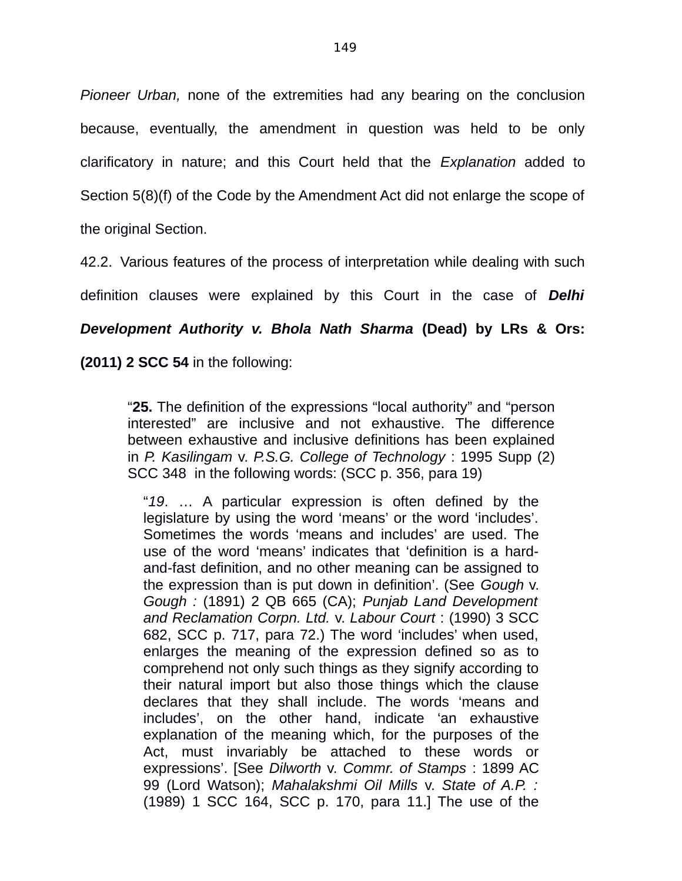*Pioneer Urban,* none of the extremities had any bearing on the conclusion because, eventually, the amendment in question was held to be only clarificatory in nature; and this Court held that the *Explanation* added to Section 5(8)(f) of the Code by the Amendment Act did not enlarge the scope of the original Section.

42.2. Various features of the process of interpretation while dealing with such definition clauses were explained by this Court in the case of ***Delhi Development Authority v. Bhola Nath Sharma*** **(Dead) by LRs & Ors: (2011) 2 SCC 54** in the following:

> "**25.** The definition of the expressions "local authority" and "person interested" are inclusive and not exhaustive. The difference between exhaustive and inclusive definitions has been explained in *P. Kasilingam* v. *P.S.G. College of Technology* : 1995 Supp (2) SCC 348 in the following words: (SCC p. 356, para 19)
>
> > "*19*. … A particular expression is often defined by the legislature by using the word 'means' or the word 'includes'. Sometimes the words 'means and includes' are used. The use of the word 'means' indicates that 'definition is a hard-and-fast definition, and no other meaning can be assigned to the expression than is put down in definition'. (See *Gough* v. *Gough :* (1891) 2 QB 665 (CA); *Punjab Land Development and Reclamation Corpn. Ltd.* v. *Labour Court* : (1990) 3 SCC 682, SCC p. 717, para 72.) The word 'includes' when used, enlarges the meaning of the expression defined so as to comprehend not only such things as they signify according to their natural import but also those things which the clause declares that they shall include. The words 'means and includes', on the other hand, indicate 'an exhaustive explanation of the meaning which, for the purposes of the Act, must invariably be attached to these words or expressions'. [See *Dilworth* v. *Commr. of Stamps* : 1899 AC 99 (Lord Watson); *Mahalakshmi Oil Mills* v. *State of A.P. :* (1989) 1 SCC 164, SCC p. 170, para 11.] The use of the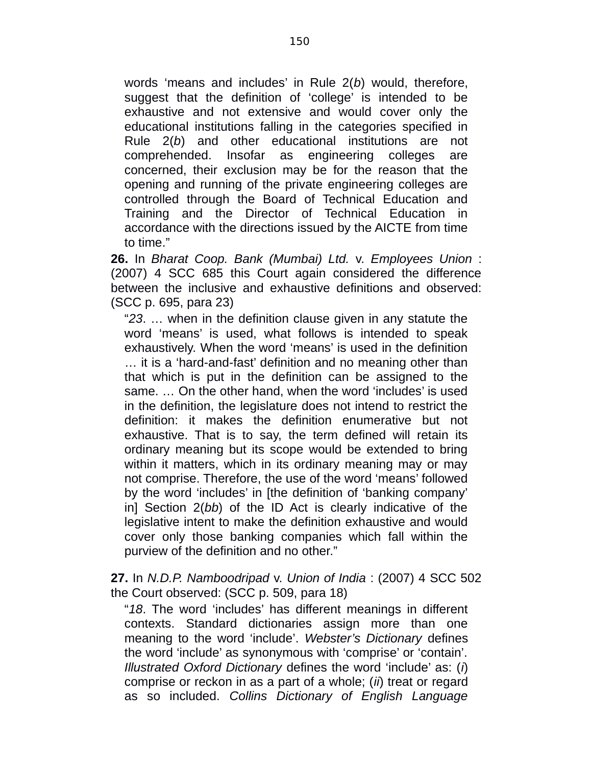> words 'means and includes' in Rule 2(*b*) would, therefore, suggest that the definition of 'college' is intended to be exhaustive and not extensive and would cover only the educational institutions falling in the categories specified in Rule 2(*b*) and other educational institutions are not comprehended. Insofar as engineering colleges are concerned, their exclusion may be for the reason that the opening and running of the private engineering colleges are controlled through the Board of Technical Education and Training and the Director of Technical Education in accordance with the directions issued by the AICTE from time to time."

**26.** In *Bharat Coop. Bank (Mumbai) Ltd.* v. *Employees Union* : (2007) 4 SCC 685 this Court again considered the difference between the inclusive and exhaustive definitions and observed: (SCC p. 695, para 23)

> "*23*. … when in the definition clause given in any statute the word 'means' is used, what follows is intended to speak exhaustively. When the word 'means' is used in the definition … it is a 'hard-and-fast' definition and no meaning other than that which is put in the definition can be assigned to the same. … On the other hand, when the word 'includes' is used in the definition, the legislature does not intend to restrict the definition: it makes the definition enumerative but not exhaustive. That is to say, the term defined will retain its ordinary meaning but its scope would be extended to bring within it matters, which in its ordinary meaning may or may not comprise. Therefore, the use of the word 'means' followed by the word 'includes' in [the definition of 'banking company' in] Section 2(*bb*) of the ID Act is clearly indicative of the legislative intent to make the definition exhaustive and would cover only those banking companies which fall within the purview of the definition and no other."

**27.** In *N.D.P. Namboodripad* v. *Union of India* : (2007) 4 SCC 502 the Court observed: (SCC p. 509, para 18)

> "*18*. The word 'includes' has different meanings in different contexts. Standard dictionaries assign more than one meaning to the word 'include'. *Webster's Dictionary* defines the word 'include' as synonymous with 'comprise' or 'contain'. *Illustrated Oxford Dictionary* defines the word 'include' as: (*i*) comprise or reckon in as a part of a whole; (*ii*) treat or regard as so included. *Collins Dictionary of English Language*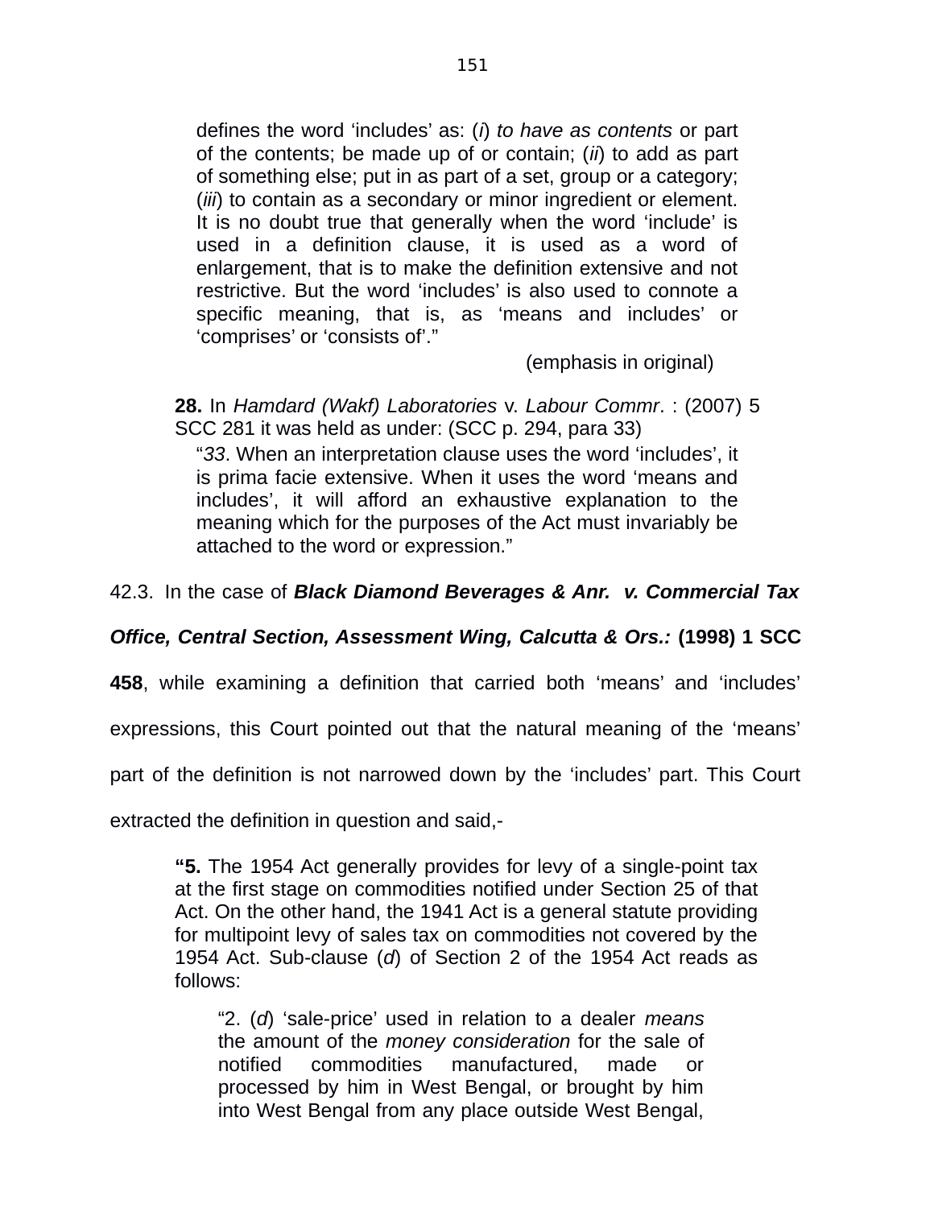> defines the word 'includes' as: (*i*) *to have as contents* or part of the contents; be made up of or contain; (*ii*) to add as part of something else; put in as part of a set, group or a category; (*iii*) to contain as a secondary or minor ingredient or element. It is no doubt true that generally when the word 'include' is used in a definition clause, it is used as a word of enlargement, that is to make the definition extensive and not restrictive. But the word 'includes' is also used to connote a specific meaning, that is, as 'means and includes' or 'comprises' or 'consists of'."
>
> (emphasis in original)
>
> **28.** In *Hamdard (Wakf) Laboratories* v. *Labour Commr*. : (2007) 5 SCC 281 it was held as under: (SCC p. 294, para 33)
>
> "*33*. When an interpretation clause uses the word 'includes', it is prima facie extensive. When it uses the word 'means and includes', it will afford an exhaustive explanation to the meaning which for the purposes of the Act must invariably be attached to the word or expression."

42.3. In the case of ***Black Diamond Beverages & Anr. v. Commercial Tax Office, Central Section, Assessment Wing, Calcutta & Ors.:*** **(1998) 1 SCC 458**, while examining a definition that carried both 'means' and 'includes' expressions, this Court pointed out that the natural meaning of the 'means' part of the definition is not narrowed down by the 'includes' part. This Court extracted the definition in question and said,-

> **"5.** The 1954 Act generally provides for levy of a single-point tax at the first stage on commodities notified under Section 25 of that Act. On the other hand, the 1941 Act is a general statute providing for multipoint levy of sales tax on commodities not covered by the 1954 Act. Sub-clause (*d*) of Section 2 of the 1954 Act reads as follows:
>
> > "2. (*d*) 'sale-price' used in relation to a dealer *means* the amount of the *money consideration* for the sale of notified commodities manufactured, made or processed by him in West Bengal, or brought by him into West Bengal from any place outside West Bengal,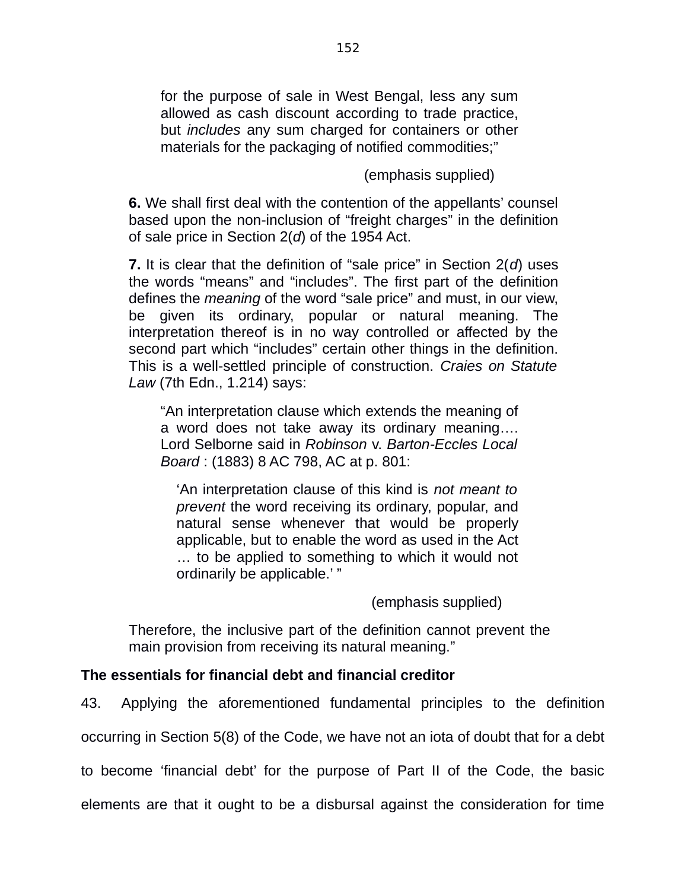for the purpose of sale in West Bengal, less any sum allowed as cash discount according to trade practice, but *includes* any sum charged for containers or other materials for the packaging of notified commodities;"

(emphasis supplied)

**6.** We shall first deal with the contention of the appellants' counsel based upon the non-inclusion of "freight charges" in the definition of sale price in Section 2(*d*) of the 1954 Act.

**7.** It is clear that the definition of "sale price" in Section 2(*d*) uses the words "means" and "includes". The first part of the definition defines the *meaning* of the word "sale price" and must, in our view, be given its ordinary, popular or natural meaning. The interpretation thereof is in no way controlled or affected by the second part which "includes" certain other things in the definition. This is a well-settled principle of construction. *Craies on Statute Law* (7th Edn., 1.214) says:

> "An interpretation clause which extends the meaning of a word does not take away its ordinary meaning…. Lord Selborne said in *Robinson* v. *Barton-Eccles Local Board* : (1883) 8 AC 798, AC at p. 801:
>
> > 'An interpretation clause of this kind is *not meant to prevent* the word receiving its ordinary, popular, and natural sense whenever that would be properly applicable, but to enable the word as used in the Act … to be applied to something to which it would not ordinarily be applicable.' "
>
> (emphasis supplied)

Therefore, the inclusive part of the definition cannot prevent the main provision from receiving its natural meaning."

**The essentials for financial debt and financial creditor**

43. Applying the aforementioned fundamental principles to the definition occurring in Section 5(8) of the Code, we have not an iota of doubt that for a debt to become 'financial debt' for the purpose of Part II of the Code, the basic elements are that it ought to be a disbursal against the consideration for time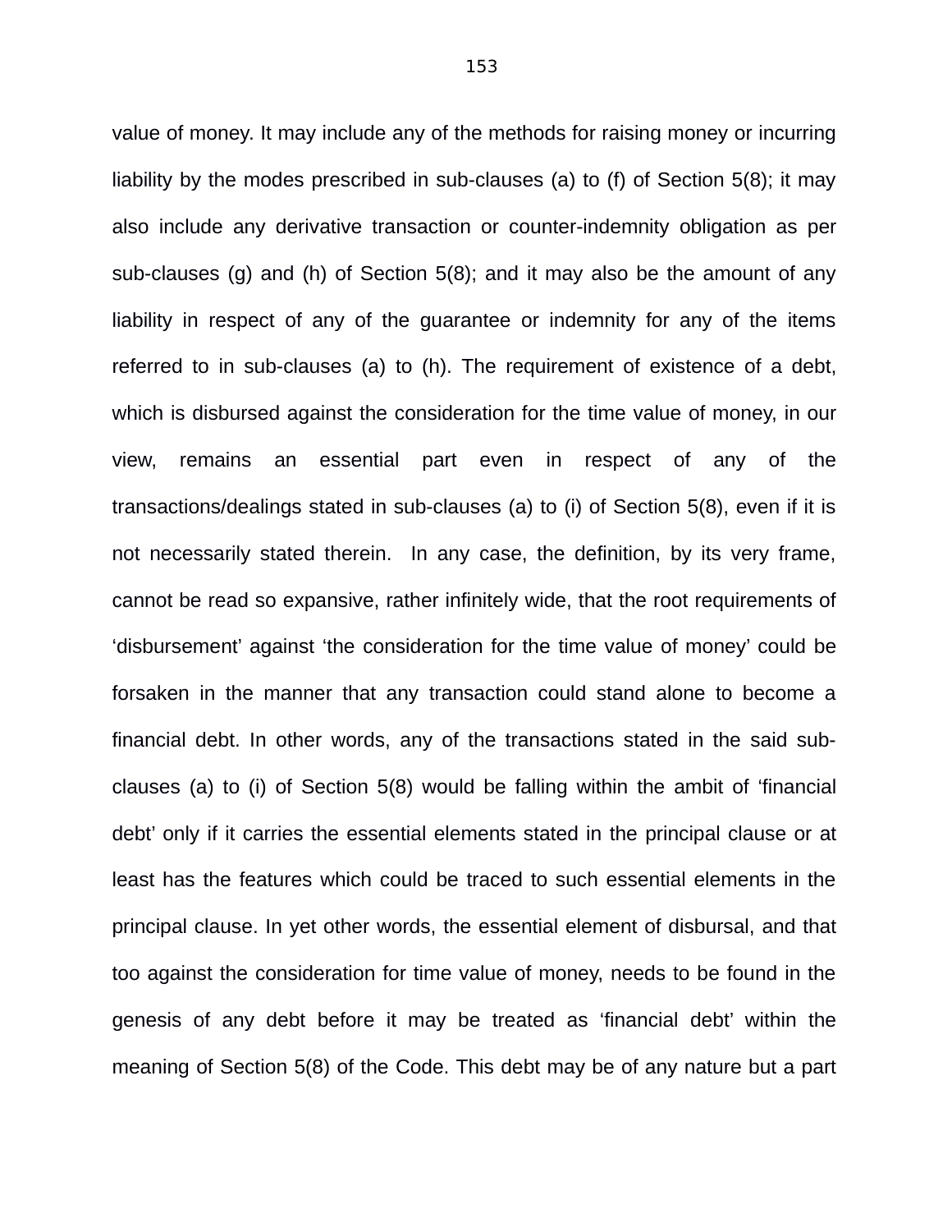value of money. It may include any of the methods for raising money or incurring liability by the modes prescribed in sub-clauses (a) to (f) of Section 5(8); it may also include any derivative transaction or counter-indemnity obligation as per sub-clauses (g) and (h) of Section 5(8); and it may also be the amount of any liability in respect of any of the guarantee or indemnity for any of the items referred to in sub-clauses (a) to (h). The requirement of existence of a debt, which is disbursed against the consideration for the time value of money, in our view, remains an essential part even in respect of any of the transactions/dealings stated in sub-clauses (a) to (i) of Section 5(8), even if it is not necessarily stated therein. In any case, the definition, by its very frame, cannot be read so expansive, rather infinitely wide, that the root requirements of 'disbursement' against 'the consideration for the time value of money' could be forsaken in the manner that any transaction could stand alone to become a financial debt. In other words, any of the transactions stated in the said sub-clauses (a) to (i) of Section 5(8) would be falling within the ambit of 'financial debt' only if it carries the essential elements stated in the principal clause or at least has the features which could be traced to such essential elements in the principal clause. In yet other words, the essential element of disbursal, and that too against the consideration for time value of money, needs to be found in the genesis of any debt before it may be treated as 'financial debt' within the meaning of Section 5(8) of the Code. This debt may be of any nature but a part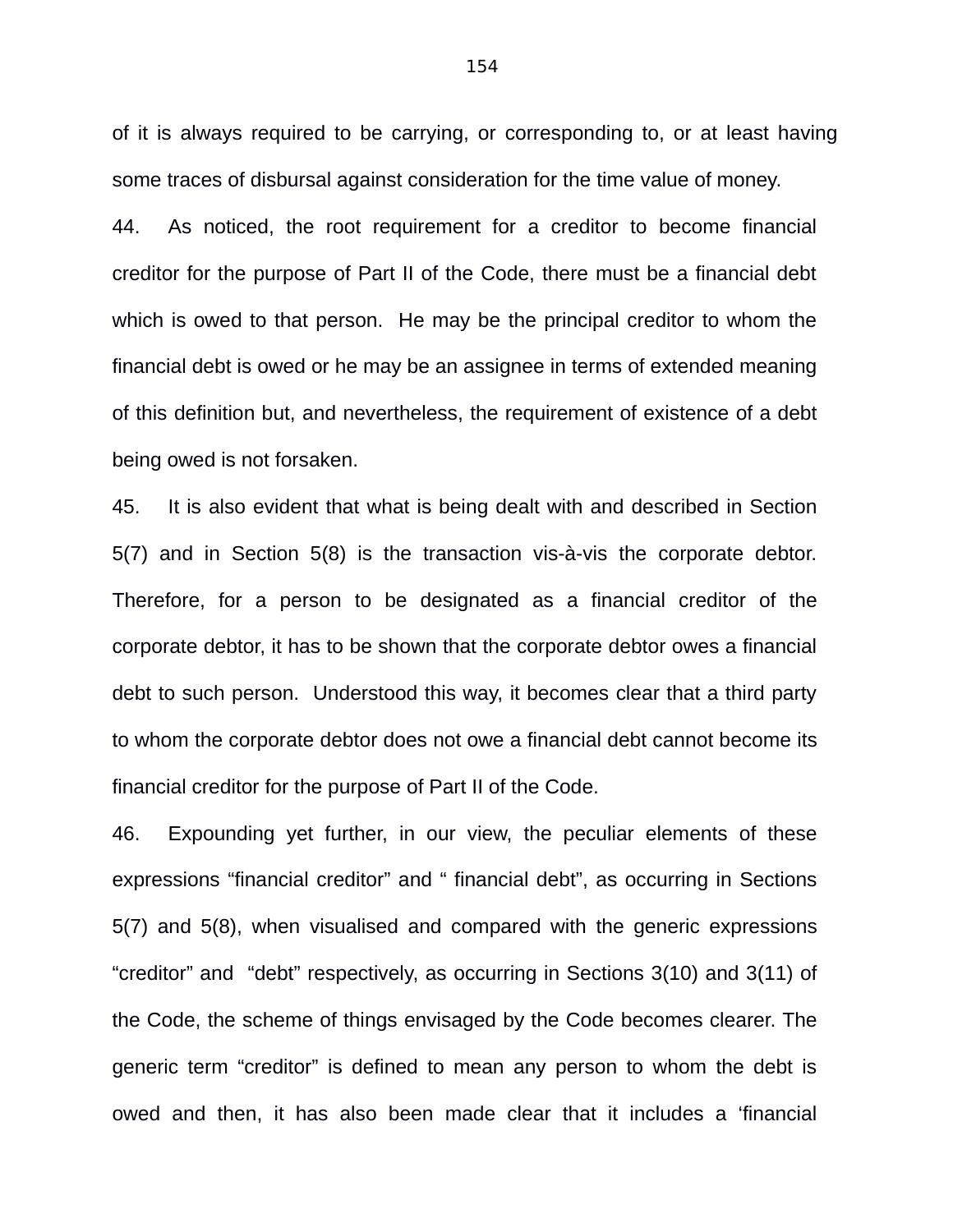of it is always required to be carrying, or corresponding to, or at least having some traces of disbursal against consideration for the time value of money.

44. As noticed, the root requirement for a creditor to become financial creditor for the purpose of Part II of the Code, there must be a financial debt which is owed to that person. He may be the principal creditor to whom the financial debt is owed or he may be an assignee in terms of extended meaning of this definition but, and nevertheless, the requirement of existence of a debt being owed is not forsaken.

45. It is also evident that what is being dealt with and described in Section 5(7) and in Section 5(8) is the transaction vis-à-vis the corporate debtor. Therefore, for a person to be designated as a financial creditor of the corporate debtor, it has to be shown that the corporate debtor owes a financial debt to such person. Understood this way, it becomes clear that a third party to whom the corporate debtor does not owe a financial debt cannot become its financial creditor for the purpose of Part II of the Code.

46. Expounding yet further, in our view, the peculiar elements of these expressions “financial creditor” and “ financial debt”, as occurring in Sections 5(7) and 5(8), when visualised and compared with the generic expressions “creditor” and “debt” respectively, as occurring in Sections 3(10) and 3(11) of the Code, the scheme of things envisaged by the Code becomes clearer. The generic term “creditor” is defined to mean any person to whom the debt is owed and then, it has also been made clear that it includes a ‘financial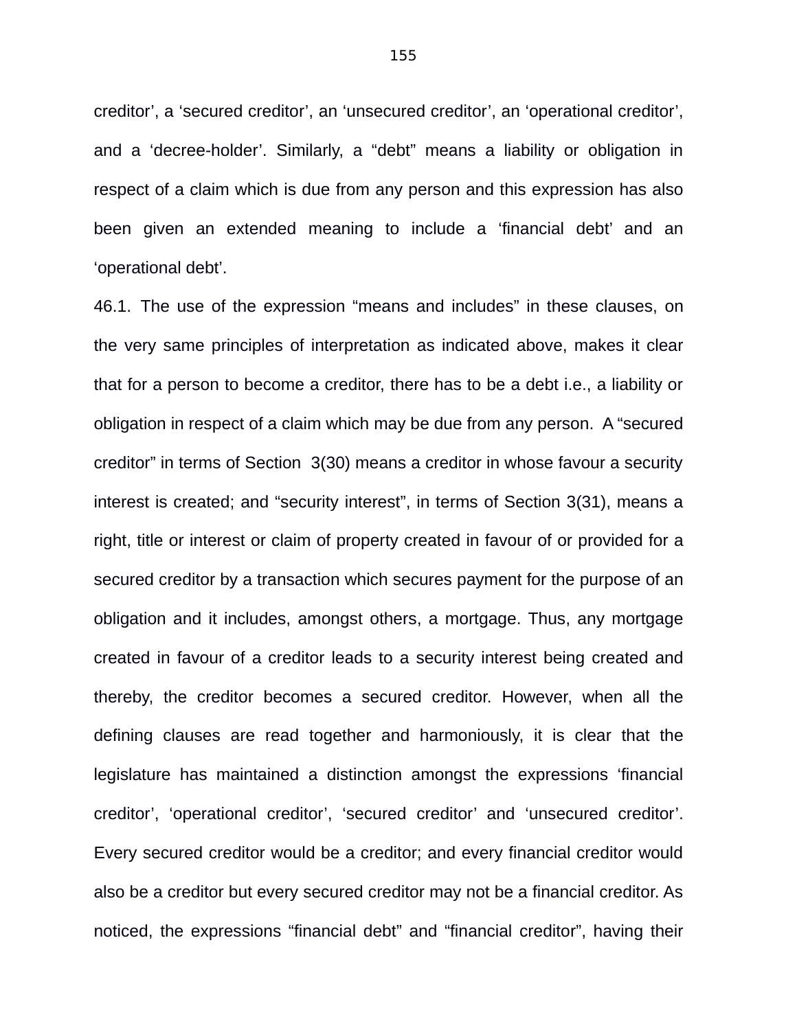creditor', a 'secured creditor', an 'unsecured creditor', an 'operational creditor', and a 'decree-holder'. Similarly, a "debt" means a liability or obligation in respect of a claim which is due from any person and this expression has also been given an extended meaning to include a 'financial debt' and an 'operational debt'.

46.1. The use of the expression "means and includes" in these clauses, on the very same principles of interpretation as indicated above, makes it clear that for a person to become a creditor, there has to be a debt i.e., a liability or obligation in respect of a claim which may be due from any person. A "secured creditor" in terms of Section 3(30) means a creditor in whose favour a security interest is created; and "security interest", in terms of Section 3(31), means a right, title or interest or claim of property created in favour of or provided for a secured creditor by a transaction which secures payment for the purpose of an obligation and it includes, amongst others, a mortgage. Thus, any mortgage created in favour of a creditor leads to a security interest being created and thereby, the creditor becomes a secured creditor. However, when all the defining clauses are read together and harmoniously, it is clear that the legislature has maintained a distinction amongst the expressions 'financial creditor', 'operational creditor', 'secured creditor' and 'unsecured creditor'. Every secured creditor would be a creditor; and every financial creditor would also be a creditor but every secured creditor may not be a financial creditor. As noticed, the expressions "financial debt" and "financial creditor", having their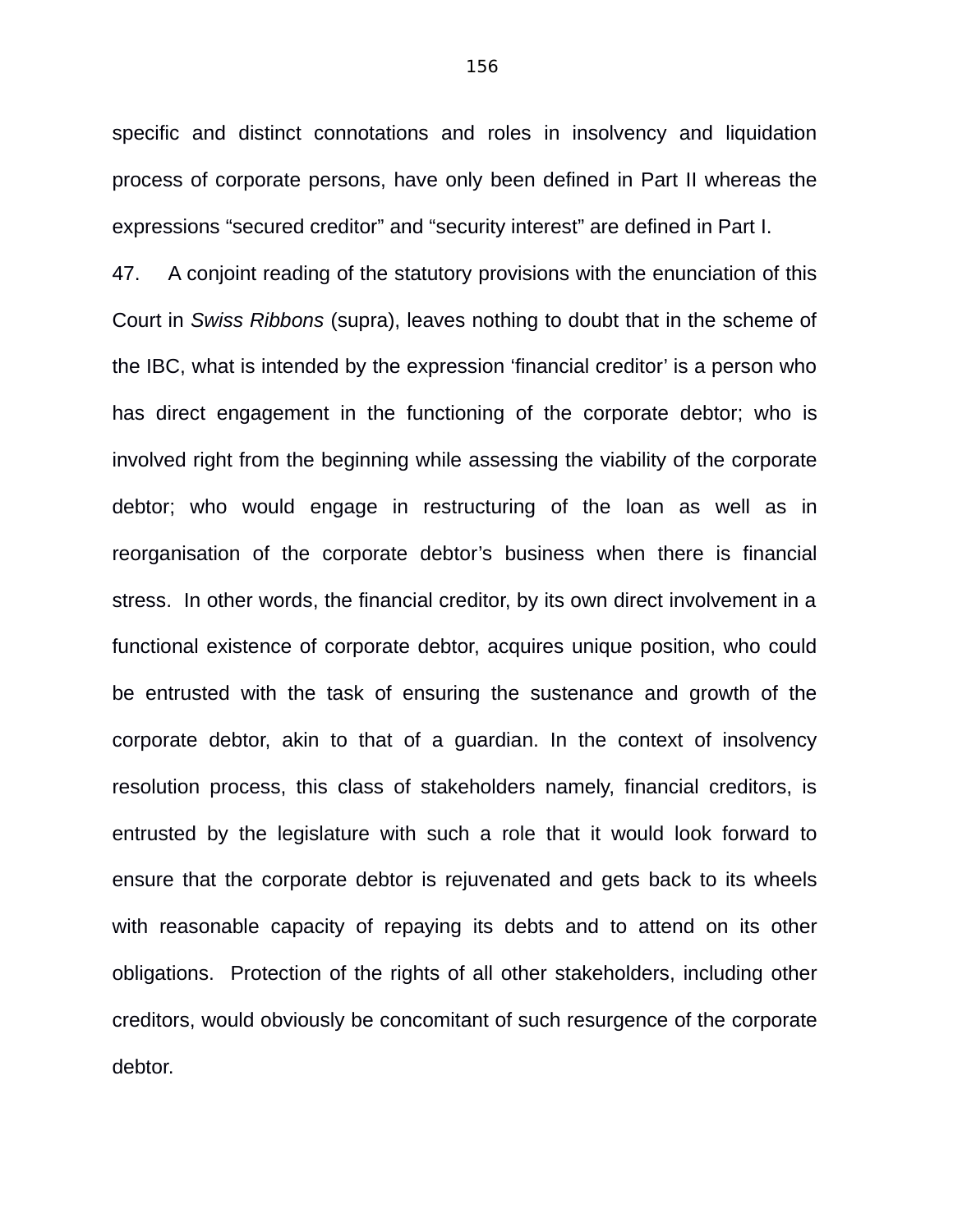specific and distinct connotations and roles in insolvency and liquidation process of corporate persons, have only been defined in Part II whereas the expressions “secured creditor” and “security interest” are defined in Part I.

47. A conjoint reading of the statutory provisions with the enunciation of this Court in *Swiss Ribbons* (supra), leaves nothing to doubt that in the scheme of the IBC, what is intended by the expression ‘financial creditor’ is a person who has direct engagement in the functioning of the corporate debtor; who is involved right from the beginning while assessing the viability of the corporate debtor; who would engage in restructuring of the loan as well as in reorganisation of the corporate debtor’s business when there is financial stress. In other words, the financial creditor, by its own direct involvement in a functional existence of corporate debtor, acquires unique position, who could be entrusted with the task of ensuring the sustenance and growth of the corporate debtor, akin to that of a guardian. In the context of insolvency resolution process, this class of stakeholders namely, financial creditors, is entrusted by the legislature with such a role that it would look forward to ensure that the corporate debtor is rejuvenated and gets back to its wheels with reasonable capacity of repaying its debts and to attend on its other obligations. Protection of the rights of all other stakeholders, including other creditors, would obviously be concomitant of such resurgence of the corporate debtor.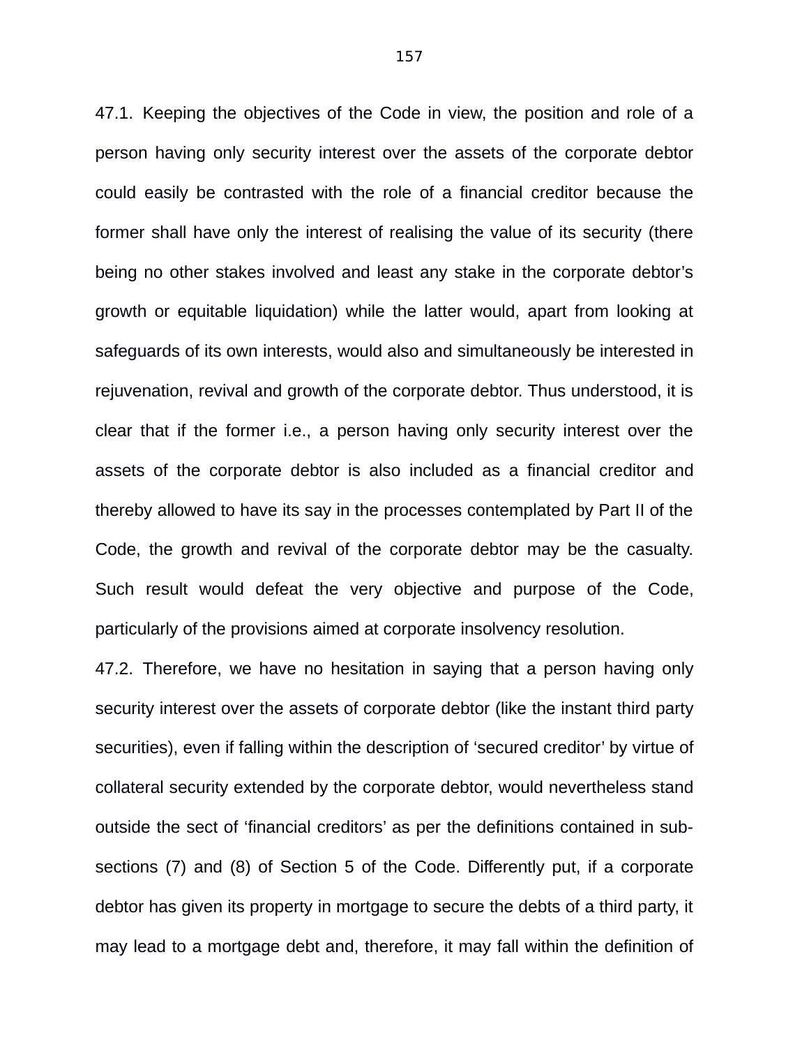47.1. Keeping the objectives of the Code in view, the position and role of a person having only security interest over the assets of the corporate debtor could easily be contrasted with the role of a financial creditor because the former shall have only the interest of realising the value of its security (there being no other stakes involved and least any stake in the corporate debtor's growth or equitable liquidation) while the latter would, apart from looking at safeguards of its own interests, would also and simultaneously be interested in rejuvenation, revival and growth of the corporate debtor. Thus understood, it is clear that if the former i.e., a person having only security interest over the assets of the corporate debtor is also included as a financial creditor and thereby allowed to have its say in the processes contemplated by Part II of the Code, the growth and revival of the corporate debtor may be the casualty. Such result would defeat the very objective and purpose of the Code, particularly of the provisions aimed at corporate insolvency resolution.

47.2. Therefore, we have no hesitation in saying that a person having only security interest over the assets of corporate debtor (like the instant third party securities), even if falling within the description of 'secured creditor' by virtue of collateral security extended by the corporate debtor, would nevertheless stand outside the sect of 'financial creditors' as per the definitions contained in sub-sections (7) and (8) of Section 5 of the Code. Differently put, if a corporate debtor has given its property in mortgage to secure the debts of a third party, it may lead to a mortgage debt and, therefore, it may fall within the definition of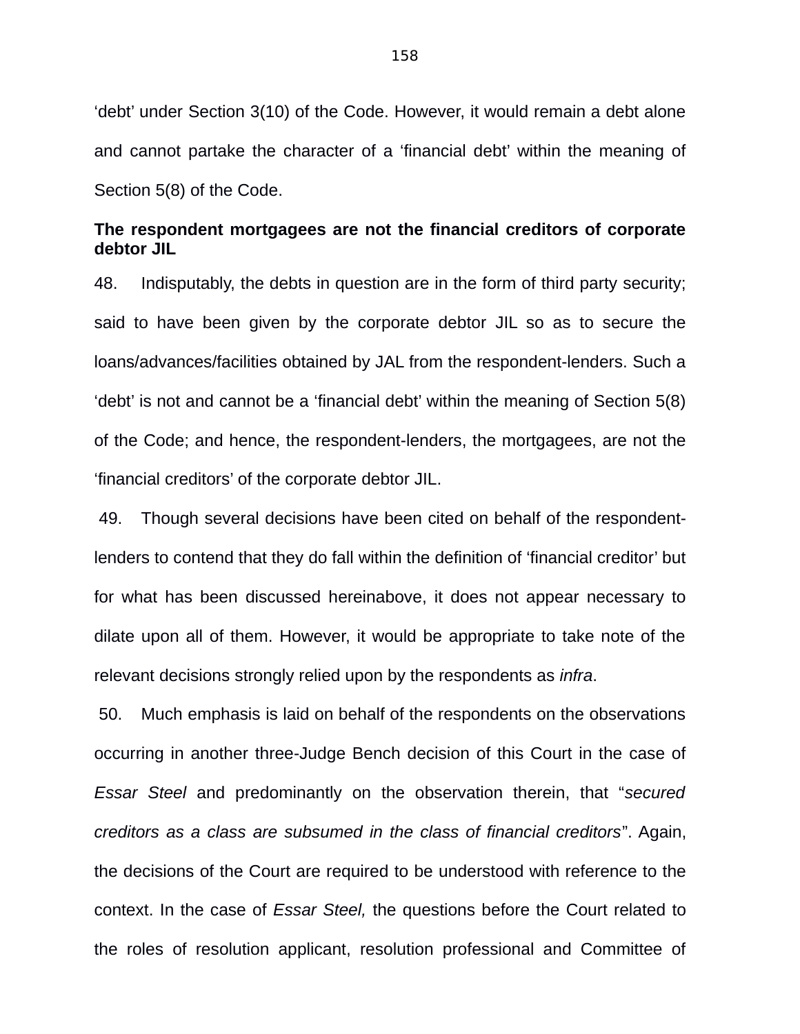'debt' under Section 3(10) of the Code. However, it would remain a debt alone and cannot partake the character of a 'financial debt' within the meaning of Section 5(8) of the Code.

**The respondent mortgagees are not the financial creditors of corporate debtor JIL**

48. Indisputably, the debts in question are in the form of third party security; said to have been given by the corporate debtor JIL so as to secure the loans/advances/facilities obtained by JAL from the respondent-lenders. Such a 'debt' is not and cannot be a 'financial debt' within the meaning of Section 5(8) of the Code; and hence, the respondent-lenders, the mortgagees, are not the 'financial creditors' of the corporate debtor JIL.

49. Though several decisions have been cited on behalf of the respondent-lenders to contend that they do fall within the definition of 'financial creditor' but for what has been discussed hereinabove, it does not appear necessary to dilate upon all of them. However, it would be appropriate to take note of the relevant decisions strongly relied upon by the respondents as *infra*.

50. Much emphasis is laid on behalf of the respondents on the observations occurring in another three-Judge Bench decision of this Court in the case of *Essar Steel* and predominantly on the observation therein, that "*secured creditors as a class are subsumed in the class of financial creditors*". Again, the decisions of the Court are required to be understood with reference to the context. In the case of *Essar Steel,* the questions before the Court related to the roles of resolution applicant, resolution professional and Committee of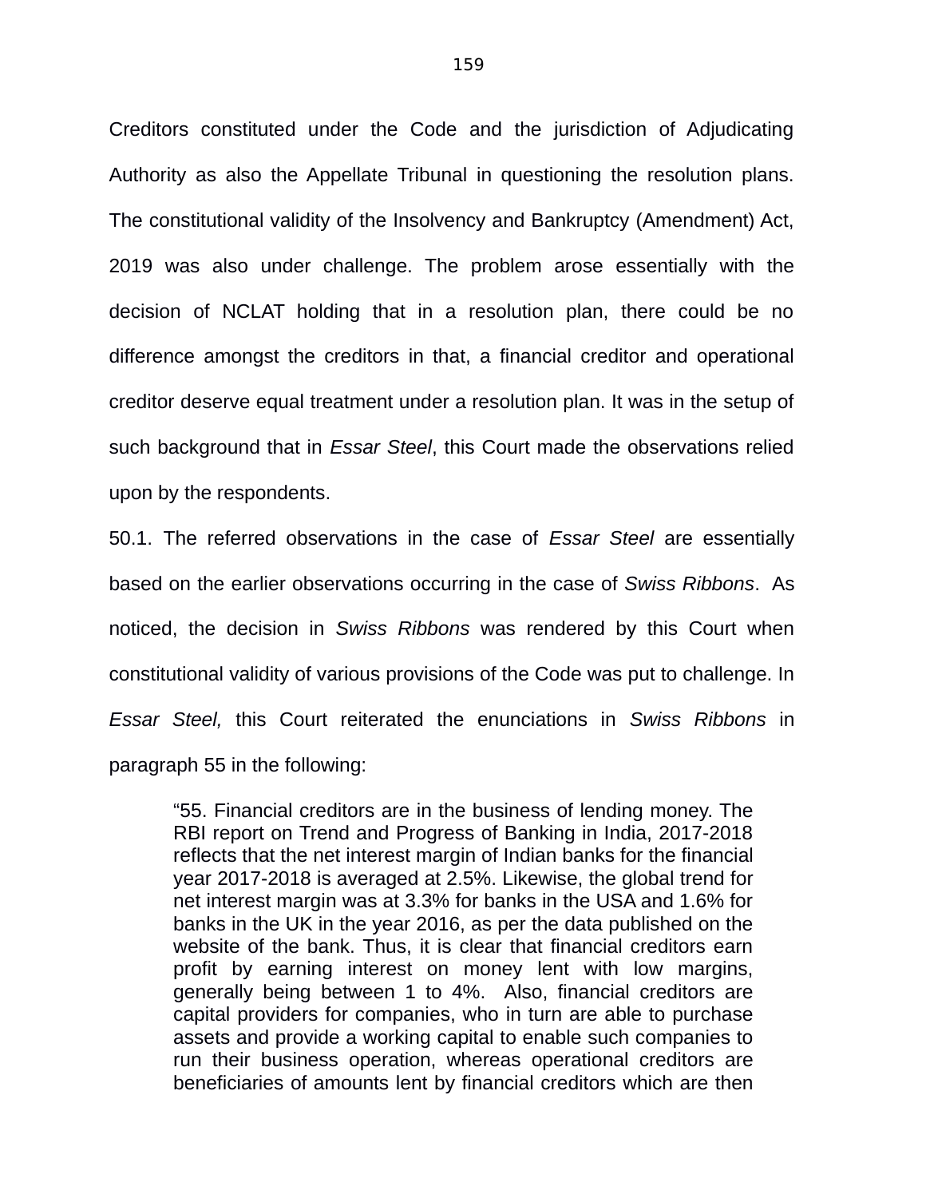Creditors constituted under the Code and the jurisdiction of Adjudicating Authority as also the Appellate Tribunal in questioning the resolution plans. The constitutional validity of the Insolvency and Bankruptcy (Amendment) Act, 2019 was also under challenge. The problem arose essentially with the decision of NCLAT holding that in a resolution plan, there could be no difference amongst the creditors in that, a financial creditor and operational creditor deserve equal treatment under a resolution plan. It was in the setup of such background that in *Essar Steel*, this Court made the observations relied upon by the respondents.

50.1. The referred observations in the case of *Essar Steel* are essentially based on the earlier observations occurring in the case of *Swiss Ribbons*. As noticed, the decision in *Swiss Ribbons* was rendered by this Court when constitutional validity of various provisions of the Code was put to challenge. In *Essar Steel,* this Court reiterated the enunciations in *Swiss Ribbons* in paragraph 55 in the following:

> "55. Financial creditors are in the business of lending money. The RBI report on Trend and Progress of Banking in India, 2017-2018 reflects that the net interest margin of Indian banks for the financial year 2017-2018 is averaged at 2.5%. Likewise, the global trend for net interest margin was at 3.3% for banks in the USA and 1.6% for banks in the UK in the year 2016, as per the data published on the website of the bank. Thus, it is clear that financial creditors earn profit by earning interest on money lent with low margins, generally being between 1 to 4%. Also, financial creditors are capital providers for companies, who in turn are able to purchase assets and provide a working capital to enable such companies to run their business operation, whereas operational creditors are beneficiaries of amounts lent by financial creditors which are then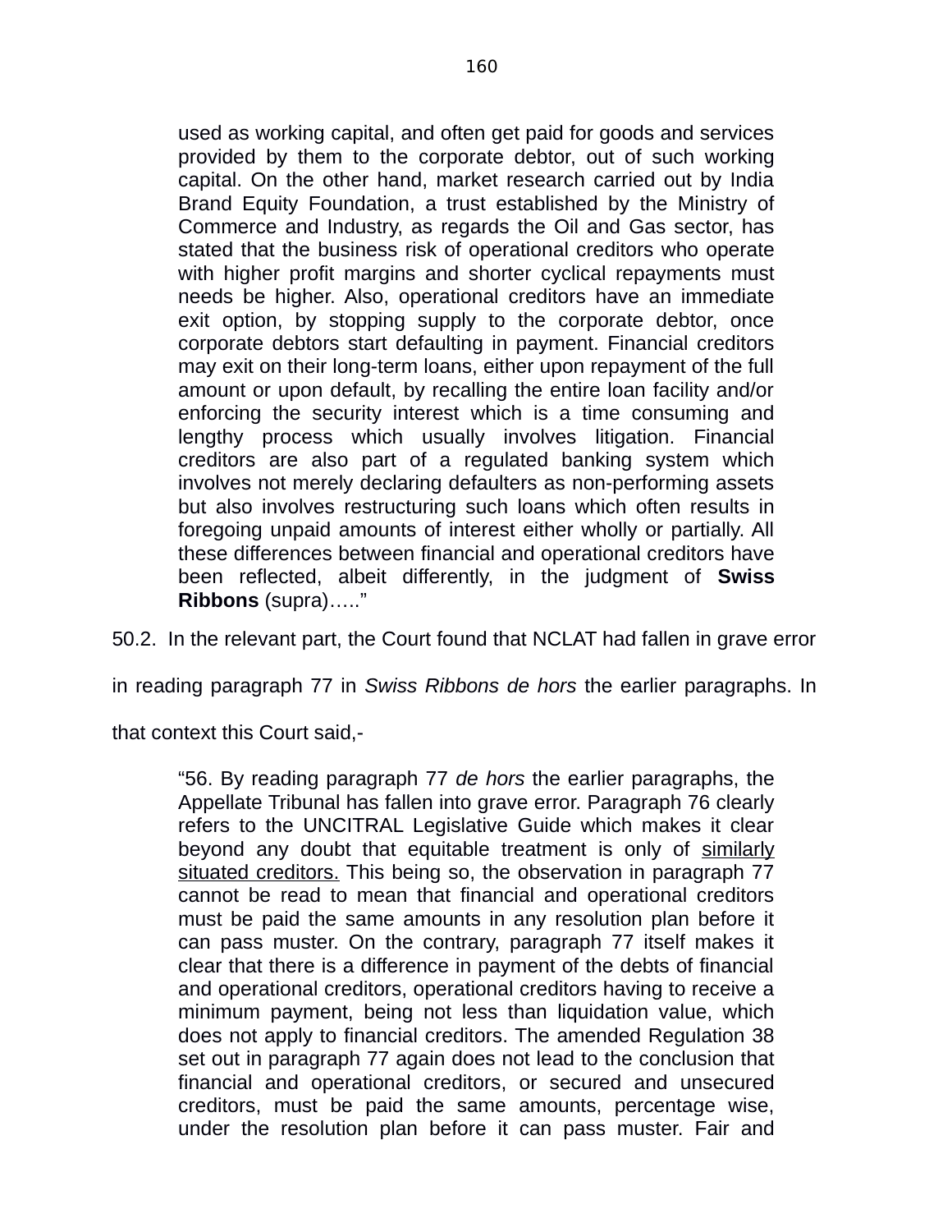> used as working capital, and often get paid for goods and services provided by them to the corporate debtor, out of such working capital. On the other hand, market research carried out by India Brand Equity Foundation, a trust established by the Ministry of Commerce and Industry, as regards the Oil and Gas sector, has stated that the business risk of operational creditors who operate with higher profit margins and shorter cyclical repayments must needs be higher. Also, operational creditors have an immediate exit option, by stopping supply to the corporate debtor, once corporate debtors start defaulting in payment. Financial creditors may exit on their long-term loans, either upon repayment of the full amount or upon default, by recalling the entire loan facility and/or enforcing the security interest which is a time consuming and lengthy process which usually involves litigation. Financial creditors are also part of a regulated banking system which involves not merely declaring defaulters as non-performing assets but also involves restructuring such loans which often results in foregoing unpaid amounts of interest either wholly or partially. All these differences between financial and operational creditors have been reflected, albeit differently, in the judgment of **Swiss Ribbons** (supra)….."

50.2. In the relevant part, the Court found that NCLAT had fallen in grave error in reading paragraph 77 in *Swiss Ribbons de hors* the earlier paragraphs. In that context this Court said,-

> "56. By reading paragraph 77 *de hors* the earlier paragraphs, the Appellate Tribunal has fallen into grave error. Paragraph 76 clearly refers to the UNCITRAL Legislative Guide which makes it clear beyond any doubt that equitable treatment is only of <u>similarly situated creditors.</u> This being so, the observation in paragraph 77 cannot be read to mean that financial and operational creditors must be paid the same amounts in any resolution plan before it can pass muster. On the contrary, paragraph 77 itself makes it clear that there is a difference in payment of the debts of financial and operational creditors, operational creditors having to receive a minimum payment, being not less than liquidation value, which does not apply to financial creditors. The amended Regulation 38 set out in paragraph 77 again does not lead to the conclusion that financial and operational creditors, or secured and unsecured creditors, must be paid the same amounts, percentage wise, under the resolution plan before it can pass muster. Fair and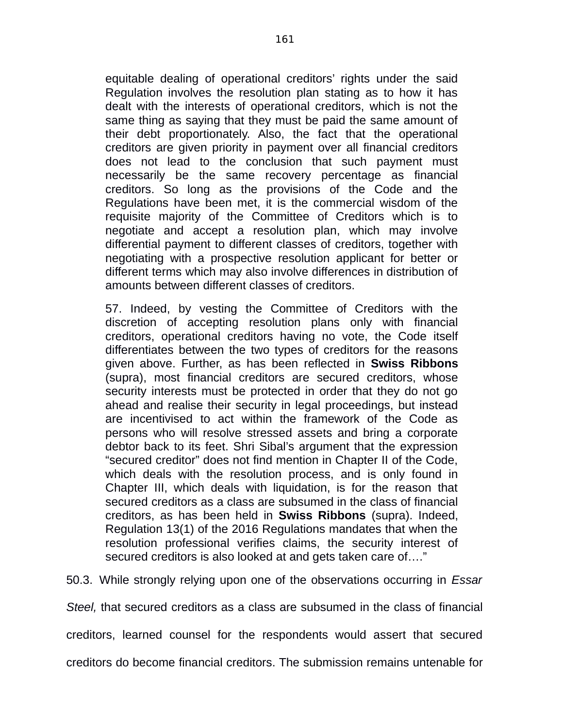> equitable dealing of operational creditors' rights under the said Regulation involves the resolution plan stating as to how it has dealt with the interests of operational creditors, which is not the same thing as saying that they must be paid the same amount of their debt proportionately. Also, the fact that the operational creditors are given priority in payment over all financial creditors does not lead to the conclusion that such payment must necessarily be the same recovery percentage as financial creditors. So long as the provisions of the Code and the Regulations have been met, it is the commercial wisdom of the requisite majority of the Committee of Creditors which is to negotiate and accept a resolution plan, which may involve differential payment to different classes of creditors, together with negotiating with a prospective resolution applicant for better or different terms which may also involve differences in distribution of amounts between different classes of creditors.
>
> 57. Indeed, by vesting the Committee of Creditors with the discretion of accepting resolution plans only with financial creditors, operational creditors having no vote, the Code itself differentiates between the two types of creditors for the reasons given above. Further, as has been reflected in **Swiss Ribbons** (supra), most financial creditors are secured creditors, whose security interests must be protected in order that they do not go ahead and realise their security in legal proceedings, but instead are incentivised to act within the framework of the Code as persons who will resolve stressed assets and bring a corporate debtor back to its feet. Shri Sibal's argument that the expression "secured creditor" does not find mention in Chapter II of the Code, which deals with the resolution process, and is only found in Chapter III, which deals with liquidation, is for the reason that secured creditors as a class are subsumed in the class of financial creditors, as has been held in **Swiss Ribbons** (supra). Indeed, Regulation 13(1) of the 2016 Regulations mandates that when the resolution professional verifies claims, the security interest of secured creditors is also looked at and gets taken care of…."

50.3. While strongly relying upon one of the observations occurring in *Essar Steel,* that secured creditors as a class are subsumed in the class of financial creditors, learned counsel for the respondents would assert that secured creditors do become financial creditors. The submission remains untenable for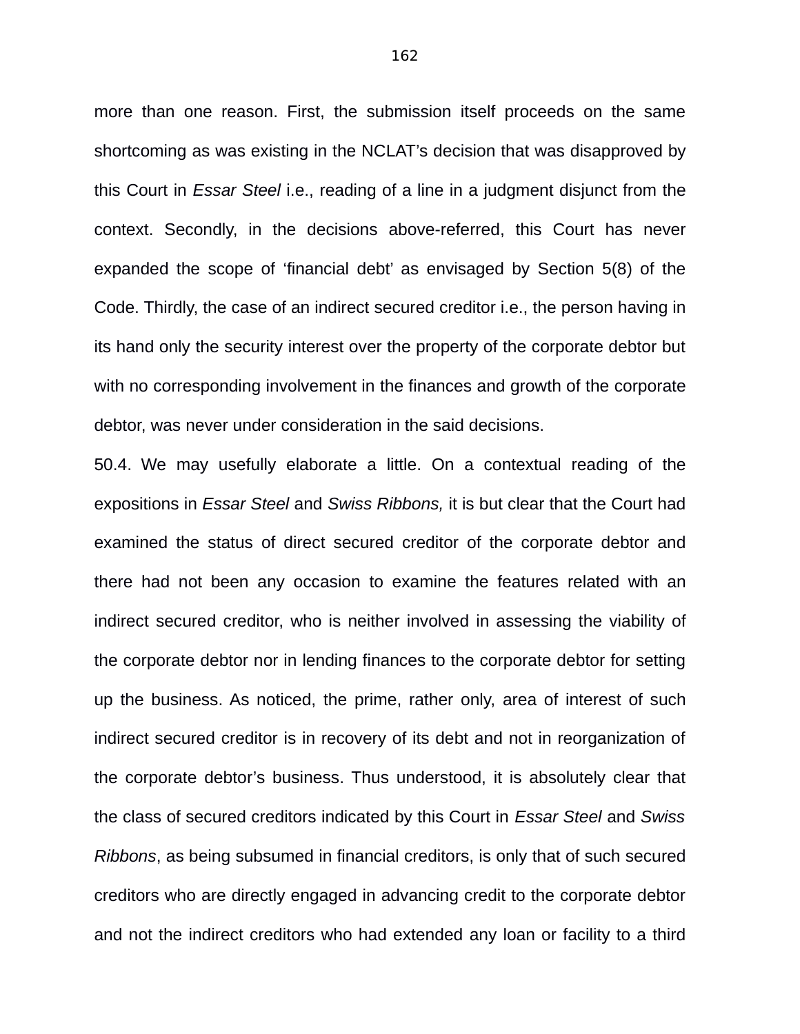more than one reason. First, the submission itself proceeds on the same shortcoming as was existing in the NCLAT's decision that was disapproved by this Court in *Essar Steel* i.e., reading of a line in a judgment disjunct from the context. Secondly, in the decisions above-referred, this Court has never expanded the scope of 'financial debt' as envisaged by Section 5(8) of the Code. Thirdly, the case of an indirect secured creditor i.e., the person having in its hand only the security interest over the property of the corporate debtor but with no corresponding involvement in the finances and growth of the corporate debtor, was never under consideration in the said decisions.

50.4. We may usefully elaborate a little. On a contextual reading of the expositions in *Essar Steel* and *Swiss Ribbons,* it is but clear that the Court had examined the status of direct secured creditor of the corporate debtor and there had not been any occasion to examine the features related with an indirect secured creditor, who is neither involved in assessing the viability of the corporate debtor nor in lending finances to the corporate debtor for setting up the business. As noticed, the prime, rather only, area of interest of such indirect secured creditor is in recovery of its debt and not in reorganization of the corporate debtor's business. Thus understood, it is absolutely clear that the class of secured creditors indicated by this Court in *Essar Steel* and *Swiss Ribbons*, as being subsumed in financial creditors, is only that of such secured creditors who are directly engaged in advancing credit to the corporate debtor and not the indirect creditors who had extended any loan or facility to a third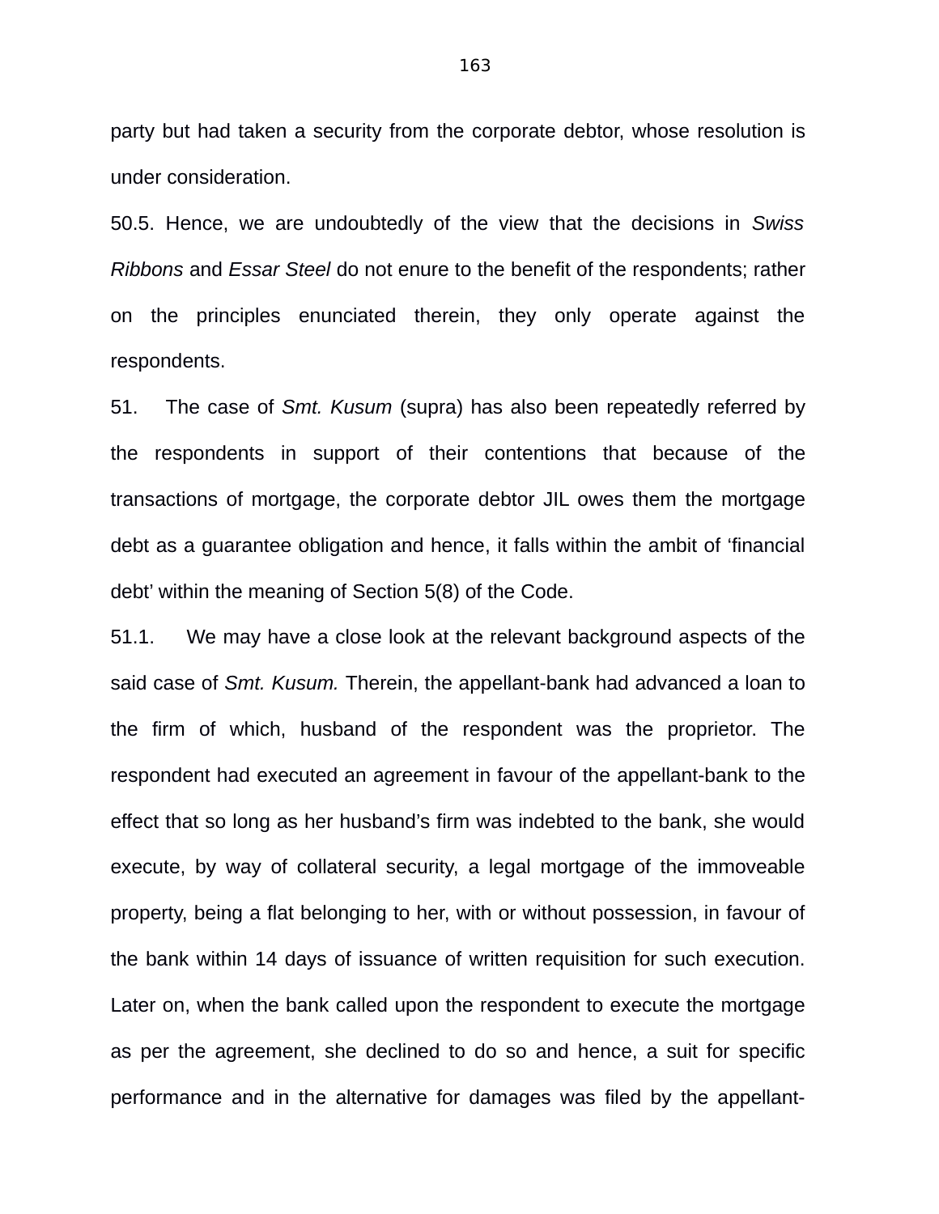party but had taken a security from the corporate debtor, whose resolution is under consideration.

50.5. Hence, we are undoubtedly of the view that the decisions in *Swiss Ribbons* and *Essar Steel* do not enure to the benefit of the respondents; rather on the principles enunciated therein, they only operate against the respondents.

51. The case of *Smt. Kusum* (supra) has also been repeatedly referred by the respondents in support of their contentions that because of the transactions of mortgage, the corporate debtor JIL owes them the mortgage debt as a guarantee obligation and hence, it falls within the ambit of 'financial debt' within the meaning of Section 5(8) of the Code.

51.1. We may have a close look at the relevant background aspects of the said case of *Smt. Kusum.* Therein, the appellant-bank had advanced a loan to the firm of which, husband of the respondent was the proprietor. The respondent had executed an agreement in favour of the appellant-bank to the effect that so long as her husband's firm was indebted to the bank, she would execute, by way of collateral security, a legal mortgage of the immoveable property, being a flat belonging to her, with or without possession, in favour of the bank within 14 days of issuance of written requisition for such execution. Later on, when the bank called upon the respondent to execute the mortgage as per the agreement, she declined to do so and hence, a suit for specific performance and in the alternative for damages was filed by the appellant-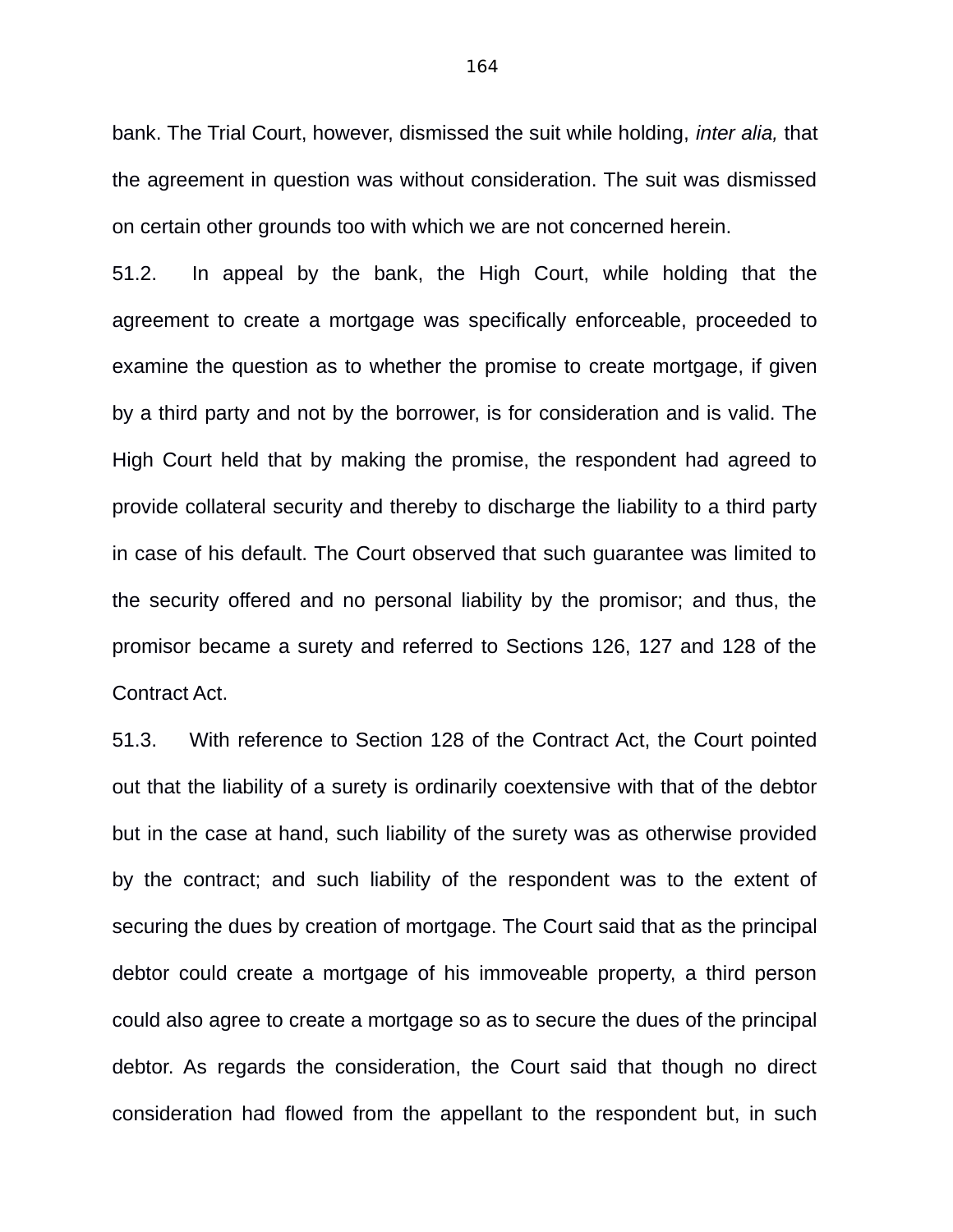bank. The Trial Court, however, dismissed the suit while holding, *inter alia,* that the agreement in question was without consideration. The suit was dismissed on certain other grounds too with which we are not concerned herein.

51.2. In appeal by the bank, the High Court, while holding that the agreement to create a mortgage was specifically enforceable, proceeded to examine the question as to whether the promise to create mortgage, if given by a third party and not by the borrower, is for consideration and is valid. The High Court held that by making the promise, the respondent had agreed to provide collateral security and thereby to discharge the liability to a third party in case of his default. The Court observed that such guarantee was limited to the security offered and no personal liability by the promisor; and thus, the promisor became a surety and referred to Sections 126, 127 and 128 of the Contract Act.

51.3. With reference to Section 128 of the Contract Act, the Court pointed out that the liability of a surety is ordinarily coextensive with that of the debtor but in the case at hand, such liability of the surety was as otherwise provided by the contract; and such liability of the respondent was to the extent of securing the dues by creation of mortgage. The Court said that as the principal debtor could create a mortgage of his immoveable property, a third person could also agree to create a mortgage so as to secure the dues of the principal debtor. As regards the consideration, the Court said that though no direct consideration had flowed from the appellant to the respondent but, in such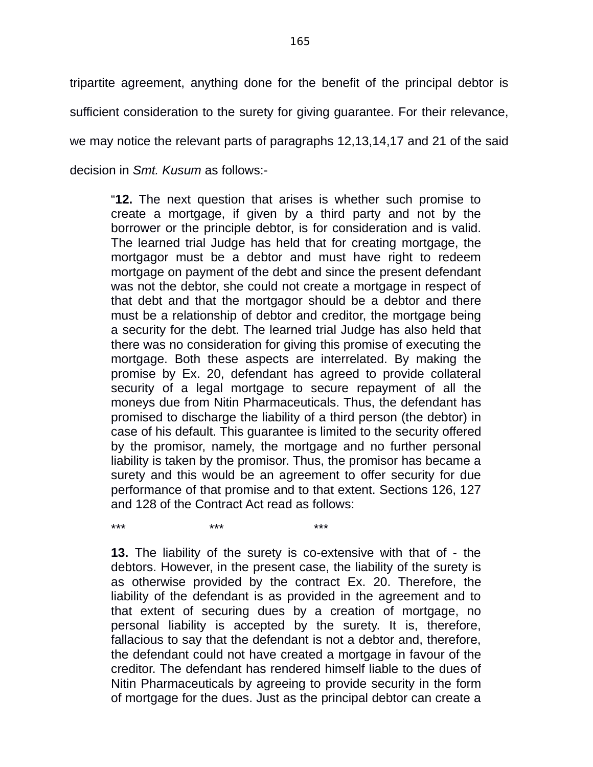tripartite agreement, anything done for the benefit of the principal debtor is sufficient consideration to the surety for giving guarantee. For their relevance, we may notice the relevant parts of paragraphs 12,13,14,17 and 21 of the said decision in *Smt. Kusum* as follows:-

> "**12.** The next question that arises is whether such promise to create a mortgage, if given by a third party and not by the borrower or the principle debtor, is for consideration and is valid. The learned trial Judge has held that for creating mortgage, the mortgagor must be a debtor and must have right to redeem mortgage on payment of the debt and since the present defendant was not the debtor, she could not create a mortgage in respect of that debt and that the mortgagor should be a debtor and there must be a relationship of debtor and creditor, the mortgage being a security for the debt. The learned trial Judge has also held that there was no consideration for giving this promise of executing the mortgage. Both these aspects are interrelated. By making the promise by Ex. 20, defendant has agreed to provide collateral security of a legal mortgage to secure repayment of all the moneys due from Nitin Pharmaceuticals. Thus, the defendant has promised to discharge the liability of a third person (the debtor) in case of his default. This guarantee is limited to the security offered by the promisor, namely, the mortgage and no further personal liability is taken by the promisor. Thus, the promisor has became a surety and this would be an agreement to offer security for due performance of that promise and to that extent. Sections 126, 127 and 128 of the Contract Act read as follows:
>
> \*\*\*    \*\*\*    \*\*\*
>
> **13.** The liability of the surety is co-extensive with that of - the debtors. However, in the present case, the liability of the surety is as otherwise provided by the contract Ex. 20. Therefore, the liability of the defendant is as provided in the agreement and to that extent of securing dues by a creation of mortgage, no personal liability is accepted by the surety. It is, therefore, fallacious to say that the defendant is not a debtor and, therefore, the defendant could not have created a mortgage in favour of the creditor. The defendant has rendered himself liable to the dues of Nitin Pharmaceuticals by agreeing to provide security in the form of mortgage for the dues. Just as the principal debtor can create a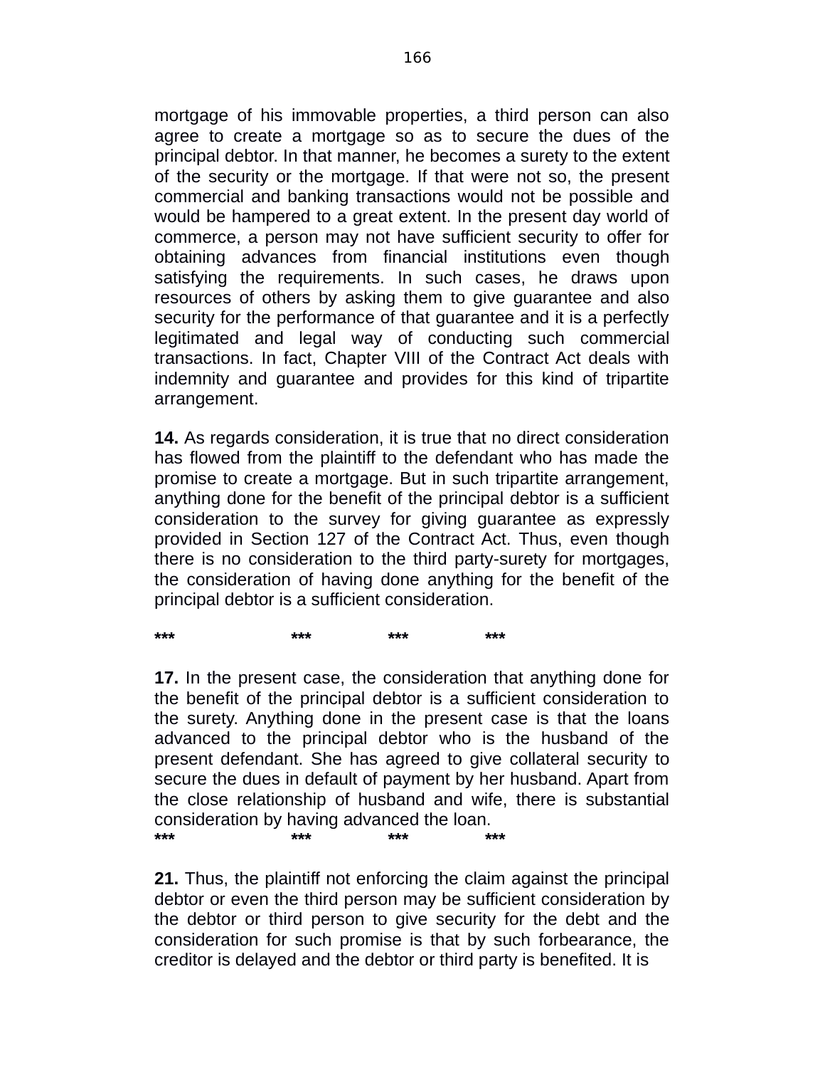mortgage of his immovable properties, a third person can also agree to create a mortgage so as to secure the dues of the principal debtor. In that manner, he becomes a surety to the extent of the security or the mortgage. If that were not so, the present commercial and banking transactions would not be possible and would be hampered to a great extent. In the present day world of commerce, a person may not have sufficient security to offer for obtaining advances from financial institutions even though satisfying the requirements. In such cases, he draws upon resources of others by asking them to give guarantee and also security for the performance of that guarantee and it is a perfectly legitimated and legal way of conducting such commercial transactions. In fact, Chapter VIII of the Contract Act deals with indemnity and guarantee and provides for this kind of tripartite arrangement.

**14.** As regards consideration, it is true that no direct consideration has flowed from the plaintiff to the defendant who has made the promise to create a mortgage. But in such tripartite arrangement, anything done for the benefit of the principal debtor is a sufficient consideration to the survey for giving guarantee as expressly provided in Section 127 of the Contract Act. Thus, even though there is no consideration to the third party-surety for mortgages, the consideration of having done anything for the benefit of the principal debtor is a sufficient consideration.

**\*\*\* \*\*\* \*\*\* \*\*\***

**17.** In the present case, the consideration that anything done for the benefit of the principal debtor is a sufficient consideration to the surety. Anything done in the present case is that the loans advanced to the principal debtor who is the husband of the present defendant. She has agreed to give collateral security to secure the dues in default of payment by her husband. Apart from the close relationship of husband and wife, there is substantial consideration by having advanced the loan.

**\*\*\* \*\*\* \*\*\* \*\*\***

**21.** Thus, the plaintiff not enforcing the claim against the principal debtor or even the third person may be sufficient consideration by the debtor or third person to give security for the debt and the consideration for such promise is that by such forbearance, the creditor is delayed and the debtor or third party is benefited. It is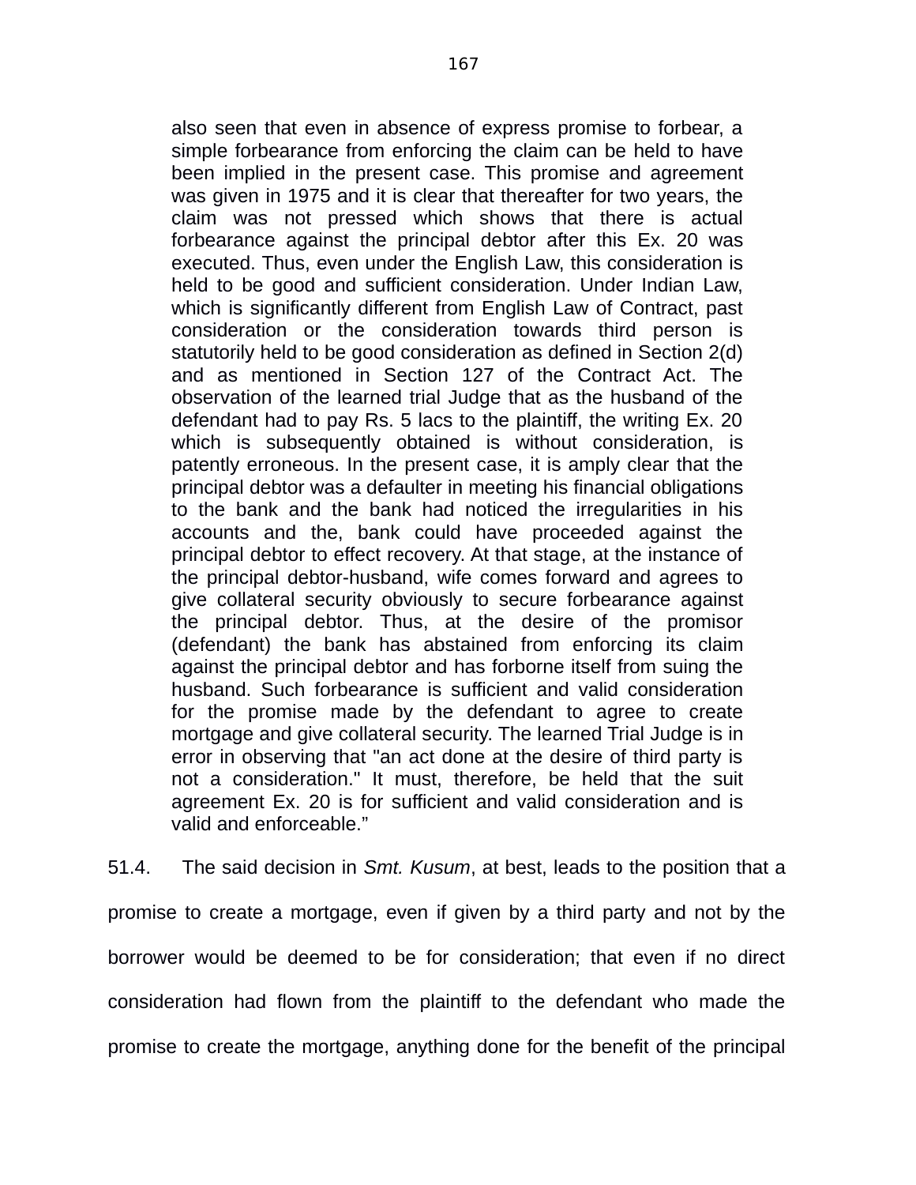> also seen that even in absence of express promise to forbear, a simple forbearance from enforcing the claim can be held to have been implied in the present case. This promise and agreement was given in 1975 and it is clear that thereafter for two years, the claim was not pressed which shows that there is actual forbearance against the principal debtor after this Ex. 20 was executed. Thus, even under the English Law, this consideration is held to be good and sufficient consideration. Under Indian Law, which is significantly different from English Law of Contract, past consideration or the consideration towards third person is statutorily held to be good consideration as defined in Section 2(d) and as mentioned in Section 127 of the Contract Act. The observation of the learned trial Judge that as the husband of the defendant had to pay Rs. 5 lacs to the plaintiff, the writing Ex. 20 which is subsequently obtained is without consideration, is patently erroneous. In the present case, it is amply clear that the principal debtor was a defaulter in meeting his financial obligations to the bank and the bank had noticed the irregularities in his accounts and the, bank could have proceeded against the principal debtor to effect recovery. At that stage, at the instance of the principal debtor-husband, wife comes forward and agrees to give collateral security obviously to secure forbearance against the principal debtor. Thus, at the desire of the promisor (defendant) the bank has abstained from enforcing its claim against the principal debtor and has forborne itself from suing the husband. Such forbearance is sufficient and valid consideration for the promise made by the defendant to agree to create mortgage and give collateral security. The learned Trial Judge is in error in observing that "an act done at the desire of third party is not a consideration." It must, therefore, be held that the suit agreement Ex. 20 is for sufficient and valid consideration and is valid and enforceable."

51.4. The said decision in *Smt. Kusum*, at best, leads to the position that a promise to create a mortgage, even if given by a third party and not by the borrower would be deemed to be for consideration; that even if no direct consideration had flown from the plaintiff to the defendant who made the promise to create the mortgage, anything done for the benefit of the principal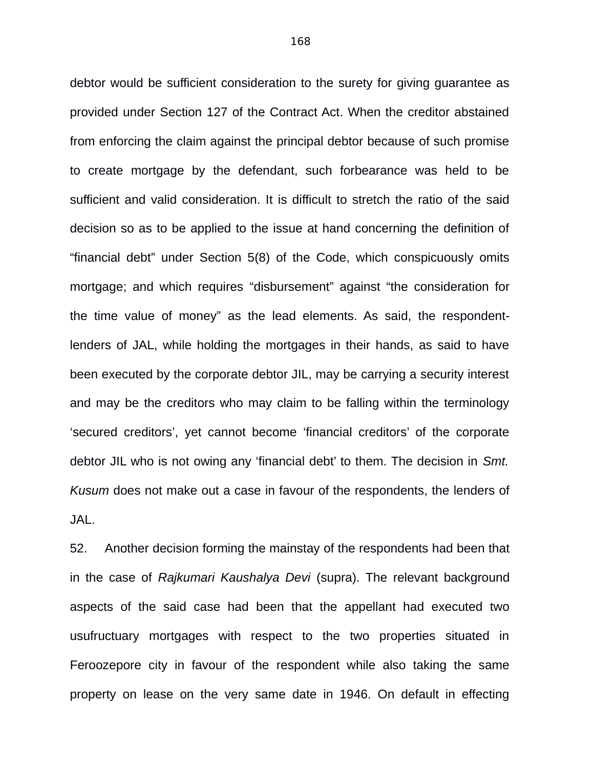debtor would be sufficient consideration to the surety for giving guarantee as provided under Section 127 of the Contract Act. When the creditor abstained from enforcing the claim against the principal debtor because of such promise to create mortgage by the defendant, such forbearance was held to be sufficient and valid consideration. It is difficult to stretch the ratio of the said decision so as to be applied to the issue at hand concerning the definition of "financial debt" under Section 5(8) of the Code, which conspicuously omits mortgage; and which requires "disbursement" against "the consideration for the time value of money" as the lead elements. As said, the respondent-lenders of JAL, while holding the mortgages in their hands, as said to have been executed by the corporate debtor JIL, may be carrying a security interest and may be the creditors who may claim to be falling within the terminology 'secured creditors', yet cannot become 'financial creditors' of the corporate debtor JIL who is not owing any 'financial debt' to them. The decision in *Smt. Kusum* does not make out a case in favour of the respondents, the lenders of JAL.

52. Another decision forming the mainstay of the respondents had been that in the case of *Rajkumari Kaushalya Devi* (supra). The relevant background aspects of the said case had been that the appellant had executed two usufructuary mortgages with respect to the two properties situated in Feroozepore city in favour of the respondent while also taking the same property on lease on the very same date in 1946. On default in effecting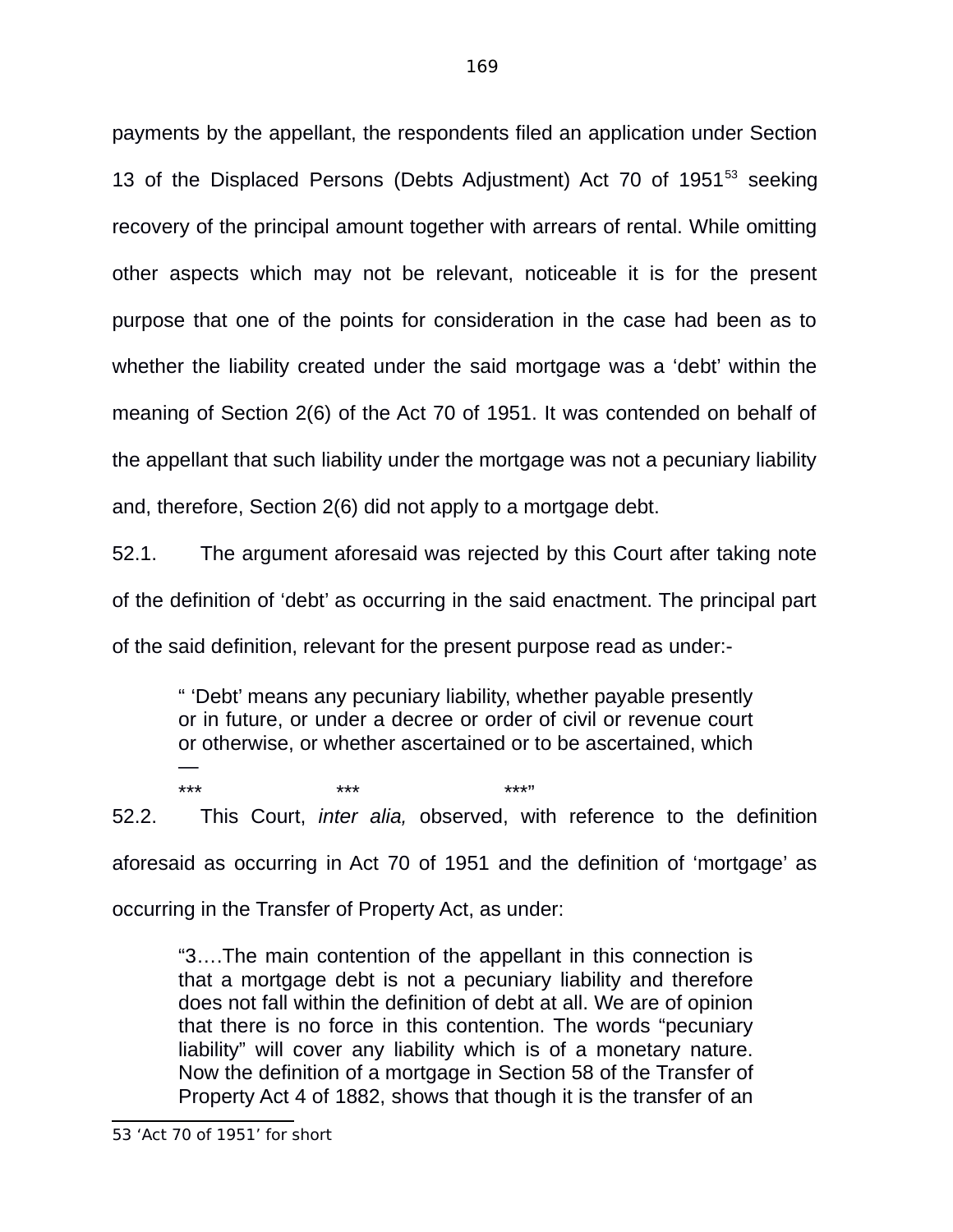payments by the appellant, the respondents filed an application under Section 13 of the Displaced Persons (Debts Adjustment) Act 70 of 1951[53] seeking recovery of the principal amount together with arrears of rental. While omitting other aspects which may not be relevant, noticeable it is for the present purpose that one of the points for consideration in the case had been as to whether the liability created under the said mortgage was a 'debt' within the meaning of Section 2(6) of the Act 70 of 1951. It was contended on behalf of the appellant that such liability under the mortgage was not a pecuniary liability and, therefore, Section 2(6) did not apply to a mortgage debt.

52.1. The argument aforesaid was rejected by this Court after taking note of the definition of 'debt' as occurring in the said enactment. The principal part of the said definition, relevant for the present purpose read as under:-

> " 'Debt' means any pecuniary liability, whether payable presently or in future, or under a decree or order of civil or revenue court or otherwise, or whether ascertained or to be ascertained, which —
>
> \*\*\* \*\*\* \*\*\*"

52.2. This Court, *inter alia,* observed, with reference to the definition aforesaid as occurring in Act 70 of 1951 and the definition of 'mortgage' as occurring in the Transfer of Property Act, as under:

> "3….The main contention of the appellant in this connection is that a mortgage debt is not a pecuniary liability and therefore does not fall within the definition of debt at all. We are of opinion that there is no force in this contention. The words "pecuniary liability" will cover any liability which is of a monetary nature. Now the definition of a mortgage in Section 58 of the Transfer of Property Act 4 of 1882, shows that though it is the transfer of an

---

53 'Act 70 of 1951' for short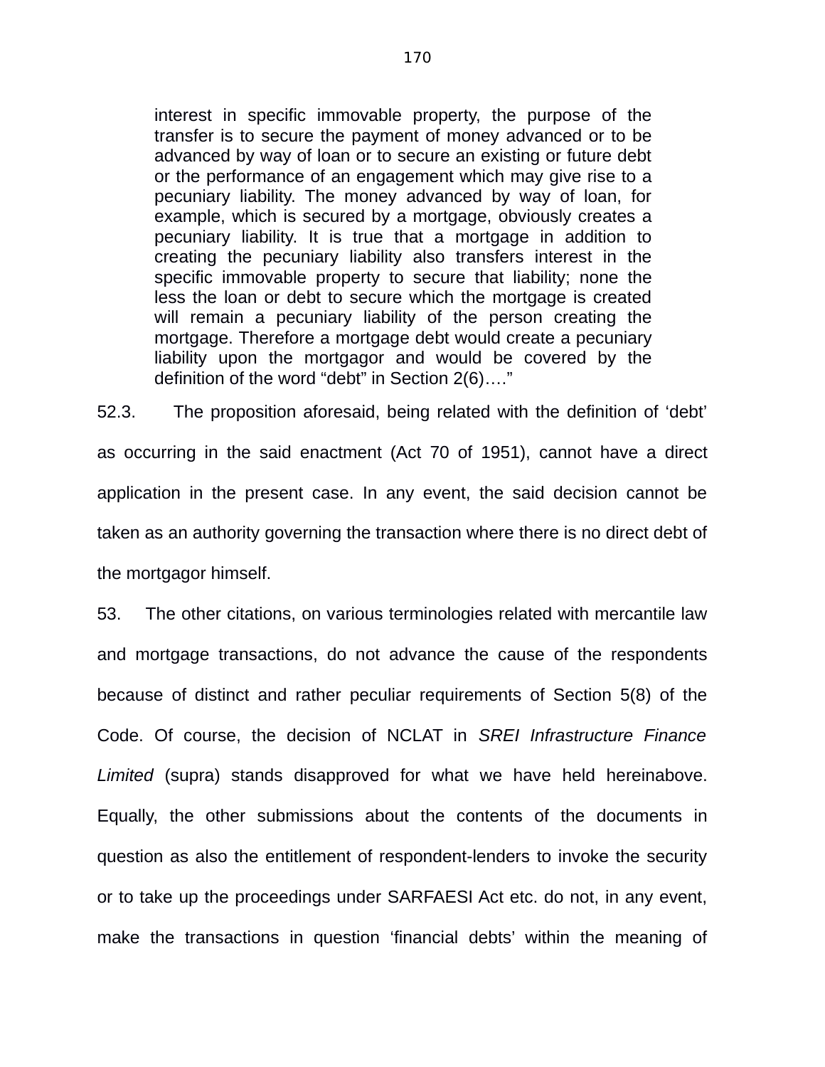> interest in specific immovable property, the purpose of the transfer is to secure the payment of money advanced or to be advanced by way of loan or to secure an existing or future debt or the performance of an engagement which may give rise to a pecuniary liability. The money advanced by way of loan, for example, which is secured by a mortgage, obviously creates a pecuniary liability. It is true that a mortgage in addition to creating the pecuniary liability also transfers interest in the specific immovable property to secure that liability; none the less the loan or debt to secure which the mortgage is created will remain a pecuniary liability of the person creating the mortgage. Therefore a mortgage debt would create a pecuniary liability upon the mortgagor and would be covered by the definition of the word "debt" in Section 2(6)…."

52.3. The proposition aforesaid, being related with the definition of 'debt' as occurring in the said enactment (Act 70 of 1951), cannot have a direct application in the present case. In any event, the said decision cannot be taken as an authority governing the transaction where there is no direct debt of the mortgagor himself.

53. The other citations, on various terminologies related with mercantile law and mortgage transactions, do not advance the cause of the respondents because of distinct and rather peculiar requirements of Section 5(8) of the Code. Of course, the decision of NCLAT in *SREI Infrastructure Finance Limited* (supra) stands disapproved for what we have held hereinabove. Equally, the other submissions about the contents of the documents in question as also the entitlement of respondent-lenders to invoke the security or to take up the proceedings under SARFAESI Act etc. do not, in any event, make the transactions in question 'financial debts' within the meaning of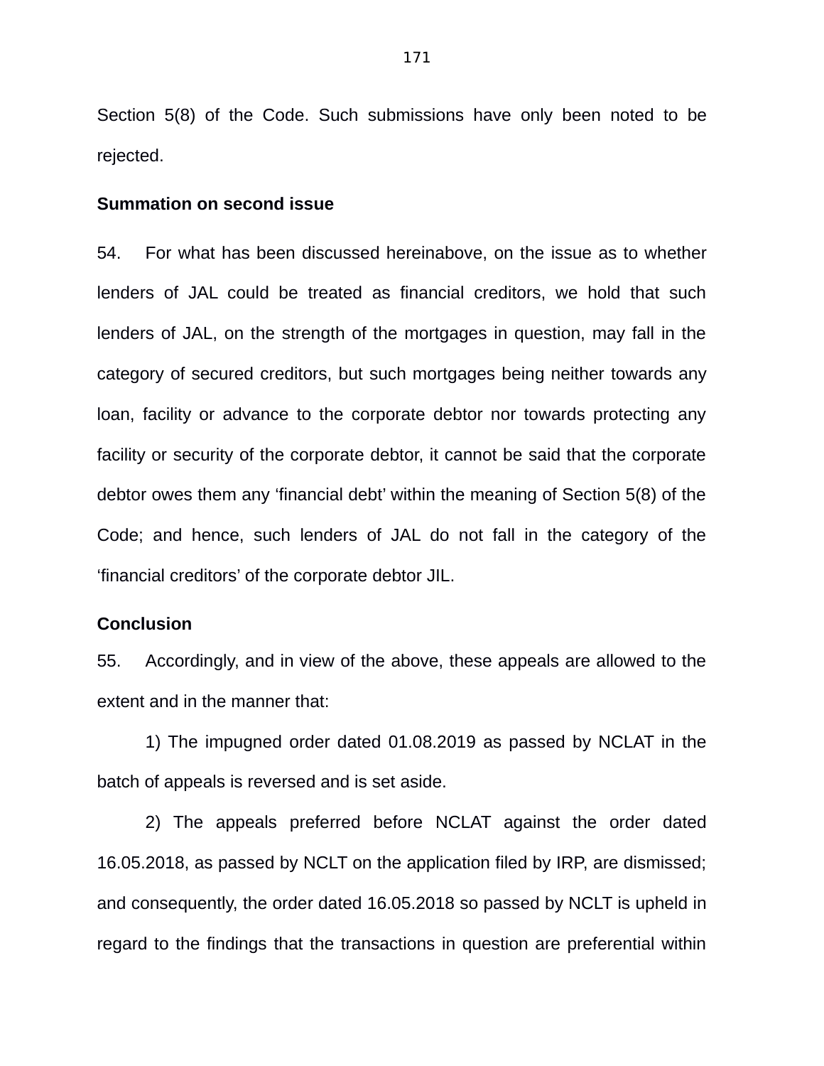Section 5(8) of the Code. Such submissions have only been noted to be rejected.

**Summation on second issue**

54. For what has been discussed hereinabove, on the issue as to whether lenders of JAL could be treated as financial creditors, we hold that such lenders of JAL, on the strength of the mortgages in question, may fall in the category of secured creditors, but such mortgages being neither towards any loan, facility or advance to the corporate debtor nor towards protecting any facility or security of the corporate debtor, it cannot be said that the corporate debtor owes them any 'financial debt' within the meaning of Section 5(8) of the Code; and hence, such lenders of JAL do not fall in the category of the 'financial creditors' of the corporate debtor JIL.

**Conclusion**

55. Accordingly, and in view of the above, these appeals are allowed to the extent and in the manner that:

1) The impugned order dated 01.08.2019 as passed by NCLAT in the batch of appeals is reversed and is set aside.

2) The appeals preferred before NCLAT against the order dated 16.05.2018, as passed by NCLT on the application filed by IRP, are dismissed; and consequently, the order dated 16.05.2018 so passed by NCLT is upheld in regard to the findings that the transactions in question are preferential within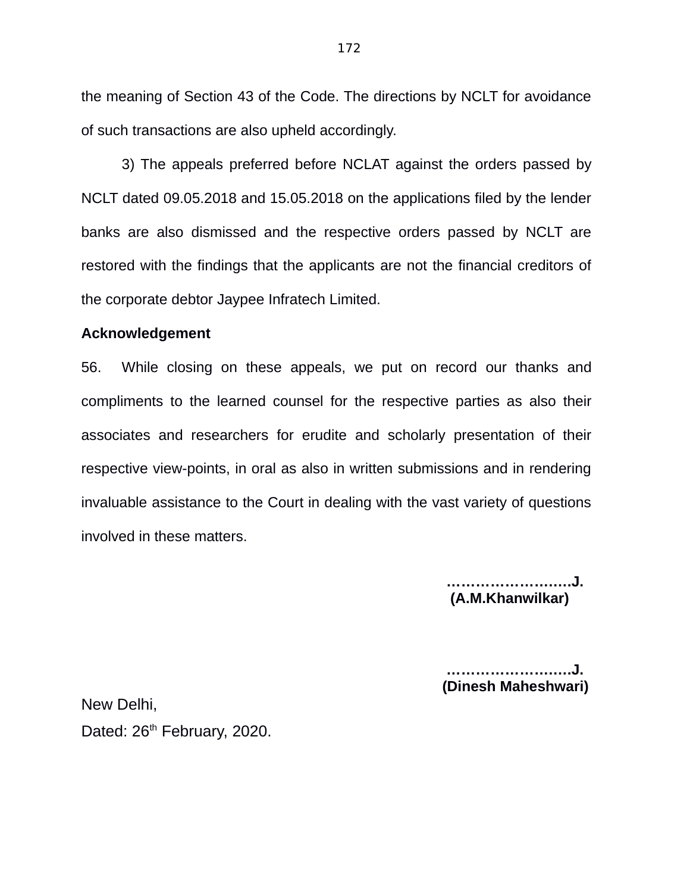the meaning of Section 43 of the Code. The directions by NCLT for avoidance of such transactions are also upheld accordingly.

3) The appeals preferred before NCLAT against the orders passed by NCLT dated 09.05.2018 and 15.05.2018 on the applications filed by the lender banks are also dismissed and the respective orders passed by NCLT are restored with the findings that the applicants are not the financial creditors of the corporate debtor Jaypee Infratech Limited.

**Acknowledgement**

56. While closing on these appeals, we put on record our thanks and compliments to the learned counsel for the respective parties as also their associates and researchers for erudite and scholarly presentation of their respective view-points, in oral as also in written submissions and in rendering invaluable assistance to the Court in dealing with the vast variety of questions involved in these matters.

**……………………..J.**
**(A.M.Khanwilkar)**

**……………………..J.**
**(Dinesh Maheshwari)**

New Delhi,
Dated: 26th February, 2020.